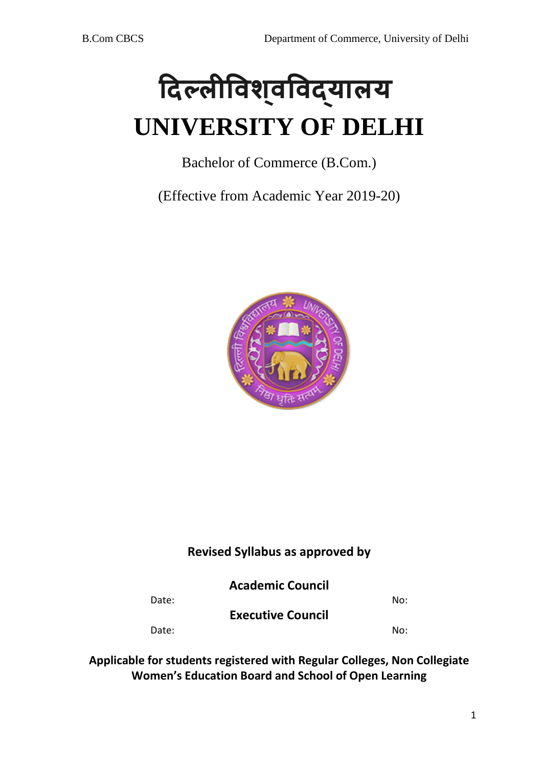# दिल्लीविश्वविद्यालय

# UNIVERSITY OF DELHI

Bachelor of Commerce (B.Com.)

(Effective from Academic Year 2019-20)

**Revised Syllabus as approved by**

**Academic Council**

Date: No:

**Executive Council**

Date: No:

**Applicable for students registered with Regular Colleges, Non Collegiate Women's Education Board and School of Open Learning**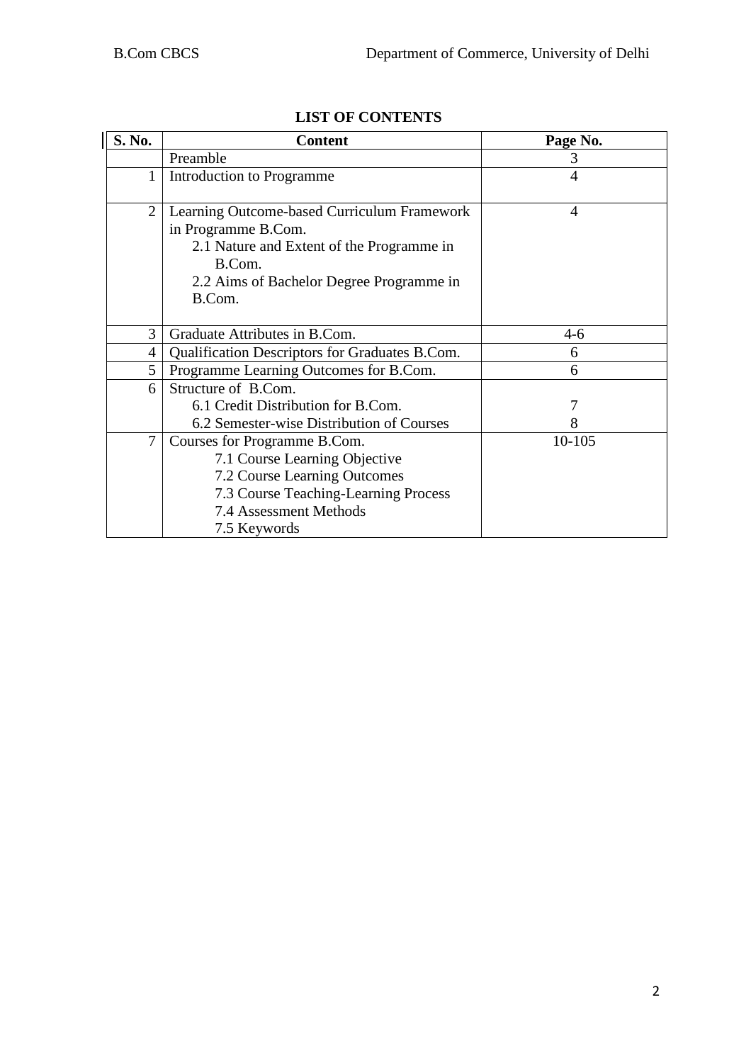## LIST OF CONTENTS

| S. No. | Content | Page No. |
|---|---|---|
| | Preamble | 3 |
| 1 | Introduction to Programme | 4 |
| 2 | Learning Outcome-based Curriculum Framework in Programme B.Com.<br>2.1 Nature and Extent of the Programme in B.Com.<br>2.2 Aims of Bachelor Degree Programme in B.Com. | 4 |
| 3 | Graduate Attributes in B.Com. | 4-6 |
| 4 | Qualification Descriptors for Graduates B.Com. | 6 |
| 5 | Programme Learning Outcomes for B.Com. | 6 |
| 6 | Structure of B.Com.<br>6.1 Credit Distribution for B.Com.<br>6.2 Semester-wise Distribution of Courses | <br>7<br>8 |
| 7 | Courses for Programme B.Com.<br>7.1 Course Learning Objective<br>7.2 Course Learning Outcomes<br>7.3 Course Teaching-Learning Process<br>7.4 Assessment Methods<br>7.5 Keywords | 10-105 |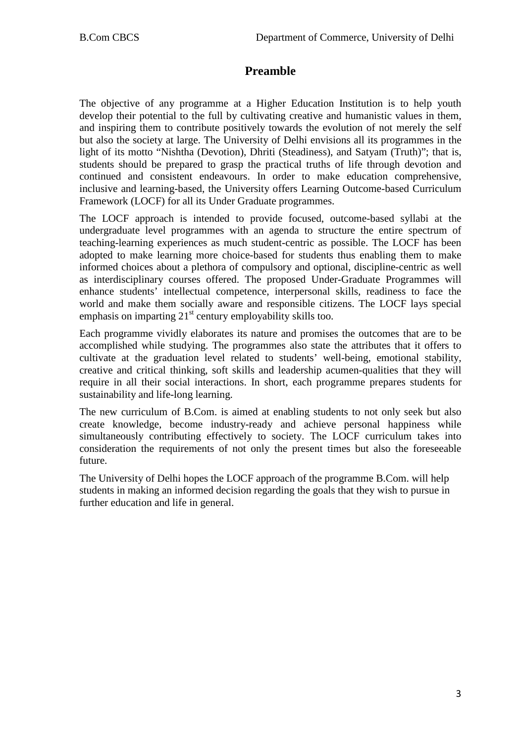# Preamble

The objective of any programme at a Higher Education Institution is to help youth develop their potential to the full by cultivating creative and humanistic values in them, and inspiring them to contribute positively towards the evolution of not merely the self but also the society at large. The University of Delhi envisions all its programmes in the light of its motto "Nishtha (Devotion), Dhriti (Steadiness), and Satyam (Truth)"; that is, students should be prepared to grasp the practical truths of life through devotion and continued and consistent endeavours. In order to make education comprehensive, inclusive and learning-based, the University offers Learning Outcome-based Curriculum Framework (LOCF) for all its Under Graduate programmes.

The LOCF approach is intended to provide focused, outcome-based syllabi at the undergraduate level programmes with an agenda to structure the entire spectrum of teaching-learning experiences as much student-centric as possible. The LOCF has been adopted to make learning more choice-based for students thus enabling them to make informed choices about a plethora of compulsory and optional, discipline-centric as well as interdisciplinary courses offered. The proposed Under-Graduate Programmes will enhance students' intellectual competence, interpersonal skills, readiness to face the world and make them socially aware and responsible citizens. The LOCF lays special emphasis on imparting 21st century employability skills too.

Each programme vividly elaborates its nature and promises the outcomes that are to be accomplished while studying. The programmes also state the attributes that it offers to cultivate at the graduation level related to students' well-being, emotional stability, creative and critical thinking, soft skills and leadership acumen-qualities that they will require in all their social interactions. In short, each programme prepares students for sustainability and life-long learning.

The new curriculum of B.Com. is aimed at enabling students to not only seek but also create knowledge, become industry-ready and achieve personal happiness while simultaneously contributing effectively to society. The LOCF curriculum takes into consideration the requirements of not only the present times but also the foreseeable future.

The University of Delhi hopes the LOCF approach of the programme B.Com. will help students in making an informed decision regarding the goals that they wish to pursue in further education and life in general.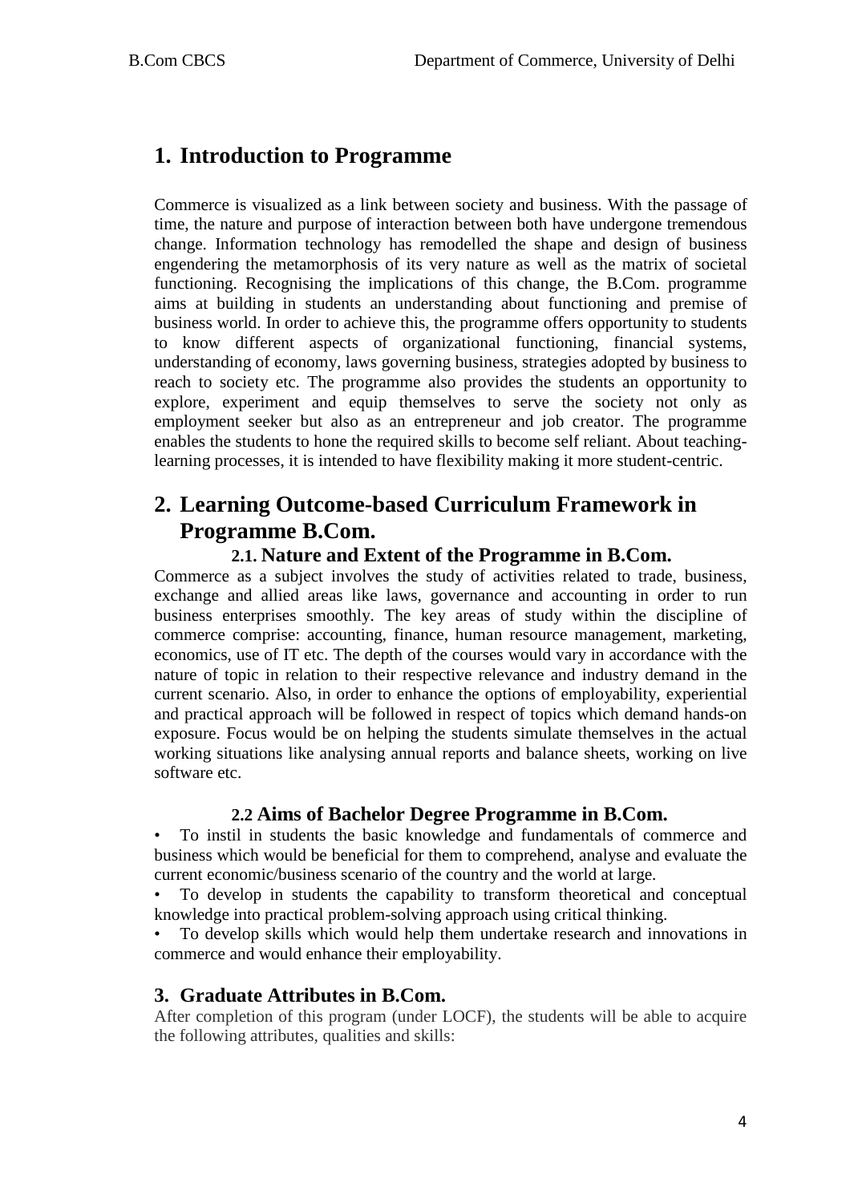# 1. Introduction to Programme

Commerce is visualized as a link between society and business. With the passage of time, the nature and purpose of interaction between both have undergone tremendous change. Information technology has remodelled the shape and design of business engendering the metamorphosis of its very nature as well as the matrix of societal functioning. Recognising the implications of this change, the B.Com. programme aims at building in students an understanding about functioning and premise of business world. In order to achieve this, the programme offers opportunity to students to know different aspects of organizational functioning, financial systems, understanding of economy, laws governing business, strategies adopted by business to reach to society etc. The programme also provides the students an opportunity to explore, experiment and equip themselves to serve the society not only as employment seeker but also as an entrepreneur and job creator. The programme enables the students to hone the required skills to become self reliant. About teaching-learning processes, it is intended to have flexibility making it more student-centric.

# 2. Learning Outcome-based Curriculum Framework in Programme B.Com.

### 2.1. Nature and Extent of the Programme in B.Com.

Commerce as a subject involves the study of activities related to trade, business, exchange and allied areas like laws, governance and accounting in order to run business enterprises smoothly. The key areas of study within the discipline of commerce comprise: accounting, finance, human resource management, marketing, economics, use of IT etc. The depth of the courses would vary in accordance with the nature of topic in relation to their respective relevance and industry demand in the current scenario. Also, in order to enhance the options of employability, experiential and practical approach will be followed in respect of topics which demand hands-on exposure. Focus would be on helping the students simulate themselves in the actual working situations like analysing annual reports and balance sheets, working on live software etc.

### 2.2 Aims of Bachelor Degree Programme in B.Com.

- To instil in students the basic knowledge and fundamentals of commerce and business which would be beneficial for them to comprehend, analyse and evaluate the current economic/business scenario of the country and the world at large.
- To develop in students the capability to transform theoretical and conceptual knowledge into practical problem-solving approach using critical thinking.
- To develop skills which would help them undertake research and innovations in commerce and would enhance their employability.

## 3. Graduate Attributes in B.Com.

After completion of this program (under LOCF), the students will be able to acquire the following attributes, qualities and skills: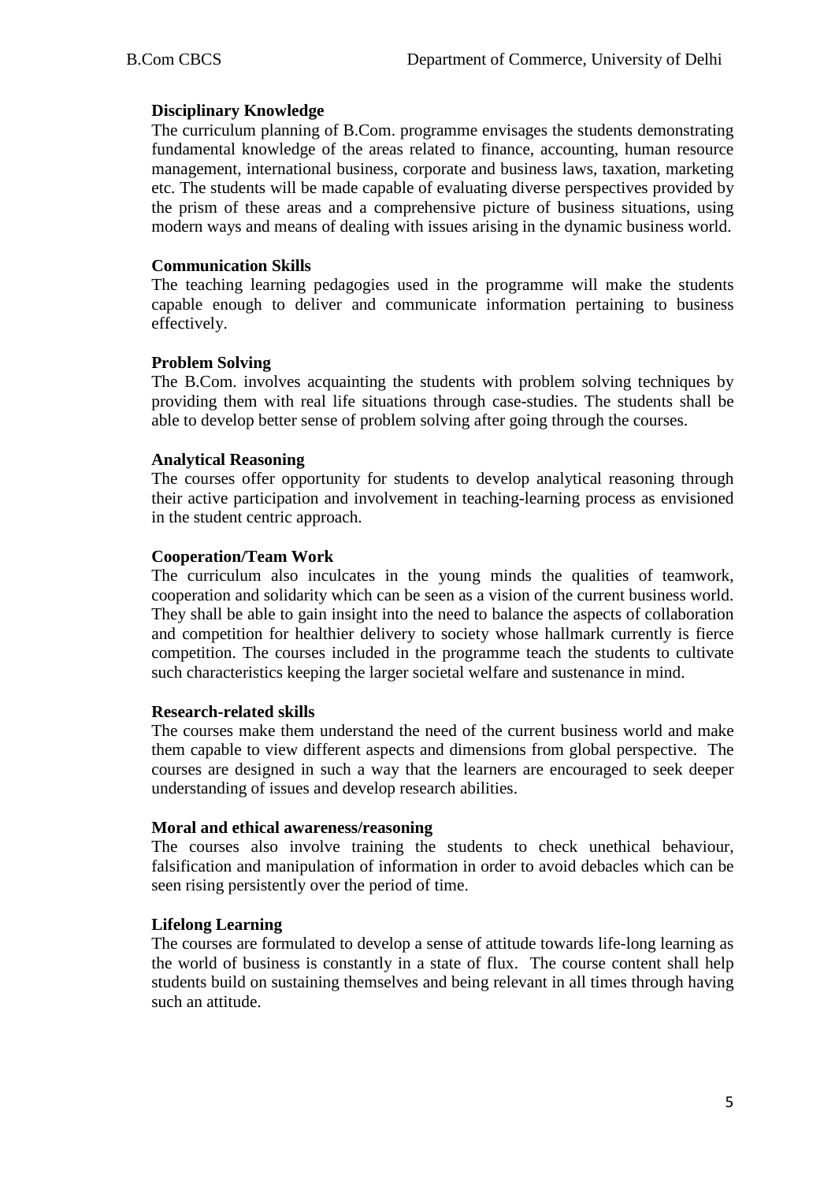**Disciplinary Knowledge**

The curriculum planning of B.Com. programme envisages the students demonstrating fundamental knowledge of the areas related to finance, accounting, human resource management, international business, corporate and business laws, taxation, marketing etc. The students will be made capable of evaluating diverse perspectives provided by the prism of these areas and a comprehensive picture of business situations, using modern ways and means of dealing with issues arising in the dynamic business world.

**Communication Skills**

The teaching learning pedagogies used in the programme will make the students capable enough to deliver and communicate information pertaining to business effectively.

**Problem Solving**

The B.Com. involves acquainting the students with problem solving techniques by providing them with real life situations through case-studies. The students shall be able to develop better sense of problem solving after going through the courses.

**Analytical Reasoning**

The courses offer opportunity for students to develop analytical reasoning through their active participation and involvement in teaching-learning process as envisioned in the student centric approach.

**Cooperation/Team Work**

The curriculum also inculcates in the young minds the qualities of teamwork, cooperation and solidarity which can be seen as a vision of the current business world. They shall be able to gain insight into the need to balance the aspects of collaboration and competition for healthier delivery to society whose hallmark currently is fierce competition. The courses included in the programme teach the students to cultivate such characteristics keeping the larger societal welfare and sustenance in mind.

**Research-related skills**

The courses make them understand the need of the current business world and make them capable to view different aspects and dimensions from global perspective. The courses are designed in such a way that the learners are encouraged to seek deeper understanding of issues and develop research abilities.

**Moral and ethical awareness/reasoning**

The courses also involve training the students to check unethical behaviour, falsification and manipulation of information in order to avoid debacles which can be seen rising persistently over the period of time.

**Lifelong Learning**

The courses are formulated to develop a sense of attitude towards life-long learning as the world of business is constantly in a state of flux. The course content shall help students build on sustaining themselves and being relevant in all times through having such an attitude.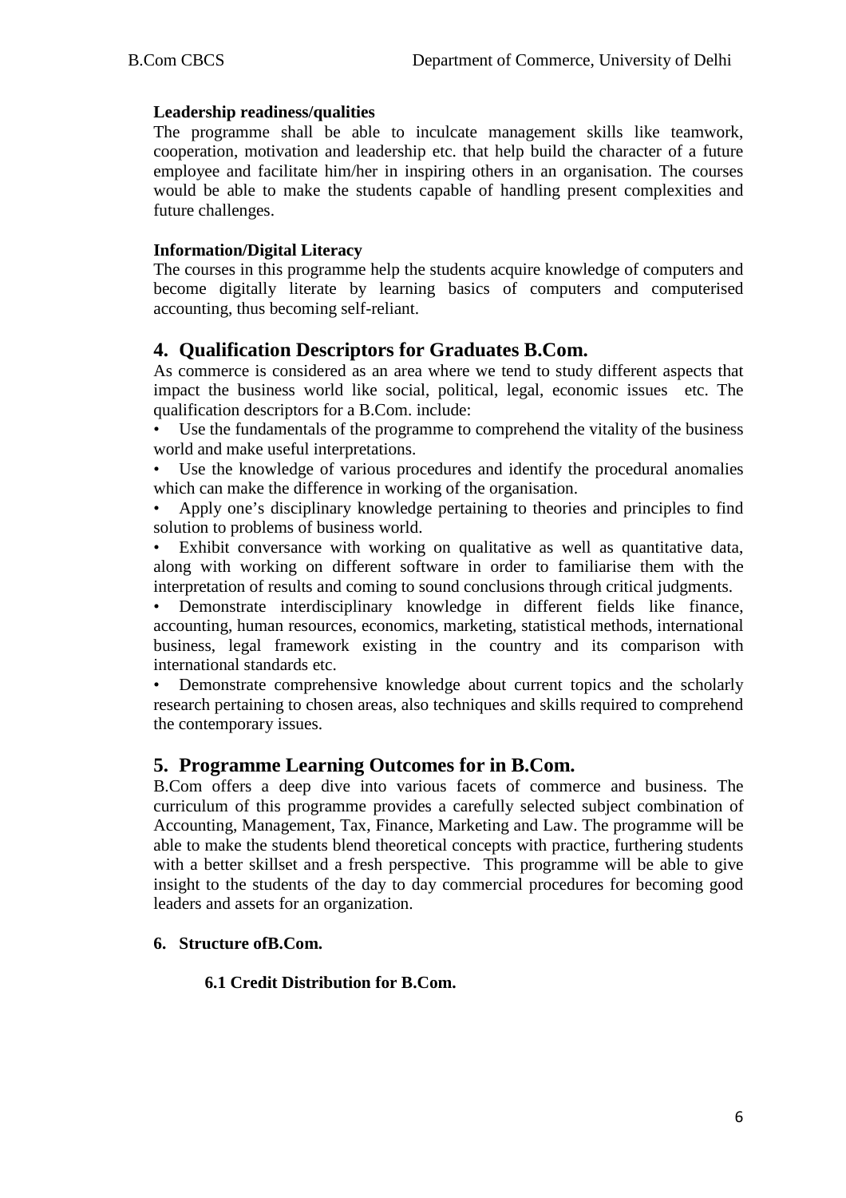**Leadership readiness/qualities**

The programme shall be able to inculcate management skills like teamwork, cooperation, motivation and leadership etc. that help build the character of a future employee and facilitate him/her in inspiring others in an organisation. The courses would be able to make the students capable of handling present complexities and future challenges.

**Information/Digital Literacy**

The courses in this programme help the students acquire knowledge of computers and become digitally literate by learning basics of computers and computerised accounting, thus becoming self-reliant.

## 4. Qualification Descriptors for Graduates B.Com.

As commerce is considered as an area where we tend to study different aspects that impact the business world like social, political, legal, economic issues etc. The qualification descriptors for a B.Com. include:

- Use the fundamentals of the programme to comprehend the vitality of the business world and make useful interpretations.
- Use the knowledge of various procedures and identify the procedural anomalies which can make the difference in working of the organisation.
- Apply one's disciplinary knowledge pertaining to theories and principles to find solution to problems of business world.
- Exhibit conversance with working on qualitative as well as quantitative data, along with working on different software in order to familiarise them with the interpretation of results and coming to sound conclusions through critical judgments.
- Demonstrate interdisciplinary knowledge in different fields like finance, accounting, human resources, economics, marketing, statistical methods, international business, legal framework existing in the country and its comparison with international standards etc.
- Demonstrate comprehensive knowledge about current topics and the scholarly research pertaining to chosen areas, also techniques and skills required to comprehend the contemporary issues.

## 5. Programme Learning Outcomes for in B.Com.

B.Com offers a deep dive into various facets of commerce and business. The curriculum of this programme provides a carefully selected subject combination of Accounting, Management, Tax, Finance, Marketing and Law. The programme will be able to make the students blend theoretical concepts with practice, furthering students with a better skillset and a fresh perspective. This programme will be able to give insight to the students of the day to day commercial procedures for becoming good leaders and assets for an organization.

### 6. Structure ofB.Com.

#### 6.1 Credit Distribution for B.Com.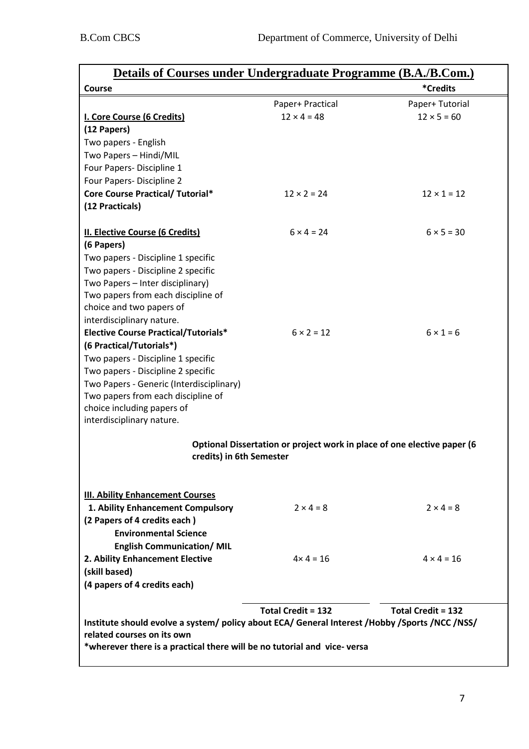## Details of Courses under Undergraduate Programme (B.A./B.Com.)

| Course | | *Credits |
|---|---|---|
| | Paper+ Practical | Paper+ Tutorial |
| **I. Core Course (6 Credits)** | 12 × 4 = 48 | 12 × 5 = 60 |
| **(12 Papers)** | | |
| Two papers - English | | |
| Two Papers – Hindi/MIL | | |
| Four Papers- Discipline 1 | | |
| Four Papers- Discipline 2 | | |
| **Core Course Practical/ Tutorial*** | 12 × 2 = 24 | 12 × 1 = 12 |
| **(12 Practicals)** | | |
| **II. Elective Course (6 Credits)** | 6 × 4 = 24 | 6 × 5 = 30 |
| **(6 Papers)** | | |
| Two papers - Discipline 1 specific | | |
| Two papers - Discipline 2 specific | | |
| Two Papers – Inter disciplinary) | | |
| Two papers from each discipline of choice and two papers of interdisciplinary nature. | | |
| **Elective Course Practical/Tutorials*** | 6 × 2 = 12 | 6 × 1 = 6 |
| **(6 Practical/Tutorials*)** | | |
| Two papers - Discipline 1 specific | | |
| Two papers - Discipline 2 specific | | |
| Two Papers - Generic (Interdisciplinary) | | |
| Two papers from each discipline of choice including papers of interdisciplinary nature. | | |
| | **Optional Dissertation or project work in place of one elective paper (6 credits) in 6th Semester** | |
| **III. Ability Enhancement Courses** | | |
| **1. Ability Enhancement Compulsory** | 2 × 4 = 8 | 2 × 4 = 8 |
| **(2 Papers of 4 credits each )** | | |
| **Environmental Science** | | |
| **English Communication/ MIL** | | |
| **2. Ability Enhancement Elective** | 4× 4 = 16 | 4 × 4 = 16 |
| **(skill based)** | | |
| **(4 papers of 4 credits each)** | | |
| | **Total Credit = 132** | **Total Credit = 132** |

**Institute should evolve a system/ policy about ECA/ General Interest /Hobby /Sports /NCC /NSS/ related courses on its own**

***wherever there is a practical there will be no tutorial and vice- versa**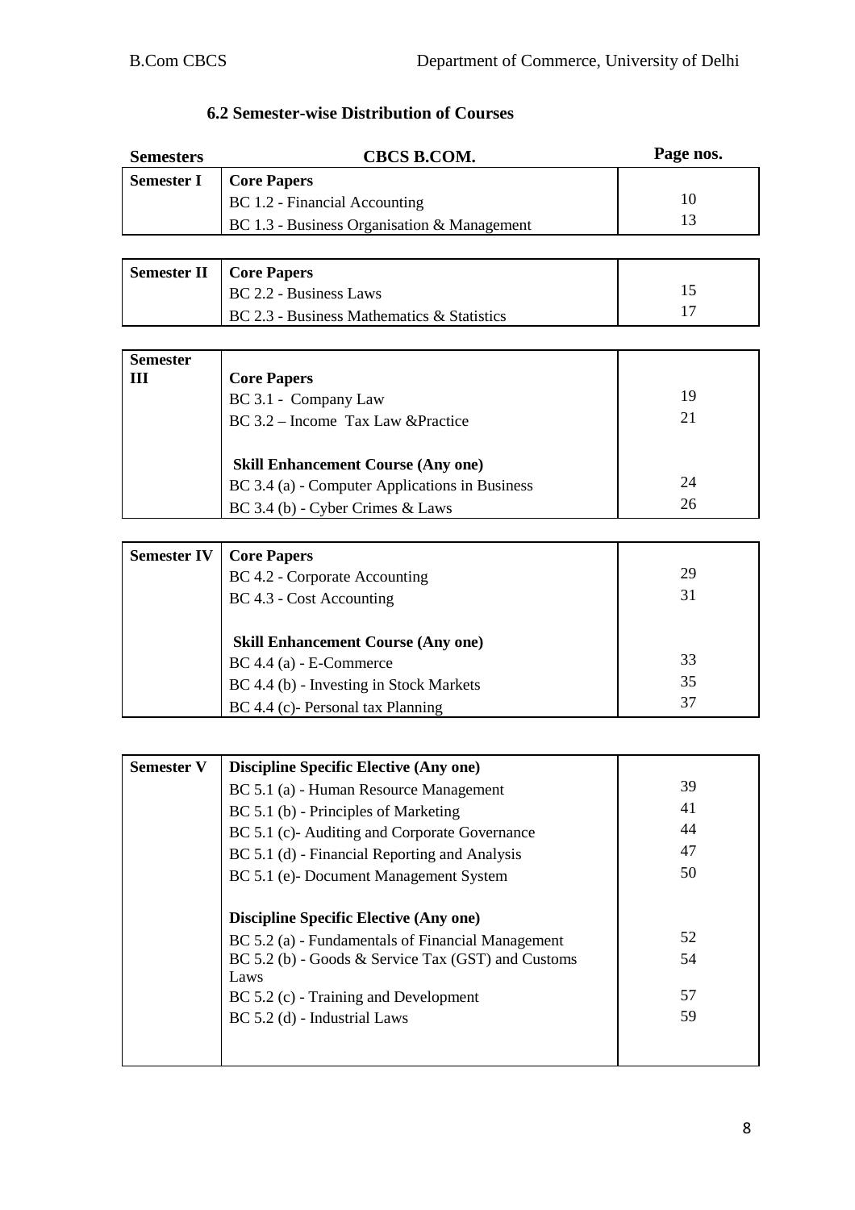## 6.2 Semester-wise Distribution of Courses

| Semesters | CBCS B.COM. | Page nos. |
|---|---|---|
| Semester I | **Core Papers** | |
| | BC 1.2 - Financial Accounting | 10 |
| | BC 1.3 - Business Organisation & Management | 13 |
| Semester II | **Core Papers** | |
| | BC 2.2 - Business Laws | 15 |
| | BC 2.3 - Business Mathematics & Statistics | 17 |
| Semester III | **Core Papers** | |
| | BC 3.1 - Company Law | 19 |
| | BC 3.2 – Income Tax Law &Practice | 21 |
| | **Skill Enhancement Course (Any one)** | |
| | BC 3.4 (a) - Computer Applications in Business | 24 |
| | BC 3.4 (b) - Cyber Crimes & Laws | 26 |
| Semester IV | **Core Papers** | |
| | BC 4.2 - Corporate Accounting | 29 |
| | BC 4.3 - Cost Accounting | 31 |
| | **Skill Enhancement Course (Any one)** | |
| | BC 4.4 (a) - E-Commerce | 33 |
| | BC 4.4 (b) - Investing in Stock Markets | 35 |
| | BC 4.4 (c)- Personal tax Planning | 37 |
| Semester V | **Discipline Specific Elective (Any one)** | |
| | BC 5.1 (a) - Human Resource Management | 39 |
| | BC 5.1 (b) - Principles of Marketing | 41 |
| | BC 5.1 (c)- Auditing and Corporate Governance | 44 |
| | BC 5.1 (d) - Financial Reporting and Analysis | 47 |
| | BC 5.1 (e)- Document Management System | 50 |
| | **Discipline Specific Elective (Any one)** | |
| | BC 5.2 (a) - Fundamentals of Financial Management | 52 |
| | BC 5.2 (b) - Goods & Service Tax (GST) and Customs Laws | 54 |
| | BC 5.2 (c) - Training and Development | 57 |
| | BC 5.2 (d) - Industrial Laws | 59 |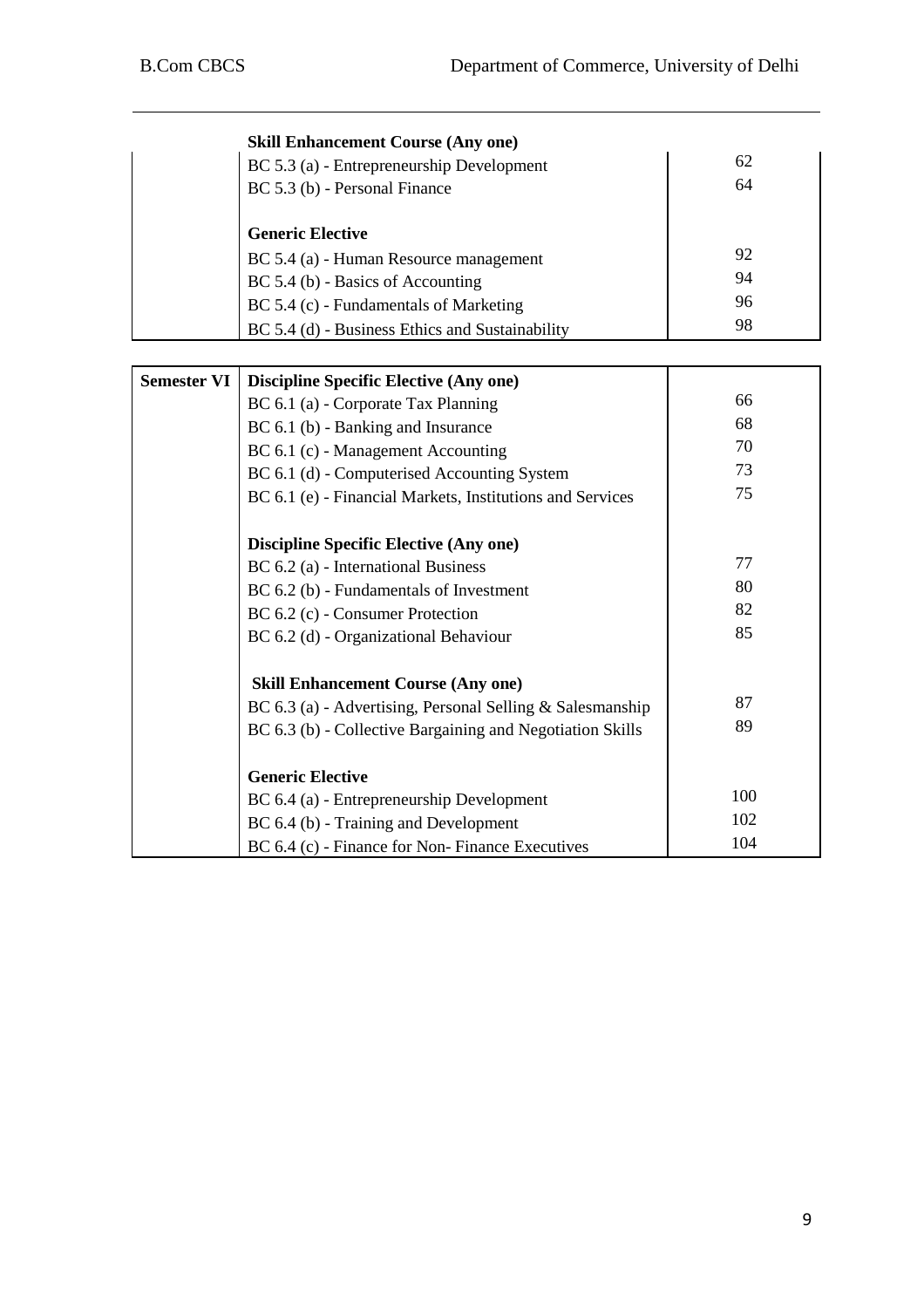| | | |
|---|---|---|
| | **Skill Enhancement Course (Any one)** | |
| | BC 5.3 (a) - Entrepreneurship Development | 62 |
| | BC 5.3 (b) - Personal Finance | 64 |
| | | |
| | **Generic Elective** | |
| | BC 5.4 (a) - Human Resource management | 92 |
| | BC 5.4 (b) - Basics of Accounting | 94 |
| | BC 5.4 (c) - Fundamentals of Marketing | 96 |
| | BC 5.4 (d) - Business Ethics and Sustainability | 98 |

| | | |
|---|---|---|
| **Semester VI** | **Discipline Specific Elective (Any one)** | |
| | BC 6.1 (a) - Corporate Tax Planning | 66 |
| | BC 6.1 (b) - Banking and Insurance | 68 |
| | BC 6.1 (c) - Management Accounting | 70 |
| | BC 6.1 (d) - Computerised Accounting System | 73 |
| | BC 6.1 (e) - Financial Markets, Institutions and Services | 75 |
| | | |
| | **Discipline Specific Elective (Any one)** | |
| | BC 6.2 (a) - International Business | 77 |
| | BC 6.2 (b) - Fundamentals of Investment | 80 |
| | BC 6.2 (c) - Consumer Protection | 82 |
| | BC 6.2 (d) - Organizational Behaviour | 85 |
| | | |
| | **Skill Enhancement Course (Any one)** | |
| | BC 6.3 (a) - Advertising, Personal Selling & Salesmanship | 87 |
| | BC 6.3 (b) - Collective Bargaining and Negotiation Skills | 89 |
| | | |
| | **Generic Elective** | |
| | BC 6.4 (a) - Entrepreneurship Development | 100 |
| | BC 6.4 (b) - Training and Development | 102 |
| | BC 6.4 (c) - Finance for Non- Finance Executives | 104 |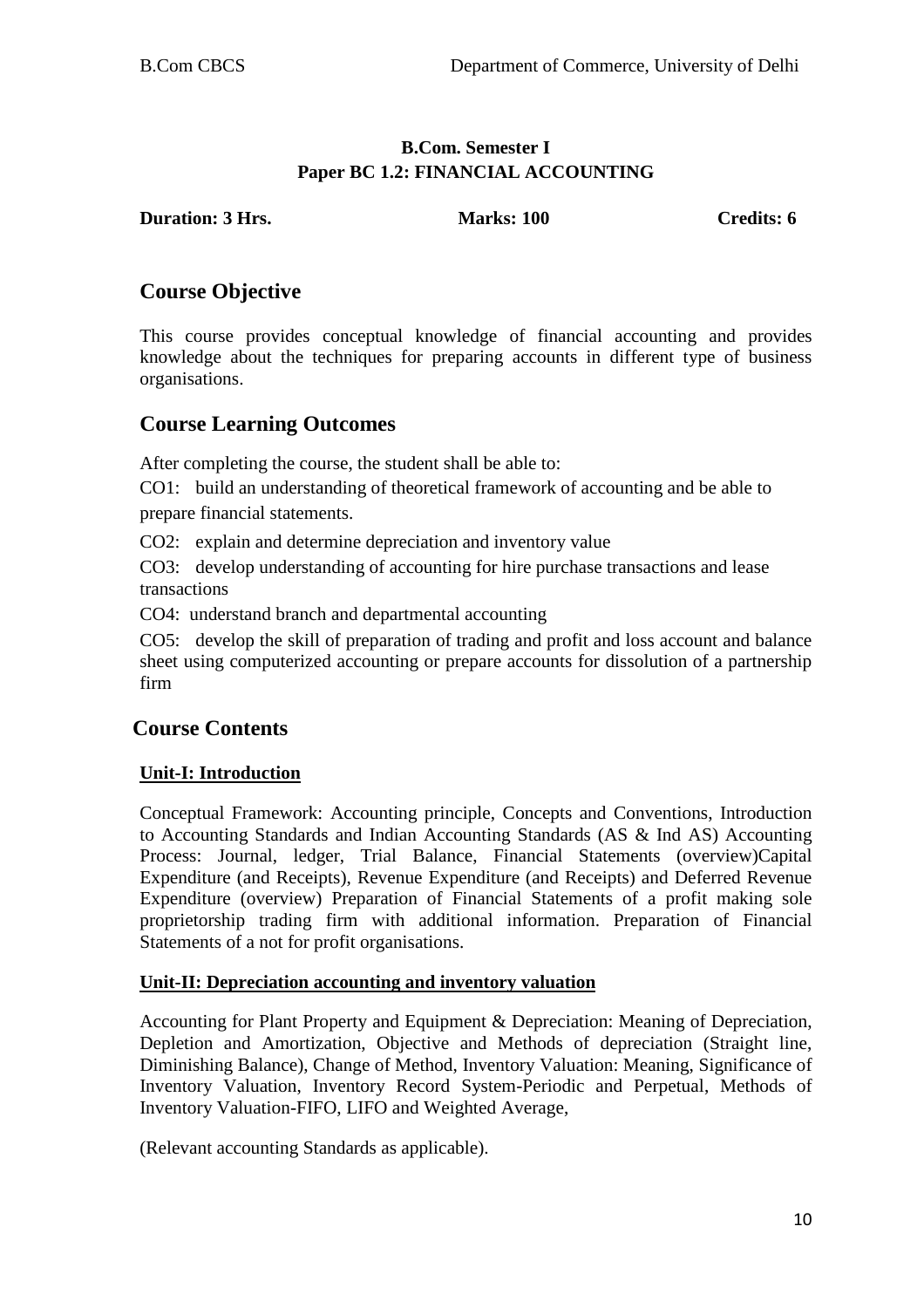**B.Com. Semester I**
**Paper BC 1.2: FINANCIAL ACCOUNTING**

**Duration: 3 Hrs.** **Marks: 100** **Credits: 6**

## Course Objective

This course provides conceptual knowledge of financial accounting and provides knowledge about the techniques for preparing accounts in different type of business organisations.

## Course Learning Outcomes

After completing the course, the student shall be able to:

CO1: build an understanding of theoretical framework of accounting and be able to prepare financial statements.

CO2: explain and determine depreciation and inventory value

CO3: develop understanding of accounting for hire purchase transactions and lease transactions

CO4: understand branch and departmental accounting

CO5: develop the skill of preparation of trading and profit and loss account and balance sheet using computerized accounting or prepare accounts for dissolution of a partnership firm

## Course Contents

### Unit-I: Introduction

Conceptual Framework: Accounting principle, Concepts and Conventions, Introduction to Accounting Standards and Indian Accounting Standards (AS & Ind AS) Accounting Process: Journal, ledger, Trial Balance, Financial Statements (overview)Capital Expenditure (and Receipts), Revenue Expenditure (and Receipts) and Deferred Revenue Expenditure (overview) Preparation of Financial Statements of a profit making sole proprietorship trading firm with additional information. Preparation of Financial Statements of a not for profit organisations.

### Unit-II: Depreciation accounting and inventory valuation

Accounting for Plant Property and Equipment & Depreciation: Meaning of Depreciation, Depletion and Amortization, Objective and Methods of depreciation (Straight line, Diminishing Balance), Change of Method, Inventory Valuation: Meaning, Significance of Inventory Valuation, Inventory Record System-Periodic and Perpetual, Methods of Inventory Valuation-FIFO, LIFO and Weighted Average,

(Relevant accounting Standards as applicable).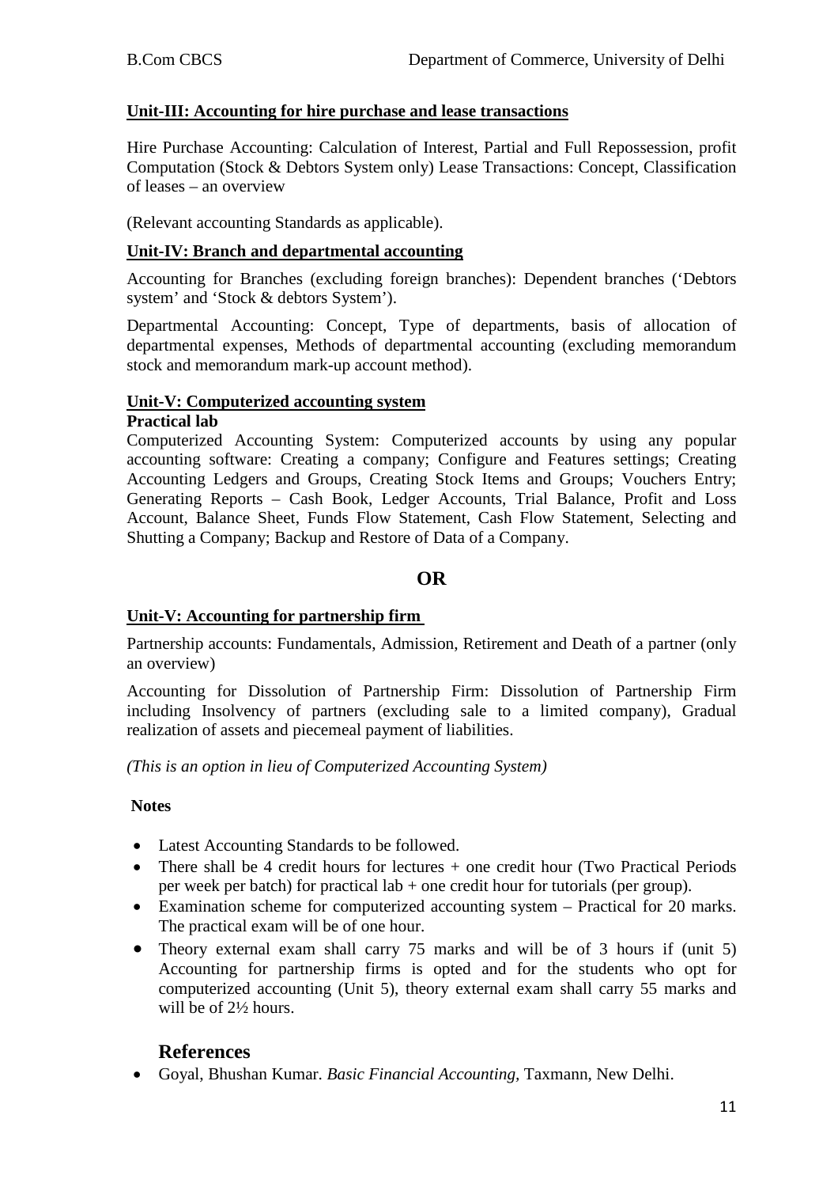**Unit-III: Accounting for hire purchase and lease transactions**

Hire Purchase Accounting: Calculation of Interest, Partial and Full Repossession, profit Computation (Stock & Debtors System only) Lease Transactions: Concept, Classification of leases – an overview

(Relevant accounting Standards as applicable).

**Unit-IV: Branch and departmental accounting**

Accounting for Branches (excluding foreign branches): Dependent branches ('Debtors system' and 'Stock & debtors System').

Departmental Accounting: Concept, Type of departments, basis of allocation of departmental expenses, Methods of departmental accounting (excluding memorandum stock and memorandum mark-up account method).

**Unit-V: Computerized accounting system**

**Practical lab**

Computerized Accounting System: Computerized accounts by using any popular accounting software: Creating a company; Configure and Features settings; Creating Accounting Ledgers and Groups, Creating Stock Items and Groups; Vouchers Entry; Generating Reports – Cash Book, Ledger Accounts, Trial Balance, Profit and Loss Account, Balance Sheet, Funds Flow Statement, Cash Flow Statement, Selecting and Shutting a Company; Backup and Restore of Data of a Company.

**OR**

**Unit-V: Accounting for partnership firm**

Partnership accounts: Fundamentals, Admission, Retirement and Death of a partner (only an overview)

Accounting for Dissolution of Partnership Firm: Dissolution of Partnership Firm including Insolvency of partners (excluding sale to a limited company), Gradual realization of assets and piecemeal payment of liabilities.

*(This is an option in lieu of Computerized Accounting System)*

**Notes**

- Latest Accounting Standards to be followed.
- There shall be 4 credit hours for lectures + one credit hour (Two Practical Periods per week per batch) for practical lab + one credit hour for tutorials (per group).
- Examination scheme for computerized accounting system – Practical for 20 marks. The practical exam will be of one hour.
- Theory external exam shall carry 75 marks and will be of 3 hours if (unit 5) Accounting for partnership firms is opted and for the students who opt for computerized accounting (Unit 5), theory external exam shall carry 55 marks and will be of 2½ hours.

## References

- Goyal, Bhushan Kumar. *Basic Financial Accounting,* Taxmann, New Delhi.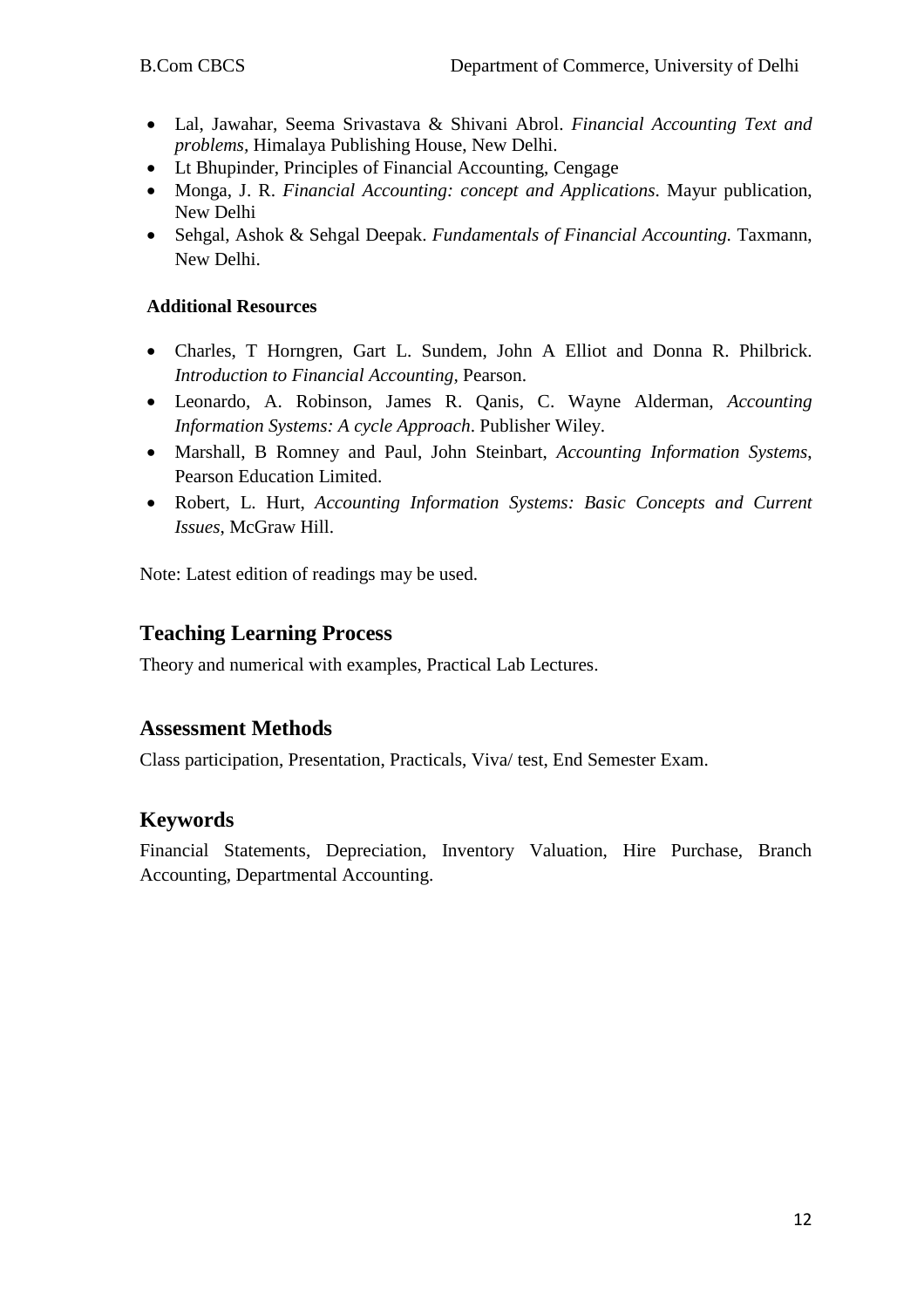- Lal, Jawahar, Seema Srivastava & Shivani Abrol. *Financial Accounting Text and problems*, Himalaya Publishing House, New Delhi.
- Lt Bhupinder, Principles of Financial Accounting, Cengage
- Monga, J. R. *Financial Accounting: concept and Applications*. Mayur publication, New Delhi
- Sehgal, Ashok & Sehgal Deepak. *Fundamentals of Financial Accounting.* Taxmann, New Delhi.

**Additional Resources**

- Charles, T Horngren, Gart L. Sundem, John A Elliot and Donna R. Philbrick. *Introduction to Financial Accounting*, Pearson.
- Leonardo, A. Robinson, James R. Qanis, C. Wayne Alderman, *Accounting Information Systems: A cycle Approach*. Publisher Wiley.
- Marshall, B Romney and Paul, John Steinbart, *Accounting Information Systems*, Pearson Education Limited.
- Robert, L. Hurt, *Accounting Information Systems: Basic Concepts and Current Issues*, McGraw Hill.

Note: Latest edition of readings may be used.

## Teaching Learning Process

Theory and numerical with examples, Practical Lab Lectures.

## Assessment Methods

Class participation, Presentation, Practicals, Viva/ test, End Semester Exam.

## Keywords

Financial Statements, Depreciation, Inventory Valuation, Hire Purchase, Branch Accounting, Departmental Accounting.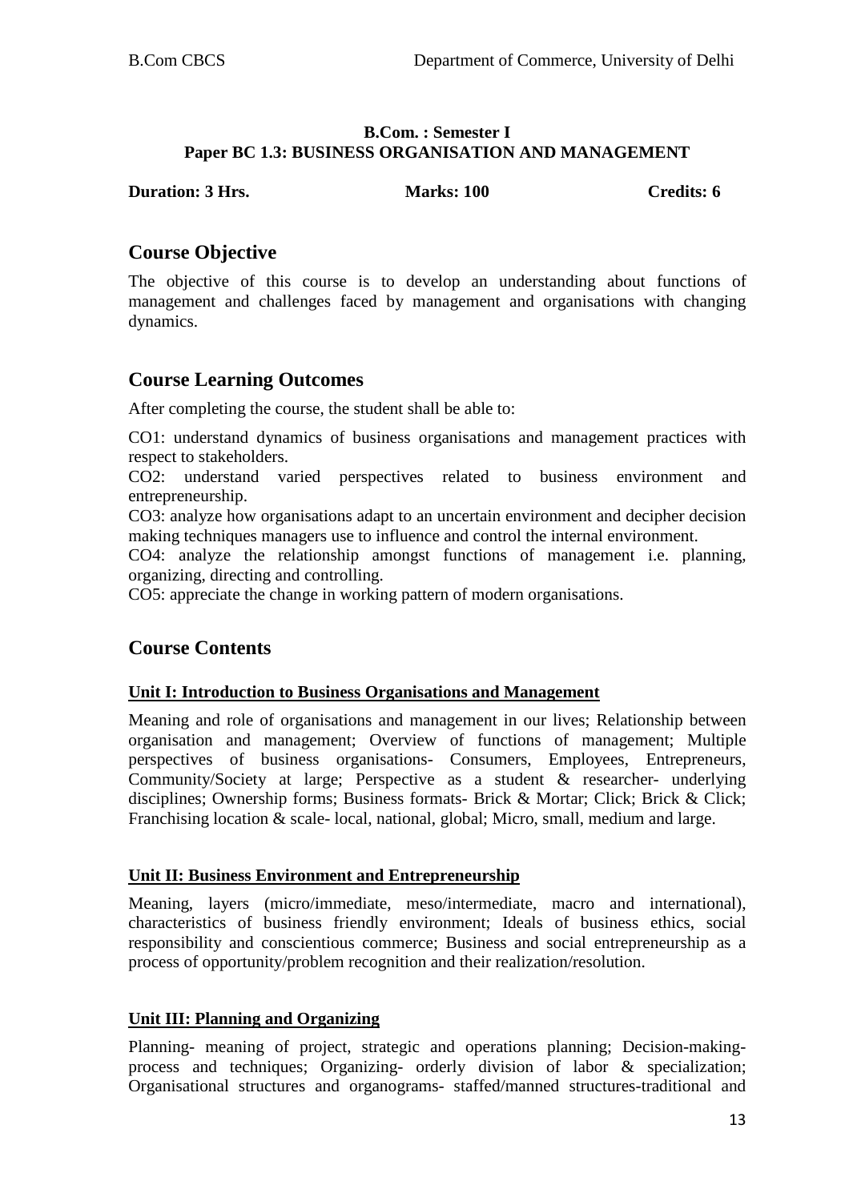**B.Com. : Semester I**
**Paper BC 1.3: BUSINESS ORGANISATION AND MANAGEMENT**

**Duration: 3 Hrs.** **Marks: 100** **Credits: 6**

## Course Objective

The objective of this course is to develop an understanding about functions of management and challenges faced by management and organisations with changing dynamics.

## Course Learning Outcomes

After completing the course, the student shall be able to:

CO1: understand dynamics of business organisations and management practices with respect to stakeholders.
CO2: understand varied perspectives related to business environment and entrepreneurship.
CO3: analyze how organisations adapt to an uncertain environment and decipher decision making techniques managers use to influence and control the internal environment.
CO4: analyze the relationship amongst functions of management i.e. planning, organizing, directing and controlling.
CO5: appreciate the change in working pattern of modern organisations.

## Course Contents

### Unit I: Introduction to Business Organisations and Management

Meaning and role of organisations and management in our lives; Relationship between organisation and management; Overview of functions of management; Multiple perspectives of business organisations- Consumers, Employees, Entrepreneurs, Community/Society at large; Perspective as a student & researcher- underlying disciplines; Ownership forms; Business formats- Brick & Mortar; Click; Brick & Click; Franchising location & scale- local, national, global; Micro, small, medium and large.

### Unit II: Business Environment and Entrepreneurship

Meaning, layers (micro/immediate, meso/intermediate, macro and international), characteristics of business friendly environment; Ideals of business ethics, social responsibility and conscientious commerce; Business and social entrepreneurship as a process of opportunity/problem recognition and their realization/resolution.

### Unit III: Planning and Organizing

Planning- meaning of project, strategic and operations planning; Decision-making- process and techniques; Organizing- orderly division of labor & specialization; Organisational structures and organograms- staffed/manned structures-traditional and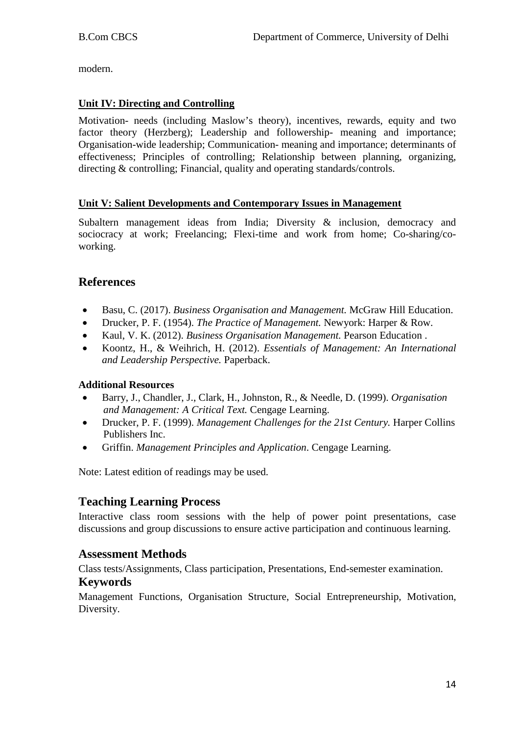modern.

**Unit IV: Directing and Controlling**

Motivation- needs (including Maslow's theory), incentives, rewards, equity and two factor theory (Herzberg); Leadership and followership- meaning and importance; Organisation-wide leadership; Communication- meaning and importance; determinants of effectiveness; Principles of controlling; Relationship between planning, organizing, directing & controlling; Financial, quality and operating standards/controls.

**Unit V: Salient Developments and Contemporary Issues in Management**

Subaltern management ideas from India; Diversity & inclusion, democracy and sociocracy at work; Freelancing; Flexi-time and work from home; Co-sharing/co-working.

## References

- Basu, C. (2017). *Business Organisation and Management.* McGraw Hill Education.
- Drucker, P. F. (1954). *The Practice of Management.* Newyork: Harper & Row.
- Kaul, V. K. (2012). *Business Organisation Management.* Pearson Education .
- Koontz, H., & Weihrich, H. (2012). *Essentials of Management: An International and Leadership Perspective.* Paperback.

**Additional Resources**

- Barry, J., Chandler, J., Clark, H., Johnston, R., & Needle, D. (1999). *Organisation and Management: A Critical Text.* Cengage Learning.
- Drucker, P. F. (1999). *Management Challenges for the 21st Century.* Harper Collins Publishers Inc.
- Griffin. *Management Principles and Application*. Cengage Learning.

Note: Latest edition of readings may be used.

## Teaching Learning Process

Interactive class room sessions with the help of power point presentations, case discussions and group discussions to ensure active participation and continuous learning.

## Assessment Methods

Class tests/Assignments, Class participation, Presentations, End-semester examination.

## Keywords

Management Functions, Organisation Structure, Social Entrepreneurship, Motivation, Diversity.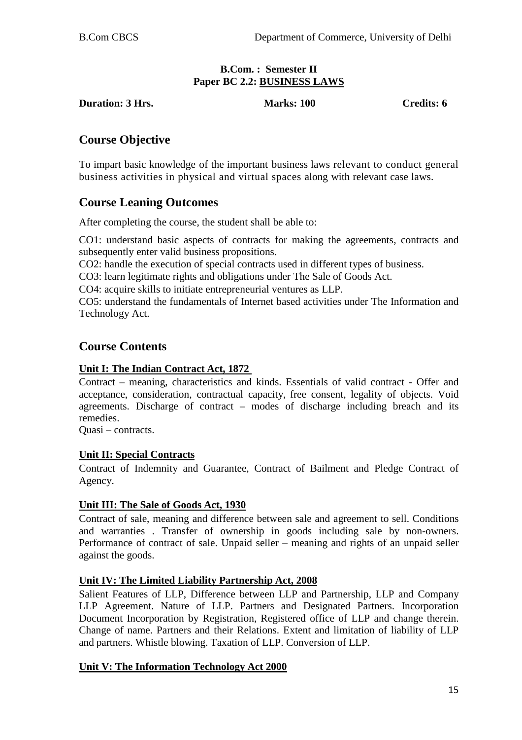**B.Com. : Semester II**
**Paper BC 2.2: BUSINESS LAWS**

**Duration: 3 Hrs.** **Marks: 100** **Credits: 6**

## Course Objective

To impart basic knowledge of the important business laws relevant to conduct general business activities in physical and virtual spaces along with relevant case laws.

## Course Leaning Outcomes

After completing the course, the student shall be able to:

CO1: understand basic aspects of contracts for making the agreements, contracts and subsequently enter valid business propositions.
CO2: handle the execution of special contracts used in different types of business.
CO3: learn legitimate rights and obligations under The Sale of Goods Act.
CO4: acquire skills to initiate entrepreneurial ventures as LLP.
CO5: understand the fundamentals of Internet based activities under The Information and Technology Act.

## Course Contents

### Unit I: The Indian Contract Act, 1872

Contract – meaning, characteristics and kinds. Essentials of valid contract - Offer and acceptance, consideration, contractual capacity, free consent, legality of objects. Void agreements. Discharge of contract – modes of discharge including breach and its remedies.
Quasi – contracts.

### Unit II: Special Contracts

Contract of Indemnity and Guarantee, Contract of Bailment and Pledge Contract of Agency.

### Unit III: The Sale of Goods Act, 1930

Contract of sale, meaning and difference between sale and agreement to sell. Conditions and warranties . Transfer of ownership in goods including sale by non-owners. Performance of contract of sale. Unpaid seller – meaning and rights of an unpaid seller against the goods.

### Unit IV: The Limited Liability Partnership Act, 2008

Salient Features of LLP, Difference between LLP and Partnership, LLP and Company LLP Agreement. Nature of LLP. Partners and Designated Partners. Incorporation Document Incorporation by Registration, Registered office of LLP and change therein. Change of name. Partners and their Relations. Extent and limitation of liability of LLP and partners. Whistle blowing. Taxation of LLP. Conversion of LLP.

### Unit V: The Information Technology Act 2000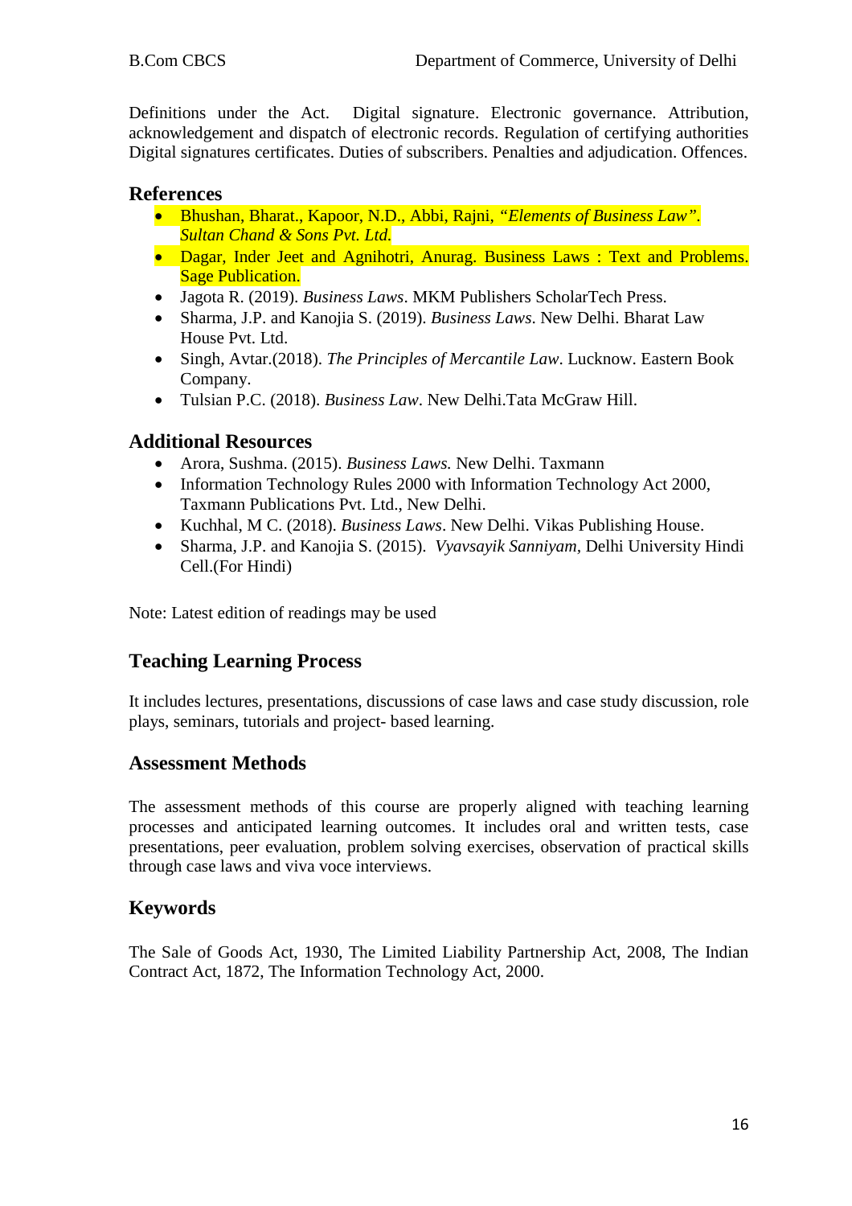Definitions under the Act. Digital signature. Electronic governance. Attribution, acknowledgement and dispatch of electronic records. Regulation of certifying authorities Digital signatures certificates. Duties of subscribers. Penalties and adjudication. Offences.

## References

- Bhushan, Bharat., Kapoor, N.D., Abbi, Rajni, *"Elements of Business Law". Sultan Chand & Sons Pvt. Ltd.*
- Dagar, Inder Jeet and Agnihotri, Anurag. Business Laws : Text and Problems. Sage Publication.
- Jagota R. (2019). *Business Laws*. MKM Publishers ScholarTech Press.
- Sharma, J.P. and Kanojia S. (2019). *Business Laws*. New Delhi. Bharat Law House Pvt. Ltd.
- Singh, Avtar.(2018). *The Principles of Mercantile Law*. Lucknow. Eastern Book Company.
- Tulsian P.C. (2018). *Business Law*. New Delhi.Tata McGraw Hill.

## Additional Resources

- Arora, Sushma. (2015). *Business Laws.* New Delhi. Taxmann
- Information Technology Rules 2000 with Information Technology Act 2000, Taxmann Publications Pvt. Ltd., New Delhi.
- Kuchhal, M C. (2018). *Business Laws*. New Delhi. Vikas Publishing House.
- Sharma, J.P. and Kanojia S. (2015). *Vyavsayik Sanniyam*, Delhi University Hindi Cell.(For Hindi)

Note: Latest edition of readings may be used

## Teaching Learning Process

It includes lectures, presentations, discussions of case laws and case study discussion, role plays, seminars, tutorials and project- based learning.

## Assessment Methods

The assessment methods of this course are properly aligned with teaching learning processes and anticipated learning outcomes. It includes oral and written tests, case presentations, peer evaluation, problem solving exercises, observation of practical skills through case laws and viva voce interviews.

## Keywords

The Sale of Goods Act, 1930, The Limited Liability Partnership Act, 2008, The Indian Contract Act, 1872, The Information Technology Act, 2000.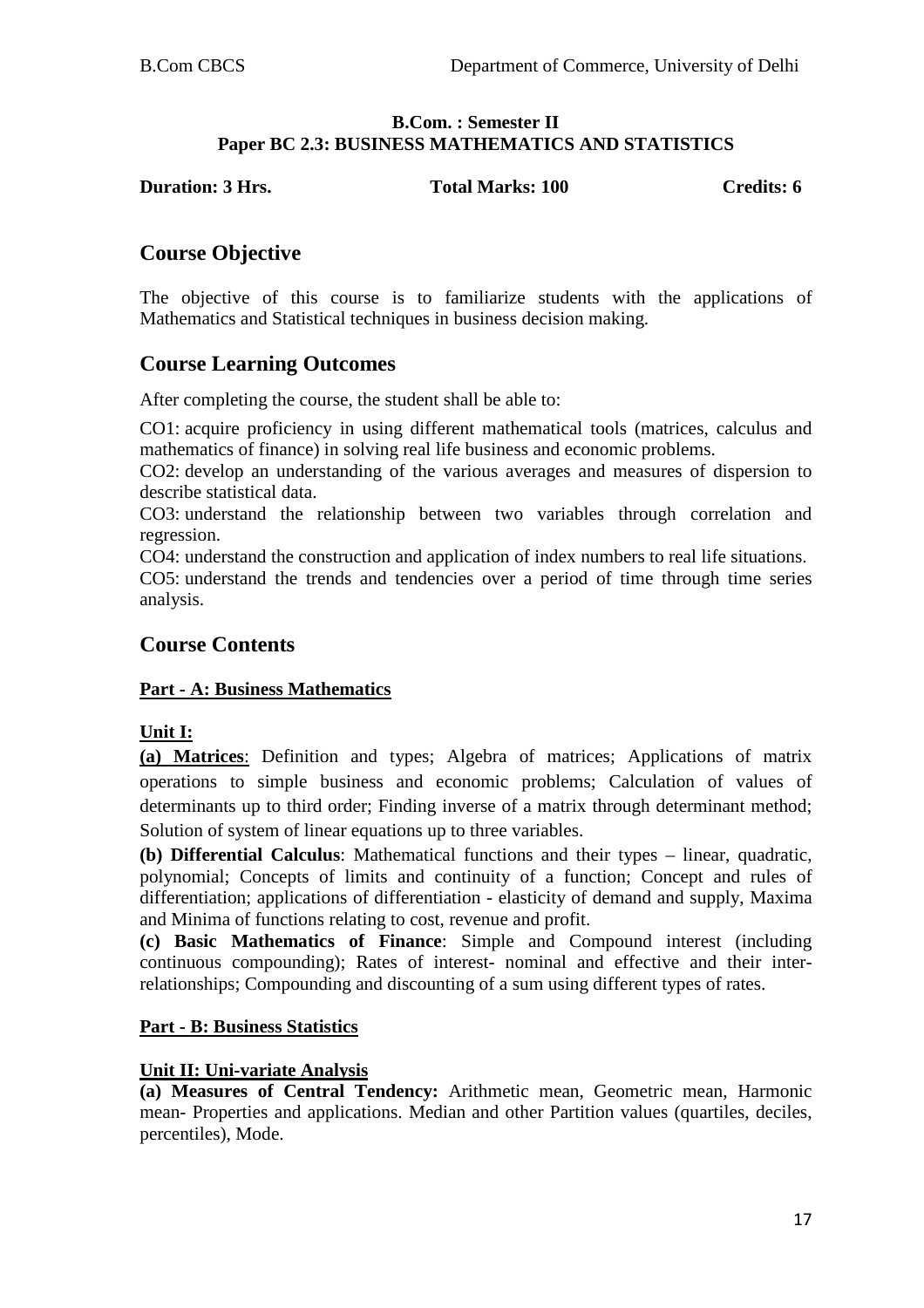**B.Com. : Semester II**
**Paper BC 2.3: BUSINESS MATHEMATICS AND STATISTICS**

**Duration: 3 Hrs.** **Total Marks: 100** **Credits: 6**

## Course Objective

The objective of this course is to familiarize students with the applications of Mathematics and Statistical techniques in business decision making.

## Course Learning Outcomes

After completing the course, the student shall be able to:

CO1: acquire proficiency in using different mathematical tools (matrices, calculus and mathematics of finance) in solving real life business and economic problems.
CO2: develop an understanding of the various averages and measures of dispersion to describe statistical data.
CO3: understand the relationship between two variables through correlation and regression.
CO4: understand the construction and application of index numbers to real life situations.
CO5: understand the trends and tendencies over a period of time through time series analysis.

## Course Contents

**Part - A: Business Mathematics**

**Unit I:**

**(a) Matrices**: Definition and types; Algebra of matrices; Applications of matrix operations to simple business and economic problems; Calculation of values of determinants up to third order; Finding inverse of a matrix through determinant method; Solution of system of linear equations up to three variables.

**(b) Differential Calculus**: Mathematical functions and their types – linear, quadratic, polynomial; Concepts of limits and continuity of a function; Concept and rules of differentiation; applications of differentiation - elasticity of demand and supply, Maxima and Minima of functions relating to cost, revenue and profit.

**(c) Basic Mathematics of Finance**: Simple and Compound interest (including continuous compounding); Rates of interest- nominal and effective and their inter-relationships; Compounding and discounting of a sum using different types of rates.

**Part - B: Business Statistics**

**Unit II: Uni-variate Analysis**

**(a) Measures of Central Tendency:** Arithmetic mean, Geometric mean, Harmonic mean- Properties and applications. Median and other Partition values (quartiles, deciles, percentiles), Mode.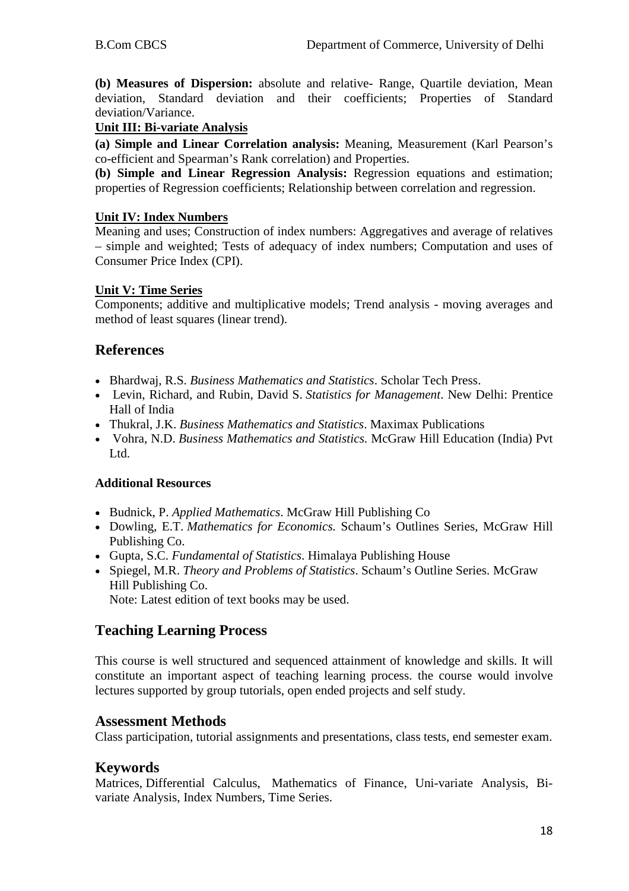**(b) Measures of Dispersion:** absolute and relative- Range, Quartile deviation, Mean deviation, Standard deviation and their coefficients; Properties of Standard deviation/Variance.

**Unit III: Bi-variate Analysis**

**(a) Simple and Linear Correlation analysis:** Meaning, Measurement (Karl Pearson's co-efficient and Spearman's Rank correlation) and Properties.

**(b) Simple and Linear Regression Analysis:** Regression equations and estimation; properties of Regression coefficients; Relationship between correlation and regression.

**Unit IV: Index Numbers**

Meaning and uses; Construction of index numbers: Aggregatives and average of relatives – simple and weighted; Tests of adequacy of index numbers; Computation and uses of Consumer Price Index (CPI).

**Unit V: Time Series**

Components; additive and multiplicative models; Trend analysis - moving averages and method of least squares (linear trend).

## References

- Bhardwaj, R.S. *Business Mathematics and Statistics*. Scholar Tech Press.
- Levin, Richard, and Rubin, David S. *Statistics for Management*. New Delhi: Prentice Hall of India
- Thukral, J.K. *Business Mathematics and Statistics*. Maximax Publications
- Vohra, N.D. *Business Mathematics and Statistics*. McGraw Hill Education (India) Pvt Ltd.

**Additional Resources**

- Budnick, P. *Applied Mathematics*. McGraw Hill Publishing Co
- Dowling, E.T. *Mathematics for Economics.* Schaum's Outlines Series, McGraw Hill Publishing Co.
- Gupta, S.C. *Fundamental of Statistics*. Himalaya Publishing House
- Spiegel, M.R. *Theory and Problems of Statistics*. Schaum's Outline Series. McGraw Hill Publishing Co.
  Note: Latest edition of text books may be used.

## Teaching Learning Process

This course is well structured and sequenced attainment of knowledge and skills. It will constitute an important aspect of teaching learning process. the course would involve lectures supported by group tutorials, open ended projects and self study.

## Assessment Methods

Class participation, tutorial assignments and presentations, class tests, end semester exam.

## Keywords

Matrices, Differential Calculus, Mathematics of Finance, Uni-variate Analysis, Bi-variate Analysis, Index Numbers, Time Series.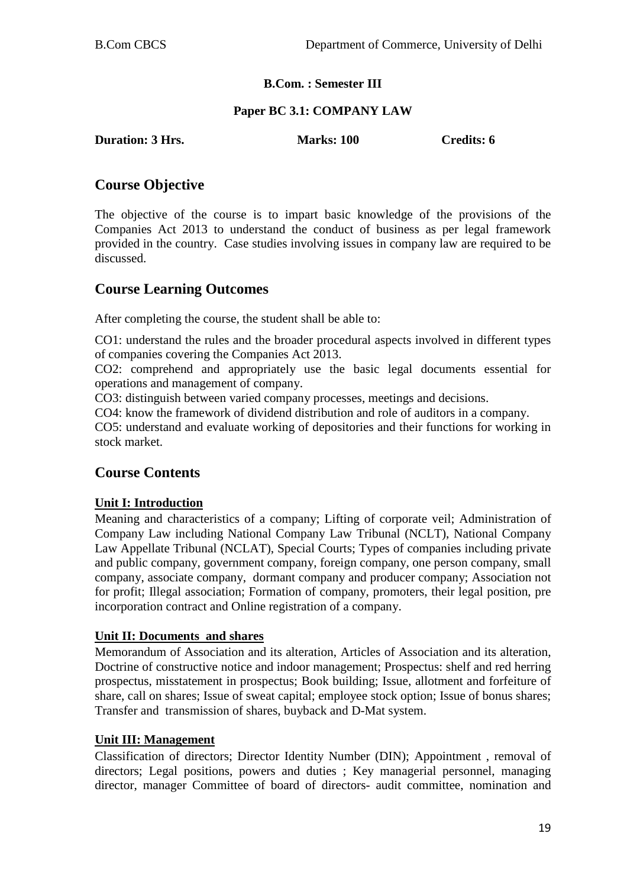**B.Com. : Semester III**

**Paper BC 3.1: COMPANY LAW**

**Duration: 3 Hrs.** **Marks: 100** **Credits: 6**

## Course Objective

The objective of the course is to impart basic knowledge of the provisions of the Companies Act 2013 to understand the conduct of business as per legal framework provided in the country. Case studies involving issues in company law are required to be discussed.

## Course Learning Outcomes

After completing the course, the student shall be able to:

CO1: understand the rules and the broader procedural aspects involved in different types of companies covering the Companies Act 2013.

CO2: comprehend and appropriately use the basic legal documents essential for operations and management of company.

CO3: distinguish between varied company processes, meetings and decisions.

CO4: know the framework of dividend distribution and role of auditors in a company.

CO5: understand and evaluate working of depositories and their functions for working in stock market.

## Course Contents

### Unit I: Introduction

Meaning and characteristics of a company; Lifting of corporate veil; Administration of Company Law including National Company Law Tribunal (NCLT), National Company Law Appellate Tribunal (NCLAT), Special Courts; Types of companies including private and public company, government company, foreign company, one person company, small company, associate company, dormant company and producer company; Association not for profit; Illegal association; Formation of company, promoters, their legal position, pre incorporation contract and Online registration of a company.

### Unit II: Documents and shares

Memorandum of Association and its alteration, Articles of Association and its alteration, Doctrine of constructive notice and indoor management; Prospectus: shelf and red herring prospectus, misstatement in prospectus; Book building; Issue, allotment and forfeiture of share, call on shares; Issue of sweat capital; employee stock option; Issue of bonus shares; Transfer and transmission of shares, buyback and D-Mat system.

### Unit III: Management

Classification of directors; Director Identity Number (DIN); Appointment , removal of directors; Legal positions, powers and duties ; Key managerial personnel, managing director, manager Committee of board of directors- audit committee, nomination and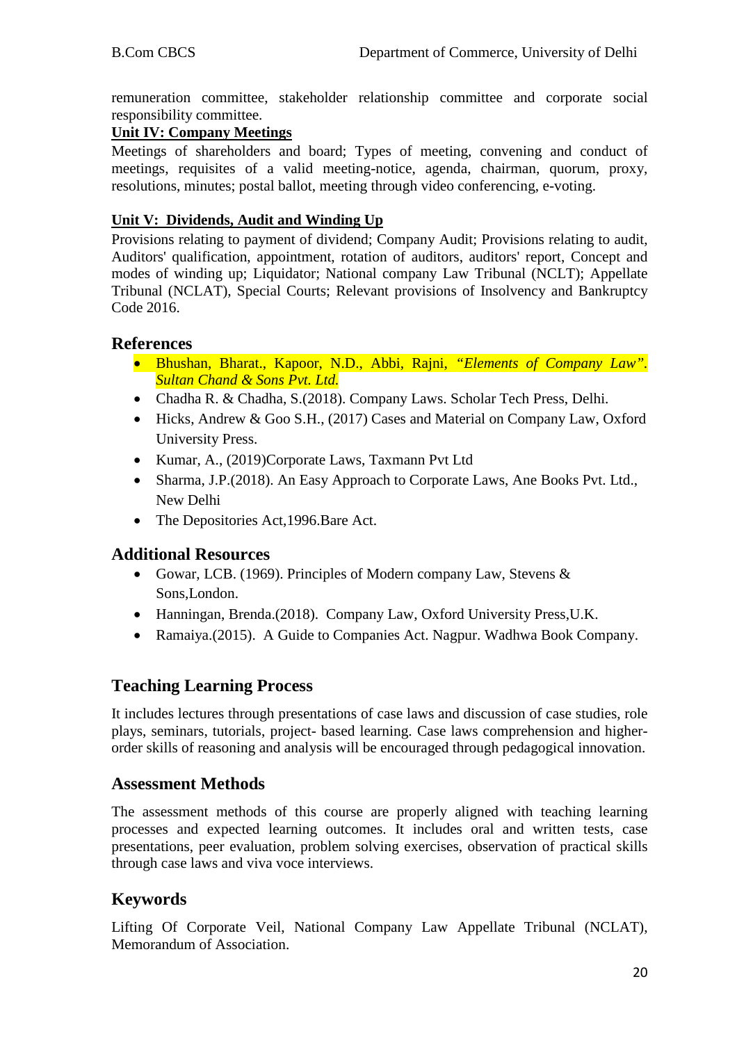remuneration committee, stakeholder relationship committee and corporate social responsibility committee.

**Unit IV: Company Meetings**

Meetings of shareholders and board; Types of meeting, convening and conduct of meetings, requisites of a valid meeting-notice, agenda, chairman, quorum, proxy, resolutions, minutes; postal ballot, meeting through video conferencing, e-voting.

**Unit V: Dividends, Audit and Winding Up**

Provisions relating to payment of dividend; Company Audit; Provisions relating to audit, Auditors' qualification, appointment, rotation of auditors, auditors' report, Concept and modes of winding up; Liquidator; National company Law Tribunal (NCLT); Appellate Tribunal (NCLAT), Special Courts; Relevant provisions of Insolvency and Bankruptcy Code 2016.

## References

- Bhushan, Bharat., Kapoor, N.D., Abbi, Rajni, *"Elements of Company Law". Sultan Chand & Sons Pvt. Ltd.*
- Chadha R. & Chadha, S.(2018). Company Laws. Scholar Tech Press, Delhi.
- Hicks, Andrew & Goo S.H., (2017) Cases and Material on Company Law, Oxford University Press.
- Kumar, A., (2019)Corporate Laws, Taxmann Pvt Ltd
- Sharma, J.P.(2018). An Easy Approach to Corporate Laws, Ane Books Pvt. Ltd., New Delhi
- The Depositories Act,1996.Bare Act.

## Additional Resources

- Gowar, LCB. (1969). Principles of Modern company Law, Stevens & Sons,London.
- Hanningan, Brenda.(2018). Company Law, Oxford University Press,U.K.
- Ramaiya.(2015). A Guide to Companies Act. Nagpur. Wadhwa Book Company.

## Teaching Learning Process

It includes lectures through presentations of case laws and discussion of case studies, role plays, seminars, tutorials, project- based learning. Case laws comprehension and higher-order skills of reasoning and analysis will be encouraged through pedagogical innovation.

## Assessment Methods

The assessment methods of this course are properly aligned with teaching learning processes and expected learning outcomes. It includes oral and written tests, case presentations, peer evaluation, problem solving exercises, observation of practical skills through case laws and viva voce interviews.

## Keywords

Lifting Of Corporate Veil, National Company Law Appellate Tribunal (NCLAT), Memorandum of Association.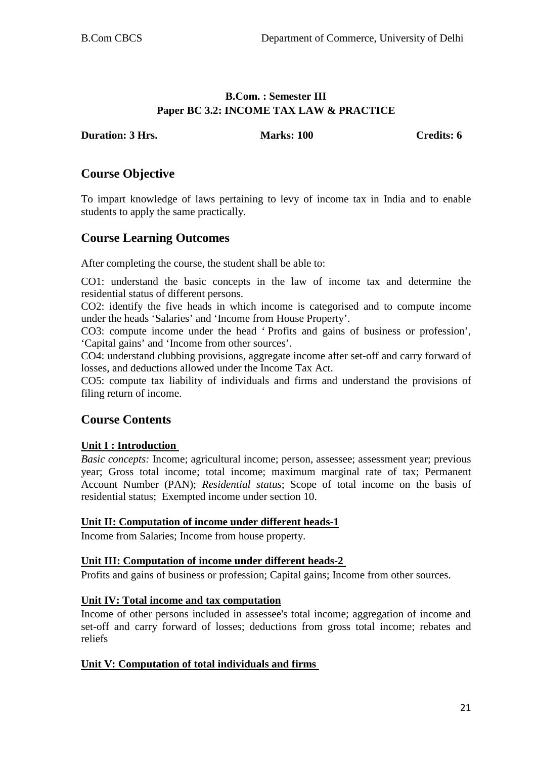**B.Com. : Semester III**
**Paper BC 3.2: INCOME TAX LAW & PRACTICE**

**Duration: 3 Hrs.** **Marks: 100** **Credits: 6**

## Course Objective

To impart knowledge of laws pertaining to levy of income tax in India and to enable students to apply the same practically.

## Course Learning Outcomes

After completing the course, the student shall be able to:

CO1: understand the basic concepts in the law of income tax and determine the residential status of different persons.
CO2: identify the five heads in which income is categorised and to compute income under the heads 'Salaries' and 'Income from House Property'.
CO3: compute income under the head ' Profits and gains of business or profession', 'Capital gains' and 'Income from other sources'.
CO4: understand clubbing provisions, aggregate income after set-off and carry forward of losses, and deductions allowed under the Income Tax Act.
CO5: compute tax liability of individuals and firms and understand the provisions of filing return of income.

## Course Contents

**Unit I : Introduction**

*Basic concepts:* Income; agricultural income; person, assessee; assessment year; previous year; Gross total income; total income; maximum marginal rate of tax; Permanent Account Number (PAN); *Residential status*; Scope of total income on the basis of residential status; Exempted income under section 10.

**Unit II: Computation of income under different heads-1**

Income from Salaries; Income from house property.

**Unit III: Computation of income under different heads-2**

Profits and gains of business or profession; Capital gains; Income from other sources.

**Unit IV: Total income and tax computation**

Income of other persons included in assessee's total income; aggregation of income and set-off and carry forward of losses; deductions from gross total income; rebates and reliefs

**Unit V: Computation of total individuals and firms**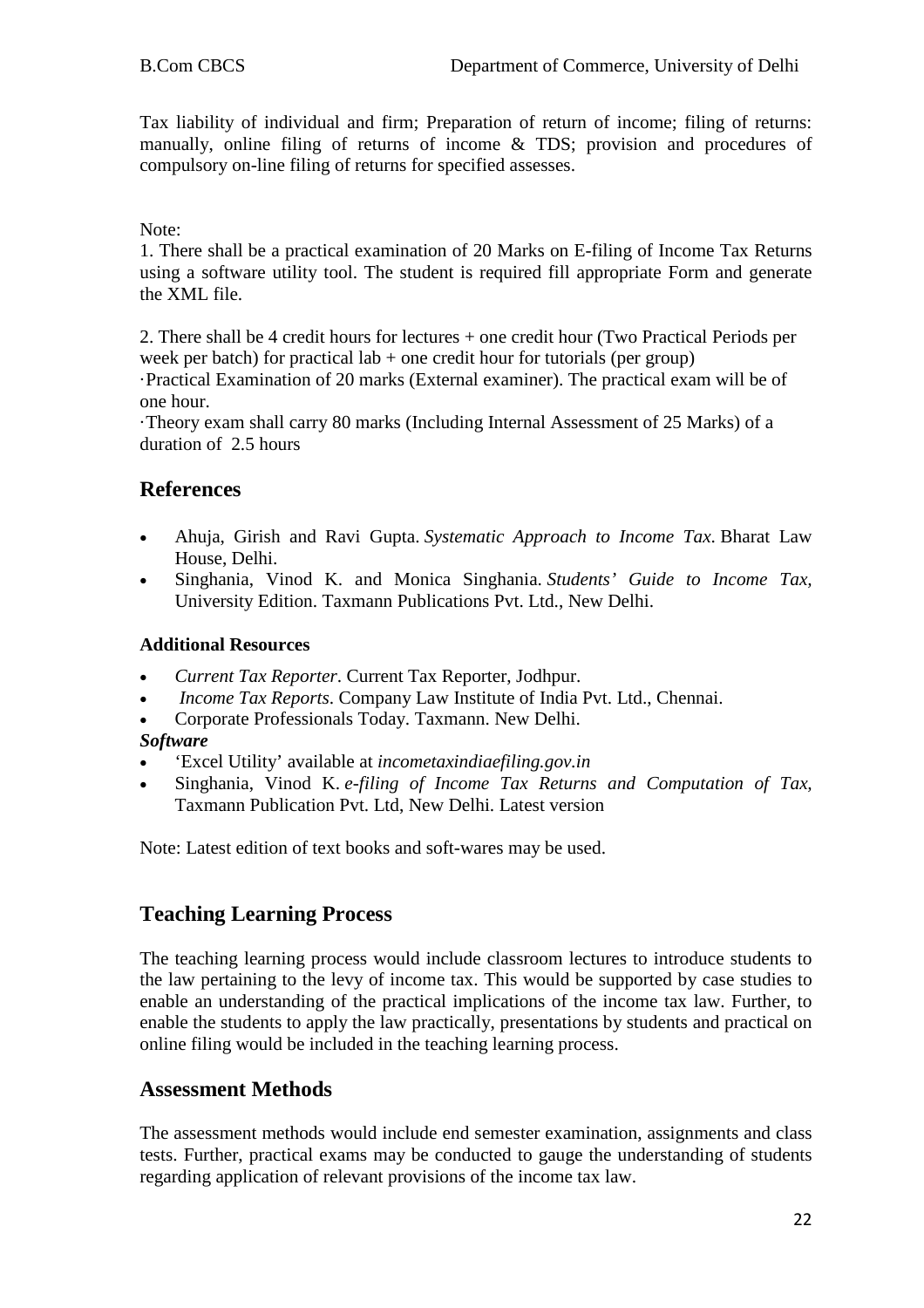Tax liability of individual and firm; Preparation of return of income; filing of returns: manually, online filing of returns of income & TDS; provision and procedures of compulsory on-line filing of returns for specified assesses.

Note:

1. There shall be a practical examination of 20 Marks on E-filing of Income Tax Returns using a software utility tool. The student is required fill appropriate Form and generate the XML file.

2. There shall be 4 credit hours for lectures + one credit hour (Two Practical Periods per week per batch) for practical lab + one credit hour for tutorials (per group)

·Practical Examination of 20 marks (External examiner). The practical exam will be of one hour.

·Theory exam shall carry 80 marks (Including Internal Assessment of 25 Marks) of a duration of 2.5 hours

## References

- Ahuja, Girish and Ravi Gupta. *Systematic Approach to Income Tax*. Bharat Law House, Delhi.
- Singhania, Vinod K. and Monica Singhania. *Students' Guide to Income Tax,* University Edition. Taxmann Publications Pvt. Ltd., New Delhi.

### Additional Resources

- *Current Tax Reporter*. Current Tax Reporter, Jodhpur.
- *Income Tax Reports*. Company Law Institute of India Pvt. Ltd., Chennai.
- Corporate Professionals Today. Taxmann. New Delhi.

***Software***

- 'Excel Utility' available at *incometaxindiaefiling.gov.in*
- Singhania, Vinod K. *e-filing of Income Tax Returns and Computation of Tax,* Taxmann Publication Pvt. Ltd, New Delhi. Latest version

Note: Latest edition of text books and soft-wares may be used.

## Teaching Learning Process

The teaching learning process would include classroom lectures to introduce students to the law pertaining to the levy of income tax. This would be supported by case studies to enable an understanding of the practical implications of the income tax law. Further, to enable the students to apply the law practically, presentations by students and practical on online filing would be included in the teaching learning process.

## Assessment Methods

The assessment methods would include end semester examination, assignments and class tests. Further, practical exams may be conducted to gauge the understanding of students regarding application of relevant provisions of the income tax law.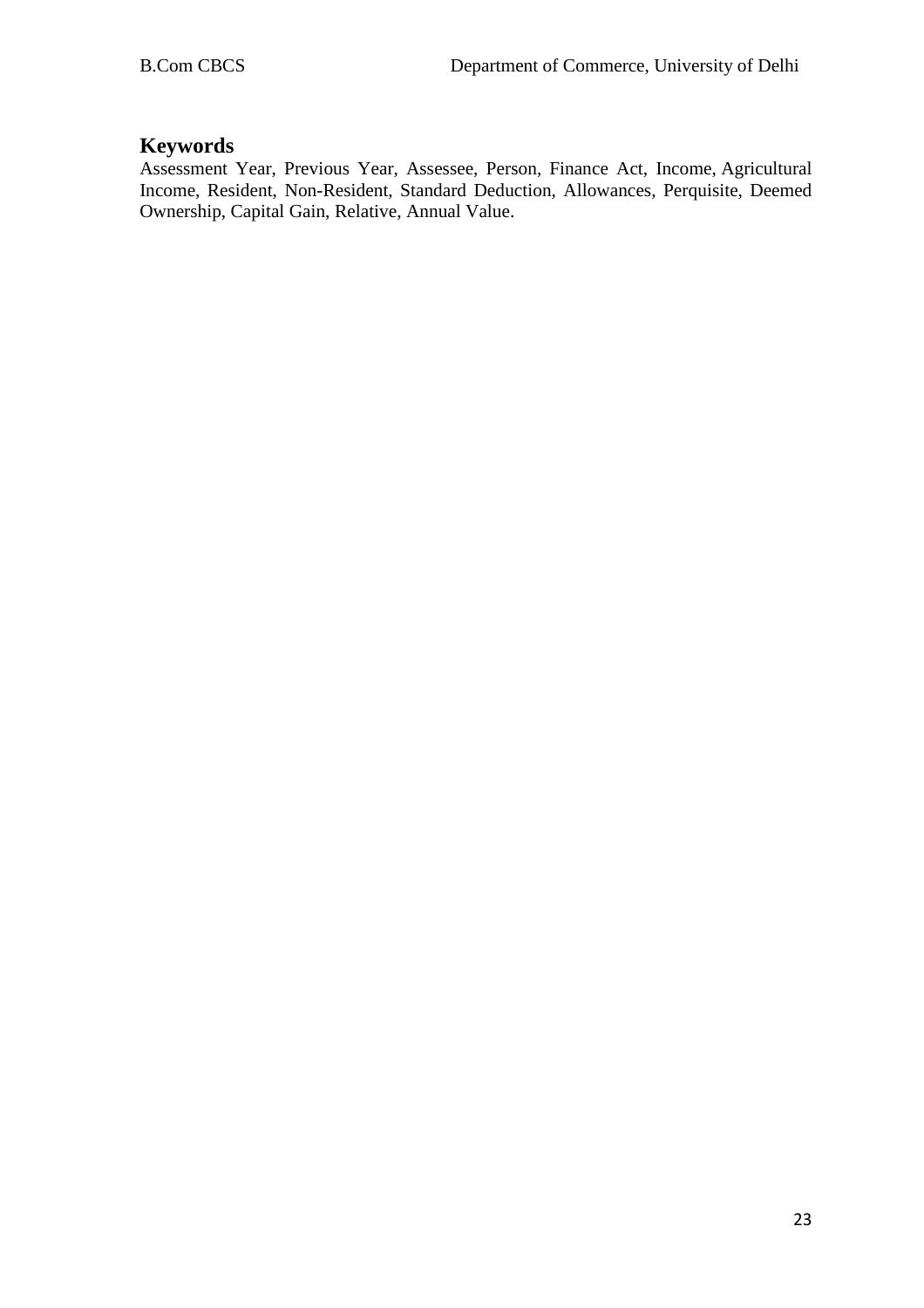## Keywords

Assessment Year, Previous Year, Assessee, Person, Finance Act, Income, Agricultural Income, Resident, Non-Resident, Standard Deduction, Allowances, Perquisite, Deemed Ownership, Capital Gain, Relative, Annual Value.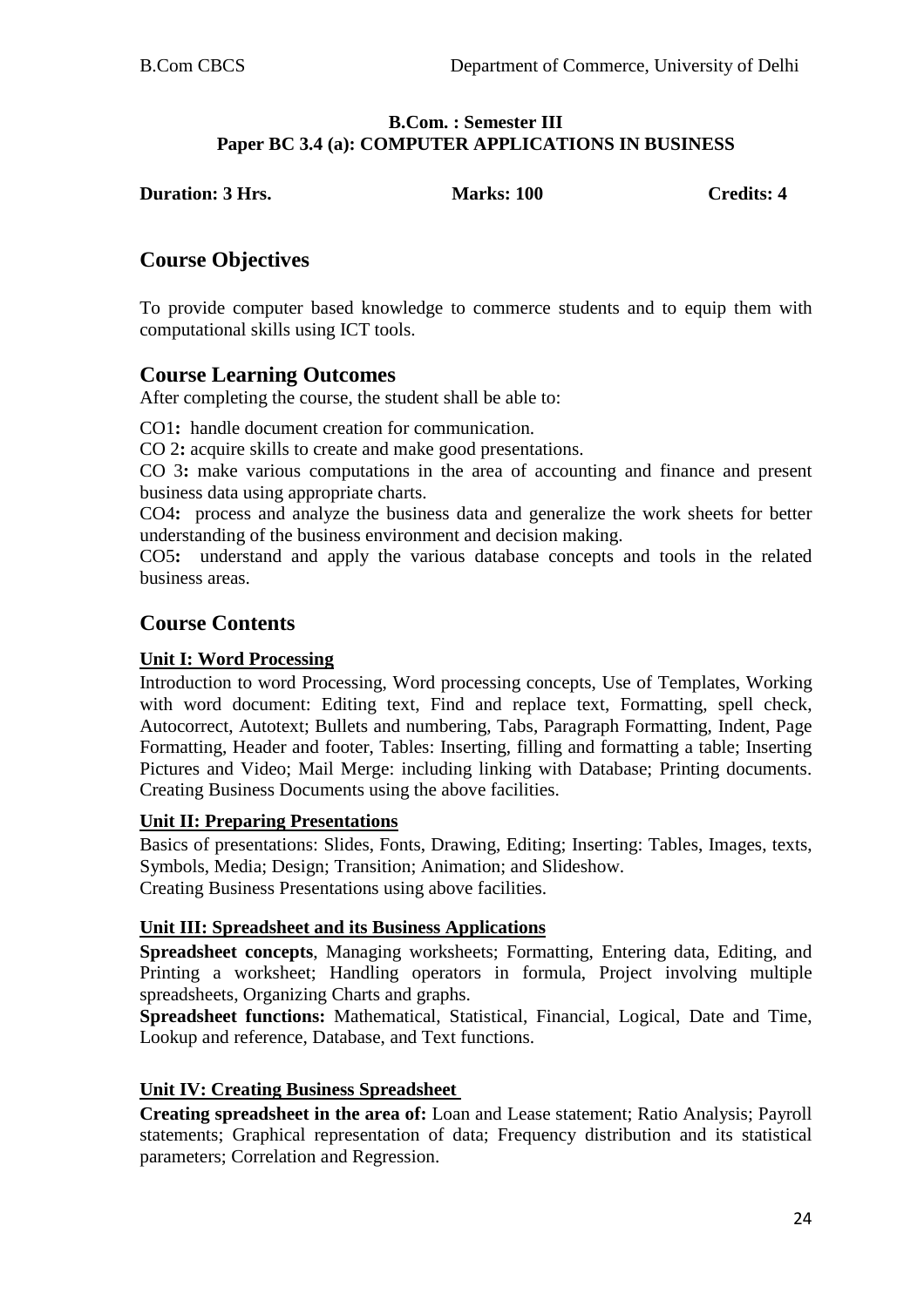**B.Com. : Semester III**
**Paper BC 3.4 (a): COMPUTER APPLICATIONS IN BUSINESS**

**Duration: 3 Hrs.** **Marks: 100** **Credits: 4**

## Course Objectives

To provide computer based knowledge to commerce students and to equip them with computational skills using ICT tools.

## Course Learning Outcomes

After completing the course, the student shall be able to:

CO1**:** handle document creation for communication.

CO 2**:** acquire skills to create and make good presentations.

CO 3**:** make various computations in the area of accounting and finance and present business data using appropriate charts.

CO4**:** process and analyze the business data and generalize the work sheets for better understanding of the business environment and decision making.

CO5**:** understand and apply the various database concepts and tools in the related business areas.

## Course Contents

**Unit I: Word Processing**

Introduction to word Processing, Word processing concepts, Use of Templates, Working with word document: Editing text, Find and replace text, Formatting, spell check, Autocorrect, Autotext; Bullets and numbering, Tabs, Paragraph Formatting, Indent, Page Formatting, Header and footer, Tables: Inserting, filling and formatting a table; Inserting Pictures and Video; Mail Merge: including linking with Database; Printing documents. Creating Business Documents using the above facilities.

**Unit II: Preparing Presentations**

Basics of presentations: Slides, Fonts, Drawing, Editing; Inserting: Tables, Images, texts, Symbols, Media; Design; Transition; Animation; and Slideshow.
Creating Business Presentations using above facilities.

**Unit III: Spreadsheet and its Business Applications**

**Spreadsheet concepts**, Managing worksheets; Formatting, Entering data, Editing, and Printing a worksheet; Handling operators in formula, Project involving multiple spreadsheets, Organizing Charts and graphs.

**Spreadsheet functions:** Mathematical, Statistical, Financial, Logical, Date and Time, Lookup and reference, Database, and Text functions.

**Unit IV: Creating Business Spreadsheet**

**Creating spreadsheet in the area of:** Loan and Lease statement; Ratio Analysis; Payroll statements; Graphical representation of data; Frequency distribution and its statistical parameters; Correlation and Regression.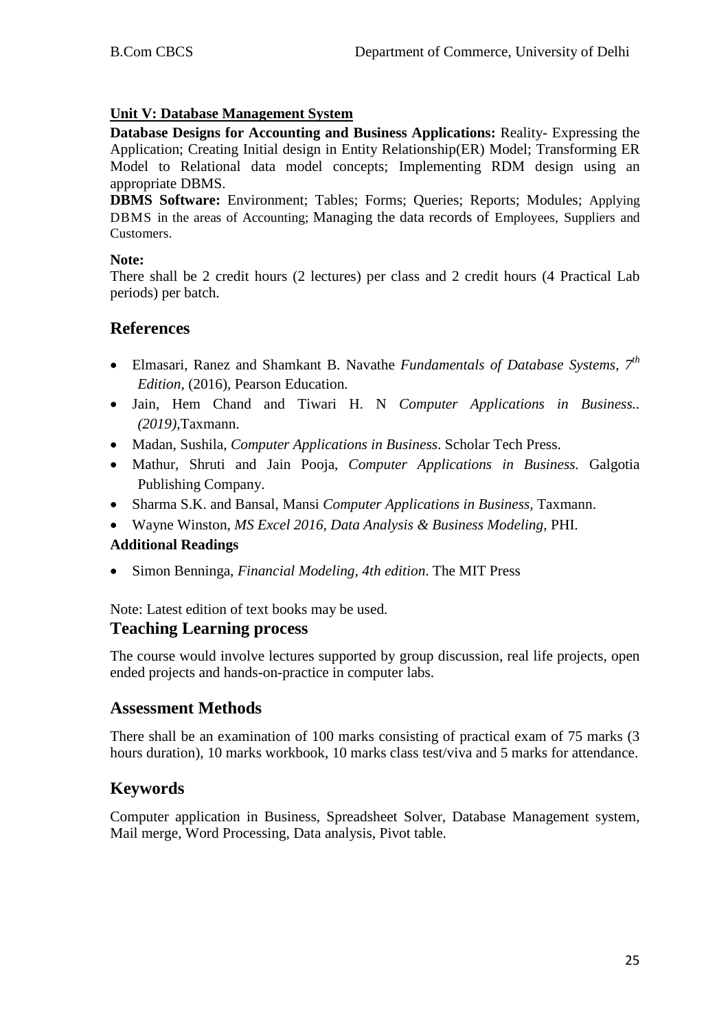**Unit V: Database Management System**

**Database Designs for Accounting and Business Applications:** Reality- Expressing the Application; Creating Initial design in Entity Relationship(ER) Model; Transforming ER Model to Relational data model concepts; Implementing RDM design using an appropriate DBMS.

**DBMS Software:** Environment; Tables; Forms; Queries; Reports; Modules; Applying DBMS in the areas of Accounting; Managing the data records of Employees, Suppliers and Customers.

**Note:**

There shall be 2 credit hours (2 lectures) per class and 2 credit hours (4 Practical Lab periods) per batch.

## References

- Elmasari, Ranez and Shamkant B. Navathe *Fundamentals of Database Systems, 7th Edition,* (2016), Pearson Education.
- Jain, Hem Chand and Tiwari H. N *Computer Applications in Business.. (2019)*,Taxmann.
- Madan, Sushila, *Computer Applications in Business*. Scholar Tech Press.
- Mathur, Shruti and Jain Pooja, *Computer Applications in Business.* Galgotia Publishing Company.
- Sharma S.K. and Bansal, Mansi *Computer Applications in Business*, Taxmann.
- Wayne Winston, *MS Excel 2016, Data Analysis & Business Modeling*, PHI.

**Additional Readings**

- Simon Benninga, *Financial Modeling, 4th edition*. The MIT Press

Note: Latest edition of text books may be used.

## Teaching Learning process

The course would involve lectures supported by group discussion, real life projects, open ended projects and hands-on-practice in computer labs.

## Assessment Methods

There shall be an examination of 100 marks consisting of practical exam of 75 marks (3 hours duration), 10 marks workbook, 10 marks class test/viva and 5 marks for attendance.

## Keywords

Computer application in Business, Spreadsheet Solver, Database Management system, Mail merge, Word Processing, Data analysis, Pivot table.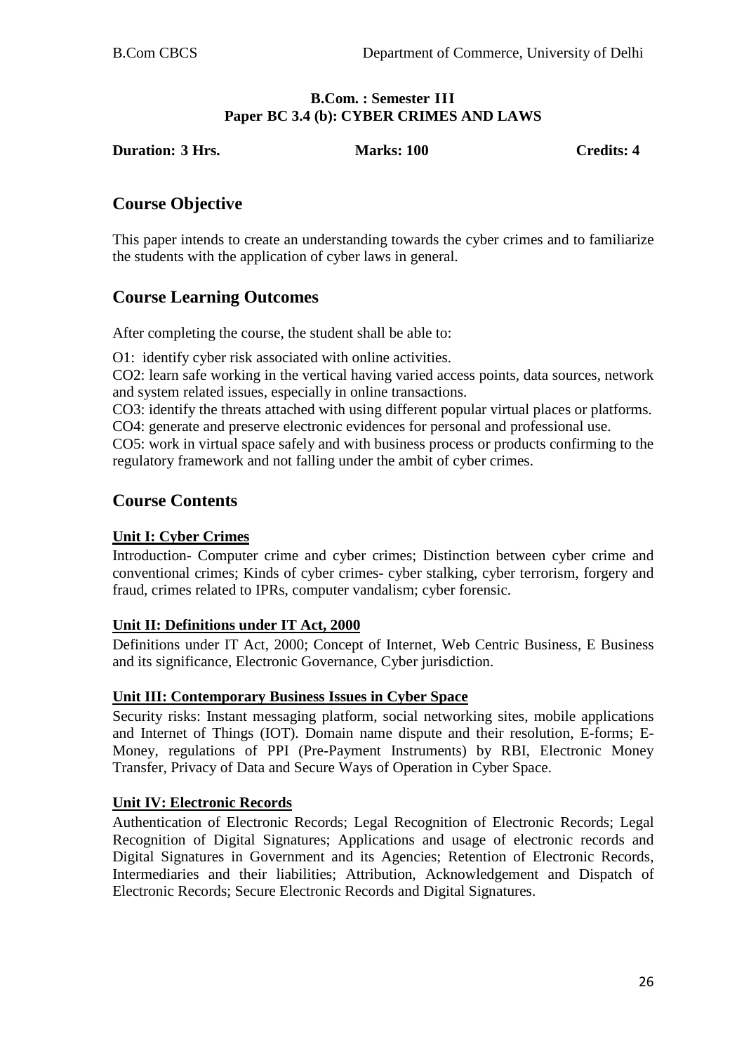**B.Com. : Semester III**
**Paper BC 3.4 (b): CYBER CRIMES AND LAWS**

**Duration: 3 Hrs.** **Marks: 100** **Credits: 4**

## Course Objective

This paper intends to create an understanding towards the cyber crimes and to familiarize the students with the application of cyber laws in general.

## Course Learning Outcomes

After completing the course, the student shall be able to:

O1: identify cyber risk associated with online activities.
CO2: learn safe working in the vertical having varied access points, data sources, network and system related issues, especially in online transactions.
CO3: identify the threats attached with using different popular virtual places or platforms.
CO4: generate and preserve electronic evidences for personal and professional use.
CO5: work in virtual space safely and with business process or products confirming to the regulatory framework and not falling under the ambit of cyber crimes.

## Course Contents

### Unit I: Cyber Crimes

Introduction- Computer crime and cyber crimes; Distinction between cyber crime and conventional crimes; Kinds of cyber crimes- cyber stalking, cyber terrorism, forgery and fraud, crimes related to IPRs, computer vandalism; cyber forensic.

### Unit II: Definitions under IT Act, 2000

Definitions under IT Act, 2000; Concept of Internet, Web Centric Business, E Business and its significance, Electronic Governance, Cyber jurisdiction.

### Unit III: Contemporary Business Issues in Cyber Space

Security risks: Instant messaging platform, social networking sites, mobile applications and Internet of Things (IOT). Domain name dispute and their resolution, E-forms; E-Money, regulations of PPI (Pre-Payment Instruments) by RBI, Electronic Money Transfer, Privacy of Data and Secure Ways of Operation in Cyber Space.

### Unit IV: Electronic Records

Authentication of Electronic Records; Legal Recognition of Electronic Records; Legal Recognition of Digital Signatures; Applications and usage of electronic records and Digital Signatures in Government and its Agencies; Retention of Electronic Records, Intermediaries and their liabilities; Attribution, Acknowledgement and Dispatch of Electronic Records; Secure Electronic Records and Digital Signatures.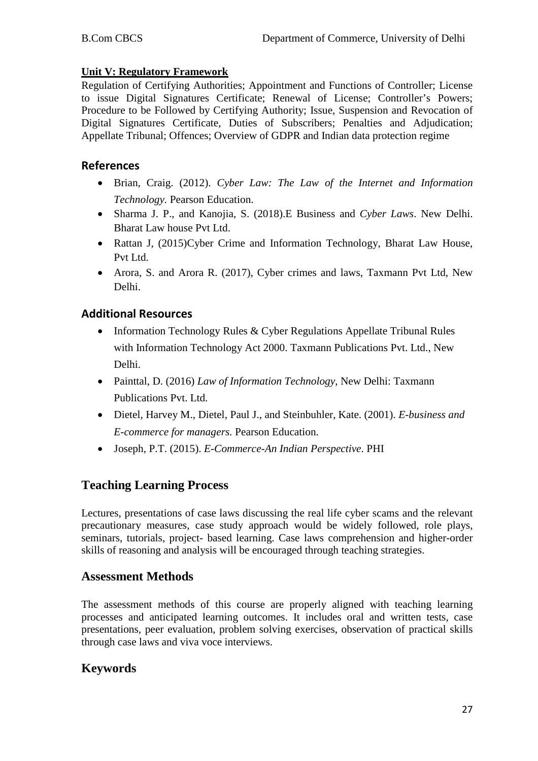**Unit V: Regulatory Framework**

Regulation of Certifying Authorities; Appointment and Functions of Controller; License to issue Digital Signatures Certificate; Renewal of License; Controller's Powers; Procedure to be Followed by Certifying Authority; Issue, Suspension and Revocation of Digital Signatures Certificate, Duties of Subscribers; Penalties and Adjudication; Appellate Tribunal; Offences; Overview of GDPR and Indian data protection regime

## References

- Brian, Craig. (2012). *Cyber Law: The Law of the Internet and Information Technology.* Pearson Education.
- Sharma J. P., and Kanojia, S. (2018).E Business and *Cyber Laws*. New Delhi. Bharat Law house Pvt Ltd.
- Rattan J, (2015)Cyber Crime and Information Technology, Bharat Law House, Pvt Ltd.
- Arora, S. and Arora R. (2017), Cyber crimes and laws, Taxmann Pvt Ltd, New Delhi.

## Additional Resources

- Information Technology Rules & Cyber Regulations Appellate Tribunal Rules with Information Technology Act 2000. Taxmann Publications Pvt. Ltd., New Delhi.
- Painttal, D. (2016) *Law of Information Technology*, New Delhi: Taxmann Publications Pvt. Ltd.
- Dietel, Harvey M., Dietel, Paul J., and Steinbuhler, Kate. (2001). *E-business and E-commerce for managers.* Pearson Education.
- Joseph, P.T. (2015). *E-Commerce-An Indian Perspective*. PHI

## Teaching Learning Process

Lectures, presentations of case laws discussing the real life cyber scams and the relevant precautionary measures, case study approach would be widely followed, role plays, seminars, tutorials, project- based learning. Case laws comprehension and higher-order skills of reasoning and analysis will be encouraged through teaching strategies.

## Assessment Methods

The assessment methods of this course are properly aligned with teaching learning processes and anticipated learning outcomes. It includes oral and written tests, case presentations, peer evaluation, problem solving exercises, observation of practical skills through case laws and viva voce interviews.

## Keywords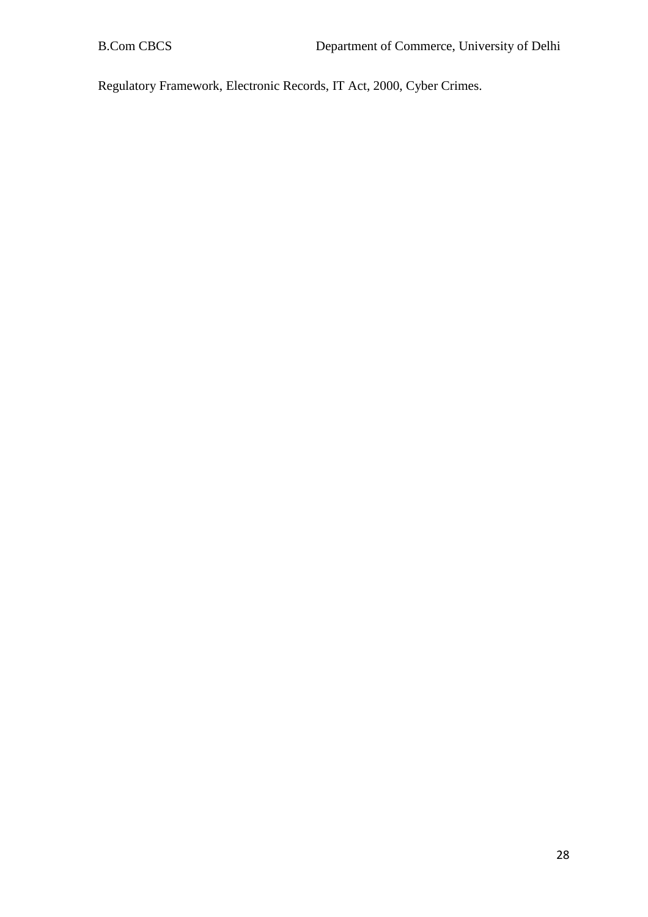Regulatory Framework, Electronic Records, IT Act, 2000, Cyber Crimes.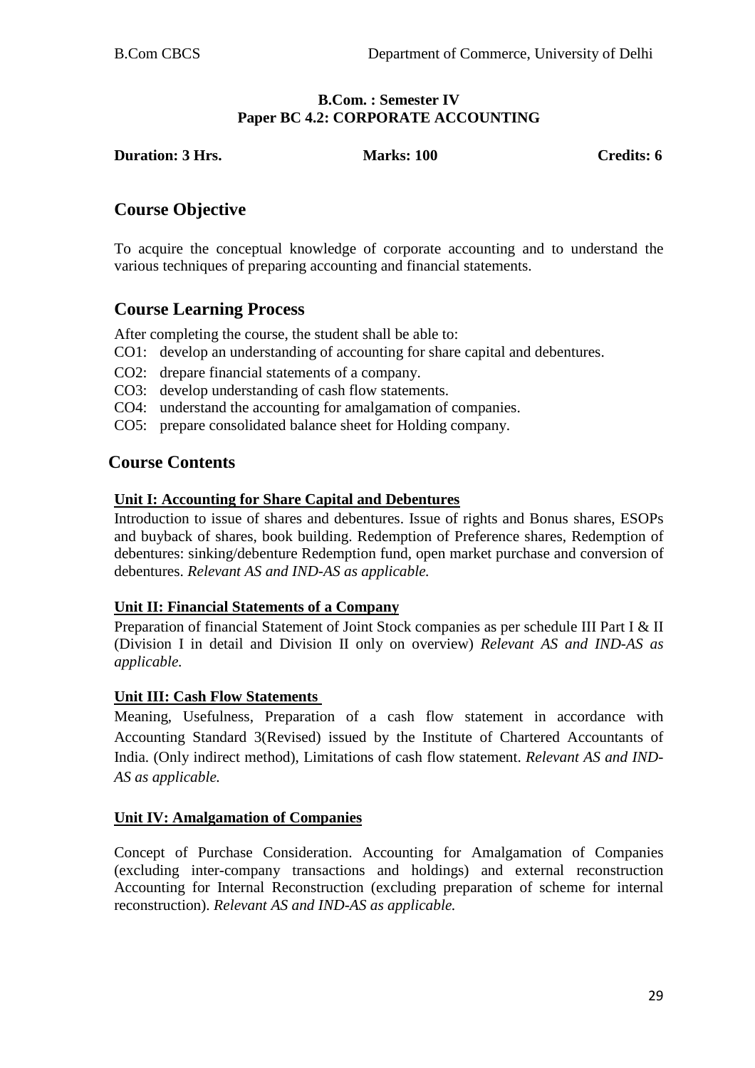**B.Com. : Semester IV**
**Paper BC 4.2: CORPORATE ACCOUNTING**

**Duration: 3 Hrs.** **Marks: 100** **Credits: 6**

## Course Objective

To acquire the conceptual knowledge of corporate accounting and to understand the various techniques of preparing accounting and financial statements.

## Course Learning Process

After completing the course, the student shall be able to:

CO1: develop an understanding of accounting for share capital and debentures.

CO2: drepare financial statements of a company.

CO3: develop understanding of cash flow statements.

CO4: understand the accounting for amalgamation of companies.

CO5: prepare consolidated balance sheet for Holding company.

## Course Contents

### Unit I: Accounting for Share Capital and Debentures

Introduction to issue of shares and debentures. Issue of rights and Bonus shares, ESOPs and buyback of shares, book building. Redemption of Preference shares, Redemption of debentures: sinking/debenture Redemption fund, open market purchase and conversion of debentures. *Relevant AS and IND-AS as applicable.*

### Unit II: Financial Statements of a Company

Preparation of financial Statement of Joint Stock companies as per schedule III Part I & II (Division I in detail and Division II only on overview) *Relevant AS and IND-AS as applicable.*

### Unit III: Cash Flow Statements

Meaning, Usefulness, Preparation of a cash flow statement in accordance with Accounting Standard 3(Revised) issued by the Institute of Chartered Accountants of India. (Only indirect method), Limitations of cash flow statement. *Relevant AS and IND-AS as applicable.*

### Unit IV: Amalgamation of Companies

Concept of Purchase Consideration. Accounting for Amalgamation of Companies (excluding inter-company transactions and holdings) and external reconstruction Accounting for Internal Reconstruction (excluding preparation of scheme for internal reconstruction). *Relevant AS and IND-AS as applicable.*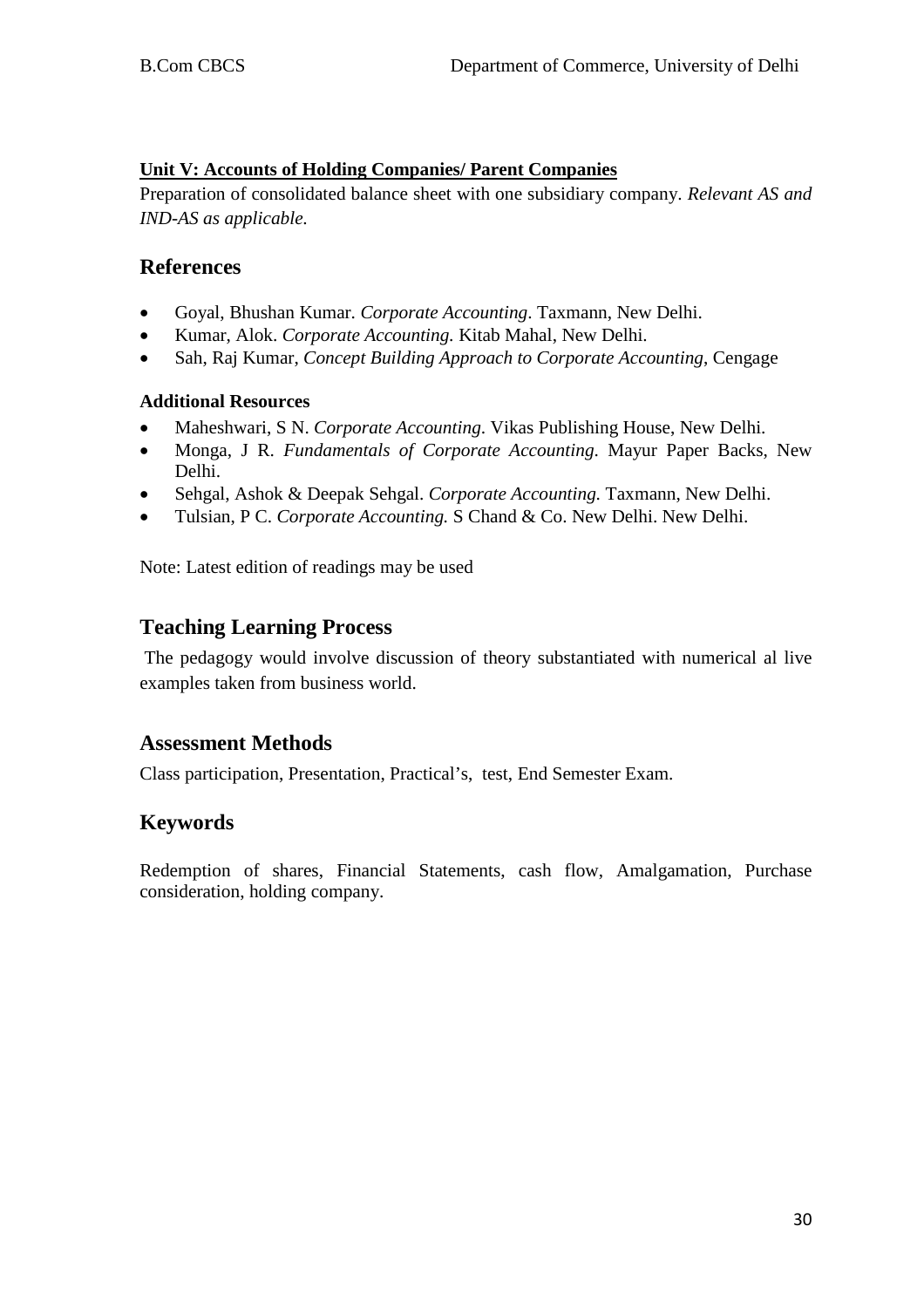**Unit V: Accounts of Holding Companies/ Parent Companies**

Preparation of consolidated balance sheet with one subsidiary company. *Relevant AS and IND-AS as applicable.*

## References

- Goyal, Bhushan Kumar. *Corporate Accounting*. Taxmann, New Delhi.
- Kumar, Alok. *Corporate Accounting.* Kitab Mahal, New Delhi.
- Sah, Raj Kumar, *Concept Building Approach to Corporate Accounting*, Cengage

**Additional Resources**

- Maheshwari, S N. *Corporate Accounting*. Vikas Publishing House, New Delhi.
- Monga, J R. *Fundamentals of Corporate Accounting*. Mayur Paper Backs, New Delhi.
- Sehgal, Ashok & Deepak Sehgal. *Corporate Accounting.* Taxmann, New Delhi.
- Tulsian, P C. *Corporate Accounting.* S Chand & Co. New Delhi. New Delhi.

Note: Latest edition of readings may be used

## Teaching Learning Process

The pedagogy would involve discussion of theory substantiated with numerical al live examples taken from business world.

## Assessment Methods

Class participation, Presentation, Practical's, test, End Semester Exam.

## Keywords

Redemption of shares, Financial Statements, cash flow, Amalgamation, Purchase consideration, holding company.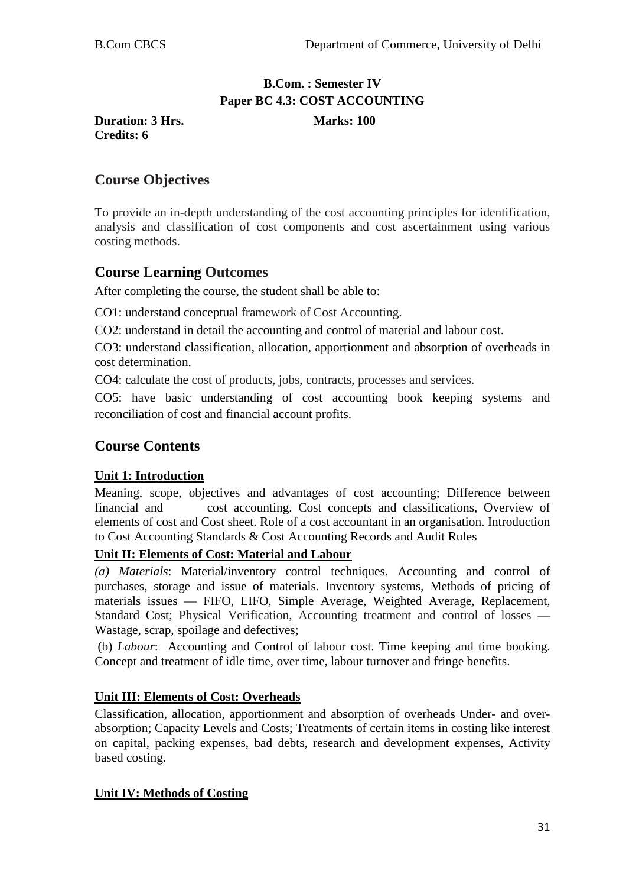**B.Com. : Semester IV**
**Paper BC 4.3: COST ACCOUNTING**

**Duration: 3 Hrs.** **Marks: 100**
**Credits: 6**

## Course Objectives

To provide an in-depth understanding of the cost accounting principles for identification, analysis and classification of cost components and cost ascertainment using various costing methods.

## Course Learning Outcomes

After completing the course, the student shall be able to:

CO1: understand conceptual framework of Cost Accounting.

CO2: understand in detail the accounting and control of material and labour cost.

CO3: understand classification, allocation, apportionment and absorption of overheads in cost determination.

CO4: calculate the cost of products, jobs, contracts, processes and services.

CO5: have basic understanding of cost accounting book keeping systems and reconciliation of cost and financial account profits.

## Course Contents

**Unit 1: Introduction**

Meaning, scope, objectives and advantages of cost accounting; Difference between financial and cost accounting. Cost concepts and classifications, Overview of elements of cost and Cost sheet. Role of a cost accountant in an organisation. Introduction to Cost Accounting Standards & Cost Accounting Records and Audit Rules

**Unit II: Elements of Cost: Material and Labour**

*(a) Materials*: Material/inventory control techniques. Accounting and control of purchases, storage and issue of materials. Inventory systems, Methods of pricing of materials issues — FIFO, LIFO, Simple Average, Weighted Average, Replacement, Standard Cost; Physical Verification, Accounting treatment and control of losses — Wastage, scrap, spoilage and defectives;

(b) *Labour*: Accounting and Control of labour cost. Time keeping and time booking. Concept and treatment of idle time, over time, labour turnover and fringe benefits.

**Unit III: Elements of Cost: Overheads**

Classification, allocation, apportionment and absorption of overheads Under- and over-absorption; Capacity Levels and Costs; Treatments of certain items in costing like interest on capital, packing expenses, bad debts, research and development expenses, Activity based costing.

**Unit IV: Methods of Costing**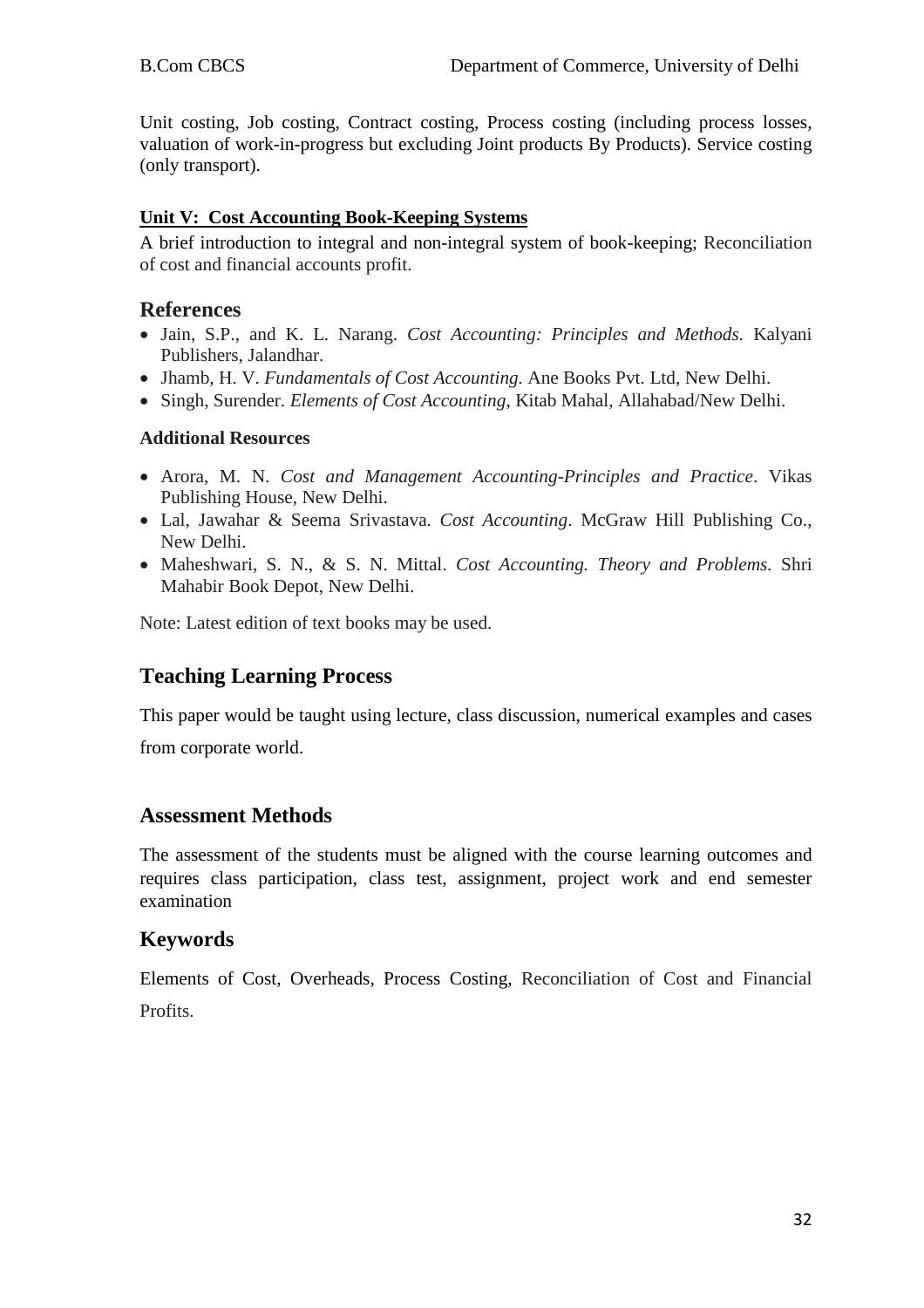Unit costing, Job costing, Contract costing, Process costing (including process losses, valuation of work-in-progress but excluding Joint products By Products). Service costing (only transport).

**Unit V: Cost Accounting Book-Keeping Systems**

A brief introduction to integral and non-integral system of book-keeping; Reconciliation of cost and financial accounts profit.

## References

- Jain, S.P., and K. L. Narang. *Cost Accounting: Principles and Methods.* Kalyani Publishers, Jalandhar.
- Jhamb, H. V. *Fundamentals of Cost Accounting.* Ane Books Pvt. Ltd, New Delhi.
- Singh, Surender. *Elements of Cost Accounting*, Kitab Mahal, Allahabad/New Delhi.

**Additional Resources**

- Arora, M. N. *Cost and Management Accounting-Principles and Practice*. Vikas Publishing House, New Delhi.
- Lal, Jawahar & Seema Srivastava. *Cost Accounting*. McGraw Hill Publishing Co., New Delhi.
- Maheshwari, S. N., & S. N. Mittal. *Cost Accounting. Theory and Problems.* Shri Mahabir Book Depot, New Delhi.

Note: Latest edition of text books may be used.

## Teaching Learning Process

This paper would be taught using lecture, class discussion, numerical examples and cases from corporate world.

## Assessment Methods

The assessment of the students must be aligned with the course learning outcomes and requires class participation, class test, assignment, project work and end semester examination

## Keywords

Elements of Cost, Overheads, Process Costing, Reconciliation of Cost and Financial Profits.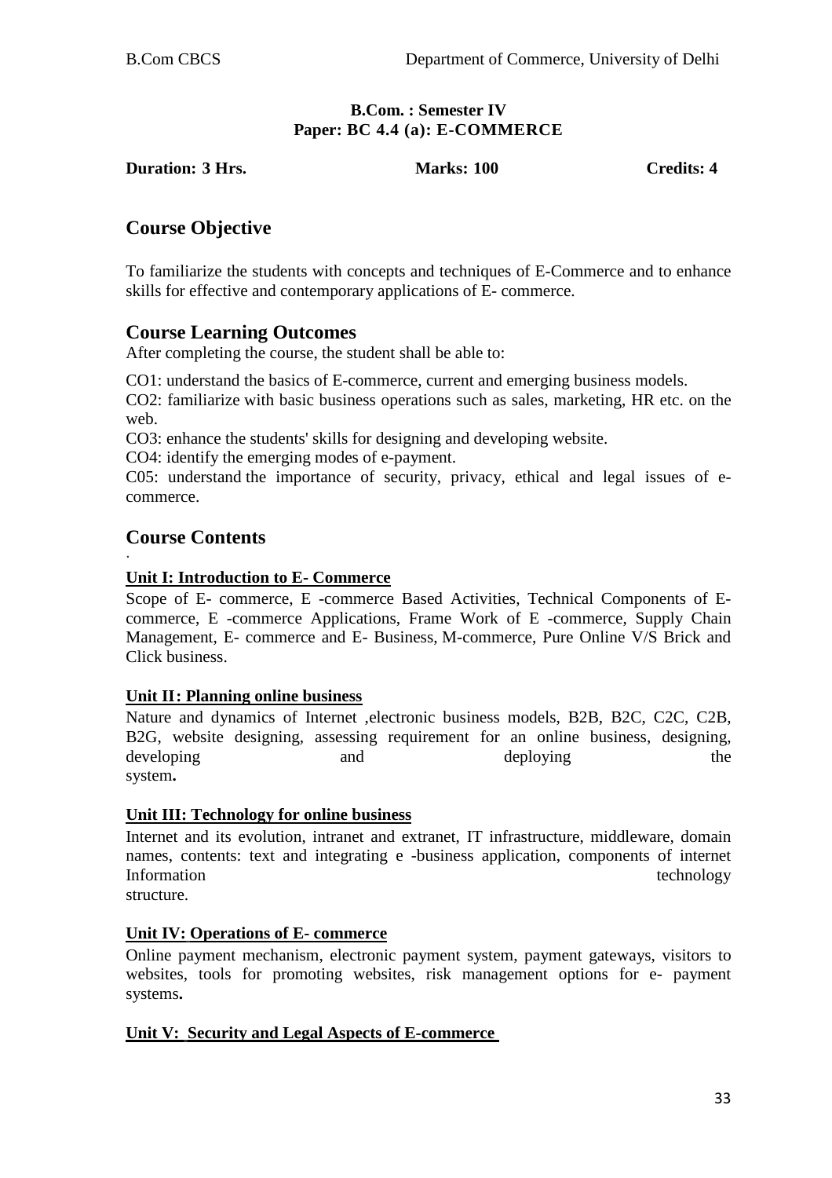**B.Com. : Semester IV**
**Paper: BC 4.4 (a): E-COMMERCE**

**Duration: 3 Hrs.** **Marks: 100** **Credits: 4**

## Course Objective

To familiarize the students with concepts and techniques of E-Commerce and to enhance skills for effective and contemporary applications of E- commerce.

## Course Learning Outcomes

After completing the course, the student shall be able to:

CO1: understand the basics of E-commerce, current and emerging business models.

CO2: familiarize with basic business operations such as sales, marketing, HR etc. on the web.

CO3: enhance the students' skills for designing and developing website.

CO4: identify the emerging modes of e-payment.

C05: understand the importance of security, privacy, ethical and legal issues of e-commerce.

## Course Contents

**Unit I: Introduction to E- Commerce**

Scope of E- commerce, E -commerce Based Activities, Technical Components of E-commerce, E -commerce Applications, Frame Work of E -commerce, Supply Chain Management, E- commerce and E- Business, M-commerce, Pure Online V/S Brick and Click business.

**Unit II: Planning online business**

Nature and dynamics of Internet ,electronic business models, B2B, B2C, C2C, C2B, B2G, website designing, assessing requirement for an online business, designing, developing and deploying the system**.**

**Unit III: Technology for online business**

Internet and its evolution, intranet and extranet, IT infrastructure, middleware, domain names, contents: text and integrating e -business application, components of internet Information technology structure.

**Unit IV: Operations of E- commerce**

Online payment mechanism, electronic payment system, payment gateways, visitors to websites, tools for promoting websites, risk management options for e- payment systems**.**

**Unit V: Security and Legal Aspects of E-commerce**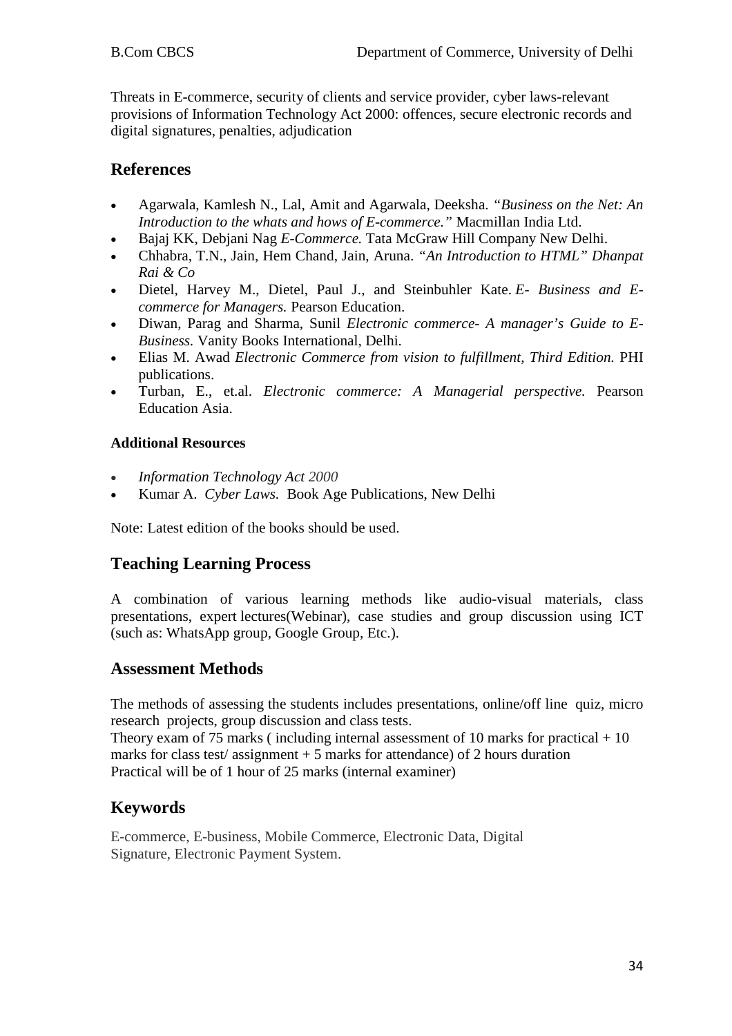Threats in E-commerce, security of clients and service provider, cyber laws-relevant provisions of Information Technology Act 2000: offences, secure electronic records and digital signatures, penalties, adjudication

## References

- Agarwala, Kamlesh N., Lal, Amit and Agarwala, Deeksha. *"Business on the Net: An Introduction to the whats and hows of E-commerce."* Macmillan India Ltd.
- Bajaj KK, Debjani Nag *E-Commerce.* Tata McGraw Hill Company New Delhi.
- Chhabra, T.N., Jain, Hem Chand, Jain, Aruna. *"An Introduction to HTML" Dhanpat Rai & Co*
- Dietel, Harvey M., Dietel, Paul J., and Steinbuhler Kate. *E- Business and E-commerce for Managers.* Pearson Education.
- Diwan, Parag and Sharma, Sunil *Electronic commerce- A manager's Guide to E-Business.* Vanity Books International, Delhi.
- Elias M. Awad *Electronic Commerce from vision to fulfillment, Third Edition.* PHI publications.
- Turban, E., et.al. *Electronic commerce: A Managerial perspective.* Pearson Education Asia.

### Additional Resources

- *Information Technology Act 2000*
- Kumar A. *Cyber Laws.* Book Age Publications, New Delhi

Note: Latest edition of the books should be used.

## Teaching Learning Process

A combination of various learning methods like audio-visual materials, class presentations, expert lectures(Webinar), case studies and group discussion using ICT (such as: WhatsApp group, Google Group, Etc.).

## Assessment Methods

The methods of assessing the students includes presentations, online/off line quiz, micro research projects, group discussion and class tests.
Theory exam of 75 marks ( including internal assessment of 10 marks for practical + 10 marks for class test/ assignment + 5 marks for attendance) of 2 hours duration
Practical will be of 1 hour of 25 marks (internal examiner)

## Keywords

E-commerce, E-business, Mobile Commerce, Electronic Data, Digital Signature, Electronic Payment System.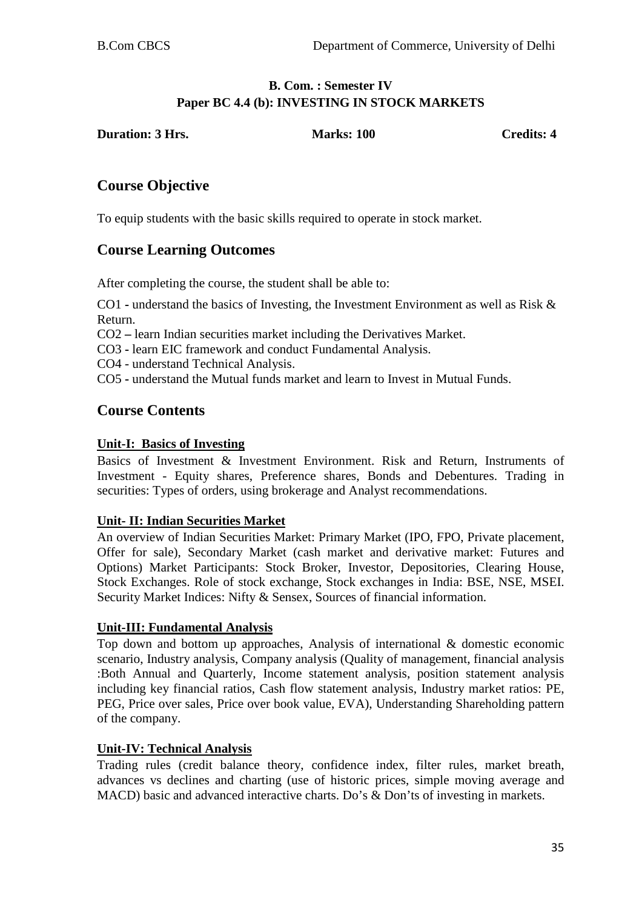**B. Com. : Semester IV**
**Paper BC 4.4 (b): INVESTING IN STOCK MARKETS**

**Duration: 3 Hrs.** **Marks: 100** **Credits: 4**

## Course Objective

To equip students with the basic skills required to operate in stock market.

## Course Learning Outcomes

After completing the course, the student shall be able to:

CO1 - understand the basics of Investing, the Investment Environment as well as Risk & Return.
CO2 – learn Indian securities market including the Derivatives Market.
CO3 - learn EIC framework and conduct Fundamental Analysis.
CO4 - understand Technical Analysis.
CO5 - understand the Mutual funds market and learn to Invest in Mutual Funds.

## Course Contents

**Unit-I: Basics of Investing**

Basics of Investment & Investment Environment. Risk and Return, Instruments of Investment - Equity shares, Preference shares, Bonds and Debentures. Trading in securities: Types of orders, using brokerage and Analyst recommendations.

**Unit- II: Indian Securities Market**

An overview of Indian Securities Market: Primary Market (IPO, FPO, Private placement, Offer for sale), Secondary Market (cash market and derivative market: Futures and Options) Market Participants: Stock Broker, Investor, Depositories, Clearing House, Stock Exchanges. Role of stock exchange, Stock exchanges in India: BSE, NSE, MSEI. Security Market Indices: Nifty & Sensex, Sources of financial information.

**Unit-III: Fundamental Analysis**

Top down and bottom up approaches, Analysis of international & domestic economic scenario, Industry analysis, Company analysis (Quality of management, financial analysis :Both Annual and Quarterly, Income statement analysis, position statement analysis including key financial ratios, Cash flow statement analysis, Industry market ratios: PE, PEG, Price over sales, Price over book value, EVA), Understanding Shareholding pattern of the company.

**Unit-IV: Technical Analysis**

Trading rules (credit balance theory, confidence index, filter rules, market breath, advances vs declines and charting (use of historic prices, simple moving average and MACD) basic and advanced interactive charts. Do's & Don'ts of investing in markets.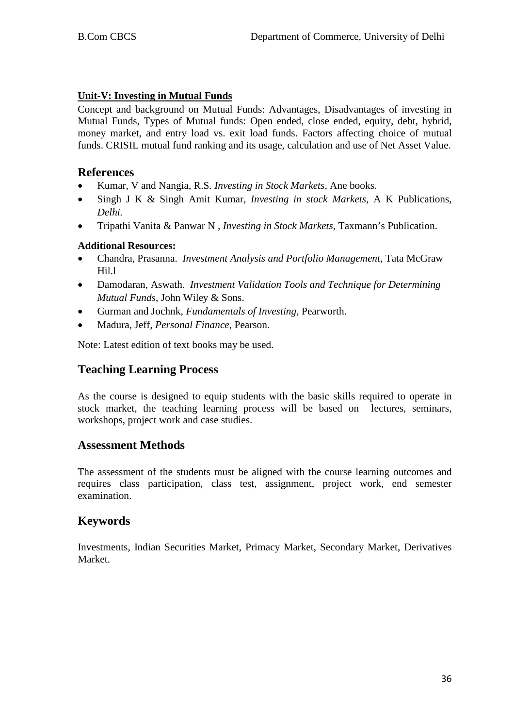**Unit-V: Investing in Mutual Funds**

Concept and background on Mutual Funds: Advantages, Disadvantages of investing in Mutual Funds, Types of Mutual funds: Open ended, close ended, equity, debt, hybrid, money market, and entry load vs. exit load funds. Factors affecting choice of mutual funds. CRISIL mutual fund ranking and its usage, calculation and use of Net Asset Value.

## References

- Kumar, V and Nangia, R.S. *Investing in Stock Markets*, Ane books.
- Singh J K & Singh Amit Kumar, *Investing in stock Markets*, A K Publications, *Delhi.*
- Tripathi Vanita & Panwar N , *Investing in Stock Markets*, Taxmann's Publication.

**Additional Resources:**

- Chandra, Prasanna. *Investment Analysis and Portfolio Management*, Tata McGraw Hil.l
- Damodaran, Aswath. *Investment Validation Tools and Technique for Determining Mutual Funds*, John Wiley & Sons.
- Gurman and Jochnk, *Fundamentals of Investing*, Pearworth.
- Madura, Jeff, *Personal Finance*, Pearson.

Note: Latest edition of text books may be used.

## Teaching Learning Process

As the course is designed to equip students with the basic skills required to operate in stock market, the teaching learning process will be based on lectures, seminars, workshops, project work and case studies.

## Assessment Methods

The assessment of the students must be aligned with the course learning outcomes and requires class participation, class test, assignment, project work, end semester examination.

## Keywords

Investments, Indian Securities Market, Primacy Market, Secondary Market, Derivatives Market.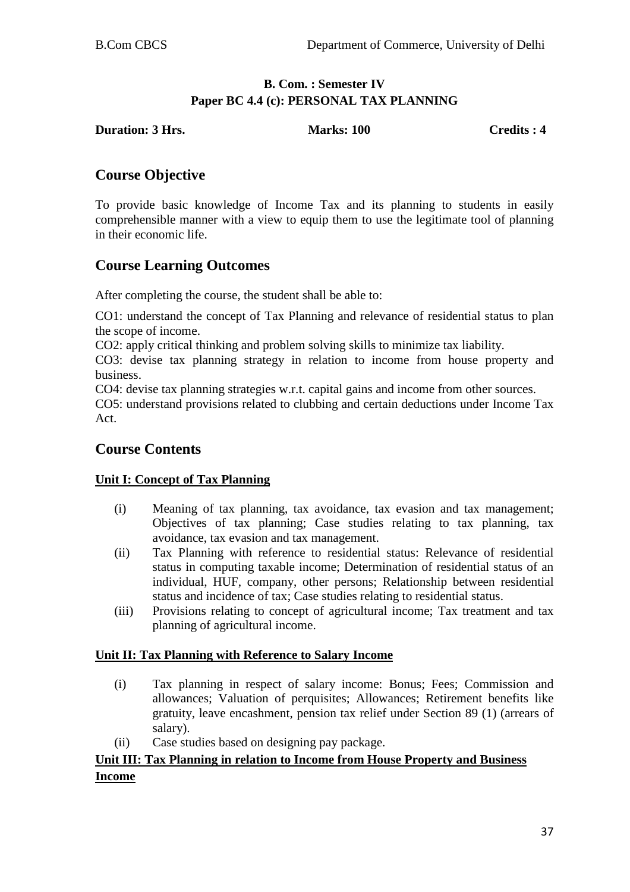**B. Com. : Semester IV**
**Paper BC 4.4 (c): PERSONAL TAX PLANNING**

**Duration: 3 Hrs.** **Marks: 100** **Credits : 4**

## Course Objective

To provide basic knowledge of Income Tax and its planning to students in easily comprehensible manner with a view to equip them to use the legitimate tool of planning in their economic life.

## Course Learning Outcomes

After completing the course, the student shall be able to:

CO1: understand the concept of Tax Planning and relevance of residential status to plan the scope of income.

CO2: apply critical thinking and problem solving skills to minimize tax liability.

CO3: devise tax planning strategy in relation to income from house property and business.

CO4: devise tax planning strategies w.r.t. capital gains and income from other sources.

CO5: understand provisions related to clubbing and certain deductions under Income Tax Act.

## Course Contents

### Unit I: Concept of Tax Planning

(i) Meaning of tax planning, tax avoidance, tax evasion and tax management; Objectives of tax planning; Case studies relating to tax planning, tax avoidance, tax evasion and tax management.

(ii) Tax Planning with reference to residential status: Relevance of residential status in computing taxable income; Determination of residential status of an individual, HUF, company, other persons; Relationship between residential status and incidence of tax; Case studies relating to residential status.

(iii) Provisions relating to concept of agricultural income; Tax treatment and tax planning of agricultural income.

### Unit II: Tax Planning with Reference to Salary Income

(i) Tax planning in respect of salary income: Bonus; Fees; Commission and allowances; Valuation of perquisites; Allowances; Retirement benefits like gratuity, leave encashment, pension tax relief under Section 89 (1) (arrears of salary).

(ii) Case studies based on designing pay package.

### Unit III: Tax Planning in relation to Income from House Property and Business Income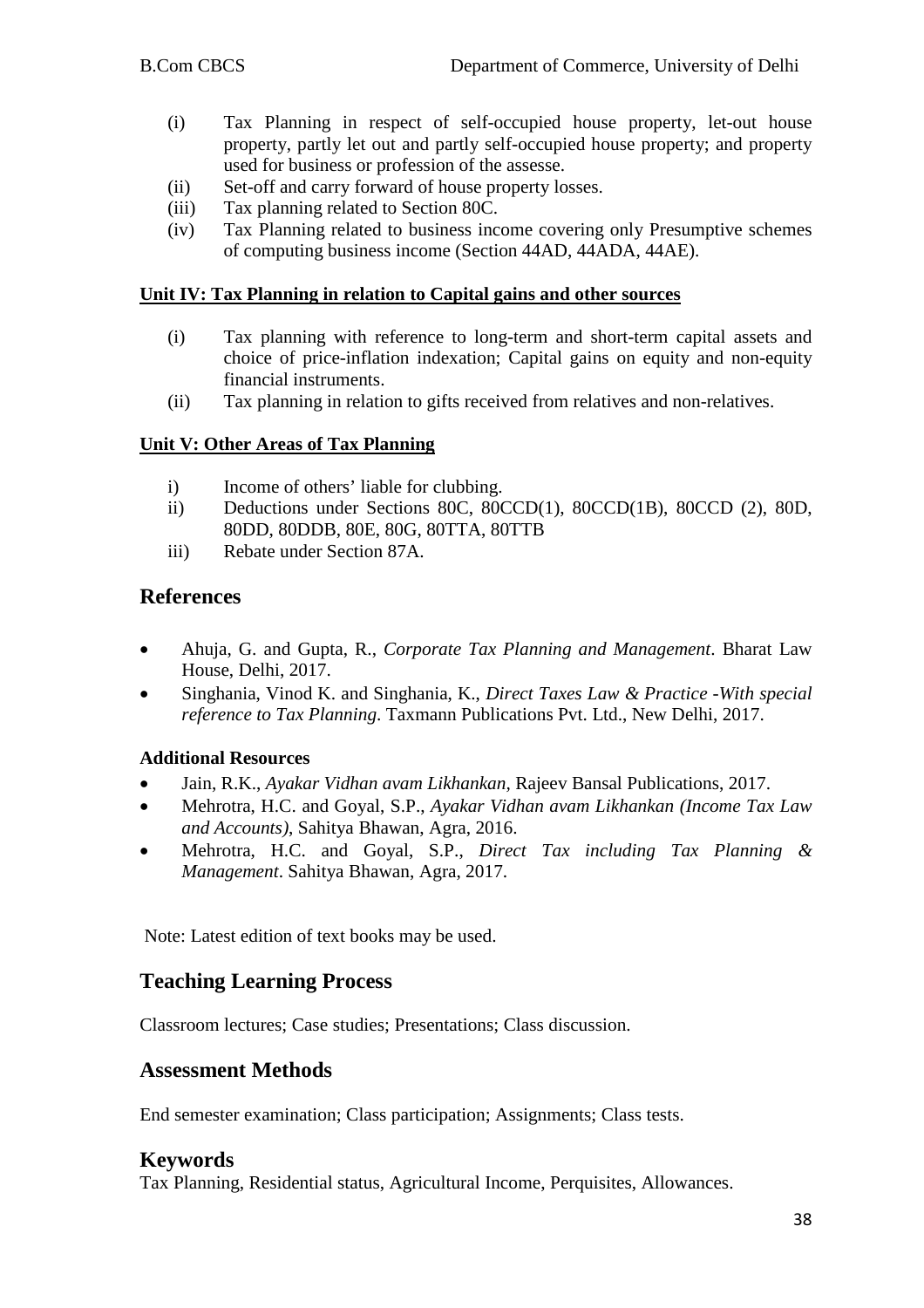(i) Tax Planning in respect of self-occupied house property, let-out house property, partly let out and partly self-occupied house property; and property used for business or profession of the assesse.
(ii) Set-off and carry forward of house property losses.
(iii) Tax planning related to Section 80C.
(iv) Tax Planning related to business income covering only Presumptive schemes of computing business income (Section 44AD, 44ADA, 44AE).

**Unit IV: Tax Planning in relation to Capital gains and other sources**

(i) Tax planning with reference to long-term and short-term capital assets and choice of price-inflation indexation; Capital gains on equity and non-equity financial instruments.
(ii) Tax planning in relation to gifts received from relatives and non-relatives.

**Unit V: Other Areas of Tax Planning**

i) Income of others' liable for clubbing.
ii) Deductions under Sections 80C, 80CCD(1), 80CCD(1B), 80CCD (2), 80D, 80DD, 80DDB, 80E, 80G, 80TTA, 80TTB
iii) Rebate under Section 87A.

## References

- Ahuja, G. and Gupta, R., *Corporate Tax Planning and Management*. Bharat Law House, Delhi, 2017.
- Singhania, Vinod K. and Singhania, K., *Direct Taxes Law & Practice -With special reference to Tax Planning*. Taxmann Publications Pvt. Ltd., New Delhi, 2017.

### Additional Resources

- Jain, R.K., *Ayakar Vidhan avam Likhankan*, Rajeev Bansal Publications, 2017.
- Mehrotra, H.C. and Goyal, S.P., *Ayakar Vidhan avam Likhankan (Income Tax Law and Accounts)*, Sahitya Bhawan, Agra, 2016.
- Mehrotra, H.C. and Goyal, S.P., *Direct Tax including Tax Planning & Management*. Sahitya Bhawan, Agra, 2017.

Note: Latest edition of text books may be used.

## Teaching Learning Process

Classroom lectures; Case studies; Presentations; Class discussion.

## Assessment Methods

End semester examination; Class participation; Assignments; Class tests.

## Keywords

Tax Planning, Residential status, Agricultural Income, Perquisites, Allowances.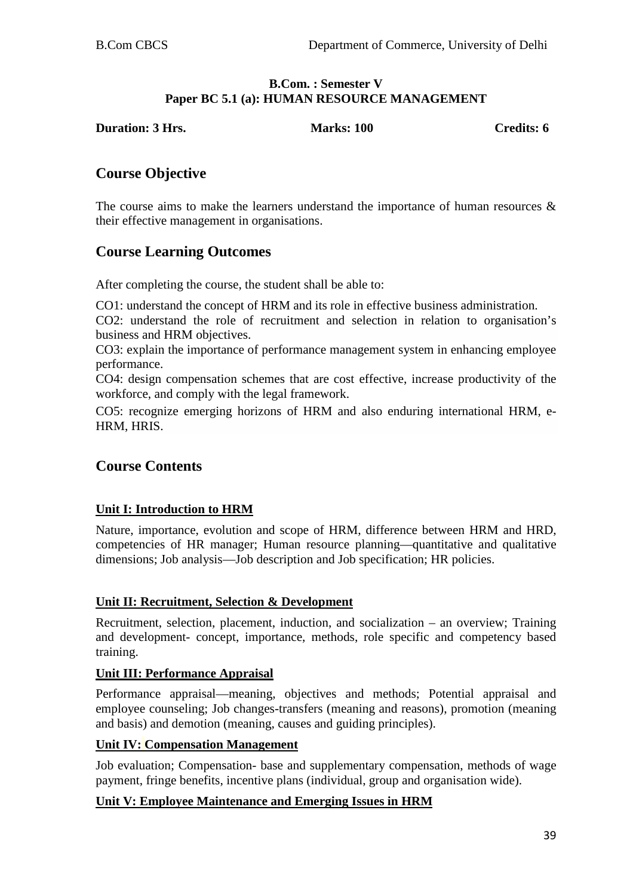**B.Com. : Semester V**
**Paper BC 5.1 (a): HUMAN RESOURCE MANAGEMENT**

**Duration: 3 Hrs.** **Marks: 100** **Credits: 6**

## Course Objective

The course aims to make the learners understand the importance of human resources & their effective management in organisations.

## Course Learning Outcomes

After completing the course, the student shall be able to:

CO1: understand the concept of HRM and its role in effective business administration.
CO2: understand the role of recruitment and selection in relation to organisation's business and HRM objectives.
CO3: explain the importance of performance management system in enhancing employee performance.
CO4: design compensation schemes that are cost effective, increase productivity of the workforce, and comply with the legal framework.
CO5: recognize emerging horizons of HRM and also enduring international HRM, e-HRM, HRIS.

## Course Contents

### Unit I: Introduction to HRM

Nature, importance, evolution and scope of HRM, difference between HRM and HRD, competencies of HR manager; Human resource planning—quantitative and qualitative dimensions; Job analysis—Job description and Job specification; HR policies.

### Unit II: Recruitment, Selection & Development

Recruitment, selection, placement, induction, and socialization – an overview; Training and development- concept, importance, methods, role specific and competency based training.

### Unit III: Performance Appraisal

Performance appraisal—meaning, objectives and methods; Potential appraisal and employee counseling; Job changes-transfers (meaning and reasons), promotion (meaning and basis) and demotion (meaning, causes and guiding principles).

### Unit IV: Compensation Management

Job evaluation; Compensation- base and supplementary compensation, methods of wage payment, fringe benefits, incentive plans (individual, group and organisation wide).

### Unit V: Employee Maintenance and Emerging Issues in HRM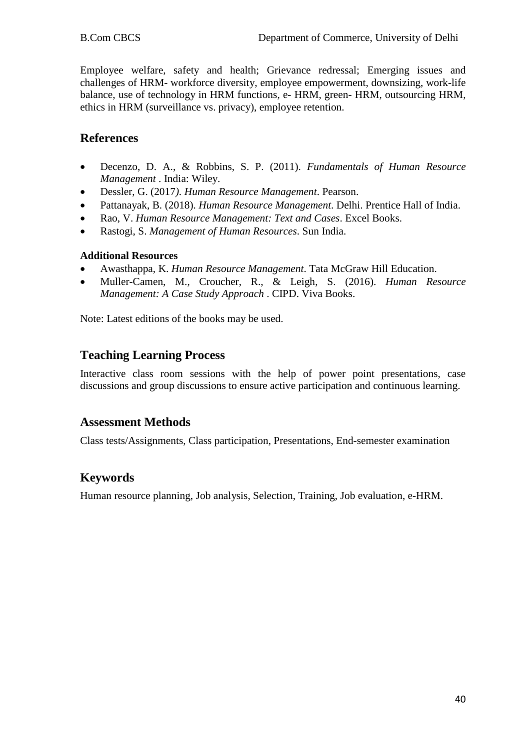Employee welfare, safety and health; Grievance redressal; Emerging issues and challenges of HRM- workforce diversity, employee empowerment, downsizing, work-life balance, use of technology in HRM functions, e- HRM, green- HRM, outsourcing HRM, ethics in HRM (surveillance vs. privacy), employee retention.

## References

- Decenzo, D. A., & Robbins, S. P. (2011). *Fundamentals of Human Resource Management* . India: Wiley.
- Dessler, G. (2017). *Human Resource Management*. Pearson.
- Pattanayak, B. (2018). *Human Resource Management.* Delhi. Prentice Hall of India.
- Rao, V. *Human Resource Management: Text and Cases*. Excel Books.
- Rastogi, S. *Management of Human Resources*. Sun India.

**Additional Resources**

- Awasthappa, K. *Human Resource Management*. Tata McGraw Hill Education.
- Muller-Camen, M., Croucher, R., & Leigh, S. (2016). *Human Resource Management: A Case Study Approach* . CIPD. Viva Books.

Note: Latest editions of the books may be used.

## Teaching Learning Process

Interactive class room sessions with the help of power point presentations, case discussions and group discussions to ensure active participation and continuous learning.

## Assessment Methods

Class tests/Assignments, Class participation, Presentations, End-semester examination

## Keywords

Human resource planning, Job analysis, Selection, Training, Job evaluation, e-HRM.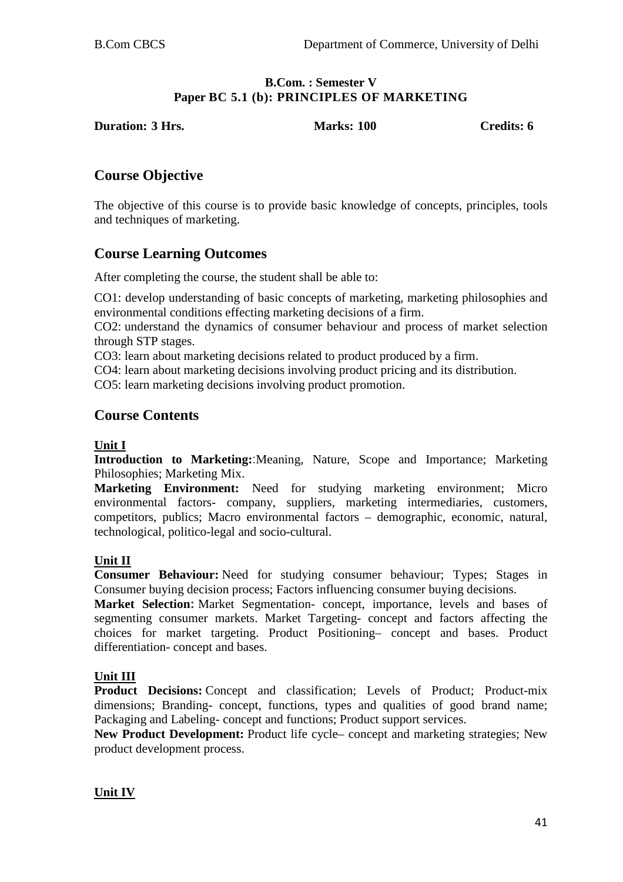**B.Com. : Semester V**
**Paper BC 5.1 (b): PRINCIPLES OF MARKETING**

**Duration: 3 Hrs.** **Marks: 100** **Credits: 6**

## Course Objective

The objective of this course is to provide basic knowledge of concepts, principles, tools and techniques of marketing.

## Course Learning Outcomes

After completing the course, the student shall be able to:

CO1: develop understanding of basic concepts of marketing, marketing philosophies and environmental conditions effecting marketing decisions of a firm.

CO2: understand the dynamics of consumer behaviour and process of market selection through STP stages.

CO3: learn about marketing decisions related to product produced by a firm.

CO4: learn about marketing decisions involving product pricing and its distribution.

CO5: learn marketing decisions involving product promotion.

## Course Contents

**Unit I**

**Introduction to Marketing:**:Meaning, Nature, Scope and Importance; Marketing Philosophies; Marketing Mix.

**Marketing Environment:** Need for studying marketing environment; Micro environmental factors- company, suppliers, marketing intermediaries, customers, competitors, publics; Macro environmental factors – demographic, economic, natural, technological, politico-legal and socio-cultural.

**Unit II**

**Consumer Behaviour:** Need for studying consumer behaviour; Types; Stages in Consumer buying decision process; Factors influencing consumer buying decisions.

**Market Selection:** Market Segmentation- concept, importance, levels and bases of segmenting consumer markets. Market Targeting- concept and factors affecting the choices for market targeting. Product Positioning– concept and bases. Product differentiation- concept and bases.

**Unit III**

**Product Decisions:** Concept and classification; Levels of Product; Product-mix dimensions; Branding- concept, functions, types and qualities of good brand name; Packaging and Labeling- concept and functions; Product support services.

**New Product Development:** Product life cycle– concept and marketing strategies; New product development process.

**Unit IV**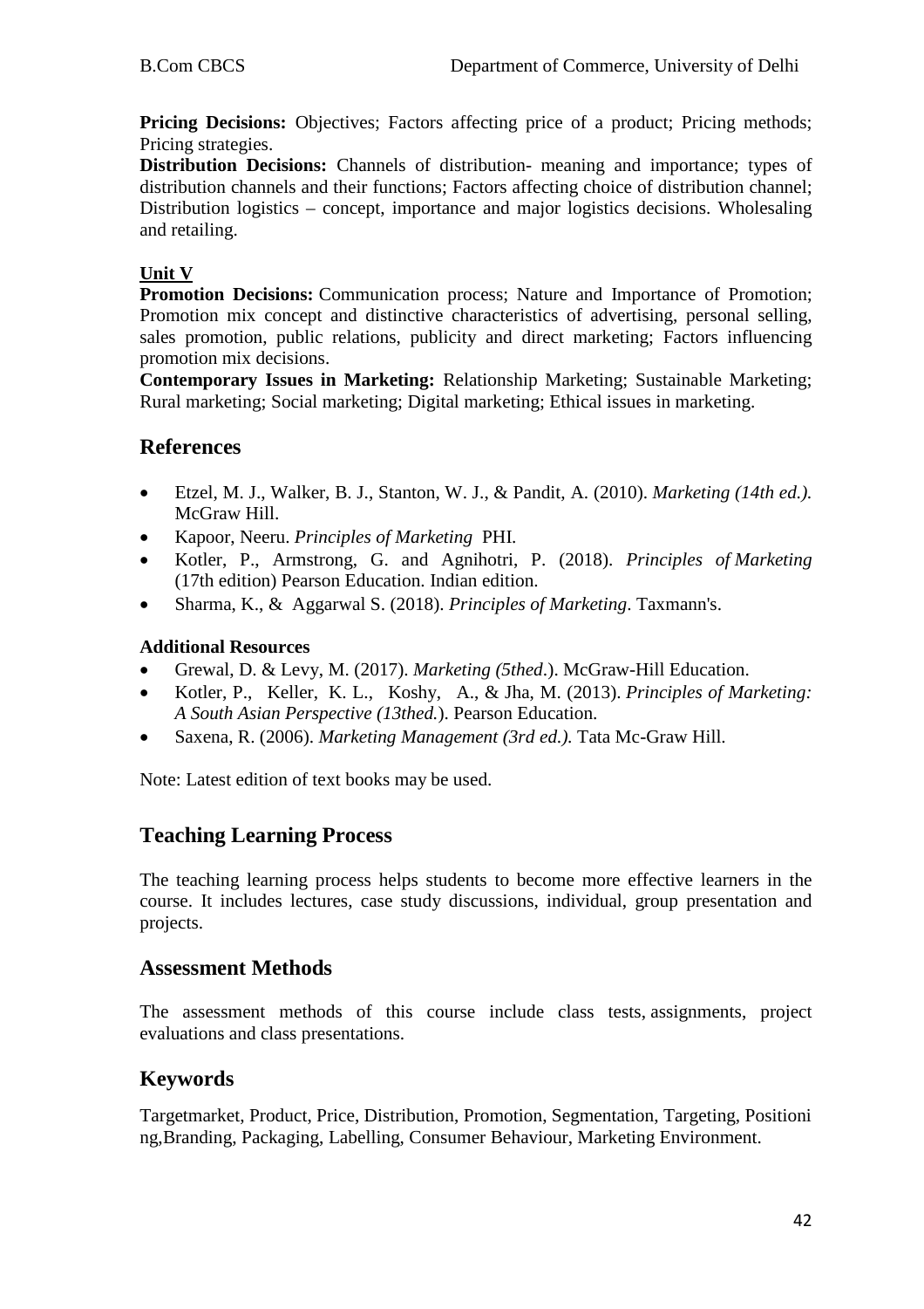**Pricing Decisions:** Objectives; Factors affecting price of a product; Pricing methods; Pricing strategies.

**Distribution Decisions:** Channels of distribution- meaning and importance; types of distribution channels and their functions; Factors affecting choice of distribution channel; Distribution logistics – concept, importance and major logistics decisions. Wholesaling and retailing.

**Unit V**

**Promotion Decisions:** Communication process; Nature and Importance of Promotion; Promotion mix concept and distinctive characteristics of advertising, personal selling, sales promotion, public relations, publicity and direct marketing; Factors influencing promotion mix decisions.

**Contemporary Issues in Marketing:** Relationship Marketing; Sustainable Marketing; Rural marketing; Social marketing; Digital marketing; Ethical issues in marketing.

## References

- Etzel, M. J., Walker, B. J., Stanton, W. J., & Pandit, A. (2010). *Marketing (14th ed.).* McGraw Hill.
- Kapoor, Neeru. *Principles of Marketing* PHI.
- Kotler, P., Armstrong, G. and Agnihotri, P. (2018). *Principles of Marketing* (17th edition) Pearson Education. Indian edition.
- Sharma, K., & Aggarwal S. (2018). *Principles of Marketing*. Taxmann's.

**Additional Resources**

- Grewal, D. & Levy, M. (2017). *Marketing (5thed*.). McGraw-Hill Education.
- Kotler, P., Keller, K. L., Koshy, A., & Jha, M. (2013). *Principles of Marketing: A South Asian Perspective (13thed.*). Pearson Education.
- Saxena, R. (2006). *Marketing Management (3rd ed.).* Tata Mc-Graw Hill.

Note: Latest edition of text books may be used.

## Teaching Learning Process

The teaching learning process helps students to become more effective learners in the course. It includes lectures, case study discussions, individual, group presentation and projects.

## Assessment Methods

The assessment methods of this course include class tests, assignments, project evaluations and class presentations.

## Keywords

Targetmarket, Product, Price, Distribution, Promotion, Segmentation, Targeting, Positioning,Branding, Packaging, Labelling, Consumer Behaviour, Marketing Environment.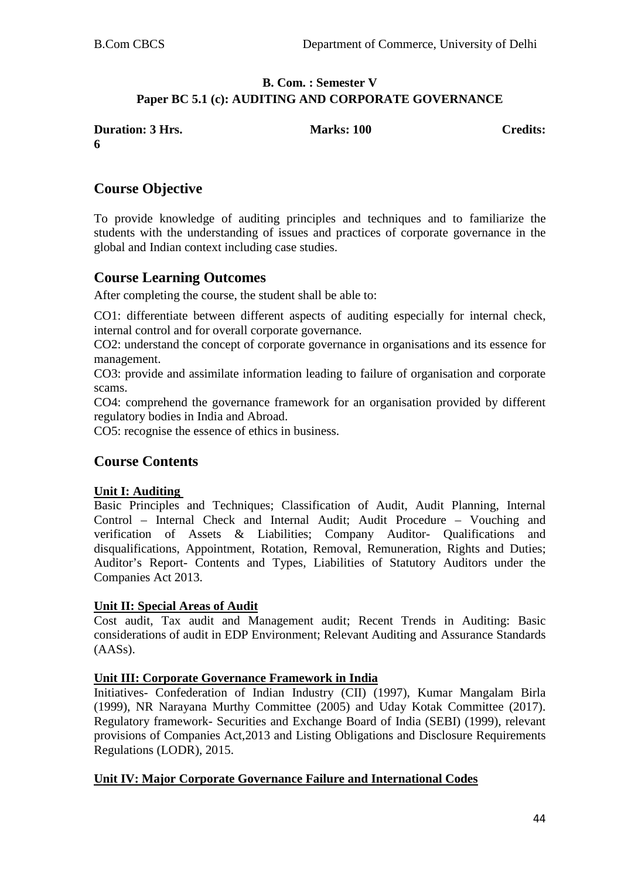**B. Com. : Semester V**

**Paper BC 5.1 (c): AUDITING AND CORPORATE GOVERNANCE**

**Duration: 3 Hrs.** **Marks: 100** **Credits: 6**

## Course Objective

To provide knowledge of auditing principles and techniques and to familiarize the students with the understanding of issues and practices of corporate governance in the global and Indian context including case studies.

## Course Learning Outcomes

After completing the course, the student shall be able to:

CO1: differentiate between different aspects of auditing especially for internal check, internal control and for overall corporate governance.

CO2: understand the concept of corporate governance in organisations and its essence for management.

CO3: provide and assimilate information leading to failure of organisation and corporate scams.

CO4: comprehend the governance framework for an organisation provided by different regulatory bodies in India and Abroad.

CO5: recognise the essence of ethics in business.

## Course Contents

**Unit I: Auditing**

Basic Principles and Techniques; Classification of Audit, Audit Planning, Internal Control – Internal Check and Internal Audit; Audit Procedure – Vouching and verification of Assets & Liabilities; Company Auditor- Qualifications and disqualifications, Appointment, Rotation, Removal, Remuneration, Rights and Duties; Auditor's Report- Contents and Types, Liabilities of Statutory Auditors under the Companies Act 2013.

**Unit II: Special Areas of Audit**

Cost audit, Tax audit and Management audit; Recent Trends in Auditing: Basic considerations of audit in EDP Environment; Relevant Auditing and Assurance Standards (AASs).

**Unit III: Corporate Governance Framework in India**

Initiatives- Confederation of Indian Industry (CII) (1997), Kumar Mangalam Birla (1999), NR Narayana Murthy Committee (2005) and Uday Kotak Committee (2017). Regulatory framework- Securities and Exchange Board of India (SEBI) (1999), relevant provisions of Companies Act,2013 and Listing Obligations and Disclosure Requirements Regulations (LODR), 2015.

**Unit IV: Major Corporate Governance Failure and International Codes**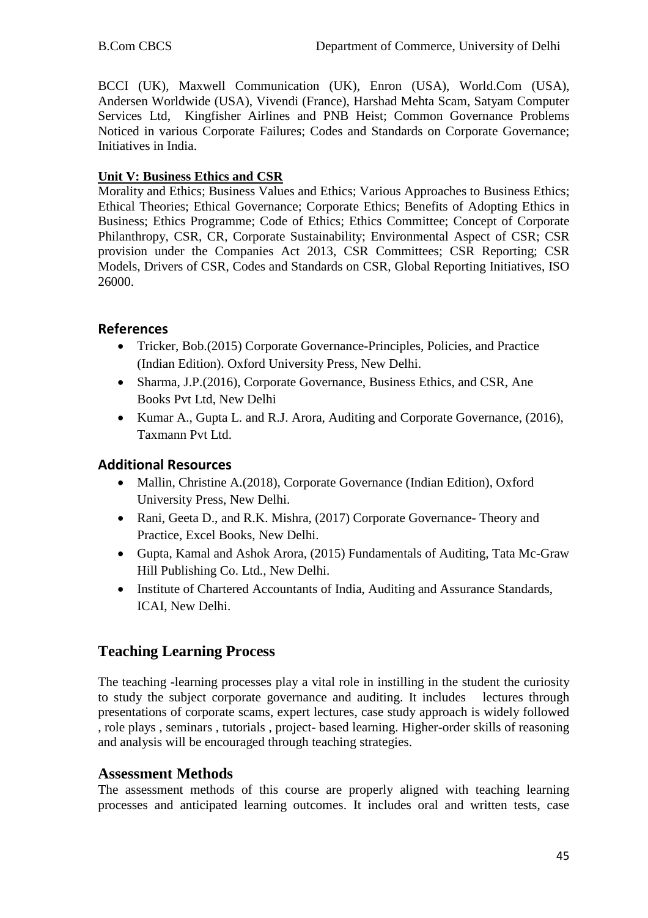BCCI (UK), Maxwell Communication (UK), Enron (USA), World.Com (USA), Andersen Worldwide (USA), Vivendi (France), Harshad Mehta Scam, Satyam Computer Services Ltd, Kingfisher Airlines and PNB Heist; Common Governance Problems Noticed in various Corporate Failures; Codes and Standards on Corporate Governance; Initiatives in India.

**Unit V: Business Ethics and CSR**

Morality and Ethics; Business Values and Ethics; Various Approaches to Business Ethics; Ethical Theories; Ethical Governance; Corporate Ethics; Benefits of Adopting Ethics in Business; Ethics Programme; Code of Ethics; Ethics Committee; Concept of Corporate Philanthropy, CSR, CR, Corporate Sustainability; Environmental Aspect of CSR; CSR provision under the Companies Act 2013, CSR Committees; CSR Reporting; CSR Models, Drivers of CSR, Codes and Standards on CSR, Global Reporting Initiatives, ISO 26000.

### References

- Tricker, Bob.(2015) Corporate Governance-Principles, Policies, and Practice (Indian Edition). Oxford University Press, New Delhi.
- Sharma, J.P.(2016), Corporate Governance, Business Ethics, and CSR, Ane Books Pvt Ltd, New Delhi
- Kumar A., Gupta L. and R.J. Arora, Auditing and Corporate Governance, (2016), Taxmann Pvt Ltd.

### Additional Resources

- Mallin, Christine A.(2018), Corporate Governance (Indian Edition), Oxford University Press, New Delhi.
- Rani, Geeta D., and R.K. Mishra, (2017) Corporate Governance- Theory and Practice, Excel Books, New Delhi.
- Gupta, Kamal and Ashok Arora, (2015) Fundamentals of Auditing, Tata Mc-Graw Hill Publishing Co. Ltd., New Delhi.
- Institute of Chartered Accountants of India, Auditing and Assurance Standards, ICAI, New Delhi.

## Teaching Learning Process

The teaching -learning processes play a vital role in instilling in the student the curiosity to study the subject corporate governance and auditing. It includes lectures through presentations of corporate scams, expert lectures, case study approach is widely followed , role plays , seminars , tutorials , project- based learning. Higher-order skills of reasoning and analysis will be encouraged through teaching strategies.

## Assessment Methods

The assessment methods of this course are properly aligned with teaching learning processes and anticipated learning outcomes. It includes oral and written tests, case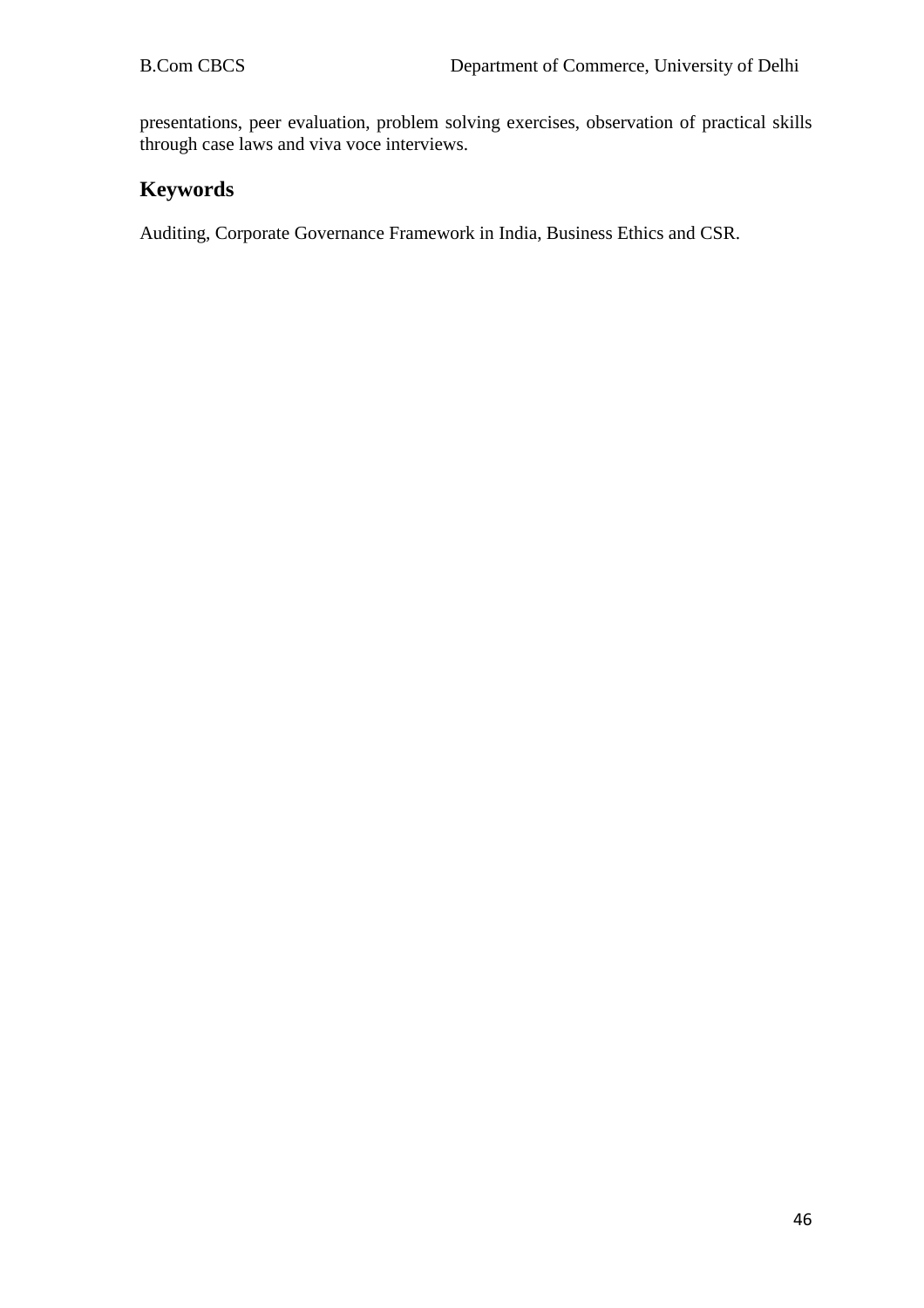presentations, peer evaluation, problem solving exercises, observation of practical skills through case laws and viva voce interviews.

## Keywords

Auditing, Corporate Governance Framework in India, Business Ethics and CSR.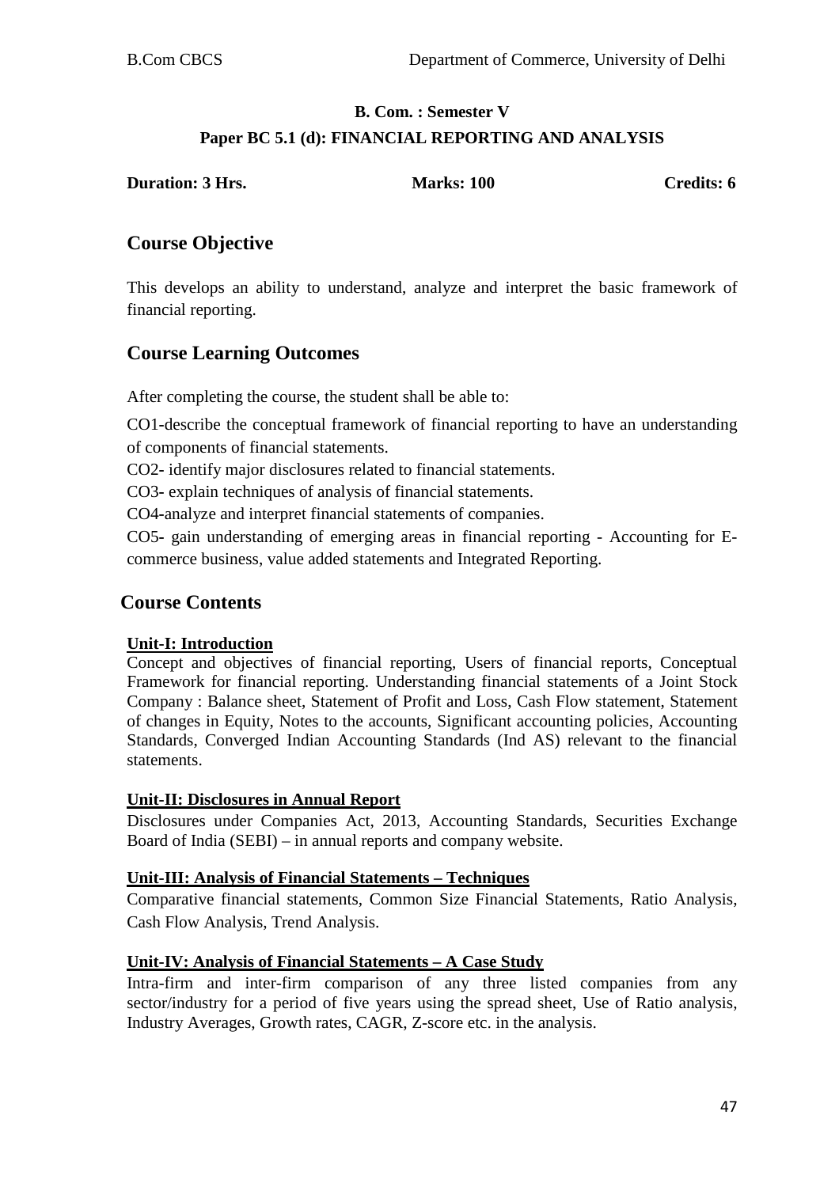**B. Com. : Semester V**

**Paper BC 5.1 (d): FINANCIAL REPORTING AND ANALYSIS**

**Duration: 3 Hrs.** **Marks: 100** **Credits: 6**

## Course Objective

This develops an ability to understand, analyze and interpret the basic framework of financial reporting.

## Course Learning Outcomes

After completing the course, the student shall be able to:

CO1-describe the conceptual framework of financial reporting to have an understanding of components of financial statements.

CO2- identify major disclosures related to financial statements.

CO3- explain techniques of analysis of financial statements.

CO4-analyze and interpret financial statements of companies.

CO5- gain understanding of emerging areas in financial reporting - Accounting for E-commerce business, value added statements and Integrated Reporting.

## Course Contents

**Unit-I: Introduction**

Concept and objectives of financial reporting, Users of financial reports, Conceptual Framework for financial reporting. Understanding financial statements of a Joint Stock Company : Balance sheet, Statement of Profit and Loss, Cash Flow statement, Statement of changes in Equity, Notes to the accounts, Significant accounting policies, Accounting Standards, Converged Indian Accounting Standards (Ind AS) relevant to the financial statements.

**Unit-II: Disclosures in Annual Report**

Disclosures under Companies Act, 2013, Accounting Standards, Securities Exchange Board of India (SEBI) – in annual reports and company website.

**Unit-III: Analysis of Financial Statements – Techniques**

Comparative financial statements, Common Size Financial Statements, Ratio Analysis, Cash Flow Analysis, Trend Analysis.

**Unit-IV: Analysis of Financial Statements – A Case Study**

Intra-firm and inter-firm comparison of any three listed companies from any sector/industry for a period of five years using the spread sheet, Use of Ratio analysis, Industry Averages, Growth rates, CAGR, Z-score etc. in the analysis.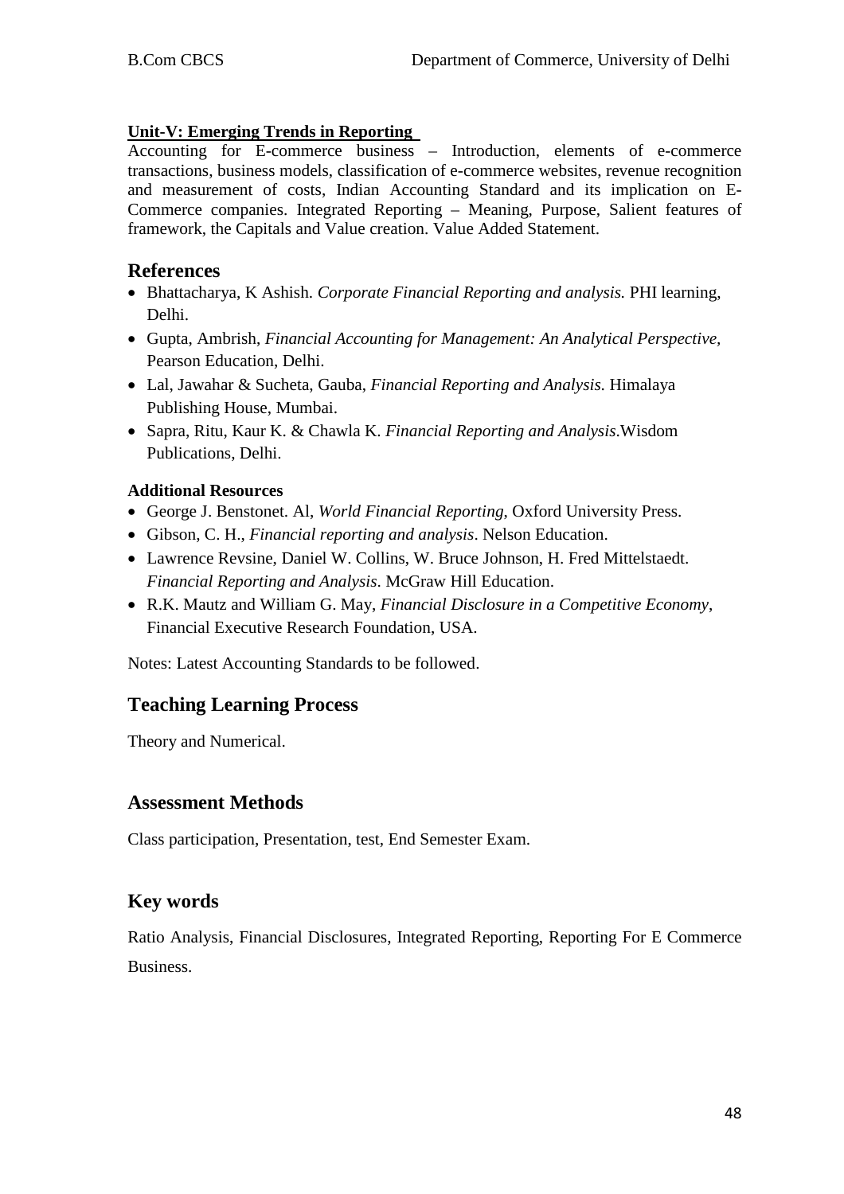**Unit-V: Emerging Trends in Reporting**

Accounting for E-commerce business – Introduction, elements of e-commerce transactions, business models, classification of e-commerce websites, revenue recognition and measurement of costs, Indian Accounting Standard and its implication on E-Commerce companies. Integrated Reporting – Meaning, Purpose, Salient features of framework, the Capitals and Value creation. Value Added Statement.

## References

- Bhattacharya, K Ashish. *Corporate Financial Reporting and analysis.* PHI learning, Delhi.
- Gupta, Ambrish, *Financial Accounting for Management: An Analytical Perspective,* Pearson Education, Delhi.
- Lal, Jawahar & Sucheta, Gauba, *Financial Reporting and Analysis.* Himalaya Publishing House, Mumbai.
- Sapra, Ritu, Kaur K. & Chawla K. *Financial Reporting and Analysis*.Wisdom Publications, Delhi.

**Additional Resources**

- George J. Benstonet. Al, *World Financial Reporting*, Oxford University Press.
- Gibson, C. H., *Financial reporting and analysis*. Nelson Education.
- Lawrence Revsine, Daniel W. Collins, W. Bruce Johnson, H. Fred Mittelstaedt. *Financial Reporting and Analysis*. McGraw Hill Education.
- R.K. Mautz and William G. May, *Financial Disclosure in a Competitive Economy*, Financial Executive Research Foundation, USA.

Notes: Latest Accounting Standards to be followed.

## Teaching Learning Process

Theory and Numerical.

## Assessment Methods

Class participation, Presentation, test, End Semester Exam.

## Key words

Ratio Analysis, Financial Disclosures, Integrated Reporting, Reporting For E Commerce Business.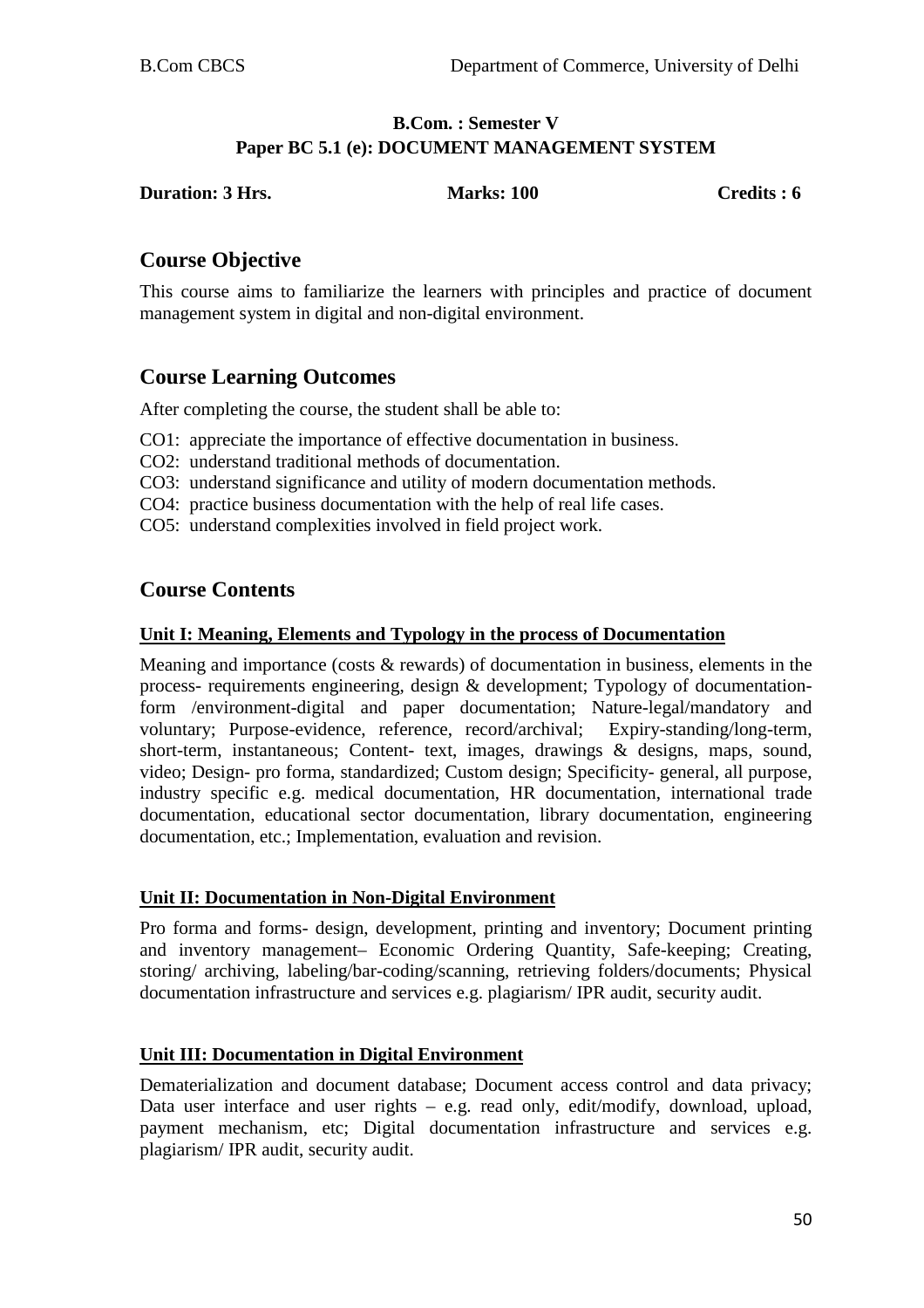**B.Com. : Semester V**
**Paper BC 5.1 (e): DOCUMENT MANAGEMENT SYSTEM**

**Duration: 3 Hrs.** **Marks: 100** **Credits : 6**

## Course Objective

This course aims to familiarize the learners with principles and practice of document management system in digital and non-digital environment.

## Course Learning Outcomes

After completing the course, the student shall be able to:

CO1: appreciate the importance of effective documentation in business.
CO2: understand traditional methods of documentation.
CO3: understand significance and utility of modern documentation methods.
CO4: practice business documentation with the help of real life cases.
CO5: understand complexities involved in field project work.

## Course Contents

### Unit I: Meaning, Elements and Typology in the process of Documentation

Meaning and importance (costs & rewards) of documentation in business, elements in the process- requirements engineering, design & development; Typology of documentation- form /environment-digital and paper documentation; Nature-legal/mandatory and voluntary; Purpose-evidence, reference, record/archival; Expiry-standing/long-term, short-term, instantaneous; Content- text, images, drawings & designs, maps, sound, video; Design- pro forma, standardized; Custom design; Specificity- general, all purpose, industry specific e.g. medical documentation, HR documentation, international trade documentation, educational sector documentation, library documentation, engineering documentation, etc.; Implementation, evaluation and revision.

### Unit II: Documentation in Non-Digital Environment

Pro forma and forms- design, development, printing and inventory; Document printing and inventory management– Economic Ordering Quantity, Safe-keeping; Creating, storing/ archiving, labeling/bar-coding/scanning, retrieving folders/documents; Physical documentation infrastructure and services e.g. plagiarism/ IPR audit, security audit.

### Unit III: Documentation in Digital Environment

Dematerialization and document database; Document access control and data privacy; Data user interface and user rights – e.g. read only, edit/modify, download, upload, payment mechanism, etc; Digital documentation infrastructure and services e.g. plagiarism/ IPR audit, security audit.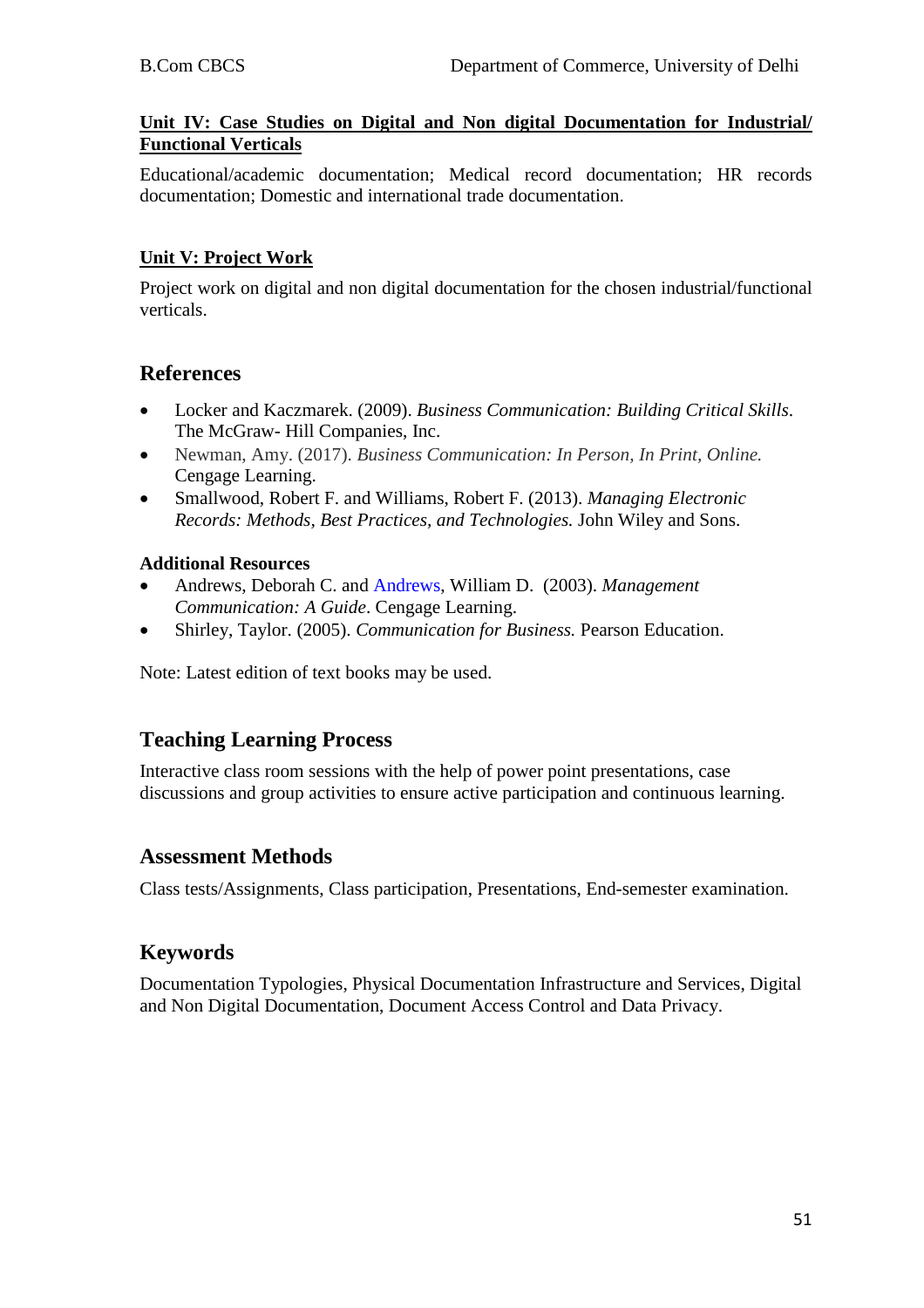**Unit IV: Case Studies on Digital and Non digital Documentation for Industrial/ Functional Verticals**

Educational/academic documentation; Medical record documentation; HR records documentation; Domestic and international trade documentation.

**Unit V: Project Work**

Project work on digital and non digital documentation for the chosen industrial/functional verticals.

## References

- Locker and Kaczmarek. (2009). *Business Communication: Building Critical Skills*. The McGraw- Hill Companies, Inc.
- Newman, Amy. (2017). *Business Communication: In Person, In Print, Online.* Cengage Learning.
- Smallwood, Robert F. and Williams, Robert F. (2013). *Managing Electronic Records: Methods, Best Practices, and Technologies.* John Wiley and Sons.

**Additional Resources**

- Andrews, Deborah C. and Andrews, William D. (2003). *Management Communication: A Guide*. Cengage Learning.
- Shirley, Taylor. (2005). *Communication for Business.* Pearson Education.

Note: Latest edition of text books may be used.

## Teaching Learning Process

Interactive class room sessions with the help of power point presentations, case discussions and group activities to ensure active participation and continuous learning.

## Assessment Methods

Class tests/Assignments, Class participation, Presentations, End-semester examination.

## Keywords

Documentation Typologies, Physical Documentation Infrastructure and Services, Digital and Non Digital Documentation, Document Access Control and Data Privacy.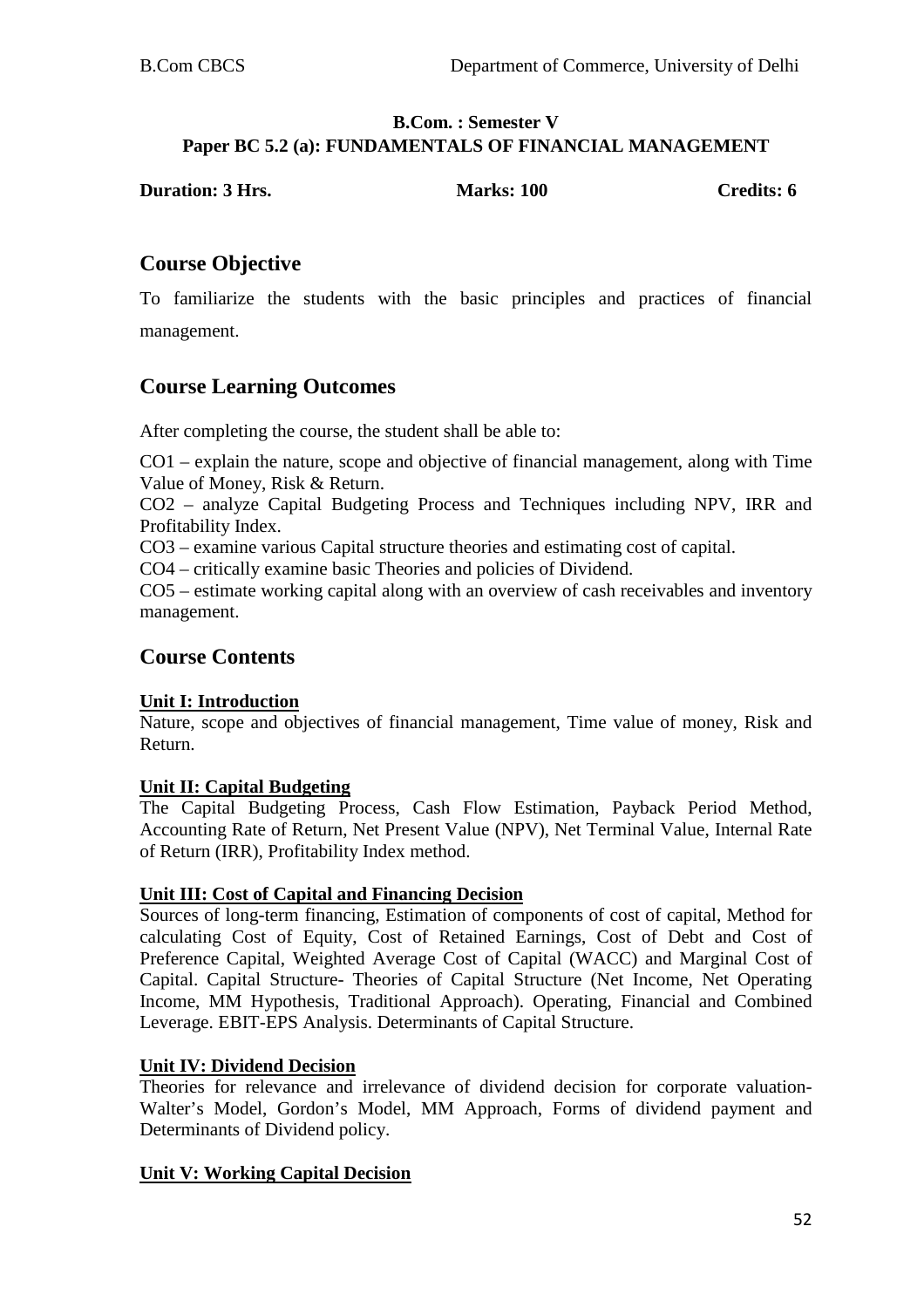**B.Com. : Semester V**

**Paper BC 5.2 (a): FUNDAMENTALS OF FINANCIAL MANAGEMENT**

**Duration: 3 Hrs.** **Marks: 100** **Credits: 6**

## Course Objective

To familiarize the students with the basic principles and practices of financial management.

## Course Learning Outcomes

After completing the course, the student shall be able to:

CO1 – explain the nature, scope and objective of financial management, along with Time Value of Money, Risk & Return.

CO2 – analyze Capital Budgeting Process and Techniques including NPV, IRR and Profitability Index.

CO3 – examine various Capital structure theories and estimating cost of capital.

CO4 – critically examine basic Theories and policies of Dividend.

CO5 – estimate working capital along with an overview of cash receivables and inventory management.

## Course Contents

**Unit I: Introduction**

Nature, scope and objectives of financial management, Time value of money, Risk and Return.

**Unit II: Capital Budgeting**

The Capital Budgeting Process, Cash Flow Estimation, Payback Period Method, Accounting Rate of Return, Net Present Value (NPV), Net Terminal Value, Internal Rate of Return (IRR), Profitability Index method.

**Unit III: Cost of Capital and Financing Decision**

Sources of long-term financing, Estimation of components of cost of capital, Method for calculating Cost of Equity, Cost of Retained Earnings, Cost of Debt and Cost of Preference Capital, Weighted Average Cost of Capital (WACC) and Marginal Cost of Capital. Capital Structure- Theories of Capital Structure (Net Income, Net Operating Income, MM Hypothesis, Traditional Approach). Operating, Financial and Combined Leverage. EBIT-EPS Analysis. Determinants of Capital Structure.

**Unit IV: Dividend Decision**

Theories for relevance and irrelevance of dividend decision for corporate valuation- Walter's Model, Gordon's Model, MM Approach, Forms of dividend payment and Determinants of Dividend policy.

**Unit V: Working Capital Decision**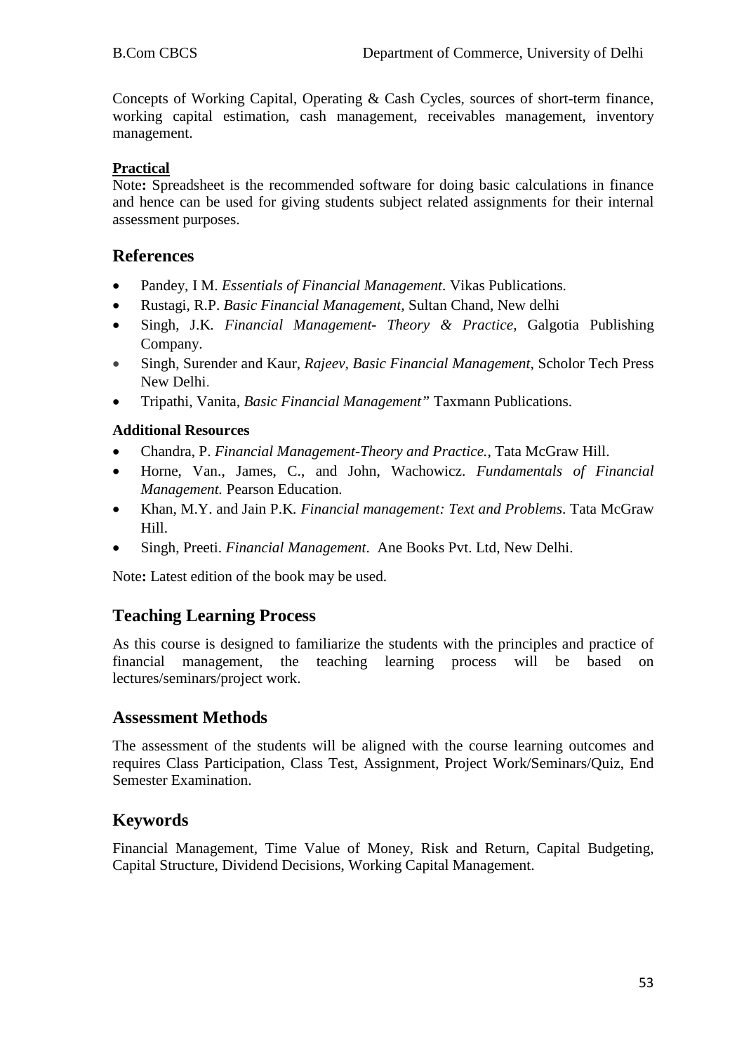Concepts of Working Capital, Operating & Cash Cycles, sources of short-term finance, working capital estimation, cash management, receivables management, inventory management.

**Practical**

Note**:** Spreadsheet is the recommended software for doing basic calculations in finance and hence can be used for giving students subject related assignments for their internal assessment purposes.

## References

- Pandey, I M. *Essentials of Financial Management*. Vikas Publications*.*
- Rustagi, R.P. *Basic Financial Management,* Sultan Chand, New delhi
- Singh, J.K. *Financial Management- Theory & Practice,* Galgotia Publishing Company.
- Singh, Surender and Kaur, *Rajeev, Basic Financial Management,* Scholor Tech Press New Delhi.
- Tripathi, Vanita, *Basic Financial Management"* Taxmann Publications.

**Additional Resources**

- Chandra, P. *Financial Management-Theory and Practice.,* Tata McGraw Hill.
- Horne, Van., James, C., and John, Wachowicz. *Fundamentals of Financial Management.* Pearson Education.
- Khan, M.Y. and Jain P.K. *Financial management: Text and Problems*. Tata McGraw Hill.
- Singh, Preeti. *Financial Management*. Ane Books Pvt. Ltd, New Delhi.

Note**:** Latest edition of the book may be used.

## Teaching Learning Process

As this course is designed to familiarize the students with the principles and practice of financial management, the teaching learning process will be based on lectures/seminars/project work.

## Assessment Methods

The assessment of the students will be aligned with the course learning outcomes and requires Class Participation, Class Test, Assignment, Project Work/Seminars/Quiz, End Semester Examination.

## Keywords

Financial Management, Time Value of Money, Risk and Return, Capital Budgeting, Capital Structure, Dividend Decisions, Working Capital Management.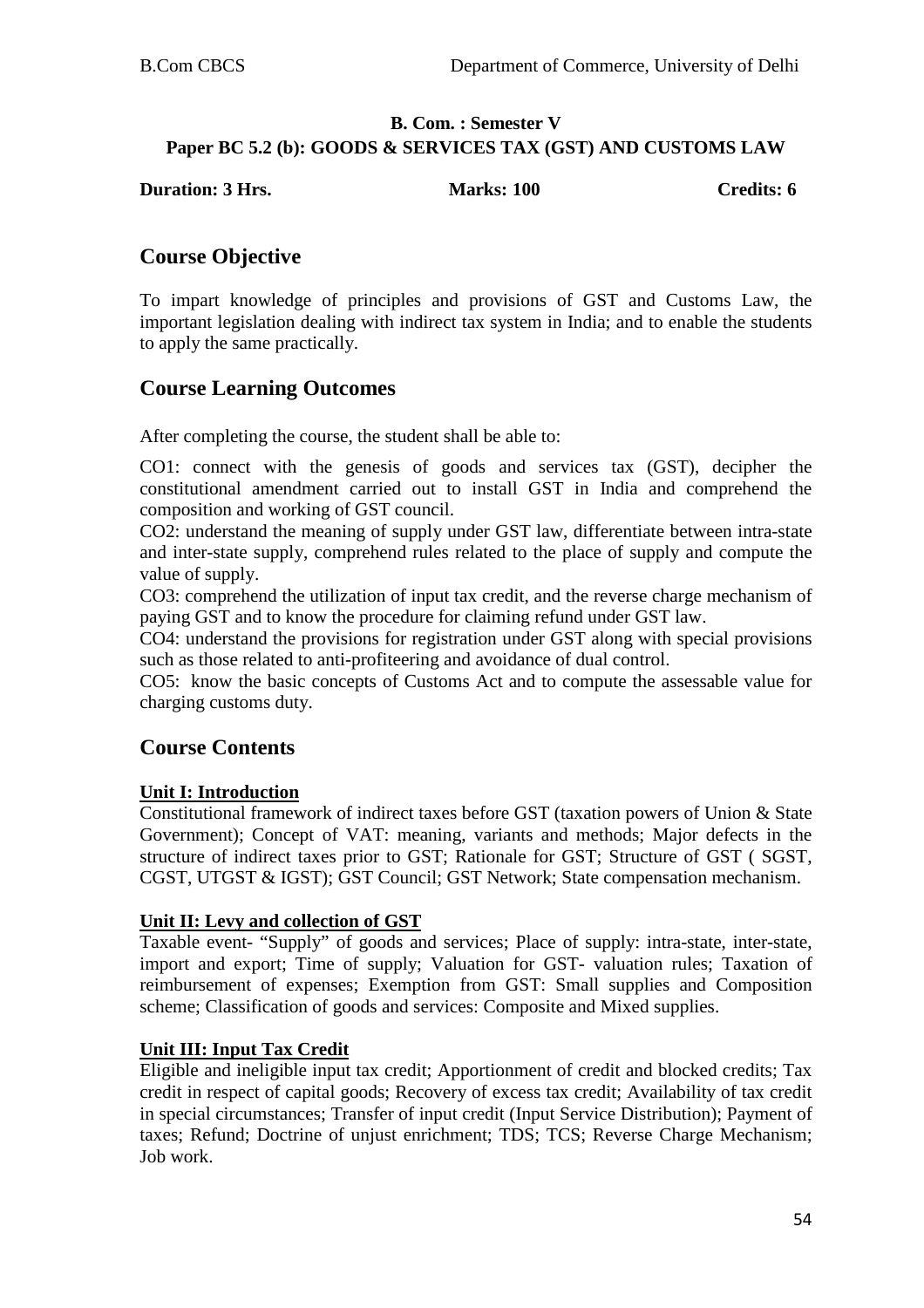**B. Com. : Semester V**

**Paper BC 5.2 (b): GOODS & SERVICES TAX (GST) AND CUSTOMS LAW**

**Duration: 3 Hrs. Marks: 100 Credits: 6**

## Course Objective

To impart knowledge of principles and provisions of GST and Customs Law, the important legislation dealing with indirect tax system in India; and to enable the students to apply the same practically.

## Course Learning Outcomes

After completing the course, the student shall be able to:

CO1: connect with the genesis of goods and services tax (GST), decipher the constitutional amendment carried out to install GST in India and comprehend the composition and working of GST council.

CO2: understand the meaning of supply under GST law, differentiate between intra-state and inter-state supply, comprehend rules related to the place of supply and compute the value of supply.

CO3: comprehend the utilization of input tax credit, and the reverse charge mechanism of paying GST and to know the procedure for claiming refund under GST law.

CO4: understand the provisions for registration under GST along with special provisions such as those related to anti-profiteering and avoidance of dual control.

CO5: know the basic concepts of Customs Act and to compute the assessable value for charging customs duty.

## Course Contents

**Unit I: Introduction**

Constitutional framework of indirect taxes before GST (taxation powers of Union & State Government); Concept of VAT: meaning, variants and methods; Major defects in the structure of indirect taxes prior to GST; Rationale for GST; Structure of GST ( SGST, CGST, UTGST & IGST); GST Council; GST Network; State compensation mechanism.

**Unit II: Levy and collection of GST**

Taxable event- "Supply" of goods and services; Place of supply: intra-state, inter-state, import and export; Time of supply; Valuation for GST- valuation rules; Taxation of reimbursement of expenses; Exemption from GST: Small supplies and Composition scheme; Classification of goods and services: Composite and Mixed supplies.

**Unit III: Input Tax Credit**

Eligible and ineligible input tax credit; Apportionment of credit and blocked credits; Tax credit in respect of capital goods; Recovery of excess tax credit; Availability of tax credit in special circumstances; Transfer of input credit (Input Service Distribution); Payment of taxes; Refund; Doctrine of unjust enrichment; TDS; TCS; Reverse Charge Mechanism; Job work.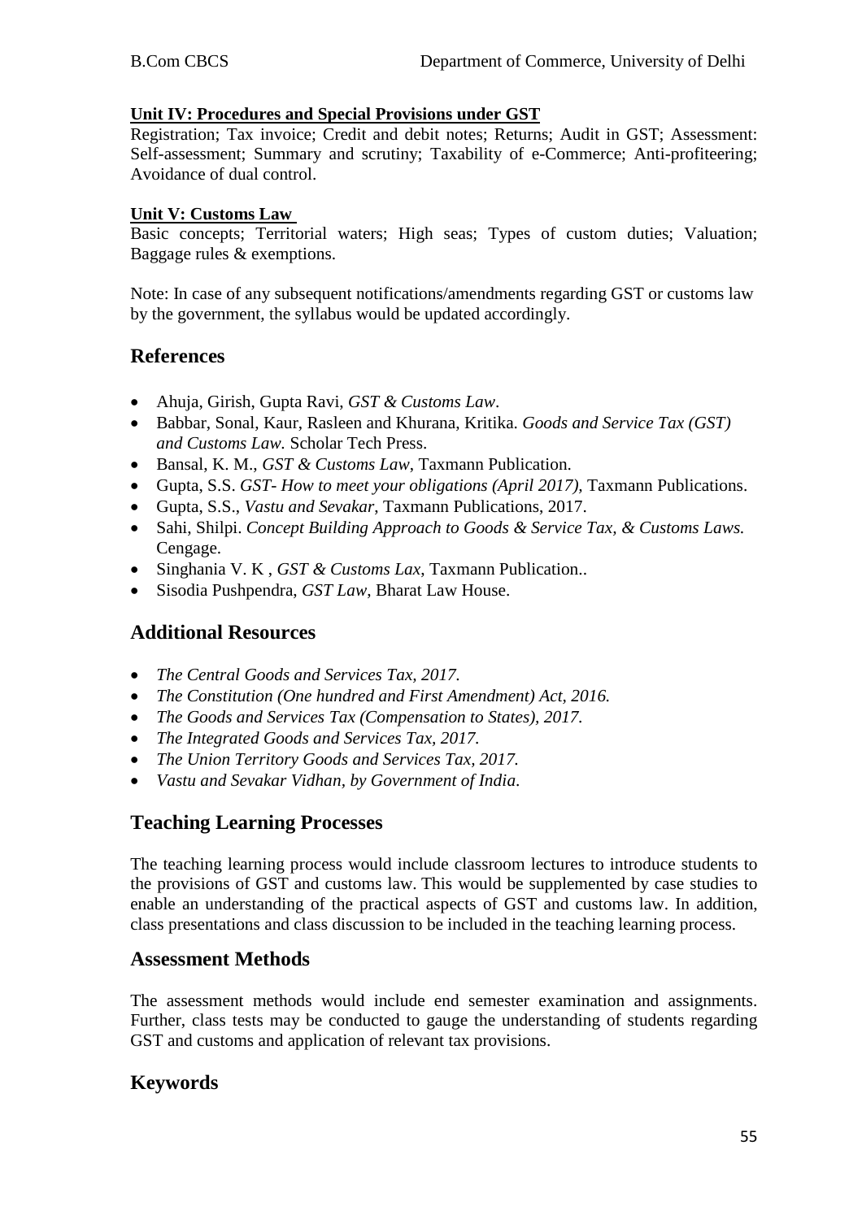**Unit IV: Procedures and Special Provisions under GST**

Registration; Tax invoice; Credit and debit notes; Returns; Audit in GST; Assessment: Self-assessment; Summary and scrutiny; Taxability of e-Commerce; Anti-profiteering; Avoidance of dual control.

**Unit V: Customs Law**

Basic concepts; Territorial waters; High seas; Types of custom duties; Valuation; Baggage rules & exemptions.

Note: In case of any subsequent notifications/amendments regarding GST or customs law by the government, the syllabus would be updated accordingly.

## References

- Ahuja, Girish, Gupta Ravi, *GST & Customs Law*.
- Babbar, Sonal, Kaur, Rasleen and Khurana, Kritika. *Goods and Service Tax (GST) and Customs Law.* Scholar Tech Press.
- Bansal, K. M., *GST & Customs Law*, Taxmann Publication.
- Gupta, S.S. *GST- How to meet your obligations (April 2017)*, Taxmann Publications.
- Gupta, S.S., *Vastu and Sevakar*, Taxmann Publications, 2017.
- Sahi, Shilpi. *Concept Building Approach to Goods & Service Tax, & Customs Laws.* Cengage.
- Singhania V. K , *GST & Customs Lax*, Taxmann Publication..
- Sisodia Pushpendra, *GST Law*, Bharat Law House.

## Additional Resources

- *The Central Goods and Services Tax, 2017.*
- *The Constitution (One hundred and First Amendment) Act, 2016.*
- *The Goods and Services Tax (Compensation to States), 2017.*
- *The Integrated Goods and Services Tax, 2017.*
- *The Union Territory Goods and Services Tax, 2017.*
- *Vastu and Sevakar Vidhan, by Government of India.*

## Teaching Learning Processes

The teaching learning process would include classroom lectures to introduce students to the provisions of GST and customs law. This would be supplemented by case studies to enable an understanding of the practical aspects of GST and customs law. In addition, class presentations and class discussion to be included in the teaching learning process.

## Assessment Methods

The assessment methods would include end semester examination and assignments. Further, class tests may be conducted to gauge the understanding of students regarding GST and customs and application of relevant tax provisions.

## Keywords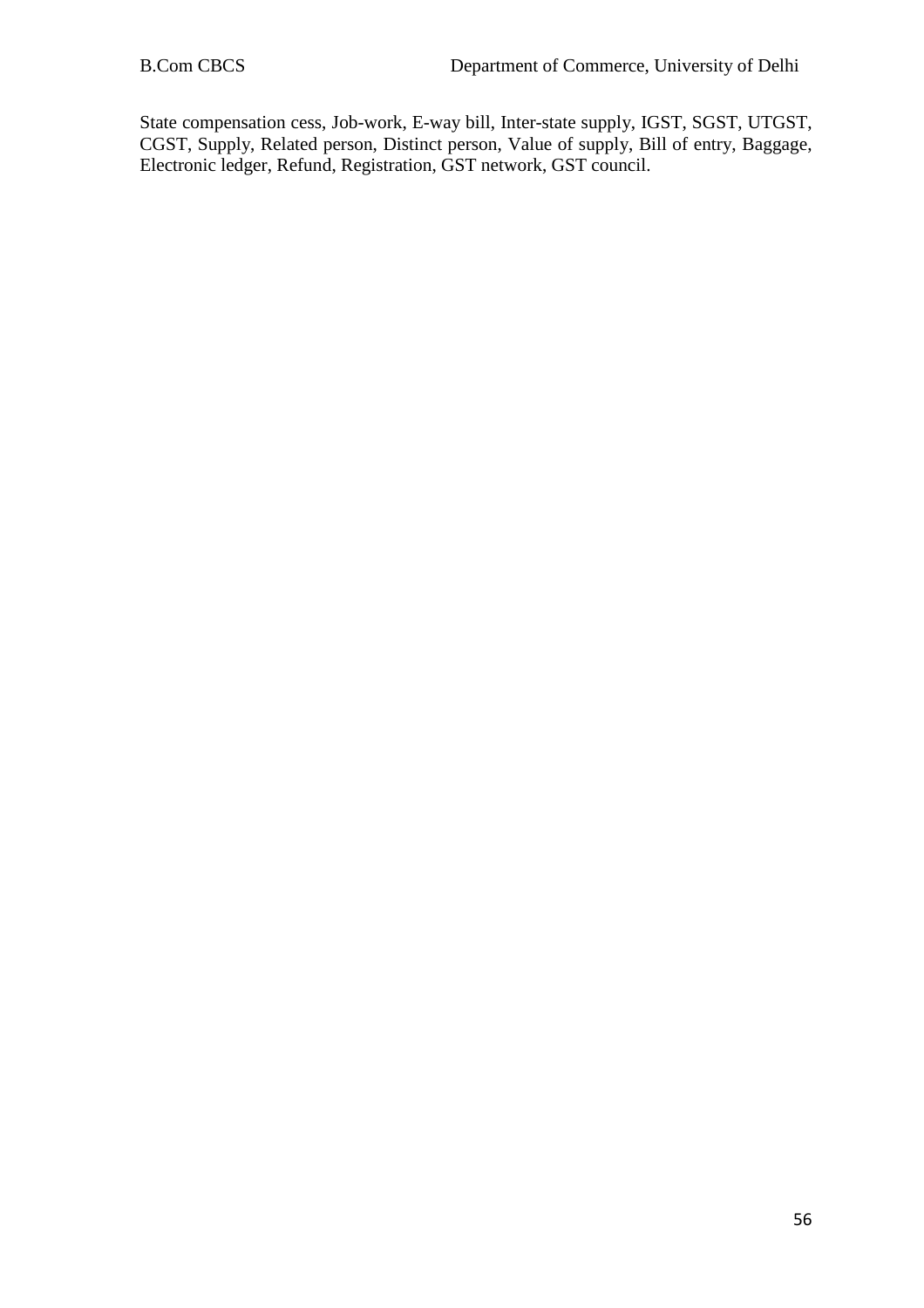State compensation cess, Job-work, E-way bill, Inter-state supply, IGST, SGST, UTGST, CGST, Supply, Related person, Distinct person, Value of supply, Bill of entry, Baggage, Electronic ledger, Refund, Registration, GST network, GST council.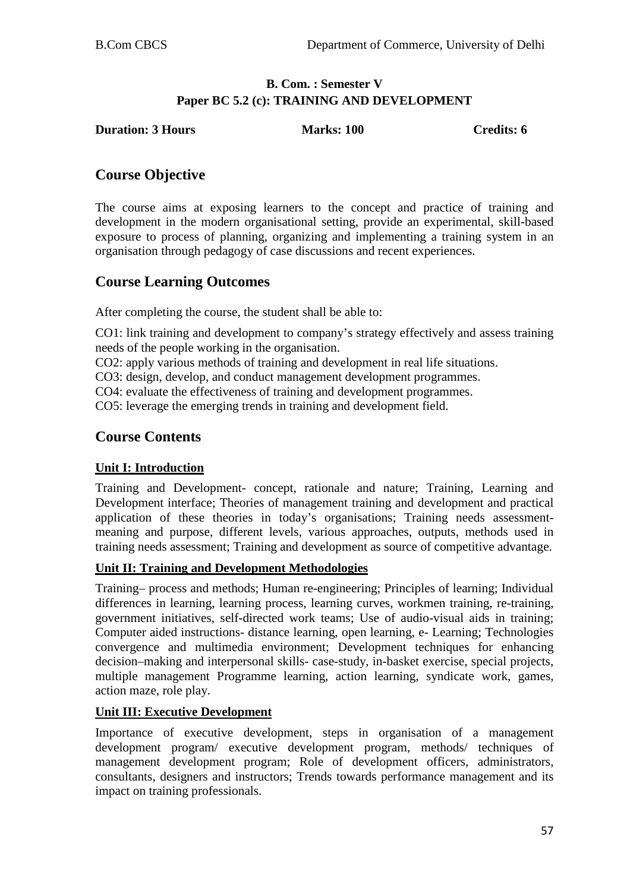**B. Com. : Semester V**
**Paper BC 5.2 (c): TRAINING AND DEVELOPMENT**

**Duration: 3 Hours** **Marks: 100** **Credits: 6**

## Course Objective

The course aims at exposing learners to the concept and practice of training and development in the modern organisational setting, provide an experimental, skill-based exposure to process of planning, organizing and implementing a training system in an organisation through pedagogy of case discussions and recent experiences.

## Course Learning Outcomes

After completing the course, the student shall be able to:

CO1: link training and development to company's strategy effectively and assess training needs of the people working in the organisation.
CO2: apply various methods of training and development in real life situations.
CO3: design, develop, and conduct management development programmes.
CO4: evaluate the effectiveness of training and development programmes.
CO5: leverage the emerging trends in training and development field.

## Course Contents

### Unit I: Introduction

Training and Development- concept, rationale and nature; Training, Learning and Development interface; Theories of management training and development and practical application of these theories in today's organisations; Training needs assessment- meaning and purpose, different levels, various approaches, outputs, methods used in training needs assessment; Training and development as source of competitive advantage.

### Unit II: Training and Development Methodologies

Training– process and methods; Human re-engineering; Principles of learning; Individual differences in learning, learning process, learning curves, workmen training, re-training, government initiatives, self-directed work teams; Use of audio-visual aids in training; Computer aided instructions- distance learning, open learning, e- Learning; Technologies convergence and multimedia environment; Development techniques for enhancing decision–making and interpersonal skills- case-study, in-basket exercise, special projects, multiple management Programme learning, action learning, syndicate work, games, action maze, role play.

### Unit III: Executive Development

Importance of executive development, steps in organisation of a management development program/ executive development program, methods/ techniques of management development program; Role of development officers, administrators, consultants, designers and instructors; Trends towards performance management and its impact on training professionals.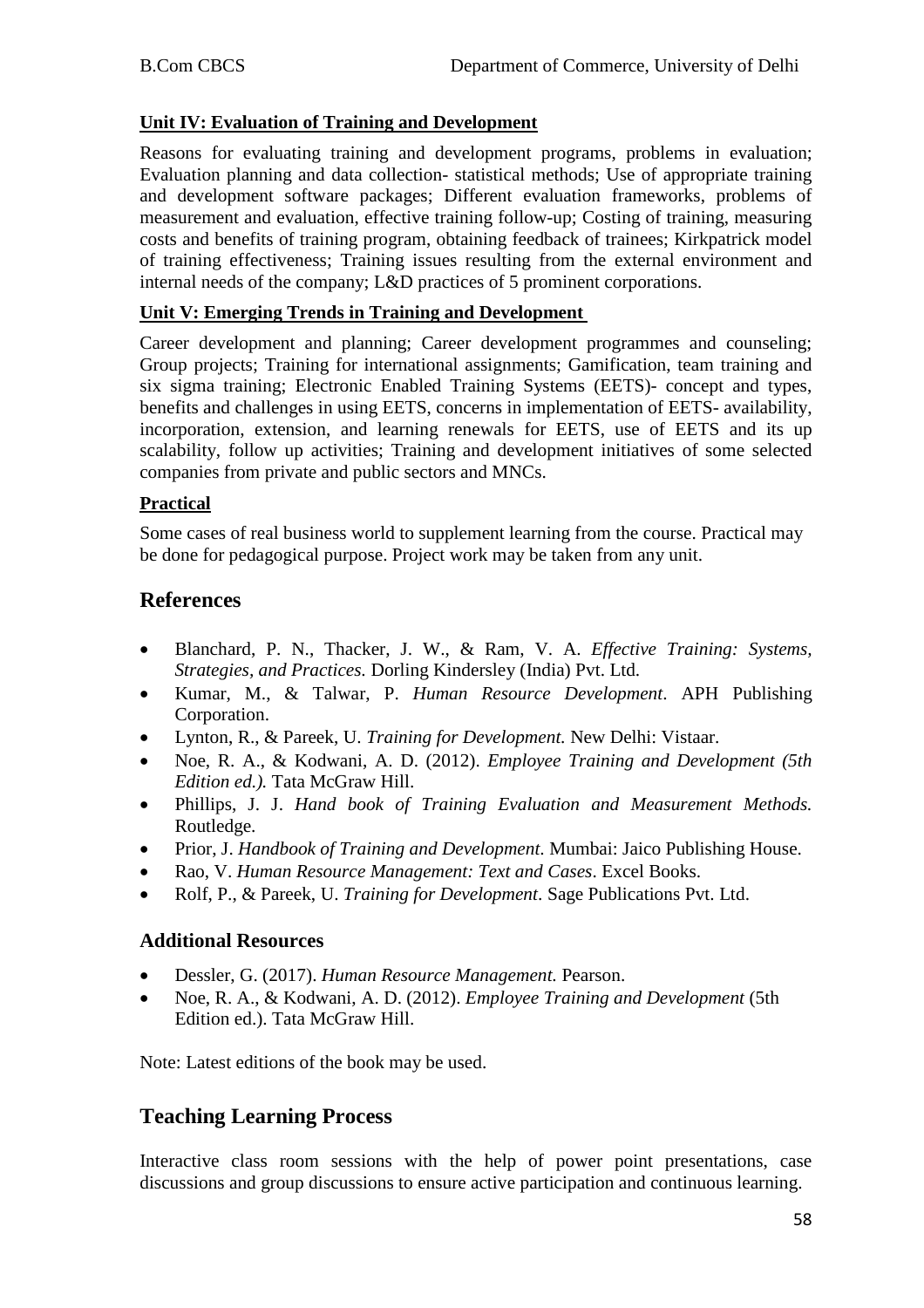**Unit IV: Evaluation of Training and Development**

Reasons for evaluating training and development programs, problems in evaluation; Evaluation planning and data collection- statistical methods; Use of appropriate training and development software packages; Different evaluation frameworks, problems of measurement and evaluation, effective training follow-up; Costing of training, measuring costs and benefits of training program, obtaining feedback of trainees; Kirkpatrick model of training effectiveness; Training issues resulting from the external environment and internal needs of the company; L&D practices of 5 prominent corporations.

**Unit V: Emerging Trends in Training and Development**

Career development and planning; Career development programmes and counseling; Group projects; Training for international assignments; Gamification, team training and six sigma training; Electronic Enabled Training Systems (EETS)- concept and types, benefits and challenges in using EETS, concerns in implementation of EETS- availability, incorporation, extension, and learning renewals for EETS, use of EETS and its up scalability, follow up activities; Training and development initiatives of some selected companies from private and public sectors and MNCs.

**Practical**

Some cases of real business world to supplement learning from the course. Practical may be done for pedagogical purpose. Project work may be taken from any unit.

## References

- Blanchard, P. N., Thacker, J. W., & Ram, V. A. *Effective Training: Systems, Strategies, and Practices.* Dorling Kindersley (India) Pvt. Ltd.
- Kumar, M., & Talwar, P. *Human Resource Development*. APH Publishing Corporation.
- Lynton, R., & Pareek, U. *Training for Development.* New Delhi: Vistaar.
- Noe, R. A., & Kodwani, A. D. (2012). *Employee Training and Development (5th Edition ed.).* Tata McGraw Hill.
- Phillips, J. J. *Hand book of Training Evaluation and Measurement Methods.* Routledge.
- Prior, J. *Handbook of Training and Development*. Mumbai: Jaico Publishing House.
- Rao, V. *Human Resource Management: Text and Cases*. Excel Books.
- Rolf, P., & Pareek, U. *Training for Development*. Sage Publications Pvt. Ltd.

### Additional Resources

- Dessler, G. (2017). *Human Resource Management.* Pearson.
- Noe, R. A., & Kodwani, A. D. (2012). *Employee Training and Development* (5th Edition ed.). Tata McGraw Hill.

Note: Latest editions of the book may be used.

## Teaching Learning Process

Interactive class room sessions with the help of power point presentations, case discussions and group discussions to ensure active participation and continuous learning.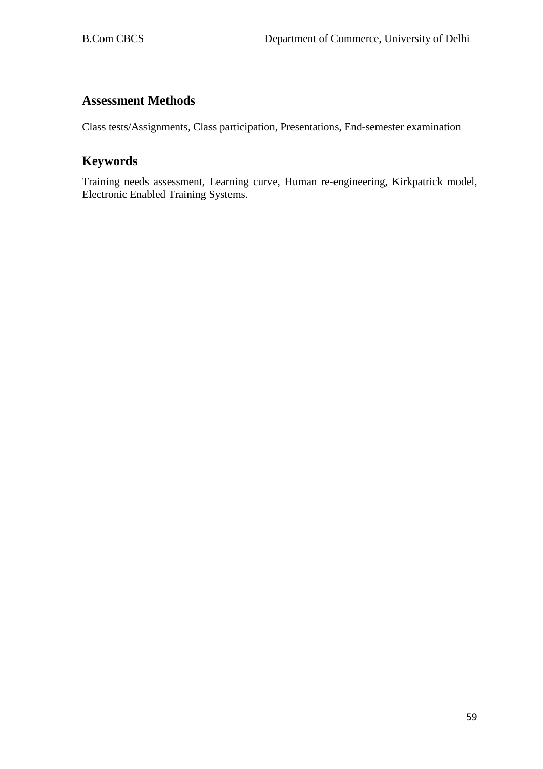## Assessment Methods

Class tests/Assignments, Class participation, Presentations, End-semester examination

## Keywords

Training needs assessment, Learning curve, Human re-engineering, Kirkpatrick model, Electronic Enabled Training Systems.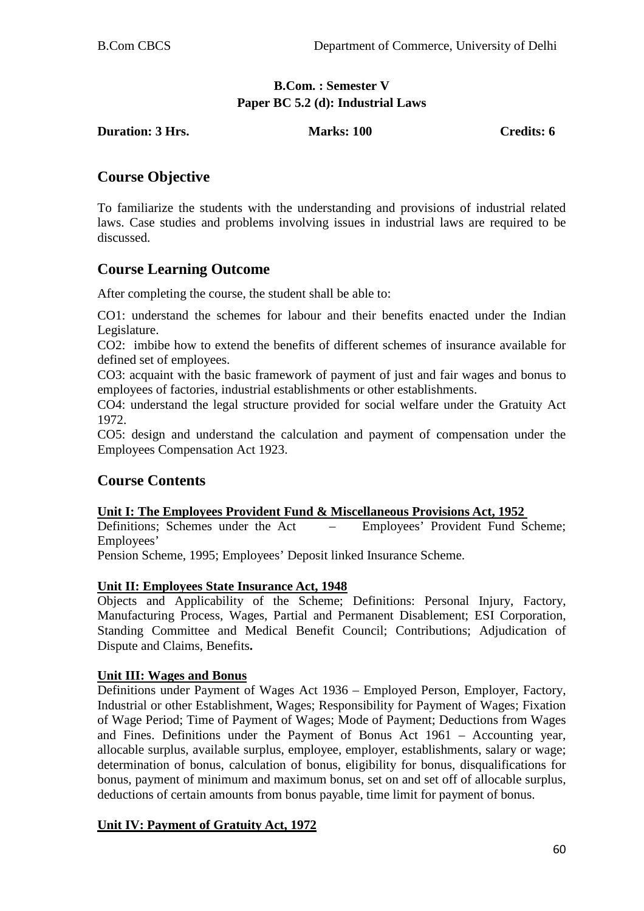**B.Com. : Semester V**
**Paper BC 5.2 (d): Industrial Laws**

**Duration: 3 Hrs.** **Marks: 100** **Credits: 6**

## Course Objective

To familiarize the students with the understanding and provisions of industrial related laws. Case studies and problems involving issues in industrial laws are required to be discussed.

## Course Learning Outcome

After completing the course, the student shall be able to:

CO1: understand the schemes for labour and their benefits enacted under the Indian Legislature.
CO2: imbibe how to extend the benefits of different schemes of insurance available for defined set of employees.
CO3: acquaint with the basic framework of payment of just and fair wages and bonus to employees of factories, industrial establishments or other establishments.
CO4: understand the legal structure provided for social welfare under the Gratuity Act 1972.
CO5: design and understand the calculation and payment of compensation under the Employees Compensation Act 1923.

## Course Contents

**Unit I: The Employees Provident Fund & Miscellaneous Provisions Act, 1952**

Definitions; Schemes under the Act – Employees' Provident Fund Scheme; Employees' Pension Scheme, 1995; Employees' Deposit linked Insurance Scheme.

**Unit II: Employees State Insurance Act, 1948**

Objects and Applicability of the Scheme; Definitions: Personal Injury, Factory, Manufacturing Process, Wages, Partial and Permanent Disablement; ESI Corporation, Standing Committee and Medical Benefit Council; Contributions; Adjudication of Dispute and Claims, Benefits.

**Unit III: Wages and Bonus**

Definitions under Payment of Wages Act 1936 – Employed Person, Employer, Factory, Industrial or other Establishment, Wages; Responsibility for Payment of Wages; Fixation of Wage Period; Time of Payment of Wages; Mode of Payment; Deductions from Wages and Fines. Definitions under the Payment of Bonus Act 1961 – Accounting year, allocable surplus, available surplus, employee, employer, establishments, salary or wage; determination of bonus, calculation of bonus, eligibility for bonus, disqualifications for bonus, payment of minimum and maximum bonus, set on and set off of allocable surplus, deductions of certain amounts from bonus payable, time limit for payment of bonus.

**Unit IV: Payment of Gratuity Act, 1972**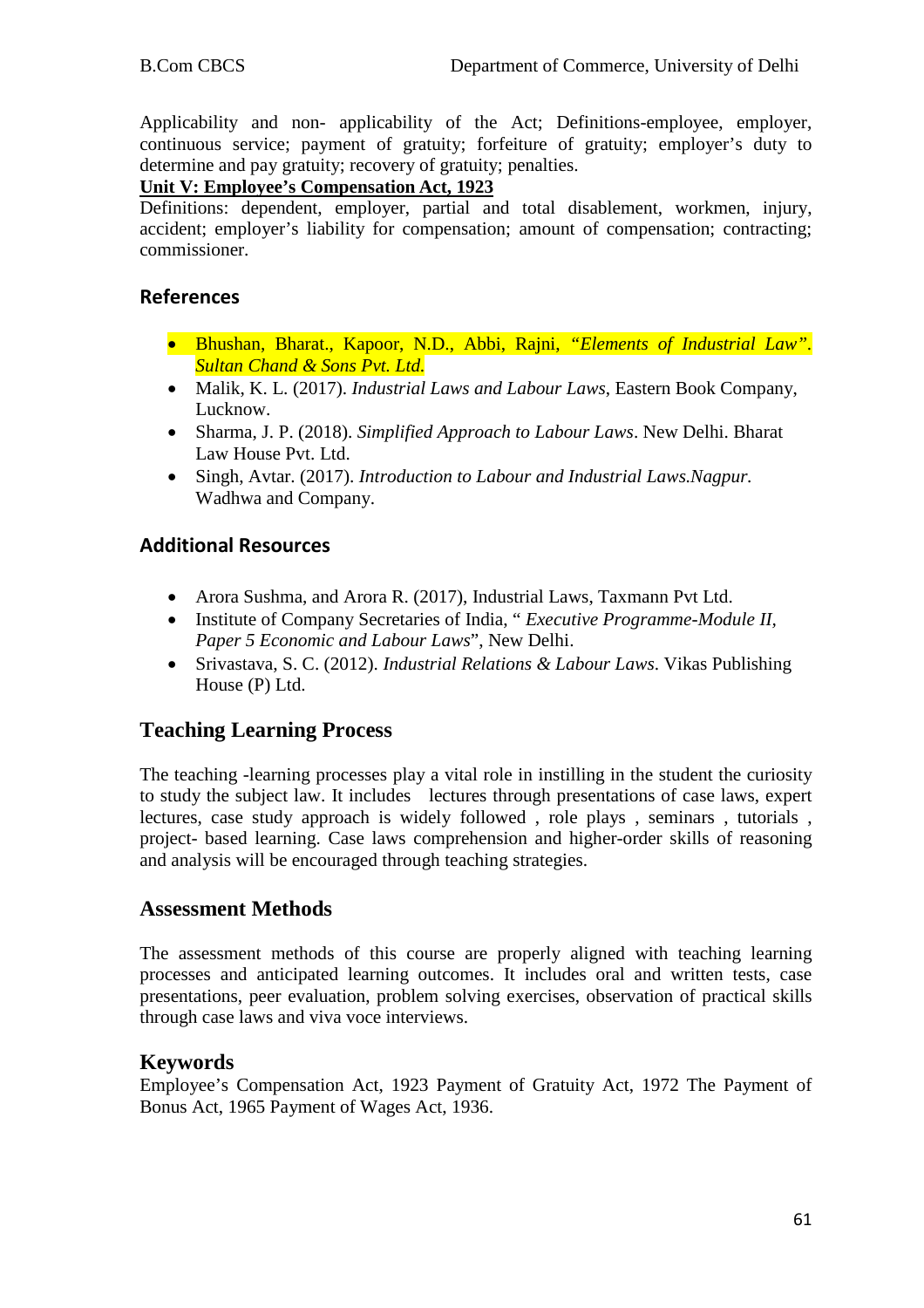Applicability and non- applicability of the Act; Definitions-employee, employer, continuous service; payment of gratuity; forfeiture of gratuity; employer's duty to determine and pay gratuity; recovery of gratuity; penalties.

**Unit V: Employee's Compensation Act, 1923**

Definitions: dependent, employer, partial and total disablement, workmen, injury, accident; employer's liability for compensation; amount of compensation; contracting; commissioner.

## References

- Bhushan, Bharat., Kapoor, N.D., Abbi, Rajni, *"Elements of Industrial Law". Sultan Chand & Sons Pvt. Ltd.*
- Malik, K. L. (2017). *Industrial Laws and Labour Laws*, Eastern Book Company, Lucknow.
- Sharma, J. P. (2018). *Simplified Approach to Labour Laws*. New Delhi. Bharat Law House Pvt. Ltd.
- Singh, Avtar. (2017). *Introduction to Labour and Industrial Laws.Nagpur.* Wadhwa and Company.

## Additional Resources

- Arora Sushma, and Arora R. (2017), Industrial Laws, Taxmann Pvt Ltd.
- Institute of Company Secretaries of India, " *Executive Programme-Module II, Paper 5 Economic and Labour Laws*", New Delhi.
- Srivastava, S. C. (2012). *Industrial Relations & Labour Laws*. Vikas Publishing House (P) Ltd.

## Teaching Learning Process

The teaching -learning processes play a vital role in instilling in the student the curiosity to study the subject law. It includes lectures through presentations of case laws, expert lectures, case study approach is widely followed , role plays , seminars , tutorials , project- based learning. Case laws comprehension and higher-order skills of reasoning and analysis will be encouraged through teaching strategies.

## Assessment Methods

The assessment methods of this course are properly aligned with teaching learning processes and anticipated learning outcomes. It includes oral and written tests, case presentations, peer evaluation, problem solving exercises, observation of practical skills through case laws and viva voce interviews.

## Keywords

Employee's Compensation Act, 1923 Payment of Gratuity Act, 1972 The Payment of Bonus Act, 1965 Payment of Wages Act, 1936.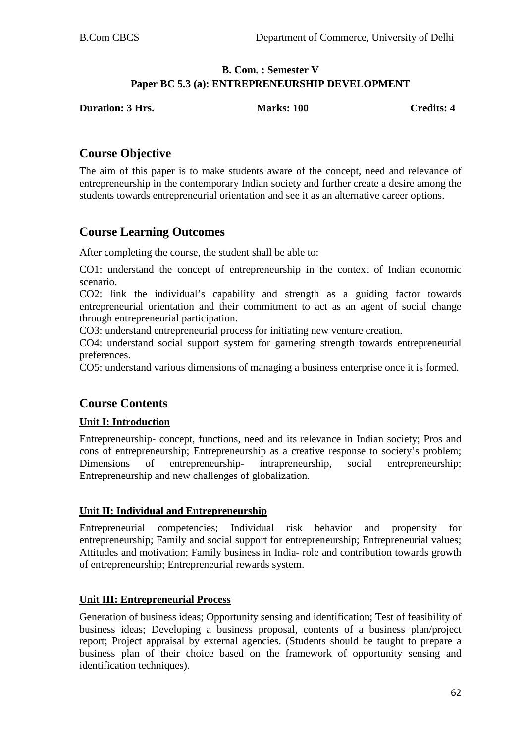**B. Com. : Semester V**

**Paper BC 5.3 (a): ENTREPRENEURSHIP DEVELOPMENT**

**Duration: 3 Hrs. Marks: 100 Credits: 4**

## Course Objective

The aim of this paper is to make students aware of the concept, need and relevance of entrepreneurship in the contemporary Indian society and further create a desire among the students towards entrepreneurial orientation and see it as an alternative career options.

## Course Learning Outcomes

After completing the course, the student shall be able to:

CO1: understand the concept of entrepreneurship in the context of Indian economic scenario.

CO2: link the individual's capability and strength as a guiding factor towards entrepreneurial orientation and their commitment to act as an agent of social change through entrepreneurial participation.

CO3: understand entrepreneurial process for initiating new venture creation.

CO4: understand social support system for garnering strength towards entrepreneurial preferences.

CO5: understand various dimensions of managing a business enterprise once it is formed.

## Course Contents

**Unit I: Introduction**

Entrepreneurship- concept, functions, need and its relevance in Indian society; Pros and cons of entrepreneurship; Entrepreneurship as a creative response to society's problem; Dimensions of entrepreneurship- intrapreneurship, social entrepreneurship; Entrepreneurship and new challenges of globalization.

**Unit II: Individual and Entrepreneurship**

Entrepreneurial competencies; Individual risk behavior and propensity for entrepreneurship; Family and social support for entrepreneurship; Entrepreneurial values; Attitudes and motivation; Family business in India- role and contribution towards growth of entrepreneurship; Entrepreneurial rewards system.

**Unit III: Entrepreneurial Process**

Generation of business ideas; Opportunity sensing and identification; Test of feasibility of business ideas; Developing a business proposal, contents of a business plan/project report; Project appraisal by external agencies. (Students should be taught to prepare a business plan of their choice based on the framework of opportunity sensing and identification techniques).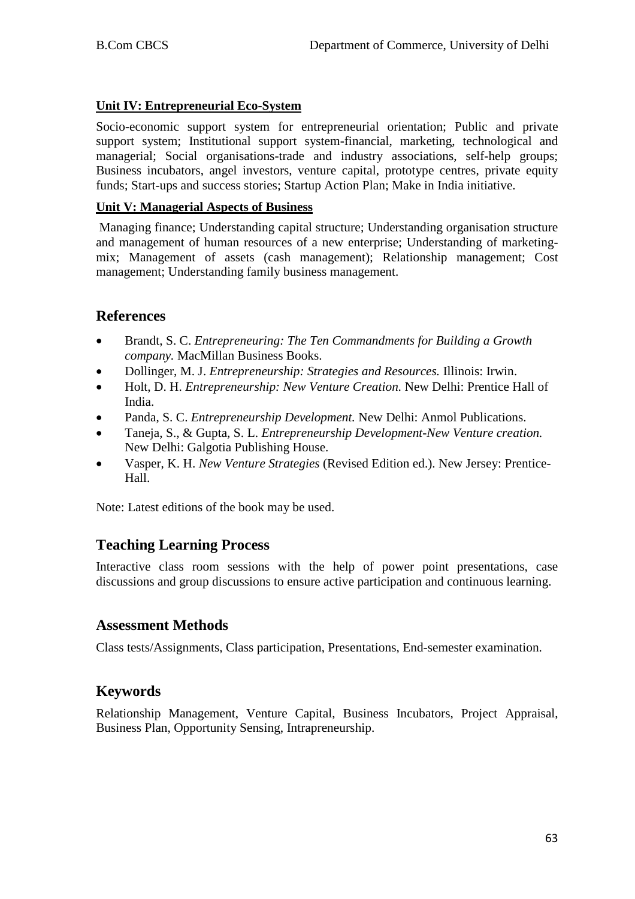**Unit IV: Entrepreneurial Eco-System**

Socio-economic support system for entrepreneurial orientation; Public and private support system; Institutional support system-financial, marketing, technological and managerial; Social organisations-trade and industry associations, self-help groups; Business incubators, angel investors, venture capital, prototype centres, private equity funds; Start-ups and success stories; Startup Action Plan; Make in India initiative.

**Unit V: Managerial Aspects of Business**

Managing finance; Understanding capital structure; Understanding organisation structure and management of human resources of a new enterprise; Understanding of marketing-mix; Management of assets (cash management); Relationship management; Cost management; Understanding family business management.

## References

- Brandt, S. C. *Entrepreneuring: The Ten Commandments for Building a Growth company.* MacMillan Business Books.
- Dollinger, M. J. *Entrepreneurship: Strategies and Resources.* Illinois: Irwin.
- Holt, D. H. *Entrepreneurship: New Venture Creation.* New Delhi: Prentice Hall of India.
- Panda, S. C. *Entrepreneurship Development.* New Delhi: Anmol Publications.
- Taneja, S., & Gupta, S. L. *Entrepreneurship Development-New Venture creation.* New Delhi: Galgotia Publishing House.
- Vasper, K. H. *New Venture Strategies* (Revised Edition ed.). New Jersey: Prentice-Hall.

Note: Latest editions of the book may be used.

## Teaching Learning Process

Interactive class room sessions with the help of power point presentations, case discussions and group discussions to ensure active participation and continuous learning.

## Assessment Methods

Class tests/Assignments, Class participation, Presentations, End-semester examination.

## Keywords

Relationship Management, Venture Capital, Business Incubators, Project Appraisal, Business Plan, Opportunity Sensing, Intrapreneurship.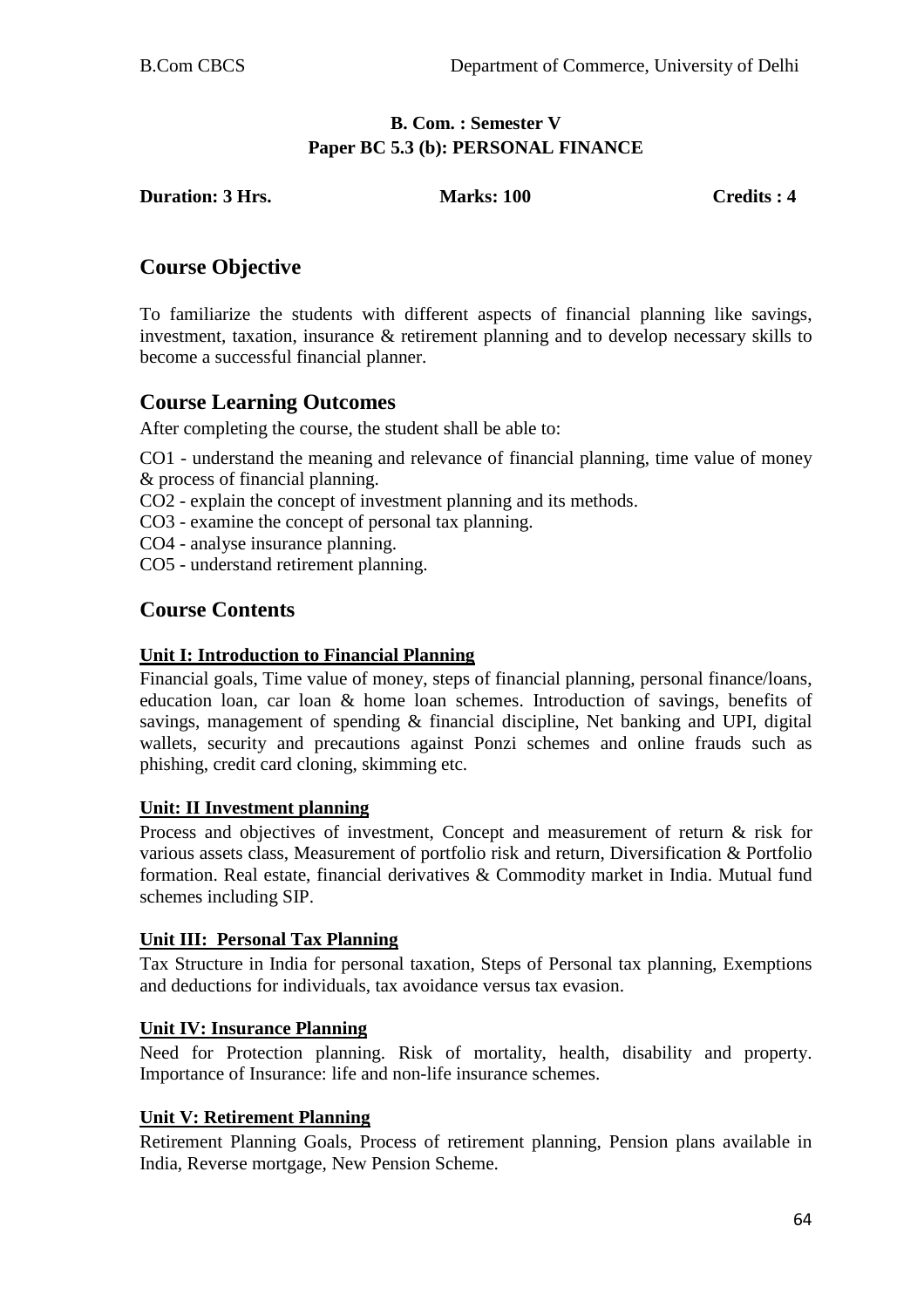**B. Com. : Semester V**
**Paper BC 5.3 (b): PERSONAL FINANCE**

**Duration: 3 Hrs.** **Marks: 100** **Credits : 4**

## Course Objective

To familiarize the students with different aspects of financial planning like savings, investment, taxation, insurance & retirement planning and to develop necessary skills to become a successful financial planner.

## Course Learning Outcomes

After completing the course, the student shall be able to:

CO1 - understand the meaning and relevance of financial planning, time value of money & process of financial planning.
CO2 - explain the concept of investment planning and its methods.
CO3 - examine the concept of personal tax planning.
CO4 - analyse insurance planning.
CO5 - understand retirement planning.

## Course Contents

### Unit I: Introduction to Financial Planning

Financial goals, Time value of money, steps of financial planning, personal finance/loans, education loan, car loan & home loan schemes. Introduction of savings, benefits of savings, management of spending & financial discipline, Net banking and UPI, digital wallets, security and precautions against Ponzi schemes and online frauds such as phishing, credit card cloning, skimming etc.

### Unit: II Investment planning

Process and objectives of investment, Concept and measurement of return & risk for various assets class, Measurement of portfolio risk and return, Diversification & Portfolio formation. Real estate, financial derivatives & Commodity market in India. Mutual fund schemes including SIP.

### Unit III: Personal Tax Planning

Tax Structure in India for personal taxation, Steps of Personal tax planning, Exemptions and deductions for individuals, tax avoidance versus tax evasion.

### Unit IV: Insurance Planning

Need for Protection planning. Risk of mortality, health, disability and property. Importance of Insurance: life and non-life insurance schemes.

### Unit V: Retirement Planning

Retirement Planning Goals, Process of retirement planning, Pension plans available in India, Reverse mortgage, New Pension Scheme.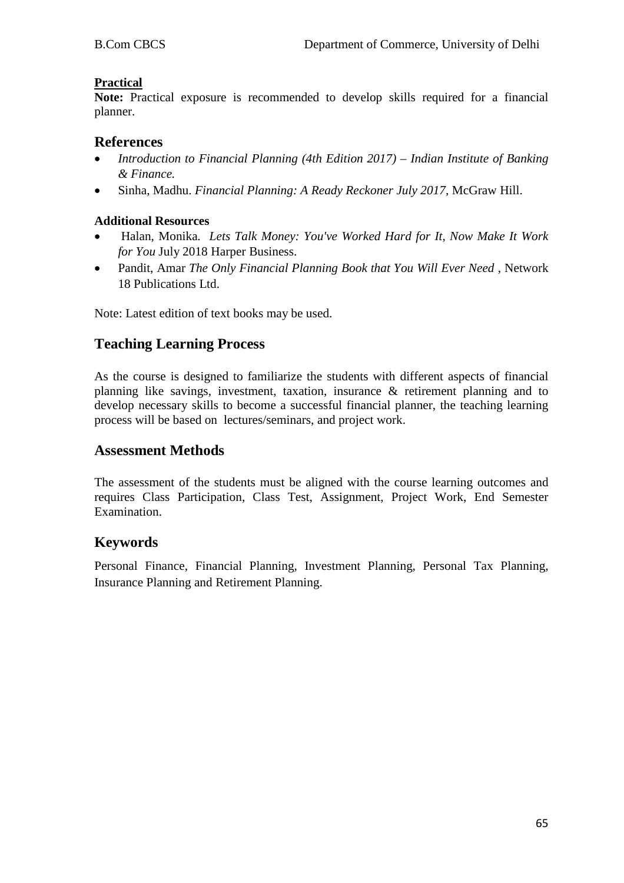**Practical**

**Note:** Practical exposure is recommended to develop skills required for a financial planner.

## References

- *Introduction to Financial Planning (4th Edition 2017) – Indian Institute of Banking & Finance.*
- Sinha, Madhu. *Financial Planning: A Ready Reckoner July 2017*, McGraw Hill.

#### Additional Resources

- Halan, Monika. *Lets Talk Money: You've Worked Hard for It, Now Make It Work for You* July 2018 Harper Business.
- Pandit, Amar *The Only Financial Planning Book that You Will Ever Need* , Network 18 Publications Ltd.

Note: Latest edition of text books may be used.

## Teaching Learning Process

As the course is designed to familiarize the students with different aspects of financial planning like savings, investment, taxation, insurance & retirement planning and to develop necessary skills to become a successful financial planner, the teaching learning process will be based on lectures/seminars, and project work.

## Assessment Methods

The assessment of the students must be aligned with the course learning outcomes and requires Class Participation, Class Test, Assignment, Project Work, End Semester Examination.

## Keywords

Personal Finance, Financial Planning, Investment Planning, Personal Tax Planning, Insurance Planning and Retirement Planning.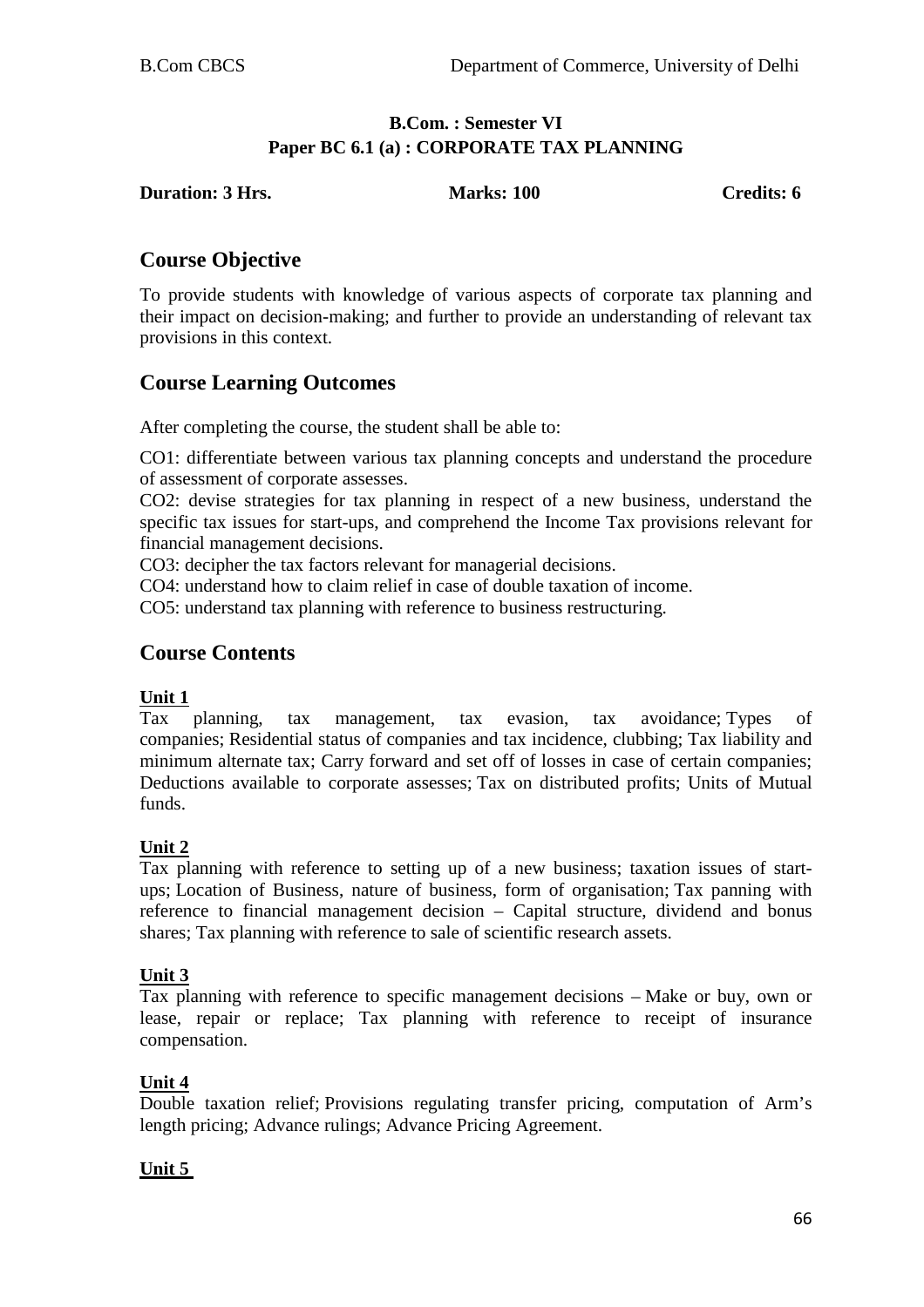**B.Com. : Semester VI**
**Paper BC 6.1 (a) : CORPORATE TAX PLANNING**

**Duration: 3 Hrs. Marks: 100 Credits: 6**

## Course Objective

To provide students with knowledge of various aspects of corporate tax planning and their impact on decision-making; and further to provide an understanding of relevant tax provisions in this context.

## Course Learning Outcomes

After completing the course, the student shall be able to:

CO1: differentiate between various tax planning concepts and understand the procedure of assessment of corporate assesses.
CO2: devise strategies for tax planning in respect of a new business, understand the specific tax issues for start-ups, and comprehend the Income Tax provisions relevant for financial management decisions.
CO3: decipher the tax factors relevant for managerial decisions.
CO4: understand how to claim relief in case of double taxation of income.
CO5: understand tax planning with reference to business restructuring.

## Course Contents

**Unit 1**
Tax planning, tax management, tax evasion, tax avoidance; Types of companies; Residential status of companies and tax incidence, clubbing; Tax liability and minimum alternate tax; Carry forward and set off of losses in case of certain companies; Deductions available to corporate assesses; Tax on distributed profits; Units of Mutual funds.

**Unit 2**
Tax planning with reference to setting up of a new business; taxation issues of start-ups; Location of Business, nature of business, form of organisation; Tax panning with reference to financial management decision – Capital structure, dividend and bonus shares; Tax planning with reference to sale of scientific research assets.

**Unit 3**
Tax planning with reference to specific management decisions – Make or buy, own or lease, repair or replace; Tax planning with reference to receipt of insurance compensation.

**Unit 4**
Double taxation relief; Provisions regulating transfer pricing, computation of Arm's length pricing; Advance rulings; Advance Pricing Agreement.

**Unit 5**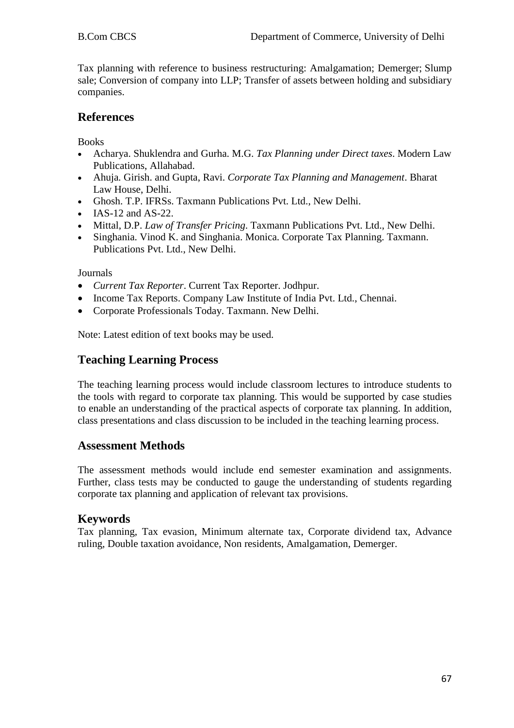Tax planning with reference to business restructuring: Amalgamation; Demerger; Slump sale; Conversion of company into LLP; Transfer of assets between holding and subsidiary companies.

## References

Books

- Acharya. Shuklendra and Gurha. M.G. *Tax Planning under Direct taxes*. Modern Law Publications, Allahabad.
- Ahuja. Girish. and Gupta, Ravi. *Corporate Tax Planning and Management*. Bharat Law House, Delhi.
- Ghosh. T.P. IFRSs. Taxmann Publications Pvt. Ltd., New Delhi.
- IAS-12 and AS-22.
- Mittal, D.P. *Law of Transfer Pricing*. Taxmann Publications Pvt. Ltd., New Delhi.
- Singhania. Vinod K. and Singhania. Monica. Corporate Tax Planning. Taxmann. Publications Pvt. Ltd., New Delhi.

Journals

- *Current Tax Reporter*. Current Tax Reporter. Jodhpur.
- Income Tax Reports. Company Law Institute of India Pvt. Ltd., Chennai.
- Corporate Professionals Today. Taxmann. New Delhi.

Note: Latest edition of text books may be used.

## Teaching Learning Process

The teaching learning process would include classroom lectures to introduce students to the tools with regard to corporate tax planning. This would be supported by case studies to enable an understanding of the practical aspects of corporate tax planning. In addition, class presentations and class discussion to be included in the teaching learning process.

## Assessment Methods

The assessment methods would include end semester examination and assignments. Further, class tests may be conducted to gauge the understanding of students regarding corporate tax planning and application of relevant tax provisions.

## Keywords

Tax planning, Tax evasion, Minimum alternate tax, Corporate dividend tax, Advance ruling, Double taxation avoidance, Non residents, Amalgamation, Demerger.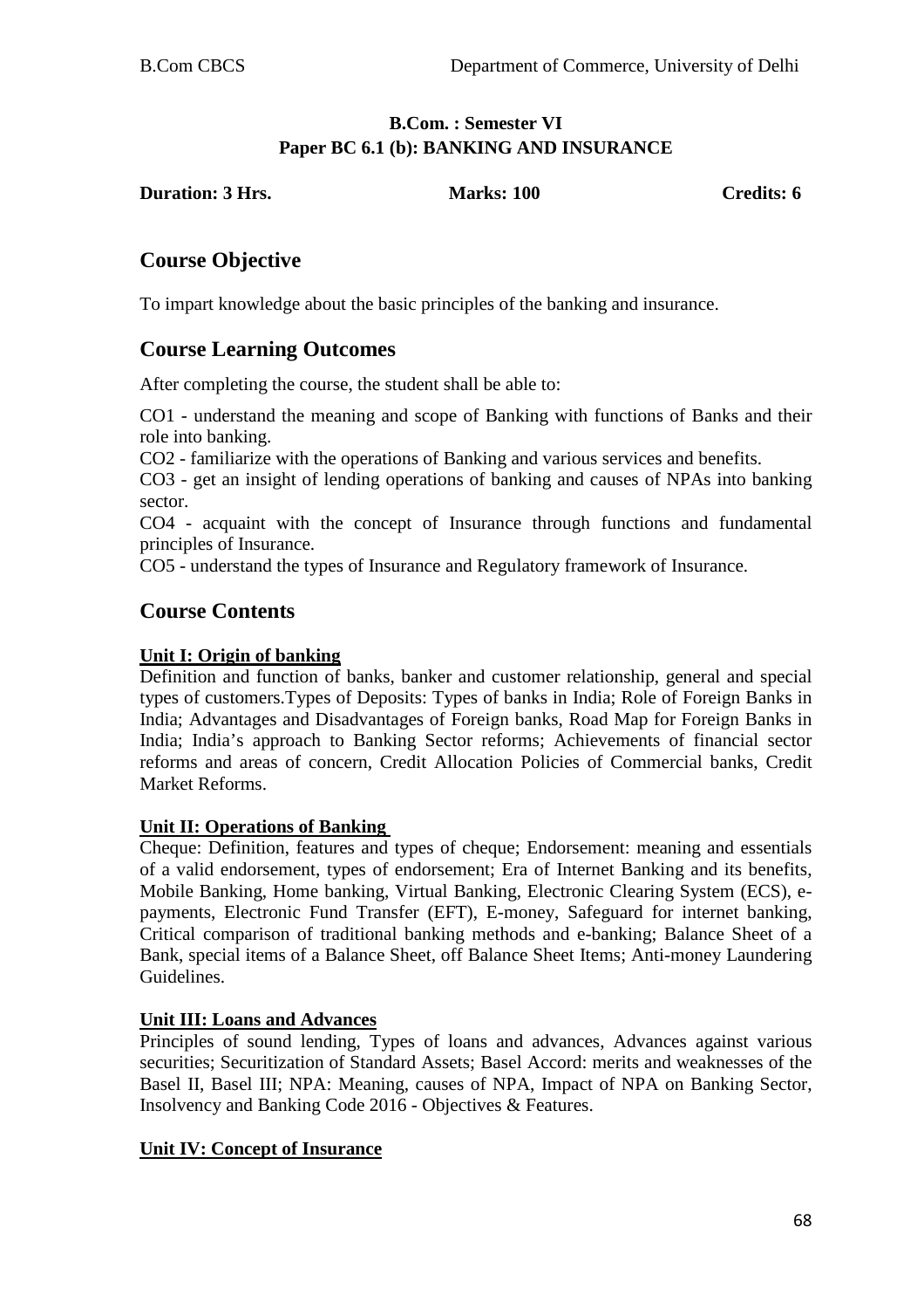**B.Com. : Semester VI**
**Paper BC 6.1 (b): BANKING AND INSURANCE**

**Duration: 3 Hrs.** **Marks: 100** **Credits: 6**

## Course Objective

To impart knowledge about the basic principles of the banking and insurance.

## Course Learning Outcomes

After completing the course, the student shall be able to:

CO1 - understand the meaning and scope of Banking with functions of Banks and their role into banking.
CO2 - familiarize with the operations of Banking and various services and benefits.
CO3 - get an insight of lending operations of banking and causes of NPAs into banking sector.
CO4 - acquaint with the concept of Insurance through functions and fundamental principles of Insurance.
CO5 - understand the types of Insurance and Regulatory framework of Insurance.

## Course Contents

**Unit I: Origin of banking**
Definition and function of banks, banker and customer relationship, general and special types of customers.Types of Deposits: Types of banks in India; Role of Foreign Banks in India; Advantages and Disadvantages of Foreign banks, Road Map for Foreign Banks in India; India's approach to Banking Sector reforms; Achievements of financial sector reforms and areas of concern, Credit Allocation Policies of Commercial banks, Credit Market Reforms.

**Unit II: Operations of Banking**
Cheque: Definition, features and types of cheque; Endorsement: meaning and essentials of a valid endorsement, types of endorsement; Era of Internet Banking and its benefits, Mobile Banking, Home banking, Virtual Banking, Electronic Clearing System (ECS), e-payments, Electronic Fund Transfer (EFT), E-money, Safeguard for internet banking, Critical comparison of traditional banking methods and e-banking; Balance Sheet of a Bank, special items of a Balance Sheet, off Balance Sheet Items; Anti-money Laundering Guidelines.

**Unit III: Loans and Advances**
Principles of sound lending, Types of loans and advances, Advances against various securities; Securitization of Standard Assets; Basel Accord: merits and weaknesses of the Basel II, Basel III; NPA: Meaning, causes of NPA, Impact of NPA on Banking Sector, Insolvency and Banking Code 2016 - Objectives & Features.

**Unit IV: Concept of Insurance**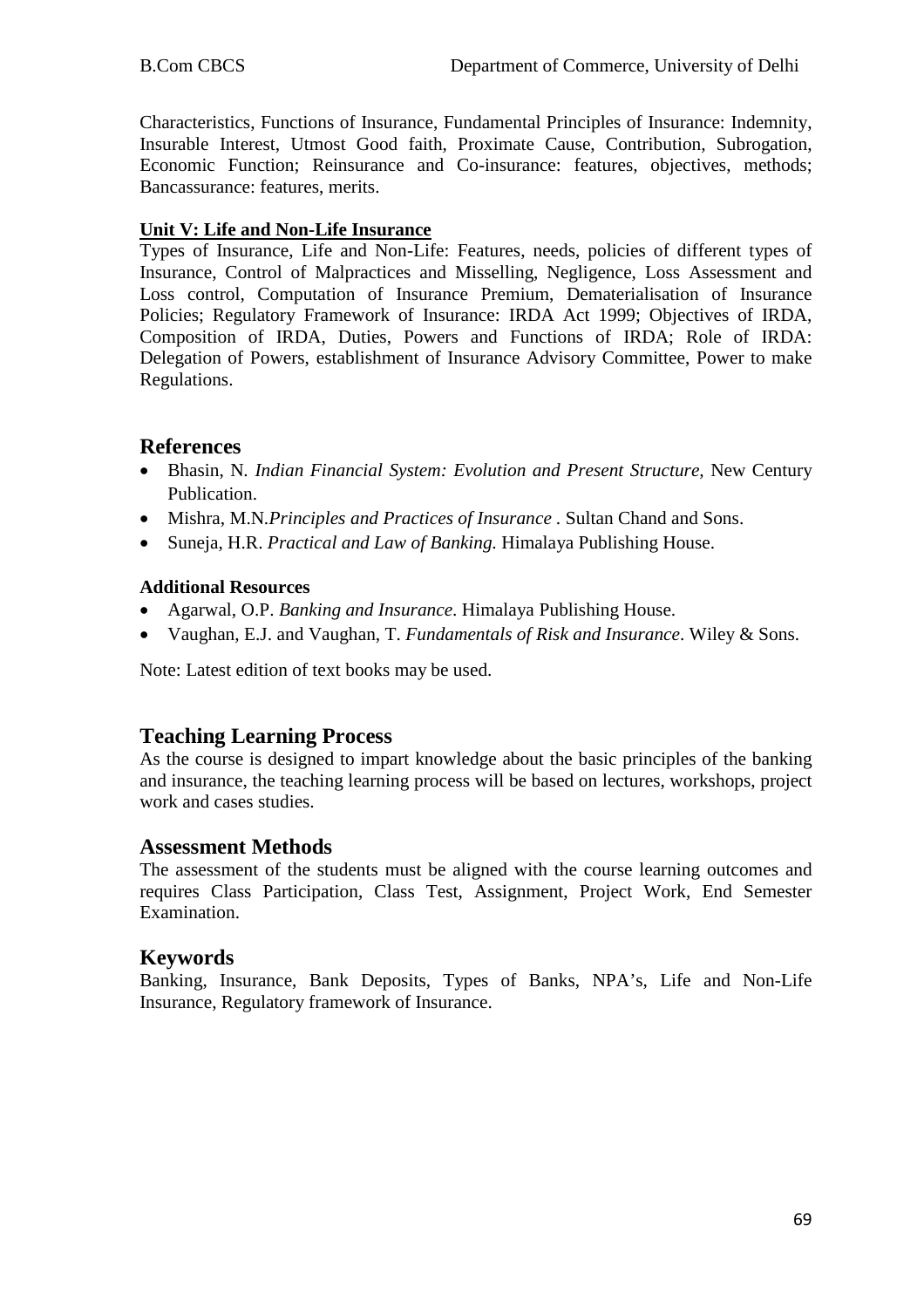Characteristics, Functions of Insurance, Fundamental Principles of Insurance: Indemnity, Insurable Interest, Utmost Good faith, Proximate Cause, Contribution, Subrogation, Economic Function; Reinsurance and Co-insurance: features, objectives, methods; Bancassurance: features, merits.

**Unit V: Life and Non-Life Insurance**

Types of Insurance, Life and Non-Life: Features, needs, policies of different types of Insurance, Control of Malpractices and Misselling, Negligence, Loss Assessment and Loss control, Computation of Insurance Premium, Dematerialisation of Insurance Policies; Regulatory Framework of Insurance: IRDA Act 1999; Objectives of IRDA, Composition of IRDA, Duties, Powers and Functions of IRDA; Role of IRDA: Delegation of Powers, establishment of Insurance Advisory Committee, Power to make Regulations.

## References

- Bhasin, N. *Indian Financial System: Evolution and Present Structure,* New Century Publication.
- Mishra, M.N.*Principles and Practices of Insurance* . Sultan Chand and Sons.
- Suneja, H.R. *Practical and Law of Banking.* Himalaya Publishing House.

**Additional Resources**

- Agarwal, O.P. *Banking and Insurance*. Himalaya Publishing House.
- Vaughan, E.J. and Vaughan, T. *Fundamentals of Risk and Insurance*. Wiley & Sons.

Note: Latest edition of text books may be used.

## Teaching Learning Process

As the course is designed to impart knowledge about the basic principles of the banking and insurance, the teaching learning process will be based on lectures, workshops, project work and cases studies.

## Assessment Methods

The assessment of the students must be aligned with the course learning outcomes and requires Class Participation, Class Test, Assignment, Project Work, End Semester Examination.

## Keywords

Banking, Insurance, Bank Deposits, Types of Banks, NPA's, Life and Non-Life Insurance, Regulatory framework of Insurance.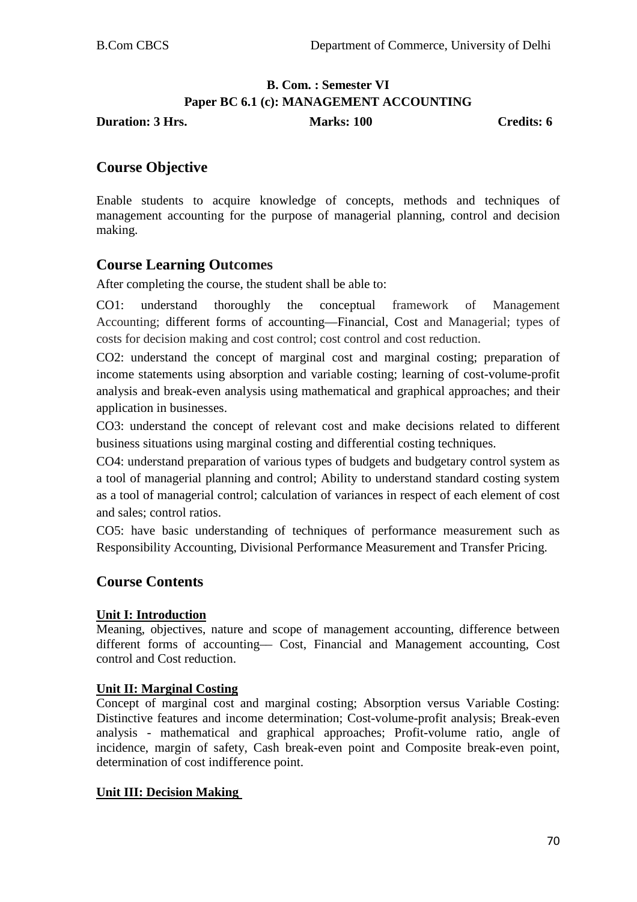**B. Com. : Semester VI**

**Paper BC 6.1 (c): MANAGEMENT ACCOUNTING**

**Duration: 3 Hrs.** **Marks: 100** **Credits: 6**

## Course Objective

Enable students to acquire knowledge of concepts, methods and techniques of management accounting for the purpose of managerial planning, control and decision making.

## Course Learning Outcomes

After completing the course, the student shall be able to:

CO1: understand thoroughly the conceptual framework of Management Accounting; different forms of accounting—Financial, Cost and Managerial; types of costs for decision making and cost control; cost control and cost reduction.

CO2: understand the concept of marginal cost and marginal costing; preparation of income statements using absorption and variable costing; learning of cost-volume-profit analysis and break-even analysis using mathematical and graphical approaches; and their application in businesses.

CO3: understand the concept of relevant cost and make decisions related to different business situations using marginal costing and differential costing techniques.

CO4: understand preparation of various types of budgets and budgetary control system as a tool of managerial planning and control; Ability to understand standard costing system as a tool of managerial control; calculation of variances in respect of each element of cost and sales; control ratios.

CO5: have basic understanding of techniques of performance measurement such as Responsibility Accounting, Divisional Performance Measurement and Transfer Pricing.

## Course Contents

**Unit I: Introduction**

Meaning, objectives, nature and scope of management accounting, difference between different forms of accounting— Cost, Financial and Management accounting, Cost control and Cost reduction.

**Unit II: Marginal Costing**

Concept of marginal cost and marginal costing; Absorption versus Variable Costing: Distinctive features and income determination; Cost-volume-profit analysis; Break-even analysis - mathematical and graphical approaches; Profit-volume ratio, angle of incidence, margin of safety, Cash break-even point and Composite break-even point, determination of cost indifference point.

**Unit III: Decision Making**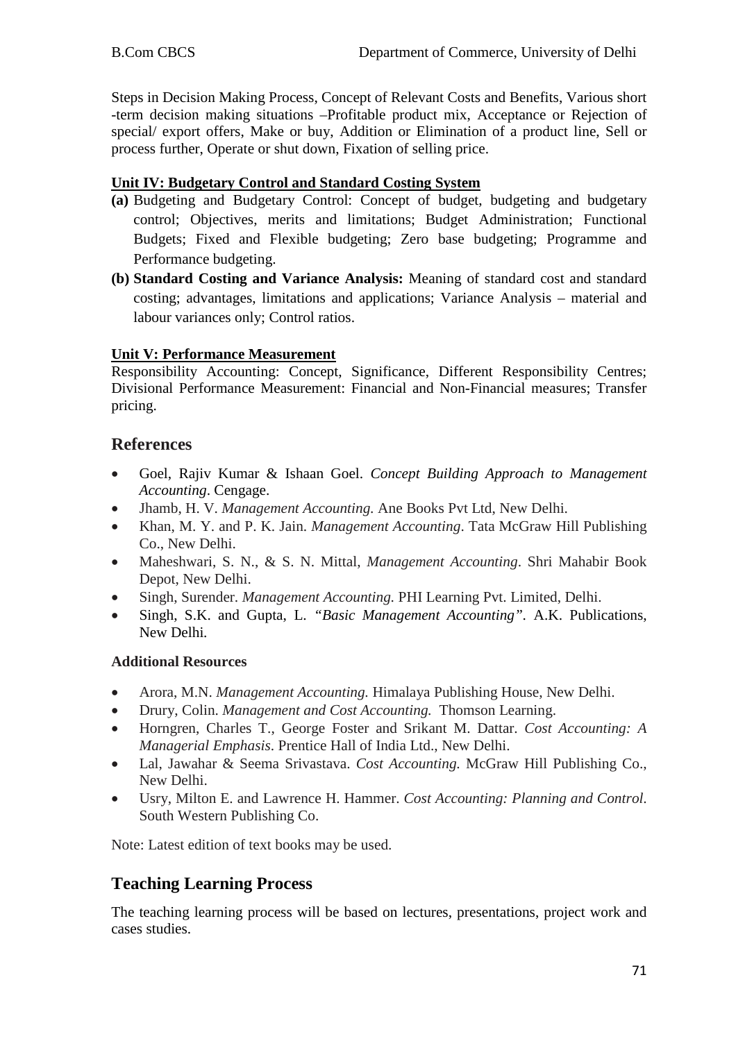Steps in Decision Making Process, Concept of Relevant Costs and Benefits, Various short -term decision making situations –Profitable product mix, Acceptance or Rejection of special/ export offers, Make or buy, Addition or Elimination of a product line, Sell or process further, Operate or shut down, Fixation of selling price.

**Unit IV: Budgetary Control and Standard Costing System**

**(a)** Budgeting and Budgetary Control: Concept of budget, budgeting and budgetary control; Objectives, merits and limitations; Budget Administration; Functional Budgets; Fixed and Flexible budgeting; Zero base budgeting; Programme and Performance budgeting.

**(b) Standard Costing and Variance Analysis:** Meaning of standard cost and standard costing; advantages, limitations and applications; Variance Analysis – material and labour variances only; Control ratios.

**Unit V: Performance Measurement**

Responsibility Accounting: Concept, Significance, Different Responsibility Centres; Divisional Performance Measurement: Financial and Non-Financial measures; Transfer pricing.

## References

- Goel, Rajiv Kumar & Ishaan Goel. *Concept Building Approach to Management Accounting*. Cengage.
- Jhamb, H. V. *Management Accounting.* Ane Books Pvt Ltd, New Delhi.
- Khan, M. Y. and P. K. Jain. *Management Accounting*. Tata McGraw Hill Publishing Co., New Delhi.
- Maheshwari, S. N., & S. N. Mittal, *Management Accounting*. Shri Mahabir Book Depot, New Delhi.
- Singh, Surender. *Management Accounting.* PHI Learning Pvt. Limited, Delhi.
- Singh, S.K. and Gupta, L. "*Basic Management Accounting"*. A.K. Publications, New Delhi.

**Additional Resources**

- Arora, M.N. *Management Accounting.* Himalaya Publishing House, New Delhi.
- Drury, Colin. *Management and Cost Accounting.* Thomson Learning.
- Horngren, Charles T., George Foster and Srikant M. Dattar. *Cost Accounting: A Managerial Emphasis*. Prentice Hall of India Ltd., New Delhi.
- Lal, Jawahar & Seema Srivastava. *Cost Accounting.* McGraw Hill Publishing Co., New Delhi.
- Usry, Milton E. and Lawrence H. Hammer. *Cost Accounting: Planning and Control.* South Western Publishing Co.

Note: Latest edition of text books may be used.

## Teaching Learning Process

The teaching learning process will be based on lectures, presentations, project work and cases studies.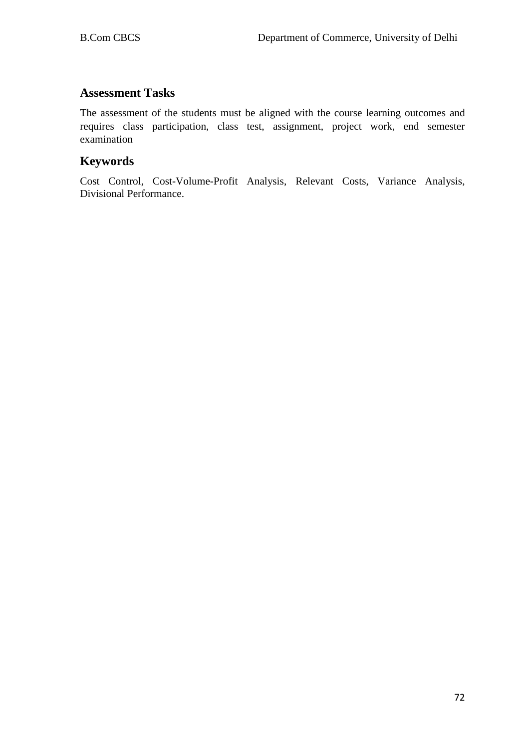## Assessment Tasks

The assessment of the students must be aligned with the course learning outcomes and requires class participation, class test, assignment, project work, end semester examination

## Keywords

Cost Control, Cost-Volume-Profit Analysis, Relevant Costs, Variance Analysis, Divisional Performance.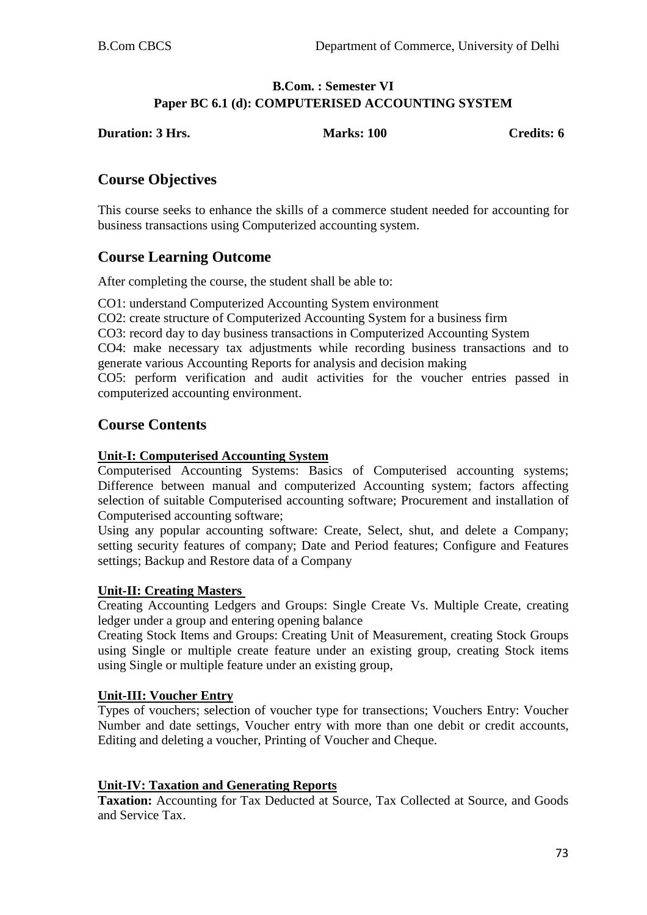**B.Com. : Semester VI**
**Paper BC 6.1 (d): COMPUTERISED ACCOUNTING SYSTEM**

**Duration: 3 Hrs.** **Marks: 100** **Credits: 6**

## Course Objectives

This course seeks to enhance the skills of a commerce student needed for accounting for business transactions using Computerized accounting system.

## Course Learning Outcome

After completing the course, the student shall be able to:

CO1: understand Computerized Accounting System environment
CO2: create structure of Computerized Accounting System for a business firm
CO3: record day to day business transactions in Computerized Accounting System
CO4: make necessary tax adjustments while recording business transactions and to generate various Accounting Reports for analysis and decision making
CO5: perform verification and audit activities for the voucher entries passed in computerized accounting environment.

## Course Contents

**Unit-I: Computerised Accounting System**

Computerised Accounting Systems: Basics of Computerised accounting systems; Difference between manual and computerized Accounting system; factors affecting selection of suitable Computerised accounting software; Procurement and installation of Computerised accounting software;

Using any popular accounting software: Create, Select, shut, and delete a Company; setting security features of company; Date and Period features; Configure and Features settings; Backup and Restore data of a Company

**Unit-II: Creating Masters**

Creating Accounting Ledgers and Groups: Single Create Vs. Multiple Create, creating ledger under a group and entering opening balance

Creating Stock Items and Groups: Creating Unit of Measurement, creating Stock Groups using Single or multiple create feature under an existing group, creating Stock items using Single or multiple feature under an existing group,

**Unit-III: Voucher Entry**

Types of vouchers; selection of voucher type for transections; Vouchers Entry: Voucher Number and date settings, Voucher entry with more than one debit or credit accounts, Editing and deleting a voucher, Printing of Voucher and Cheque.

**Unit-IV: Taxation and Generating Reports**

**Taxation:** Accounting for Tax Deducted at Source, Tax Collected at Source, and Goods and Service Tax.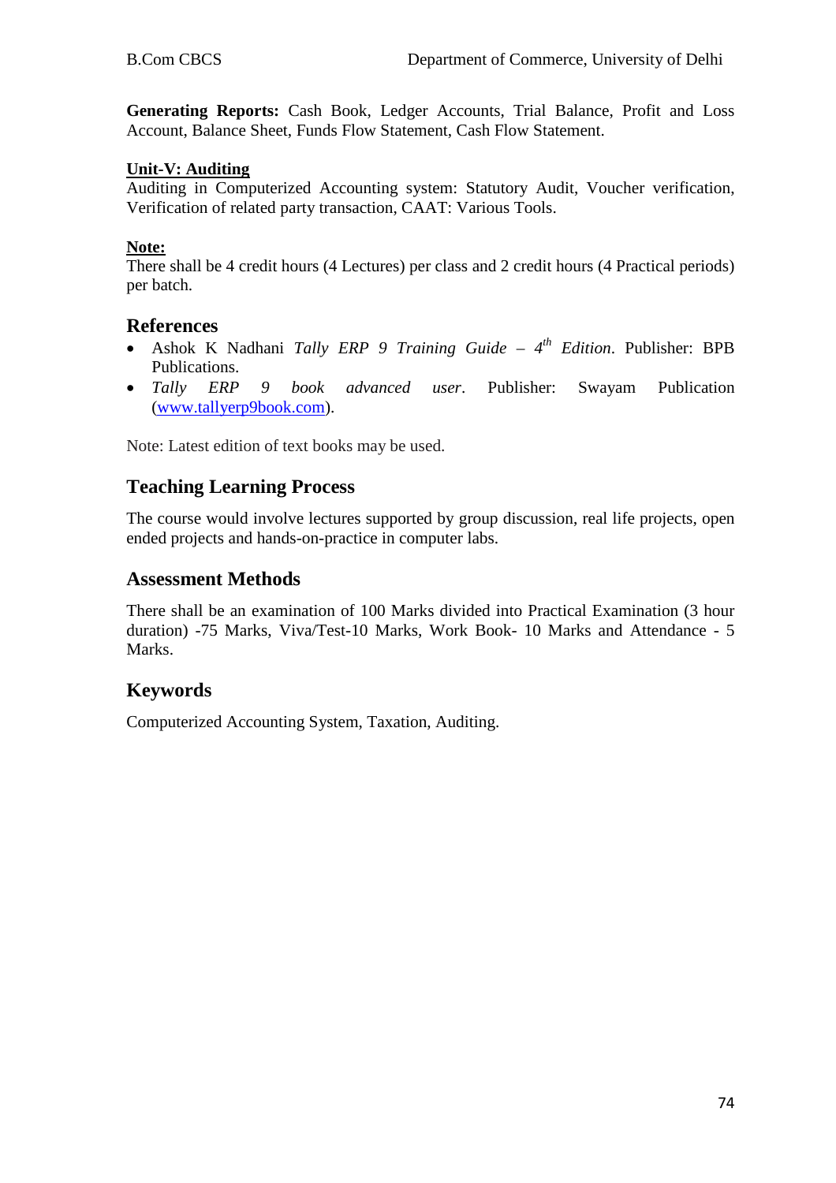**Generating Reports:** Cash Book, Ledger Accounts, Trial Balance, Profit and Loss Account, Balance Sheet, Funds Flow Statement, Cash Flow Statement.

**Unit-V: Auditing**

Auditing in Computerized Accounting system: Statutory Audit, Voucher verification, Verification of related party transaction, CAAT: Various Tools.

**Note:**

There shall be 4 credit hours (4 Lectures) per class and 2 credit hours (4 Practical periods) per batch.

## References

- Ashok K Nadhani *Tally ERP 9 Training Guide – 4th Edition*. Publisher: BPB Publications.
- *Tally ERP 9 book advanced user*. Publisher: Swayam Publication (www.tallyerp9book.com).

Note: Latest edition of text books may be used.

## Teaching Learning Process

The course would involve lectures supported by group discussion, real life projects, open ended projects and hands-on-practice in computer labs.

## Assessment Methods

There shall be an examination of 100 Marks divided into Practical Examination (3 hour duration) -75 Marks, Viva/Test-10 Marks, Work Book- 10 Marks and Attendance - 5 Marks.

## Keywords

Computerized Accounting System, Taxation, Auditing.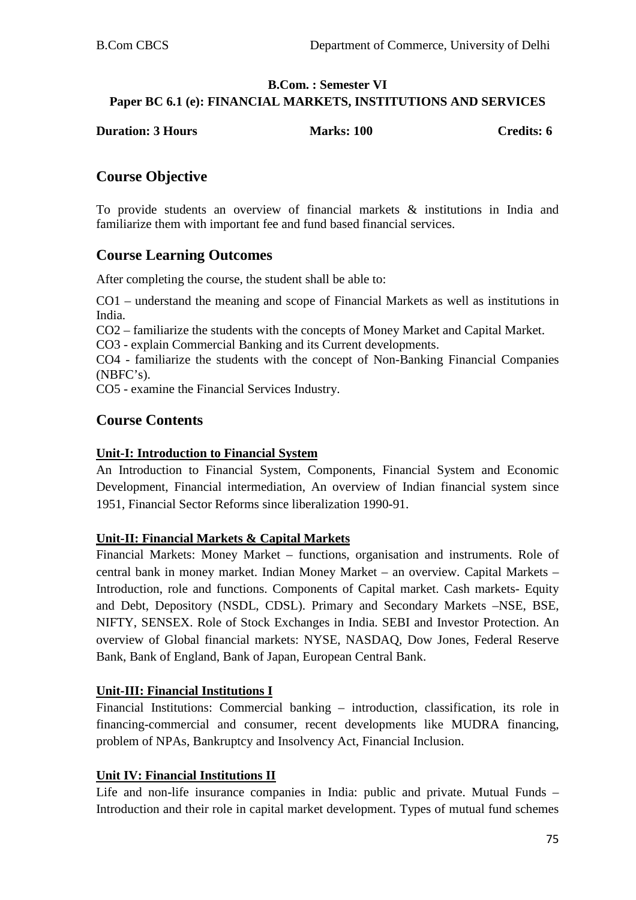**B.Com. : Semester VI**

**Paper BC 6.1 (e): FINANCIAL MARKETS, INSTITUTIONS AND SERVICES**

**Duration: 3 Hours** **Marks: 100** **Credits: 6**

## Course Objective

To provide students an overview of financial markets & institutions in India and familiarize them with important fee and fund based financial services.

## Course Learning Outcomes

After completing the course, the student shall be able to:

CO1 – understand the meaning and scope of Financial Markets as well as institutions in India.
CO2 – familiarize the students with the concepts of Money Market and Capital Market.
CO3 - explain Commercial Banking and its Current developments.
CO4 - familiarize the students with the concept of Non-Banking Financial Companies (NBFC's).
CO5 - examine the Financial Services Industry.

## Course Contents

### Unit-I: Introduction to Financial System

An Introduction to Financial System, Components, Financial System and Economic Development, Financial intermediation, An overview of Indian financial system since 1951, Financial Sector Reforms since liberalization 1990-91.

### Unit-II: Financial Markets & Capital Markets

Financial Markets: Money Market – functions, organisation and instruments. Role of central bank in money market. Indian Money Market – an overview. Capital Markets – Introduction, role and functions. Components of Capital market. Cash markets- Equity and Debt, Depository (NSDL, CDSL). Primary and Secondary Markets –NSE, BSE, NIFTY, SENSEX. Role of Stock Exchanges in India. SEBI and Investor Protection. An overview of Global financial markets: NYSE, NASDAQ, Dow Jones, Federal Reserve Bank, Bank of England, Bank of Japan, European Central Bank.

### Unit-III: Financial Institutions I

Financial Institutions: Commercial banking – introduction, classification, its role in financing-commercial and consumer, recent developments like MUDRA financing, problem of NPAs, Bankruptcy and Insolvency Act, Financial Inclusion.

### Unit IV: Financial Institutions II

Life and non-life insurance companies in India: public and private. Mutual Funds – Introduction and their role in capital market development. Types of mutual fund schemes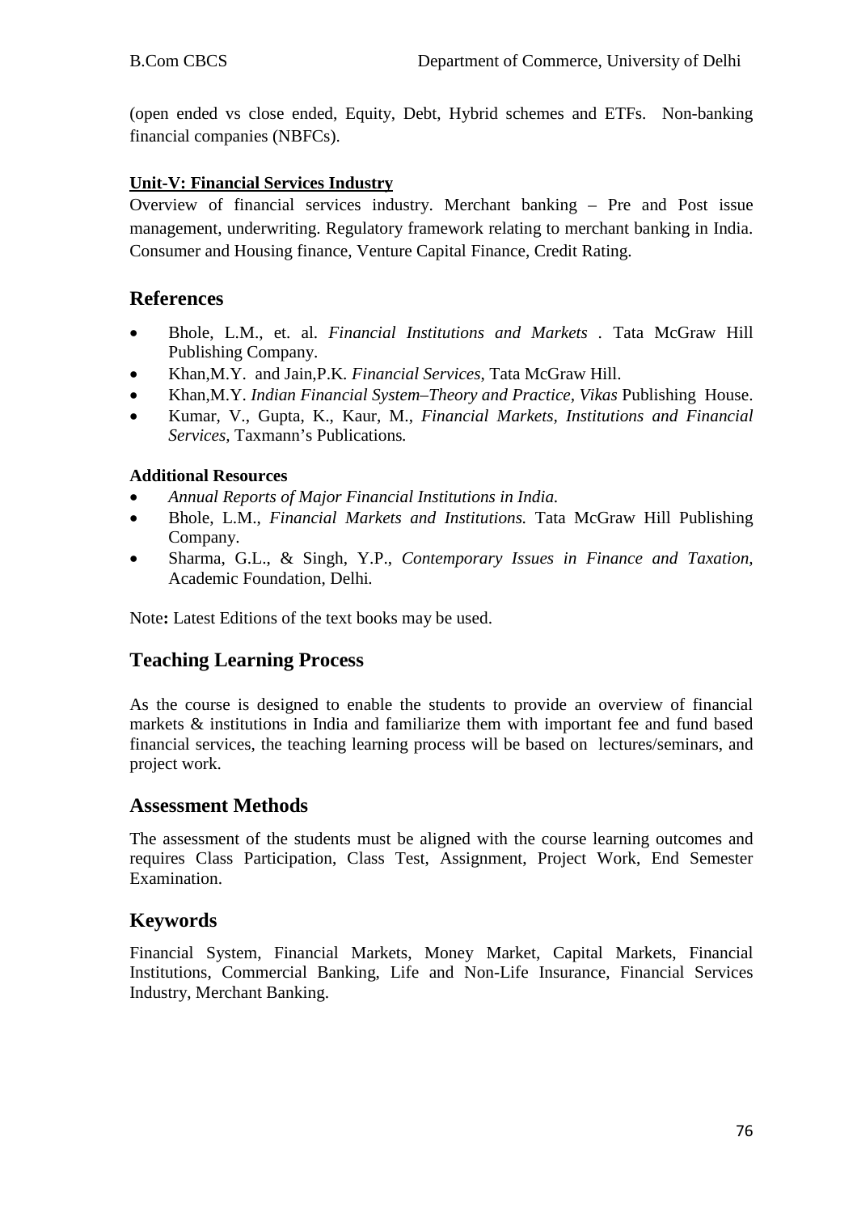(open ended vs close ended, Equity, Debt, Hybrid schemes and ETFs. Non-banking financial companies (NBFCs).

**Unit-V: Financial Services Industry**

Overview of financial services industry. Merchant banking – Pre and Post issue management, underwriting. Regulatory framework relating to merchant banking in India. Consumer and Housing finance, Venture Capital Finance, Credit Rating.

## References

- Bhole, L.M., et. al. *Financial Institutions and Markets* . Tata McGraw Hill Publishing Company.
- Khan,M.Y. and Jain,P.K. *Financial Services*, Tata McGraw Hill.
- Khan,M.Y. *Indian Financial System–Theory and Practice, Vikas* Publishing House.
- Kumar, V., Gupta, K., Kaur, M., *Financial Markets, Institutions and Financial Services*, Taxmann's Publications*.*

**Additional Resources**

- *Annual Reports of Major Financial Institutions in India.*
- Bhole, L.M., *Financial Markets and Institutions.* Tata McGraw Hill Publishing Company.
- Sharma, G.L., & Singh, Y.P., *Contemporary Issues in Finance and Taxation*, Academic Foundation, Delhi*.*

Note**:** Latest Editions of the text books may be used.

## Teaching Learning Process

As the course is designed to enable the students to provide an overview of financial markets & institutions in India and familiarize them with important fee and fund based financial services, the teaching learning process will be based on lectures/seminars, and project work.

## Assessment Methods

The assessment of the students must be aligned with the course learning outcomes and requires Class Participation, Class Test, Assignment, Project Work, End Semester Examination.

## Keywords

Financial System, Financial Markets, Money Market, Capital Markets, Financial Institutions, Commercial Banking, Life and Non-Life Insurance, Financial Services Industry, Merchant Banking.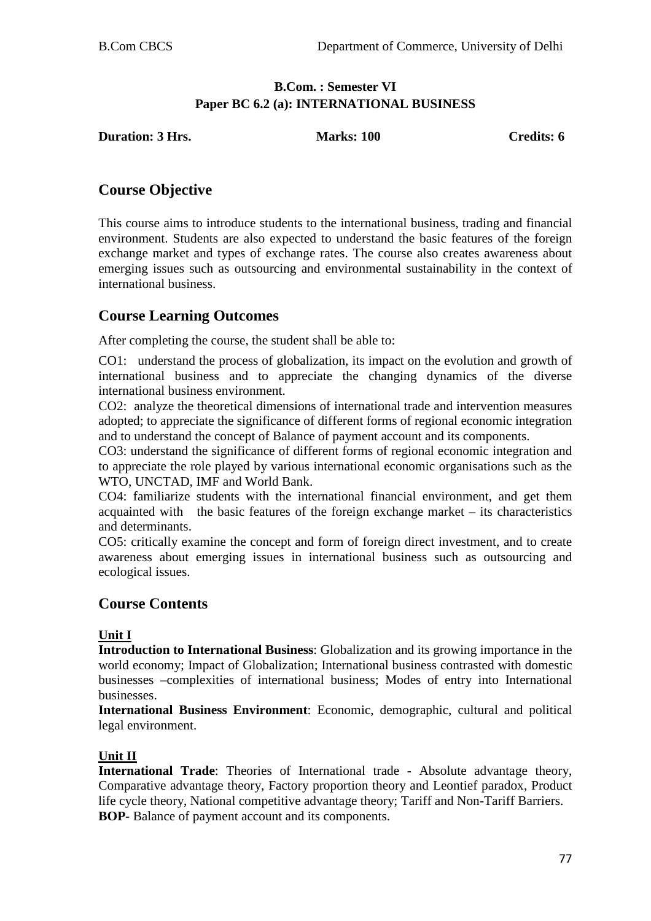**B.Com. : Semester VI**
**Paper BC 6.2 (a): INTERNATIONAL BUSINESS**

**Duration: 3 Hrs.** **Marks: 100** **Credits: 6**

## Course Objective

This course aims to introduce students to the international business, trading and financial environment. Students are also expected to understand the basic features of the foreign exchange market and types of exchange rates. The course also creates awareness about emerging issues such as outsourcing and environmental sustainability in the context of international business.

## Course Learning Outcomes

After completing the course, the student shall be able to:

CO1: understand the process of globalization, its impact on the evolution and growth of international business and to appreciate the changing dynamics of the diverse international business environment.

CO2: analyze the theoretical dimensions of international trade and intervention measures adopted; to appreciate the significance of different forms of regional economic integration and to understand the concept of Balance of payment account and its components.

CO3: understand the significance of different forms of regional economic integration and to appreciate the role played by various international economic organisations such as the WTO, UNCTAD, IMF and World Bank.

CO4: familiarize students with the international financial environment, and get them acquainted with the basic features of the foreign exchange market – its characteristics and determinants.

CO5: critically examine the concept and form of foreign direct investment, and to create awareness about emerging issues in international business such as outsourcing and ecological issues.

## Course Contents

### Unit I

**Introduction to International Business**: Globalization and its growing importance in the world economy; Impact of Globalization; International business contrasted with domestic businesses –complexities of international business; Modes of entry into International businesses.

**International Business Environment**: Economic, demographic, cultural and political legal environment.

### Unit II

**International Trade**: Theories of International trade - Absolute advantage theory, Comparative advantage theory, Factory proportion theory and Leontief paradox, Product life cycle theory, National competitive advantage theory; Tariff and Non-Tariff Barriers.

**BOP**- Balance of payment account and its components.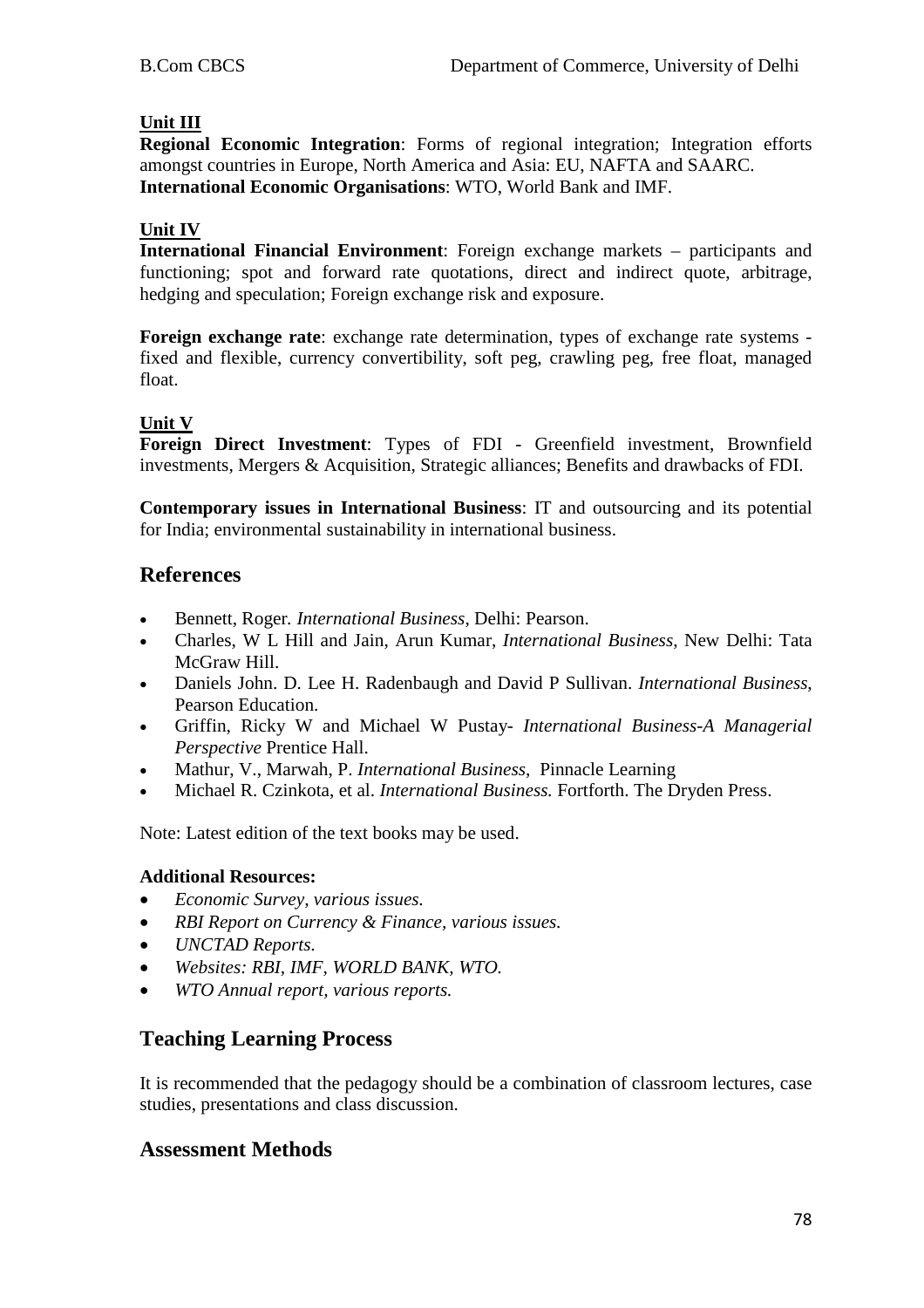**Unit III**

**Regional Economic Integration**: Forms of regional integration; Integration efforts amongst countries in Europe, North America and Asia: EU, NAFTA and SAARC.
**International Economic Organisations**: WTO, World Bank and IMF.

**Unit IV**

**International Financial Environment**: Foreign exchange markets – participants and functioning; spot and forward rate quotations, direct and indirect quote, arbitrage, hedging and speculation; Foreign exchange risk and exposure.

**Foreign exchange rate**: exchange rate determination, types of exchange rate systems - fixed and flexible, currency convertibility, soft peg, crawling peg, free float, managed float.

**Unit V**

**Foreign Direct Investment**: Types of FDI - Greenfield investment, Brownfield investments, Mergers & Acquisition, Strategic alliances; Benefits and drawbacks of FDI.

**Contemporary issues in International Business**: IT and outsourcing and its potential for India; environmental sustainability in international business.

## References

- Bennett, Roger. *International Business*, Delhi: Pearson.
- Charles, W L Hill and Jain, Arun Kumar, *International Business*, New Delhi: Tata McGraw Hill.
- Daniels John. D. Lee H. Radenbaugh and David P Sullivan. *International Business*, Pearson Education.
- Griffin, Ricky W and Michael W Pustay- *International Business-A Managerial Perspective* Prentice Hall.
- Mathur, V., Marwah, P. *International Business*, Pinnacle Learning
- Michael R. Czinkota, et al. *International Business.* Fortforth. The Dryden Press.

Note: Latest edition of the text books may be used.

**Additional Resources:**

- *Economic Survey, various issues.*
- *RBI Report on Currency & Finance, various issues.*
- *UNCTAD Reports.*
- *Websites: RBI, IMF, WORLD BANK, WTO.*
- *WTO Annual report, various reports.*

## Teaching Learning Process

It is recommended that the pedagogy should be a combination of classroom lectures, case studies, presentations and class discussion.

## Assessment Methods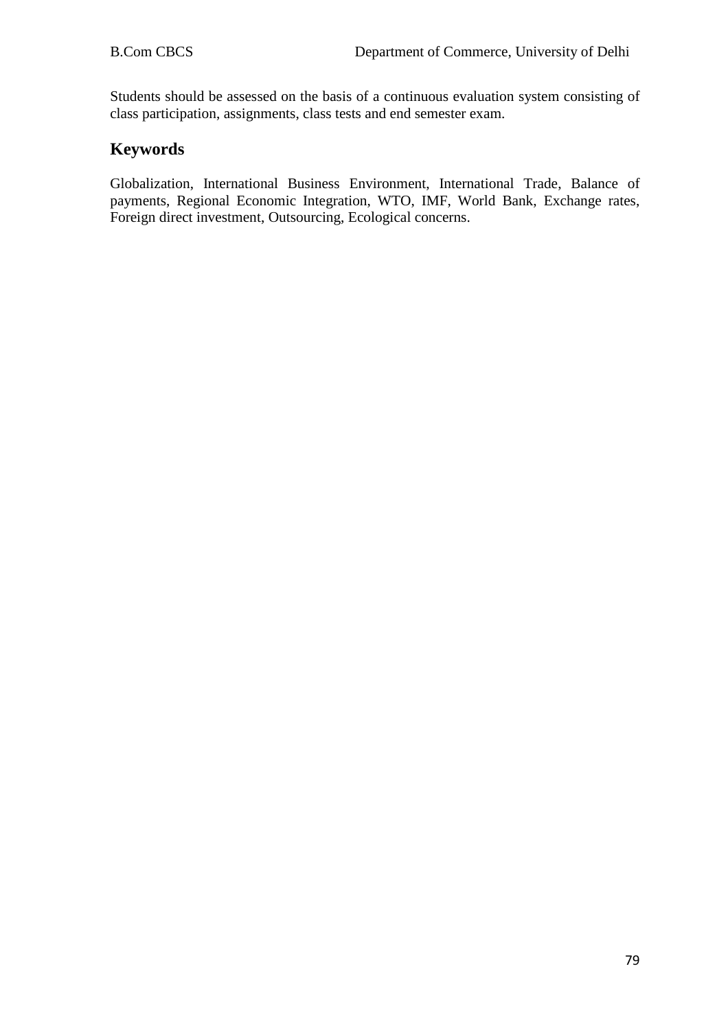Students should be assessed on the basis of a continuous evaluation system consisting of class participation, assignments, class tests and end semester exam.

## Keywords

Globalization, International Business Environment, International Trade, Balance of payments, Regional Economic Integration, WTO, IMF, World Bank, Exchange rates, Foreign direct investment, Outsourcing, Ecological concerns.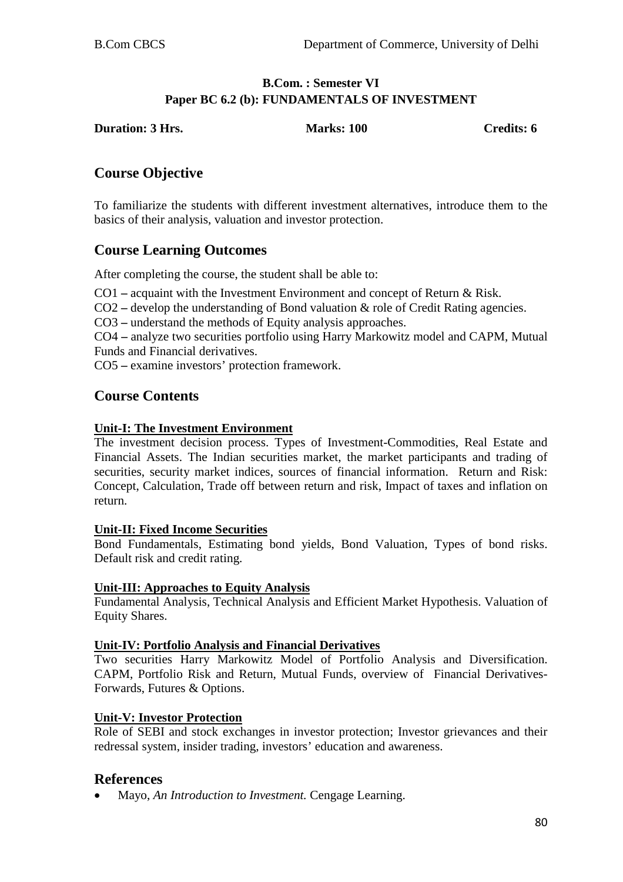**B.Com. : Semester VI**
**Paper BC 6.2 (b): FUNDAMENTALS OF INVESTMENT**

**Duration: 3 Hrs.** **Marks: 100** **Credits: 6**

## Course Objective

To familiarize the students with different investment alternatives, introduce them to the basics of their analysis, valuation and investor protection.

## Course Learning Outcomes

After completing the course, the student shall be able to:

CO1 **–** acquaint with the Investment Environment and concept of Return & Risk.

CO2 **–** develop the understanding of Bond valuation & role of Credit Rating agencies.

CO3 **–** understand the methods of Equity analysis approaches.

CO4 **–** analyze two securities portfolio using Harry Markowitz model and CAPM, Mutual Funds and Financial derivatives.

CO5 **–** examine investors' protection framework.

## Course Contents

**Unit-I: The Investment Environment**

The investment decision process. Types of Investment-Commodities, Real Estate and Financial Assets. The Indian securities market, the market participants and trading of securities, security market indices, sources of financial information. Return and Risk: Concept, Calculation, Trade off between return and risk, Impact of taxes and inflation on return.

**Unit-II: Fixed Income Securities**

Bond Fundamentals, Estimating bond yields, Bond Valuation, Types of bond risks. Default risk and credit rating.

**Unit-III: Approaches to Equity Analysis**

Fundamental Analysis, Technical Analysis and Efficient Market Hypothesis. Valuation of Equity Shares.

**Unit-IV: Portfolio Analysis and Financial Derivatives**

Two securities Harry Markowitz Model of Portfolio Analysis and Diversification. CAPM, Portfolio Risk and Return, Mutual Funds, overview of Financial Derivatives-Forwards, Futures & Options.

**Unit-V: Investor Protection**

Role of SEBI and stock exchanges in investor protection; Investor grievances and their redressal system, insider trading, investors' education and awareness.

## References

- Mayo, *An Introduction to Investment.* Cengage Learning.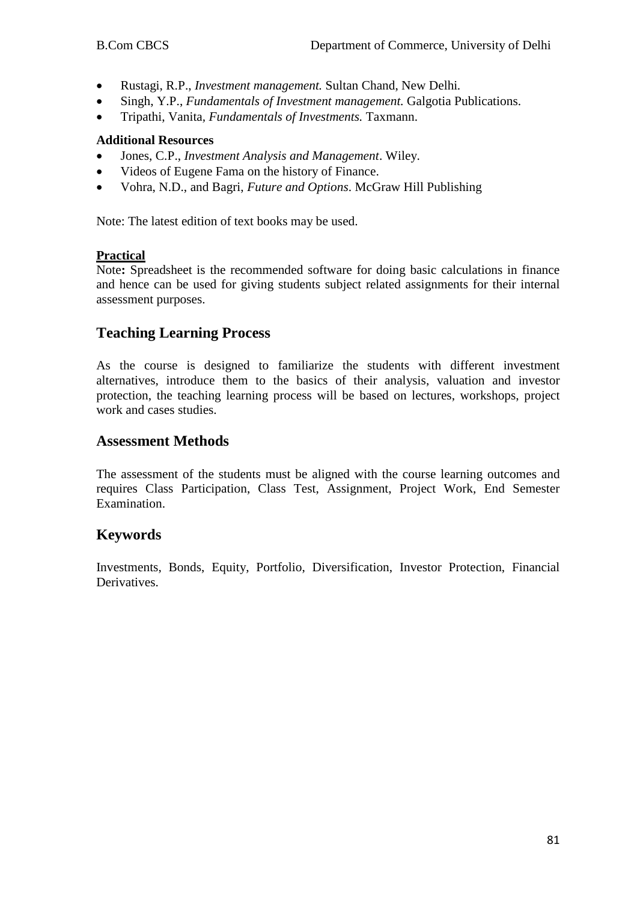- Rustagi, R.P., *Investment management.* Sultan Chand, New Delhi.
- Singh, Y.P., *Fundamentals of Investment management.* Galgotia Publications.
- Tripathi, Vanita, *Fundamentals of Investments.* Taxmann.

**Additional Resources**

- Jones, C.P., *Investment Analysis and Management*. Wiley.
- Videos of Eugene Fama on the history of Finance.
- Vohra, N.D., and Bagri, *Future and Options*. McGraw Hill Publishing

Note: The latest edition of text books may be used.

**Practical**

Note**:** Spreadsheet is the recommended software for doing basic calculations in finance and hence can be used for giving students subject related assignments for their internal assessment purposes.

## Teaching Learning Process

As the course is designed to familiarize the students with different investment alternatives, introduce them to the basics of their analysis, valuation and investor protection, the teaching learning process will be based on lectures, workshops, project work and cases studies.

## Assessment Methods

The assessment of the students must be aligned with the course learning outcomes and requires Class Participation, Class Test, Assignment, Project Work, End Semester Examination.

## Keywords

Investments, Bonds, Equity, Portfolio, Diversification, Investor Protection, Financial Derivatives.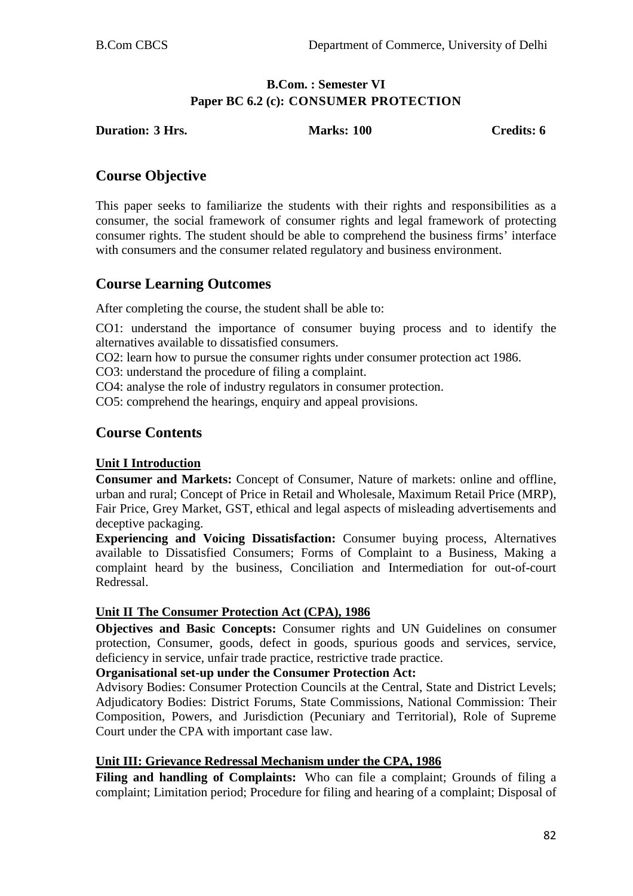**B.Com. : Semester VI**
**Paper BC 6.2 (c): CONSUMER PROTECTION**

**Duration: 3 Hrs. Marks: 100 Credits: 6**

## Course Objective

This paper seeks to familiarize the students with their rights and responsibilities as a consumer, the social framework of consumer rights and legal framework of protecting consumer rights. The student should be able to comprehend the business firms' interface with consumers and the consumer related regulatory and business environment.

## Course Learning Outcomes

After completing the course, the student shall be able to:

CO1: understand the importance of consumer buying process and to identify the alternatives available to dissatisfied consumers.

CO2: learn how to pursue the consumer rights under consumer protection act 1986.

CO3: understand the procedure of filing a complaint.

CO4: analyse the role of industry regulators in consumer protection.

CO5: comprehend the hearings, enquiry and appeal provisions.

## Course Contents

### Unit I Introduction

**Consumer and Markets:** Concept of Consumer, Nature of markets: online and offline, urban and rural; Concept of Price in Retail and Wholesale, Maximum Retail Price (MRP), Fair Price, Grey Market, GST, ethical and legal aspects of misleading advertisements and deceptive packaging.

**Experiencing and Voicing Dissatisfaction:** Consumer buying process, Alternatives available to Dissatisfied Consumers; Forms of Complaint to a Business, Making a complaint heard by the business, Conciliation and Intermediation for out-of-court Redressal.

### Unit II The Consumer Protection Act (CPA), 1986

**Objectives and Basic Concepts:** Consumer rights and UN Guidelines on consumer protection, Consumer, goods, defect in goods, spurious goods and services, service, deficiency in service, unfair trade practice, restrictive trade practice.

**Organisational set-up under the Consumer Protection Act:**

Advisory Bodies: Consumer Protection Councils at the Central, State and District Levels; Adjudicatory Bodies: District Forums, State Commissions, National Commission: Their Composition, Powers, and Jurisdiction (Pecuniary and Territorial), Role of Supreme Court under the CPA with important case law.

### Unit III: Grievance Redressal Mechanism under the CPA, 1986

**Filing and handling of Complaints:** Who can file a complaint; Grounds of filing a complaint; Limitation period; Procedure for filing and hearing of a complaint; Disposal of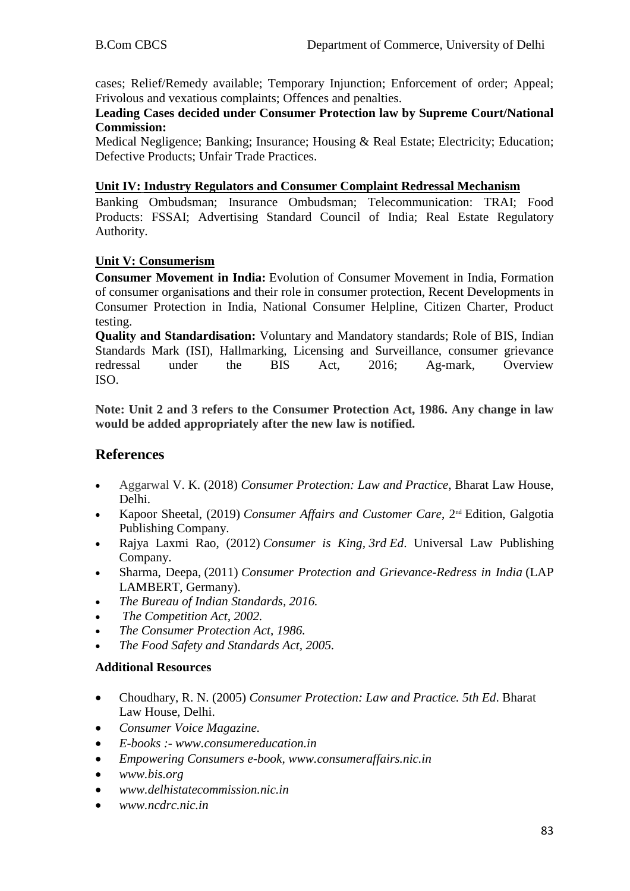cases; Relief/Remedy available; Temporary Injunction; Enforcement of order; Appeal; Frivolous and vexatious complaints; Offences and penalties.

**Leading Cases decided under Consumer Protection law by Supreme Court/National Commission:**

Medical Negligence; Banking; Insurance; Housing & Real Estate; Electricity; Education; Defective Products; Unfair Trade Practices.

**Unit IV: Industry Regulators and Consumer Complaint Redressal Mechanism**

Banking Ombudsman; Insurance Ombudsman; Telecommunication: TRAI; Food Products: FSSAI; Advertising Standard Council of India; Real Estate Regulatory Authority.

**Unit V: Consumerism**

**Consumer Movement in India:** Evolution of Consumer Movement in India, Formation of consumer organisations and their role in consumer protection, Recent Developments in Consumer Protection in India, National Consumer Helpline, Citizen Charter, Product testing.

**Quality and Standardisation:** Voluntary and Mandatory standards; Role of BIS, Indian Standards Mark (ISI), Hallmarking, Licensing and Surveillance, consumer grievance redressal under the BIS Act, 2016; Ag-mark, Overview ISO.

**Note: Unit 2 and 3 refers to the Consumer Protection Act, 1986. Any change in law would be added appropriately after the new law is notified.**

## References

- Aggarwal V. K. (2018) *Consumer Protection: Law and Practice*, Bharat Law House, Delhi.
- Kapoor Sheetal, (2019) *Consumer Affairs and Customer Care*, 2nd Edition, Galgotia Publishing Company.
- Rajya Laxmi Rao, (2012) *Consumer is King, 3rd Ed*. Universal Law Publishing Company.
- Sharma, Deepa, (2011) *Consumer Protection and Grievance-Redress in India* (LAP LAMBERT, Germany).
- *The Bureau of Indian Standards, 2016.*
- *The Competition Act, 2002.*
- *The Consumer Protection Act, 1986.*
- *The Food Safety and Standards Act, 2005.*

**Additional Resources**

- Choudhary, R. N. (2005) *Consumer Protection: Law and Practice. 5th Ed*. Bharat Law House, Delhi.
- *Consumer Voice Magazine.*
- *E-books :- www.consumereducation.in*
- *Empowering Consumers e-book, www.consumeraffairs.nic.in*
- *www.bis.org*
- *www.delhistatecommission.nic.in*
- *www.ncdrc.nic.in*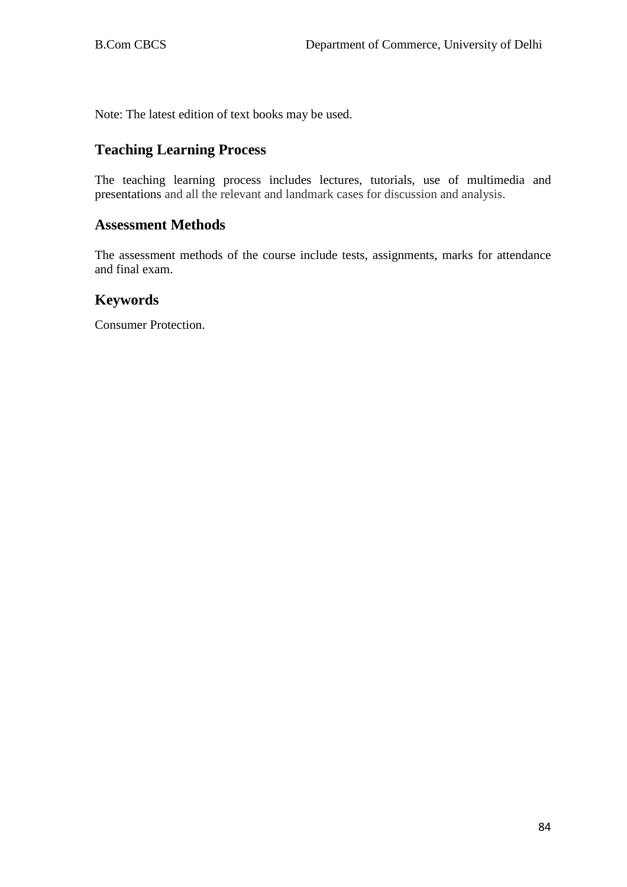Note: The latest edition of text books may be used.

## Teaching Learning Process

The teaching learning process includes lectures, tutorials, use of multimedia and presentations and all the relevant and landmark cases for discussion and analysis.

## Assessment Methods

The assessment methods of the course include tests, assignments, marks for attendance and final exam.

## Keywords

Consumer Protection.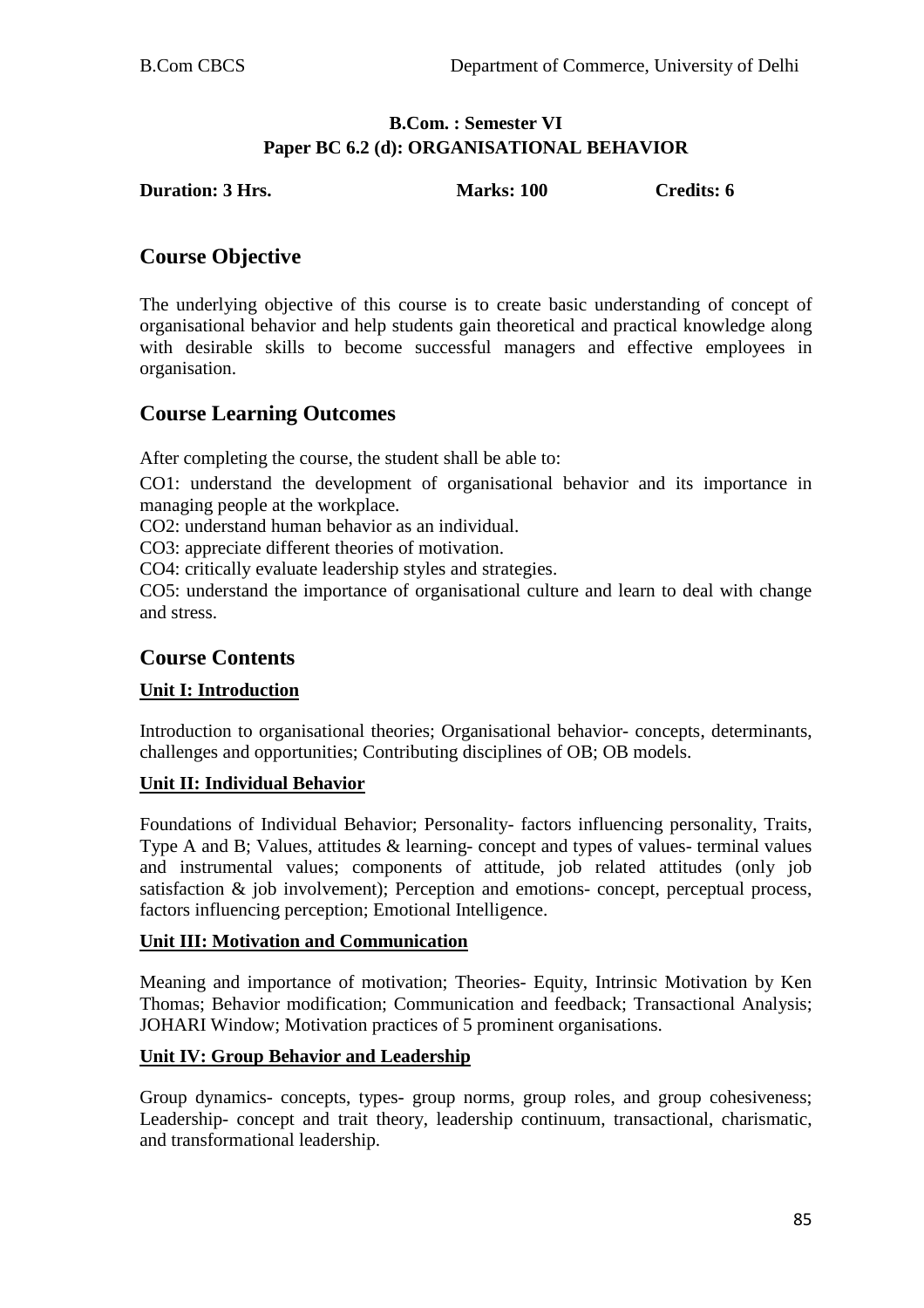**B.Com. : Semester VI**
**Paper BC 6.2 (d): ORGANISATIONAL BEHAVIOR**

**Duration: 3 Hrs.** **Marks: 100** **Credits: 6**

## Course Objective

The underlying objective of this course is to create basic understanding of concept of organisational behavior and help students gain theoretical and practical knowledge along with desirable skills to become successful managers and effective employees in organisation.

## Course Learning Outcomes

After completing the course, the student shall be able to:

CO1: understand the development of organisational behavior and its importance in managing people at the workplace.

CO2: understand human behavior as an individual.

CO3: appreciate different theories of motivation.

CO4: critically evaluate leadership styles and strategies.

CO5: understand the importance of organisational culture and learn to deal with change and stress.

## Course Contents

### Unit I: Introduction

Introduction to organisational theories; Organisational behavior- concepts, determinants, challenges and opportunities; Contributing disciplines of OB; OB models.

### Unit II: Individual Behavior

Foundations of Individual Behavior; Personality- factors influencing personality, Traits, Type A and B; Values, attitudes & learning- concept and types of values- terminal values and instrumental values; components of attitude, job related attitudes (only job satisfaction & job involvement); Perception and emotions- concept, perceptual process, factors influencing perception; Emotional Intelligence.

### Unit III: Motivation and Communication

Meaning and importance of motivation; Theories- Equity, Intrinsic Motivation by Ken Thomas; Behavior modification; Communication and feedback; Transactional Analysis; JOHARI Window; Motivation practices of 5 prominent organisations.

### Unit IV: Group Behavior and Leadership

Group dynamics- concepts, types- group norms, group roles, and group cohesiveness; Leadership- concept and trait theory, leadership continuum, transactional, charismatic, and transformational leadership.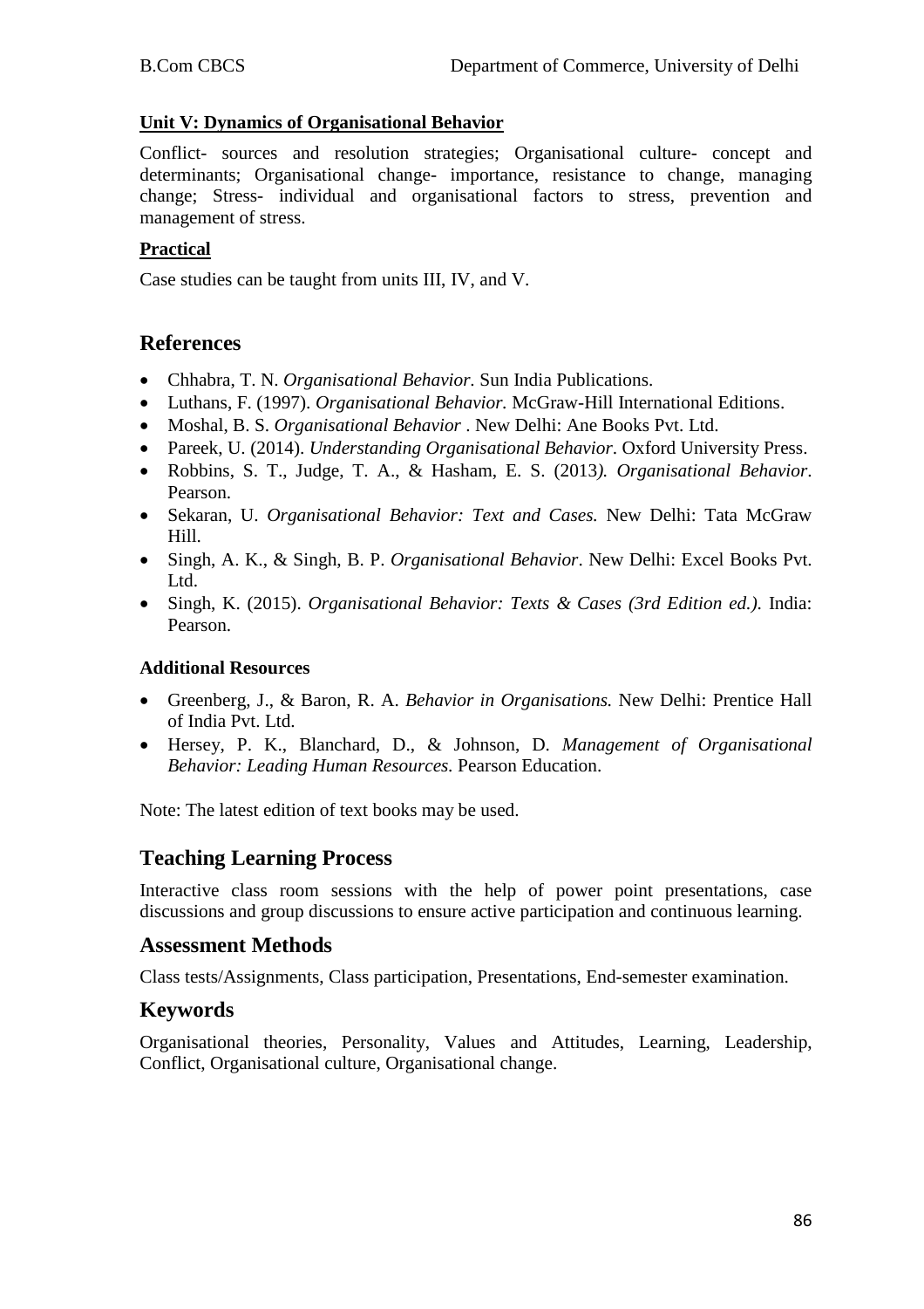**Unit V: Dynamics of Organisational Behavior**

Conflict- sources and resolution strategies; Organisational culture- concept and determinants; Organisational change- importance, resistance to change, managing change; Stress- individual and organisational factors to stress, prevention and management of stress.

**Practical**

Case studies can be taught from units III, IV, and V.

## References

- Chhabra, T. N. *Organisational Behavior*. Sun India Publications.
- Luthans, F. (1997). *Organisational Behavior.* McGraw-Hill International Editions.
- Moshal, B. S. *Organisational Behavior* . New Delhi: Ane Books Pvt. Ltd.
- Pareek, U. (2014). *Understanding Organisational Behavior*. Oxford University Press.
- Robbins, S. T., Judge, T. A., & Hasham, E. S. (2013*). Organisational Behavior*. Pearson.
- Sekaran, U. *Organisational Behavior: Text and Cases.* New Delhi: Tata McGraw Hill.
- Singh, A. K., & Singh, B. P. *Organisational Behavior*. New Delhi: Excel Books Pvt. Ltd.
- Singh, K. (2015). *Organisational Behavior: Texts & Cases (3rd Edition ed.)*. India: Pearson.

### Additional Resources

- Greenberg, J., & Baron, R. A. *Behavior in Organisations.* New Delhi: Prentice Hall of India Pvt. Ltd.
- Hersey, P. K., Blanchard, D., & Johnson, D. *Management of Organisational Behavior: Leading Human Resources.* Pearson Education.

Note: The latest edition of text books may be used.

## Teaching Learning Process

Interactive class room sessions with the help of power point presentations, case discussions and group discussions to ensure active participation and continuous learning.

## Assessment Methods

Class tests/Assignments, Class participation, Presentations, End-semester examination.

## Keywords

Organisational theories, Personality, Values and Attitudes, Learning, Leadership, Conflict, Organisational culture, Organisational change.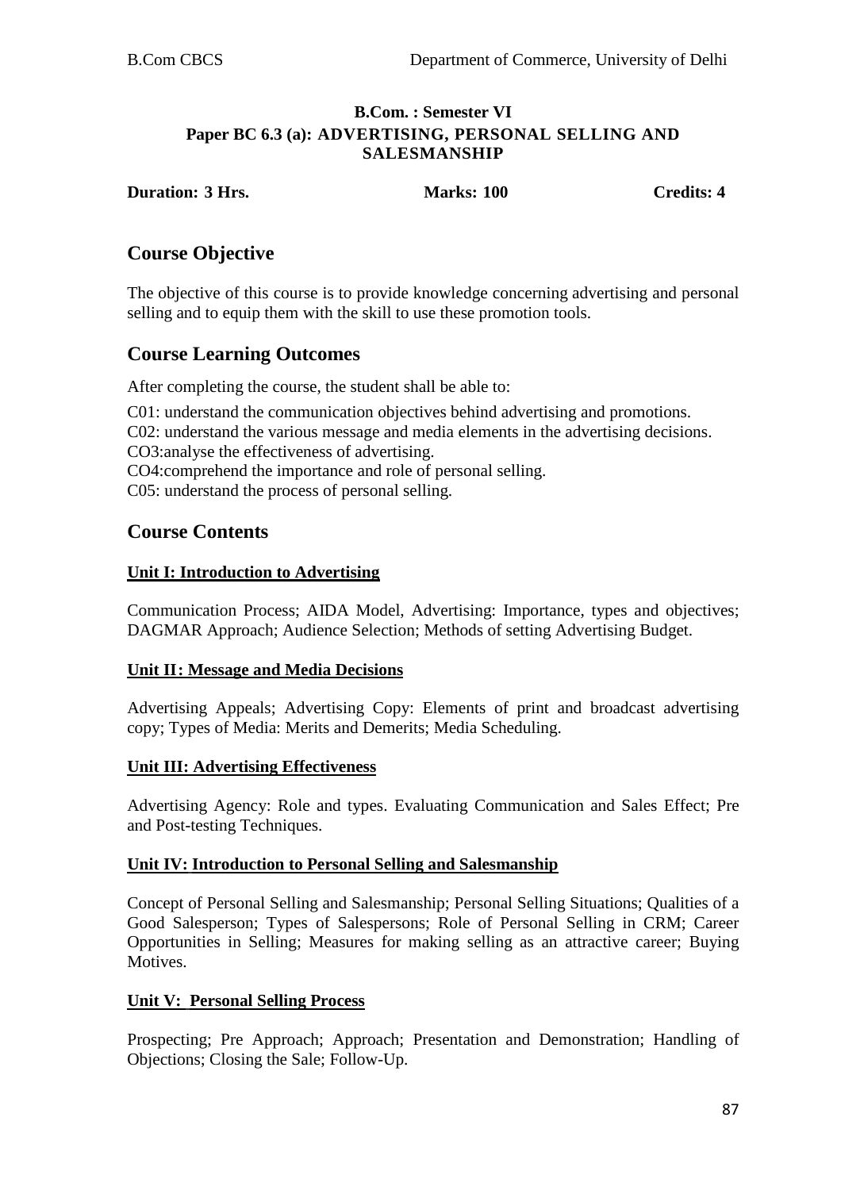**B.Com. : Semester VI**

**Paper BC 6.3 (a): ADVERTISING, PERSONAL SELLING AND SALESMANSHIP**

**Duration: 3 Hrs.** **Marks: 100** **Credits: 4**

## Course Objective

The objective of this course is to provide knowledge concerning advertising and personal selling and to equip them with the skill to use these promotion tools.

## Course Learning Outcomes

After completing the course, the student shall be able to:

C01: understand the communication objectives behind advertising and promotions.
C02: understand the various message and media elements in the advertising decisions.
CO3:analyse the effectiveness of advertising.
CO4:comprehend the importance and role of personal selling.
C05: understand the process of personal selling.

## Course Contents

**Unit I: Introduction to Advertising**

Communication Process; AIDA Model, Advertising: Importance, types and objectives; DAGMAR Approach; Audience Selection; Methods of setting Advertising Budget.

**Unit II: Message and Media Decisions**

Advertising Appeals; Advertising Copy: Elements of print and broadcast advertising copy; Types of Media: Merits and Demerits; Media Scheduling.

**Unit III: Advertising Effectiveness**

Advertising Agency: Role and types. Evaluating Communication and Sales Effect; Pre and Post-testing Techniques.

**Unit IV: Introduction to Personal Selling and Salesmanship**

Concept of Personal Selling and Salesmanship; Personal Selling Situations; Qualities of a Good Salesperson; Types of Salespersons; Role of Personal Selling in CRM; Career Opportunities in Selling; Measures for making selling as an attractive career; Buying Motives.

**Unit V: Personal Selling Process**

Prospecting; Pre Approach; Approach; Presentation and Demonstration; Handling of Objections; Closing the Sale; Follow-Up.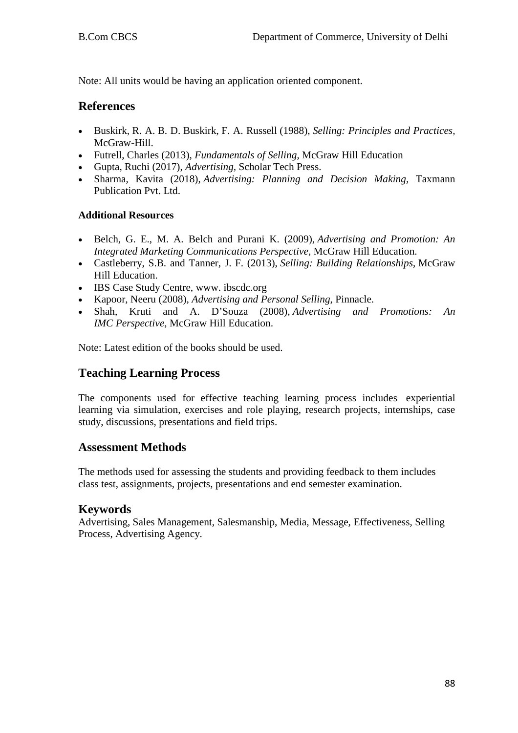Note: All units would be having an application oriented component.

## References

- Buskirk, R. A. B. D. Buskirk, F. A. Russell (1988), *Selling: Principles and Practices,* McGraw-Hill.
- Futrell, Charles (2013), *Fundamentals of Selling*, McGraw Hill Education
- Gupta, Ruchi (2017), *Advertising,* Scholar Tech Press.
- Sharma, Kavita (2018), *Advertising: Planning and Decision Making,* Taxmann Publication Pvt. Ltd.

#### Additional Resources

- Belch, G. E., M. A. Belch and Purani K. (2009), *Advertising and Promotion: An Integrated Marketing Communications Perspective*, McGraw Hill Education.
- Castleberry, S.B. and Tanner, J. F. (2013), *Selling: Building Relationships*, McGraw Hill Education.
- IBS Case Study Centre, www. ibscdc.org
- Kapoor, Neeru (2008), *Advertising and Personal Selling*, Pinnacle.
- Shah, Kruti and A. D'Souza (2008), *Advertising and Promotions: An IMC Perspective*, McGraw Hill Education.

Note: Latest edition of the books should be used.

## Teaching Learning Process

The components used for effective teaching learning process includes experiential learning via simulation, exercises and role playing, research projects, internships, case study, discussions, presentations and field trips.

## Assessment Methods

The methods used for assessing the students and providing feedback to them includes class test, assignments, projects, presentations and end semester examination.

## Keywords

Advertising, Sales Management, Salesmanship, Media, Message, Effectiveness, Selling Process, Advertising Agency.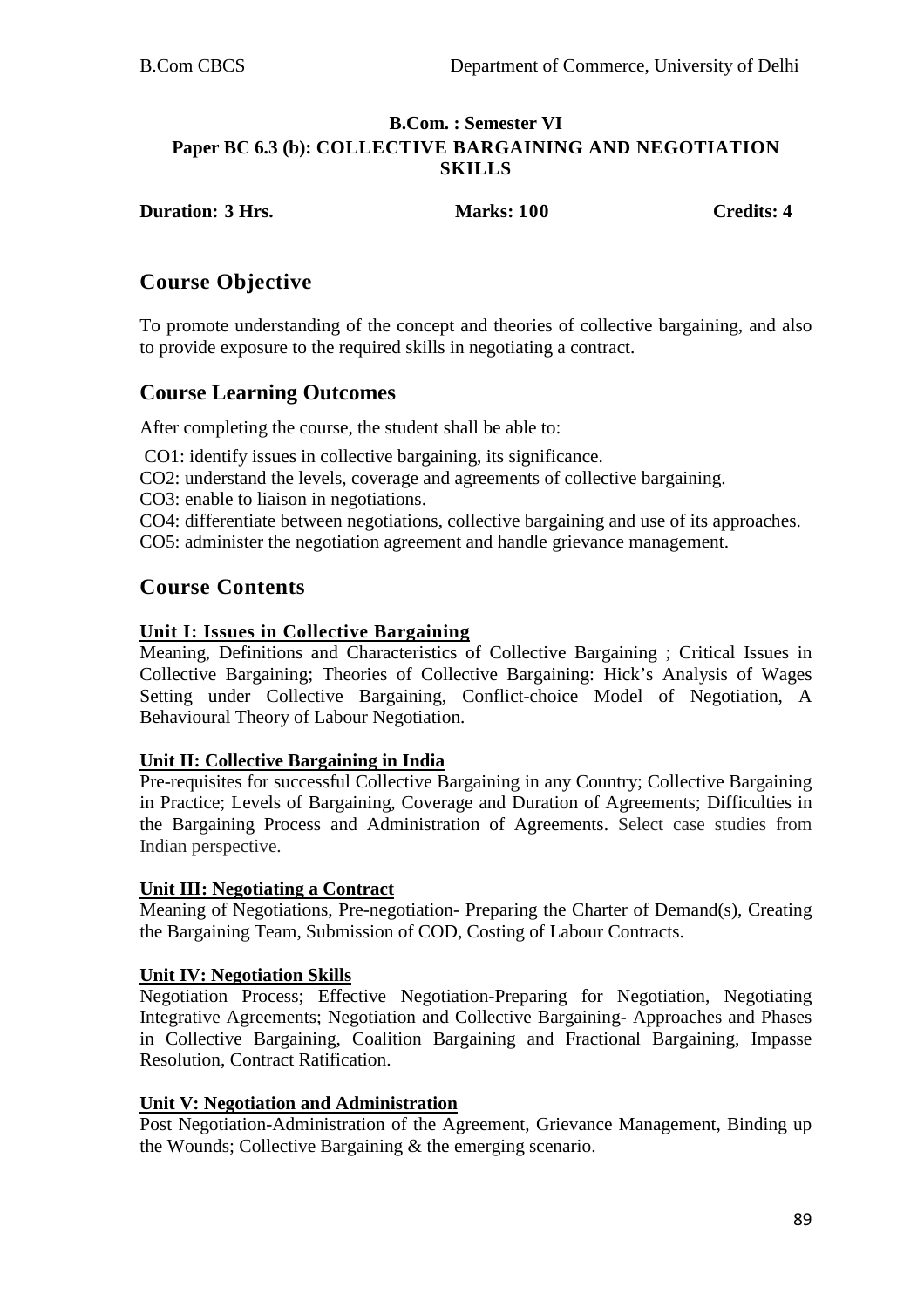**B.Com. : Semester VI**

**Paper BC 6.3 (b): COLLECTIVE BARGAINING AND NEGOTIATION SKILLS**

**Duration: 3 Hrs.** **Marks: 100** **Credits: 4**

## Course Objective

To promote understanding of the concept and theories of collective bargaining, and also to provide exposure to the required skills in negotiating a contract.

## Course Learning Outcomes

After completing the course, the student shall be able to:

CO1: identify issues in collective bargaining, its significance.
CO2: understand the levels, coverage and agreements of collective bargaining.
CO3: enable to liaison in negotiations.
CO4: differentiate between negotiations, collective bargaining and use of its approaches.
CO5: administer the negotiation agreement and handle grievance management.

## Course Contents

**Unit I: Issues in Collective Bargaining**

Meaning, Definitions and Characteristics of Collective Bargaining ; Critical Issues in Collective Bargaining; Theories of Collective Bargaining: Hick's Analysis of Wages Setting under Collective Bargaining, Conflict-choice Model of Negotiation, A Behavioural Theory of Labour Negotiation.

**Unit II: Collective Bargaining in India**

Pre-requisites for successful Collective Bargaining in any Country; Collective Bargaining in Practice; Levels of Bargaining, Coverage and Duration of Agreements; Difficulties in the Bargaining Process and Administration of Agreements. Select case studies from Indian perspective.

**Unit III: Negotiating a Contract**

Meaning of Negotiations, Pre-negotiation- Preparing the Charter of Demand(s), Creating the Bargaining Team, Submission of COD, Costing of Labour Contracts.

**Unit IV: Negotiation Skills**

Negotiation Process; Effective Negotiation-Preparing for Negotiation, Negotiating Integrative Agreements; Negotiation and Collective Bargaining- Approaches and Phases in Collective Bargaining, Coalition Bargaining and Fractional Bargaining, Impasse Resolution, Contract Ratification.

**Unit V: Negotiation and Administration**

Post Negotiation-Administration of the Agreement, Grievance Management, Binding up the Wounds; Collective Bargaining & the emerging scenario.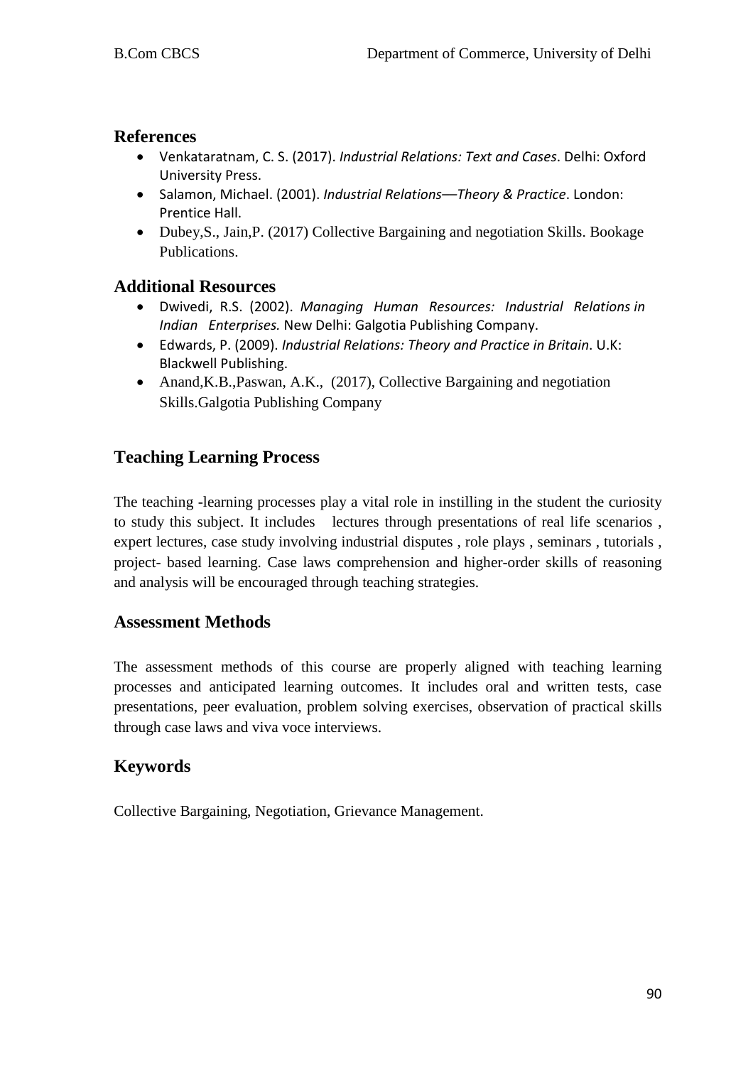## References

- Venkataratnam, C. S. (2017). *Industrial Relations: Text and Cases*. Delhi: Oxford University Press.
- Salamon, Michael. (2001). *Industrial Relations—Theory & Practice*. London: Prentice Hall.
- Dubey,S., Jain,P. (2017) Collective Bargaining and negotiation Skills. Bookage Publications.

## Additional Resources

- Dwivedi, R.S. (2002). *Managing Human Resources: Industrial Relations in Indian Enterprises.* New Delhi: Galgotia Publishing Company.
- Edwards, P. (2009). *Industrial Relations: Theory and Practice in Britain*. U.K: Blackwell Publishing.
- Anand,K.B.,Paswan, A.K., (2017), Collective Bargaining and negotiation Skills.Galgotia Publishing Company

## Teaching Learning Process

The teaching -learning processes play a vital role in instilling in the student the curiosity to study this subject. It includes lectures through presentations of real life scenarios , expert lectures, case study involving industrial disputes , role plays , seminars , tutorials , project- based learning. Case laws comprehension and higher-order skills of reasoning and analysis will be encouraged through teaching strategies.

## Assessment Methods

The assessment methods of this course are properly aligned with teaching learning processes and anticipated learning outcomes. It includes oral and written tests, case presentations, peer evaluation, problem solving exercises, observation of practical skills through case laws and viva voce interviews.

## Keywords

Collective Bargaining, Negotiation, Grievance Management.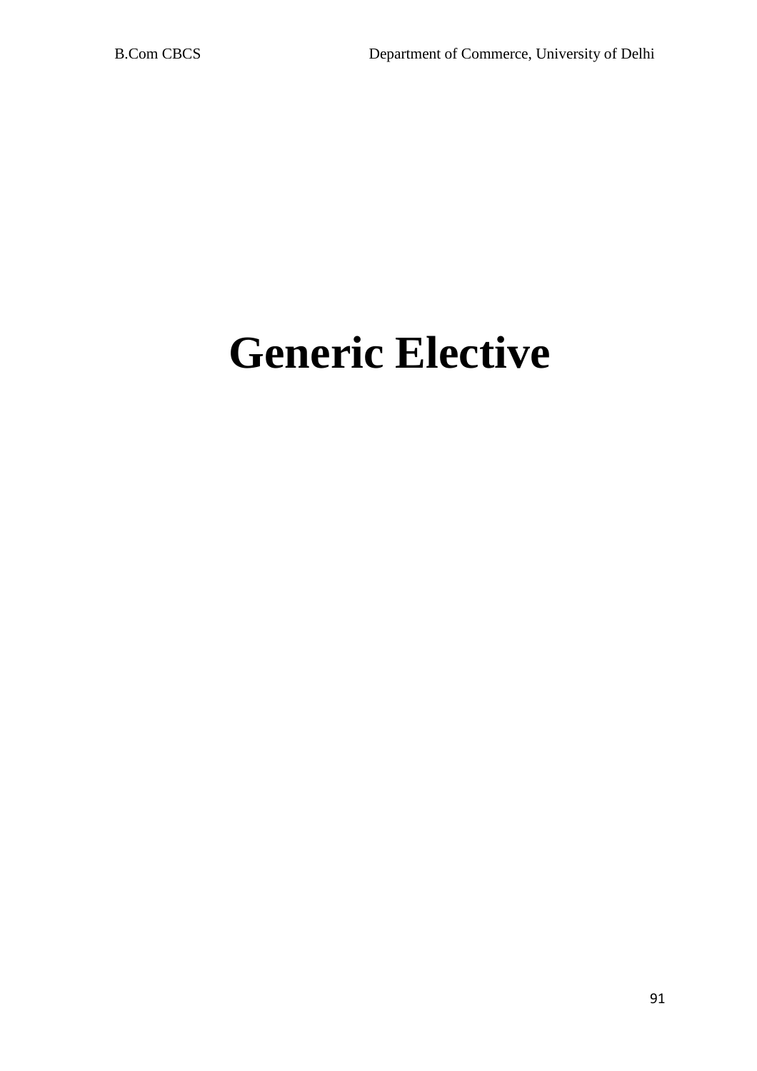# Generic Elective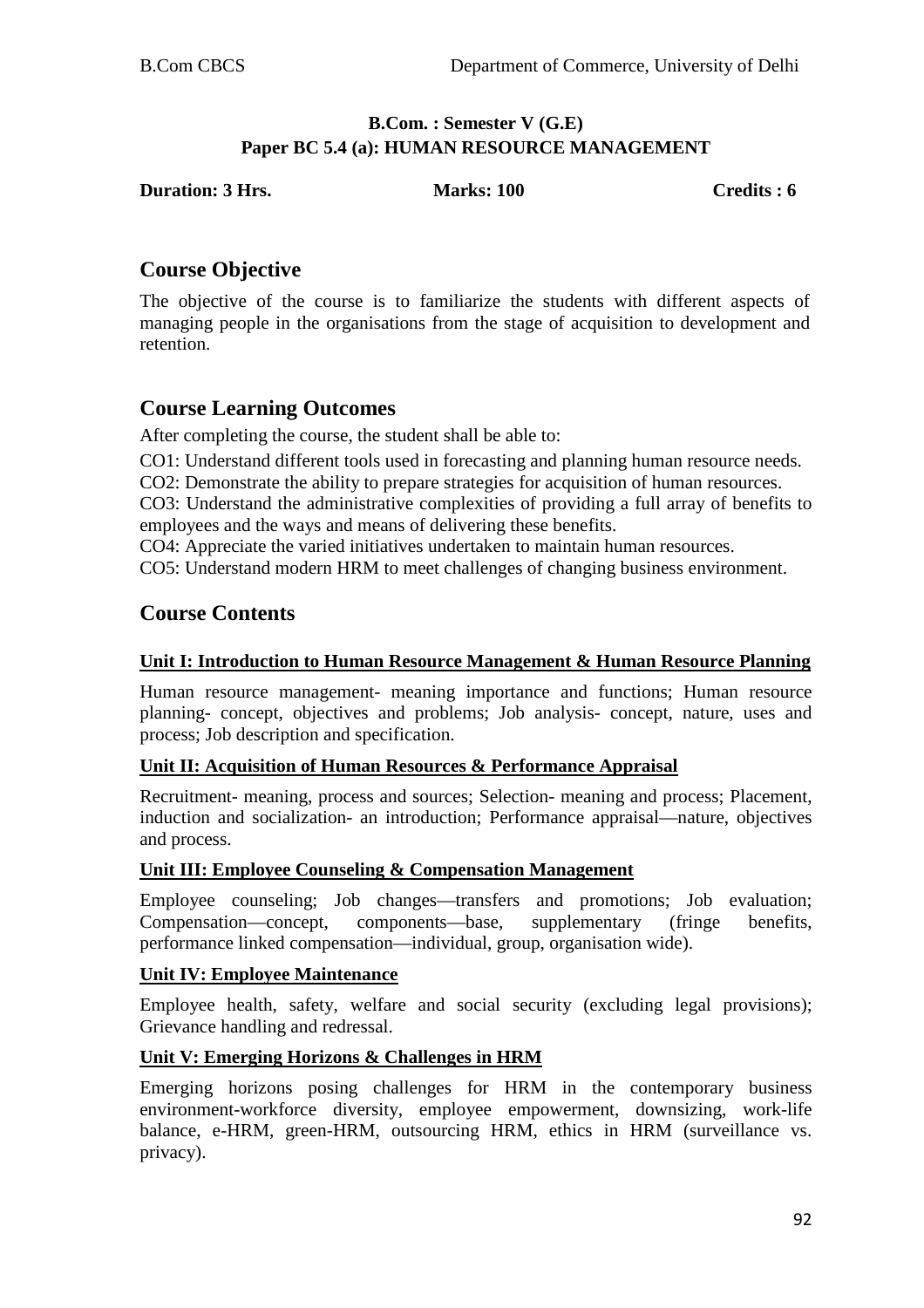**B.Com. : Semester V (G.E)**
**Paper BC 5.4 (a): HUMAN RESOURCE MANAGEMENT**

**Duration: 3 Hrs.** **Marks: 100** **Credits : 6**

## Course Objective

The objective of the course is to familiarize the students with different aspects of managing people in the organisations from the stage of acquisition to development and retention.

## Course Learning Outcomes

After completing the course, the student shall be able to:

CO1: Understand different tools used in forecasting and planning human resource needs.
CO2: Demonstrate the ability to prepare strategies for acquisition of human resources.
CO3: Understand the administrative complexities of providing a full array of benefits to employees and the ways and means of delivering these benefits.
CO4: Appreciate the varied initiatives undertaken to maintain human resources.
CO5: Understand modern HRM to meet challenges of changing business environment.

## Course Contents

**Unit I: Introduction to Human Resource Management & Human Resource Planning**

Human resource management- meaning importance and functions; Human resource planning- concept, objectives and problems; Job analysis- concept, nature, uses and process; Job description and specification.

**Unit II: Acquisition of Human Resources & Performance Appraisal**

Recruitment- meaning, process and sources; Selection- meaning and process; Placement, induction and socialization- an introduction; Performance appraisal—nature, objectives and process.

**Unit III: Employee Counseling & Compensation Management**

Employee counseling; Job changes—transfers and promotions; Job evaluation; Compensation—concept, components—base, supplementary (fringe benefits, performance linked compensation—individual, group, organisation wide).

**Unit IV: Employee Maintenance**

Employee health, safety, welfare and social security (excluding legal provisions); Grievance handling and redressal.

**Unit V: Emerging Horizons & Challenges in HRM**

Emerging horizons posing challenges for HRM in the contemporary business environment-workforce diversity, employee empowerment, downsizing, work-life balance, e-HRM, green-HRM, outsourcing HRM, ethics in HRM (surveillance vs. privacy).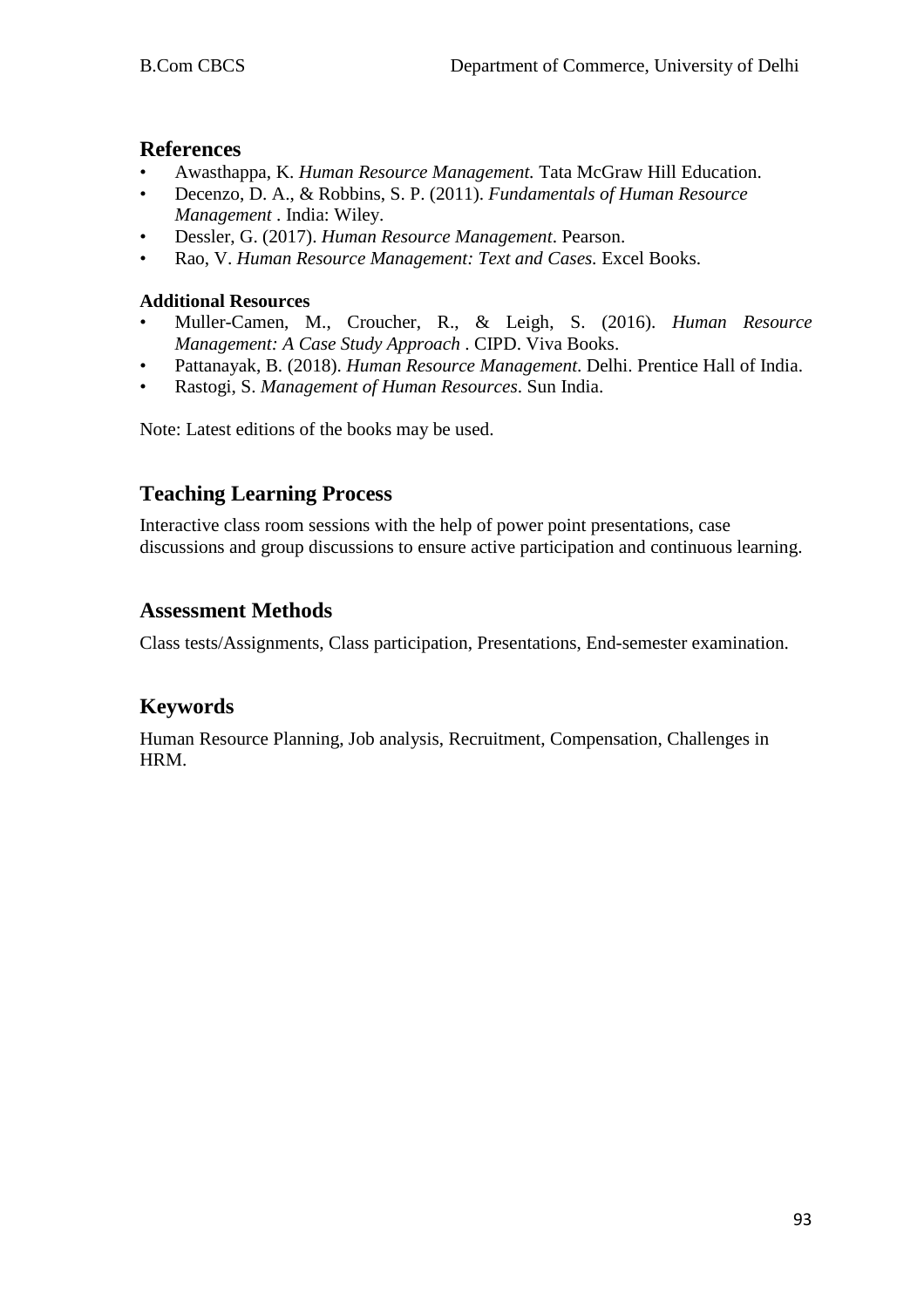## References

- Awasthappa, K. *Human Resource Management.* Tata McGraw Hill Education.
- Decenzo, D. A., & Robbins, S. P. (2011). *Fundamentals of Human Resource Management* . India: Wiley.
- Dessler, G. (2017). *Human Resource Management*. Pearson.
- Rao, V. *Human Resource Management: Text and Cases.* Excel Books.

**Additional Resources**

- Muller-Camen, M., Croucher, R., & Leigh, S. (2016). *Human Resource Management: A Case Study Approach* . CIPD. Viva Books.
- Pattanayak, B. (2018). *Human Resource Management.* Delhi. Prentice Hall of India.
- Rastogi, S. *Management of Human Resources*. Sun India.

Note: Latest editions of the books may be used.

## Teaching Learning Process

Interactive class room sessions with the help of power point presentations, case discussions and group discussions to ensure active participation and continuous learning.

## Assessment Methods

Class tests/Assignments, Class participation, Presentations, End-semester examination.

## Keywords

Human Resource Planning, Job analysis, Recruitment, Compensation, Challenges in HRM.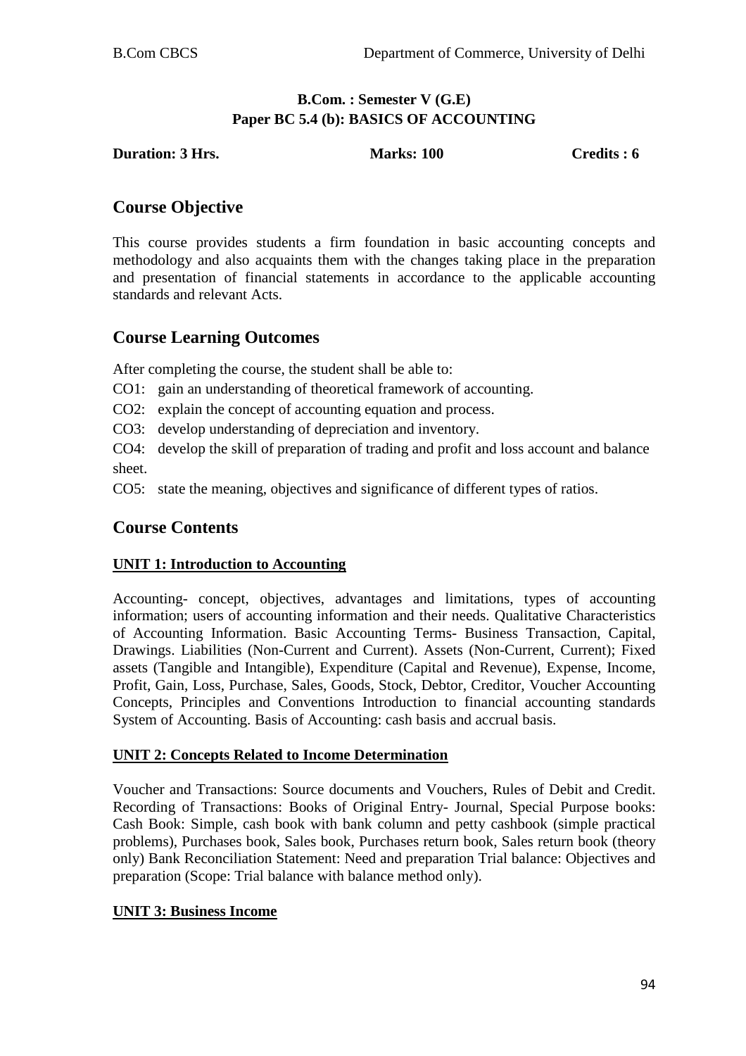**B.Com. : Semester V (G.E)**
**Paper BC 5.4 (b): BASICS OF ACCOUNTING**

**Duration: 3 Hrs.** **Marks: 100** **Credits : 6**

## Course Objective

This course provides students a firm foundation in basic accounting concepts and methodology and also acquaints them with the changes taking place in the preparation and presentation of financial statements in accordance to the applicable accounting standards and relevant Acts.

## Course Learning Outcomes

After completing the course, the student shall be able to:

CO1: gain an understanding of theoretical framework of accounting.

CO2: explain the concept of accounting equation and process.

CO3: develop understanding of depreciation and inventory.

CO4: develop the skill of preparation of trading and profit and loss account and balance sheet.

CO5: state the meaning, objectives and significance of different types of ratios.

## Course Contents

### UNIT 1: Introduction to Accounting

Accounting- concept, objectives, advantages and limitations, types of accounting information; users of accounting information and their needs. Qualitative Characteristics of Accounting Information. Basic Accounting Terms- Business Transaction, Capital, Drawings. Liabilities (Non-Current and Current). Assets (Non-Current, Current); Fixed assets (Tangible and Intangible), Expenditure (Capital and Revenue), Expense, Income, Profit, Gain, Loss, Purchase, Sales, Goods, Stock, Debtor, Creditor, Voucher Accounting Concepts, Principles and Conventions Introduction to financial accounting standards System of Accounting. Basis of Accounting: cash basis and accrual basis.

### UNIT 2: Concepts Related to Income Determination

Voucher and Transactions: Source documents and Vouchers, Rules of Debit and Credit. Recording of Transactions: Books of Original Entry- Journal, Special Purpose books: Cash Book: Simple, cash book with bank column and petty cashbook (simple practical problems), Purchases book, Sales book, Purchases return book, Sales return book (theory only) Bank Reconciliation Statement: Need and preparation Trial balance: Objectives and preparation (Scope: Trial balance with balance method only).

### UNIT 3: Business Income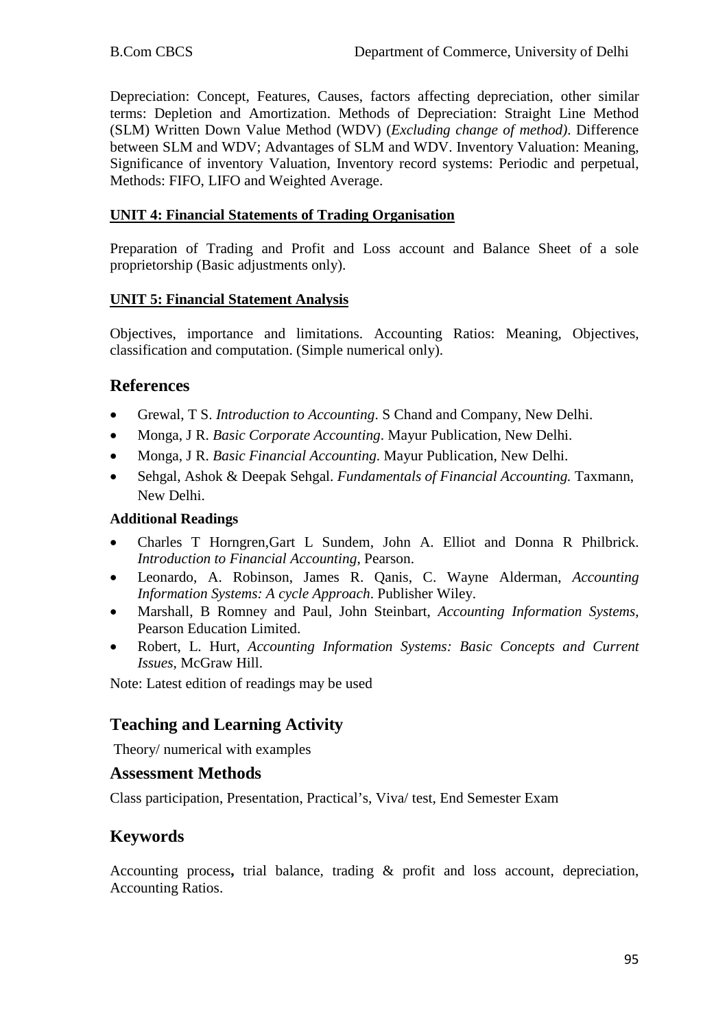Depreciation: Concept, Features, Causes, factors affecting depreciation, other similar terms: Depletion and Amortization. Methods of Depreciation: Straight Line Method (SLM) Written Down Value Method (WDV) (*Excluding change of method)*. Difference between SLM and WDV; Advantages of SLM and WDV. Inventory Valuation: Meaning, Significance of inventory Valuation, Inventory record systems: Periodic and perpetual, Methods: FIFO, LIFO and Weighted Average.

**UNIT 4: Financial Statements of Trading Organisation**

Preparation of Trading and Profit and Loss account and Balance Sheet of a sole proprietorship (Basic adjustments only).

**UNIT 5: Financial Statement Analysis**

Objectives, importance and limitations. Accounting Ratios: Meaning, Objectives, classification and computation. (Simple numerical only).

## References

- Grewal, T S. *Introduction to Accounting*. S Chand and Company, New Delhi.
- Monga, J R. *Basic Corporate Accounting*. Mayur Publication, New Delhi.
- Monga, J R. *Basic Financial Accounting*. Mayur Publication, New Delhi.
- Sehgal, Ashok & Deepak Sehgal. *Fundamentals of Financial Accounting.* Taxmann, New Delhi.

**Additional Readings**

- Charles T Horngren,Gart L Sundem, John A. Elliot and Donna R Philbrick. *Introduction to Financial Accounting*, Pearson.
- Leonardo, A. Robinson, James R. Qanis, C. Wayne Alderman, *Accounting Information Systems: A cycle Approach*. Publisher Wiley.
- Marshall, B Romney and Paul, John Steinbart, *Accounting Information Systems*, Pearson Education Limited.
- Robert, L. Hurt, *Accounting Information Systems: Basic Concepts and Current Issues*, McGraw Hill.

Note: Latest edition of readings may be used

## Teaching and Learning Activity

Theory/ numerical with examples

### Assessment Methods

Class participation, Presentation, Practical's, Viva/ test, End Semester Exam

## Keywords

Accounting process**,** trial balance, trading & profit and loss account, depreciation, Accounting Ratios.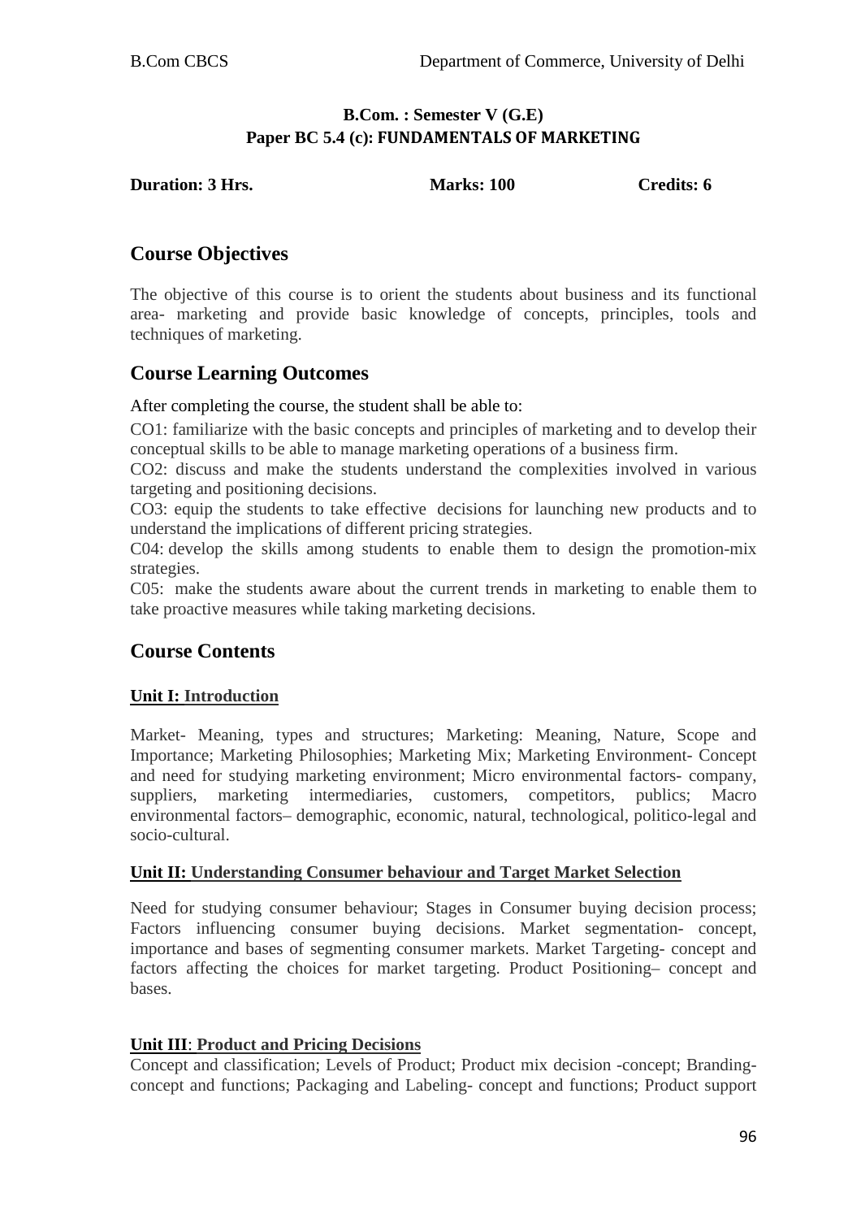**B.Com. : Semester V (G.E)**
**Paper BC 5.4 (c): FUNDAMENTALS OF MARKETING**

**Duration: 3 Hrs.** **Marks: 100** **Credits: 6**

## Course Objectives

The objective of this course is to orient the students about business and its functional area- marketing and provide basic knowledge of concepts, principles, tools and techniques of marketing.

## Course Learning Outcomes

After completing the course, the student shall be able to:

CO1: familiarize with the basic concepts and principles of marketing and to develop their conceptual skills to be able to manage marketing operations of a business firm.

CO2: discuss and make the students understand the complexities involved in various targeting and positioning decisions.

CO3: equip the students to take effective decisions for launching new products and to understand the implications of different pricing strategies.

C04: develop the skills among students to enable them to design the promotion-mix strategies.

C05: make the students aware about the current trends in marketing to enable them to take proactive measures while taking marketing decisions.

## Course Contents

### Unit I: Introduction

Market- Meaning, types and structures; Marketing: Meaning, Nature, Scope and Importance; Marketing Philosophies; Marketing Mix; Marketing Environment- Concept and need for studying marketing environment; Micro environmental factors- company, suppliers, marketing intermediaries, customers, competitors, publics; Macro environmental factors– demographic, economic, natural, technological, politico-legal and socio-cultural.

### Unit II: Understanding Consumer behaviour and Target Market Selection

Need for studying consumer behaviour; Stages in Consumer buying decision process; Factors influencing consumer buying decisions. Market segmentation- concept, importance and bases of segmenting consumer markets. Market Targeting- concept and factors affecting the choices for market targeting. Product Positioning– concept and bases.

### Unit III: Product and Pricing Decisions

Concept and classification; Levels of Product; Product mix decision -concept; Branding- concept and functions; Packaging and Labeling- concept and functions; Product support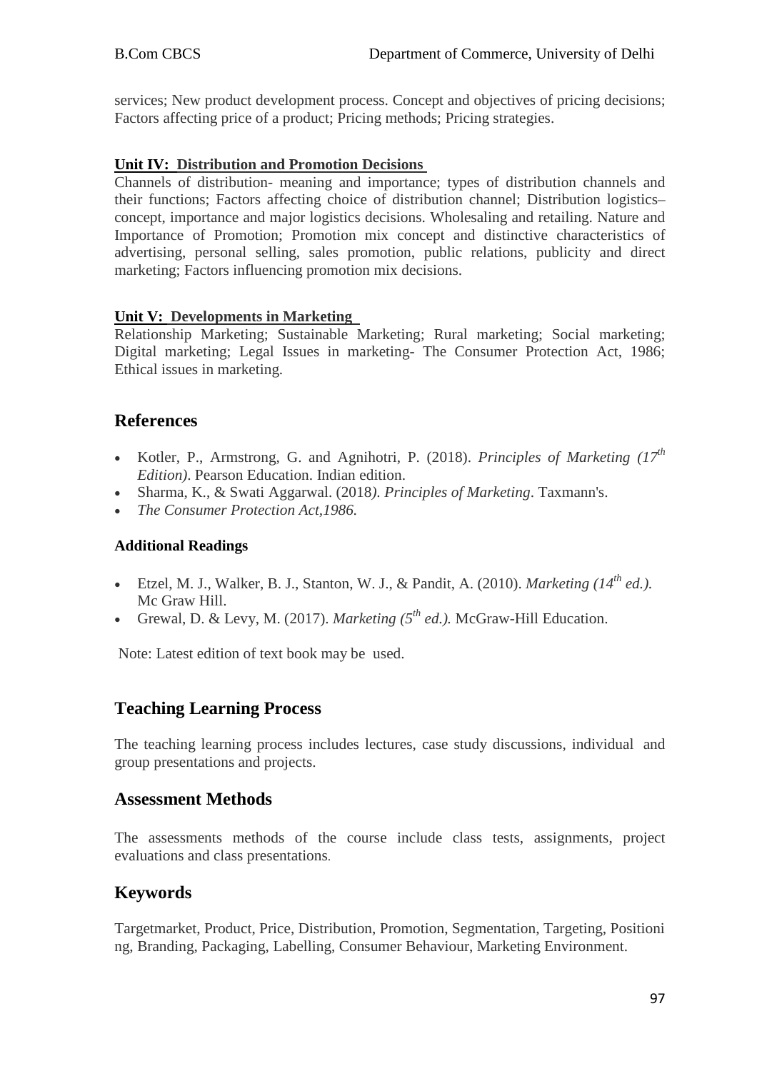services; New product development process. Concept and objectives of pricing decisions; Factors affecting price of a product; Pricing methods; Pricing strategies.

**Unit IV: Distribution and Promotion Decisions**

Channels of distribution- meaning and importance; types of distribution channels and their functions; Factors affecting choice of distribution channel; Distribution logistics– concept, importance and major logistics decisions. Wholesaling and retailing. Nature and Importance of Promotion; Promotion mix concept and distinctive characteristics of advertising, personal selling, sales promotion, public relations, publicity and direct marketing; Factors influencing promotion mix decisions.

**Unit V: Developments in Marketing**

Relationship Marketing; Sustainable Marketing; Rural marketing; Social marketing; Digital marketing; Legal Issues in marketing- The Consumer Protection Act, 1986; Ethical issues in marketing.

## References

- Kotler, P., Armstrong, G. and Agnihotri, P. (2018). *Principles of Marketing (17th Edition)*. Pearson Education. Indian edition.
- Sharma, K., & Swati Aggarwal. (2018*). Principles of Marketing*. Taxmann's.
- *The Consumer Protection Act,1986.*

### Additional Readings

- Etzel, M. J., Walker, B. J., Stanton, W. J., & Pandit, A. (2010). *Marketing (14th ed.).* Mc Graw Hill.
- Grewal, D. & Levy, M. (2017). *Marketing (5th ed.).* McGraw-Hill Education.

Note: Latest edition of text book may be used.

## Teaching Learning Process

The teaching learning process includes lectures, case study discussions, individual and group presentations and projects.

## Assessment Methods

The assessments methods of the course include class tests, assignments, project evaluations and class presentations.

## Keywords

Targetmarket, Product, Price, Distribution, Promotion, Segmentation, Targeting, Positioning, Branding, Packaging, Labelling, Consumer Behaviour, Marketing Environment.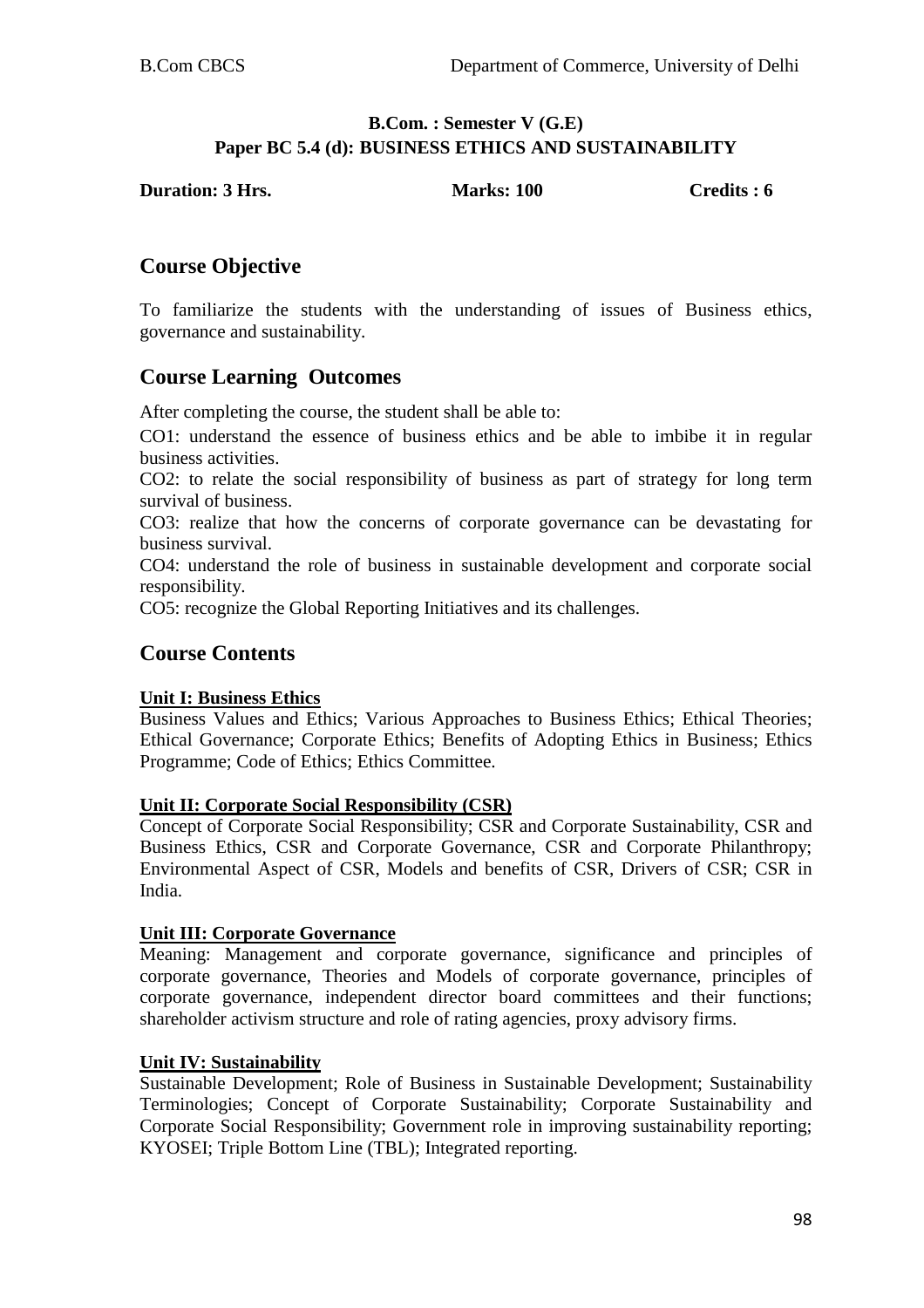**B.Com. : Semester V (G.E)**
**Paper BC 5.4 (d): BUSINESS ETHICS AND SUSTAINABILITY**

**Duration: 3 Hrs.** **Marks: 100** **Credits : 6**

## Course Objective

To familiarize the students with the understanding of issues of Business ethics, governance and sustainability.

## Course Learning Outcomes

After completing the course, the student shall be able to:

CO1: understand the essence of business ethics and be able to imbibe it in regular business activities.

CO2: to relate the social responsibility of business as part of strategy for long term survival of business.

CO3: realize that how the concerns of corporate governance can be devastating for business survival.

CO4: understand the role of business in sustainable development and corporate social responsibility.

CO5: recognize the Global Reporting Initiatives and its challenges.

## Course Contents

**Unit I: Business Ethics**

Business Values and Ethics; Various Approaches to Business Ethics; Ethical Theories; Ethical Governance; Corporate Ethics; Benefits of Adopting Ethics in Business; Ethics Programme; Code of Ethics; Ethics Committee.

**Unit II: Corporate Social Responsibility (CSR)**

Concept of Corporate Social Responsibility; CSR and Corporate Sustainability, CSR and Business Ethics, CSR and Corporate Governance, CSR and Corporate Philanthropy; Environmental Aspect of CSR, Models and benefits of CSR, Drivers of CSR; CSR in India.

**Unit III: Corporate Governance**

Meaning: Management and corporate governance, significance and principles of corporate governance, Theories and Models of corporate governance, principles of corporate governance, independent director board committees and their functions; shareholder activism structure and role of rating agencies, proxy advisory firms.

**Unit IV: Sustainability**

Sustainable Development; Role of Business in Sustainable Development; Sustainability Terminologies; Concept of Corporate Sustainability; Corporate Sustainability and Corporate Social Responsibility; Government role in improving sustainability reporting; KYOSEI; Triple Bottom Line (TBL); Integrated reporting.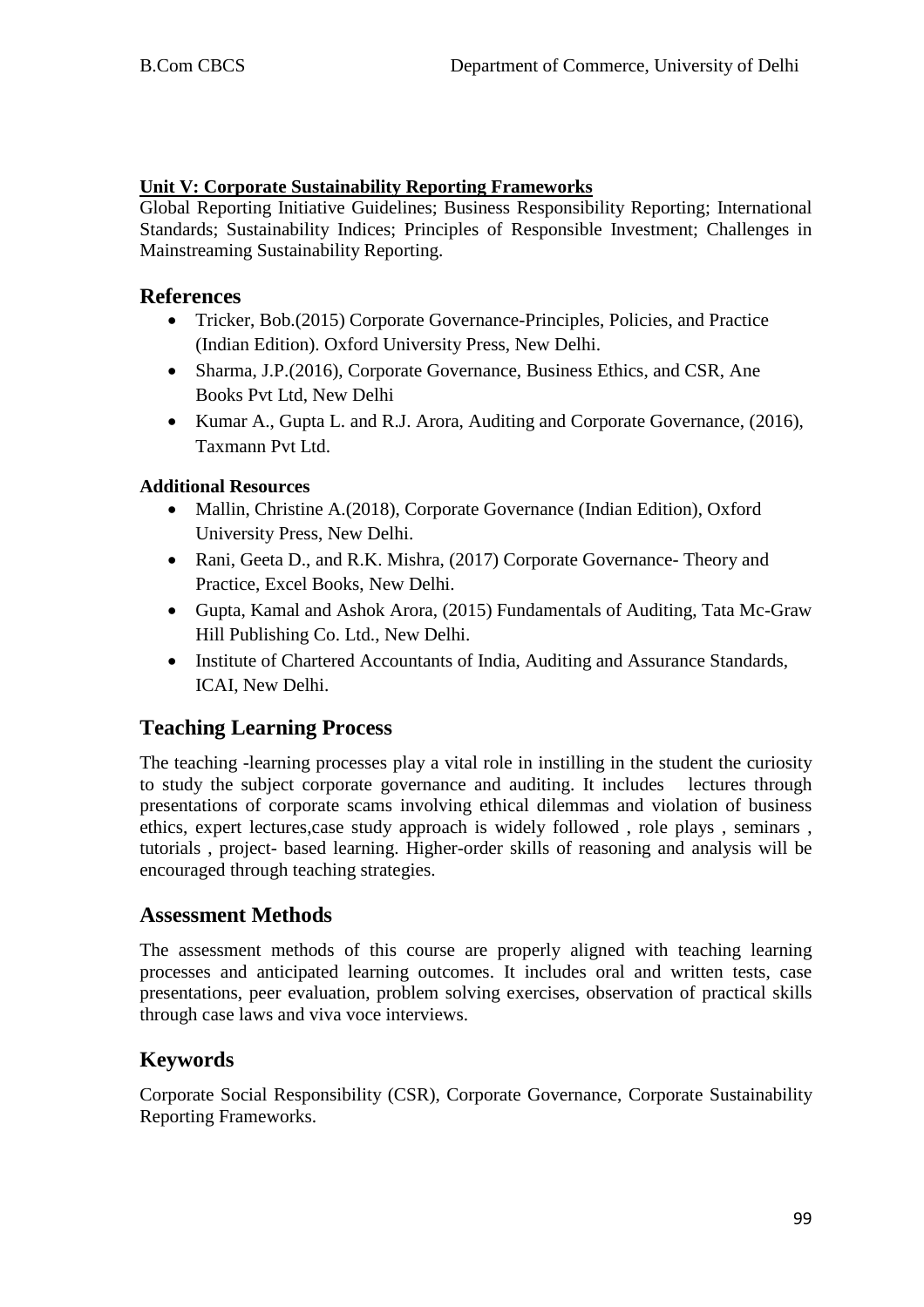**Unit V: Corporate Sustainability Reporting Frameworks**

Global Reporting Initiative Guidelines; Business Responsibility Reporting; International Standards; Sustainability Indices; Principles of Responsible Investment; Challenges in Mainstreaming Sustainability Reporting.

## References

- Tricker, Bob.(2015) Corporate Governance-Principles, Policies, and Practice (Indian Edition). Oxford University Press, New Delhi.
- Sharma, J.P.(2016), Corporate Governance, Business Ethics, and CSR, Ane Books Pvt Ltd, New Delhi
- Kumar A., Gupta L. and R.J. Arora, Auditing and Corporate Governance, (2016), Taxmann Pvt Ltd.

**Additional Resources**

- Mallin, Christine A.(2018), Corporate Governance (Indian Edition), Oxford University Press, New Delhi.
- Rani, Geeta D., and R.K. Mishra, (2017) Corporate Governance- Theory and Practice, Excel Books, New Delhi.
- Gupta, Kamal and Ashok Arora, (2015) Fundamentals of Auditing, Tata Mc-Graw Hill Publishing Co. Ltd., New Delhi.
- Institute of Chartered Accountants of India, Auditing and Assurance Standards, ICAI, New Delhi.

## Teaching Learning Process

The teaching -learning processes play a vital role in instilling in the student the curiosity to study the subject corporate governance and auditing. It includes lectures through presentations of corporate scams involving ethical dilemmas and violation of business ethics, expert lectures,case study approach is widely followed , role plays , seminars , tutorials , project- based learning. Higher-order skills of reasoning and analysis will be encouraged through teaching strategies.

## Assessment Methods

The assessment methods of this course are properly aligned with teaching learning processes and anticipated learning outcomes. It includes oral and written tests, case presentations, peer evaluation, problem solving exercises, observation of practical skills through case laws and viva voce interviews.

## Keywords

Corporate Social Responsibility (CSR), Corporate Governance, Corporate Sustainability Reporting Frameworks.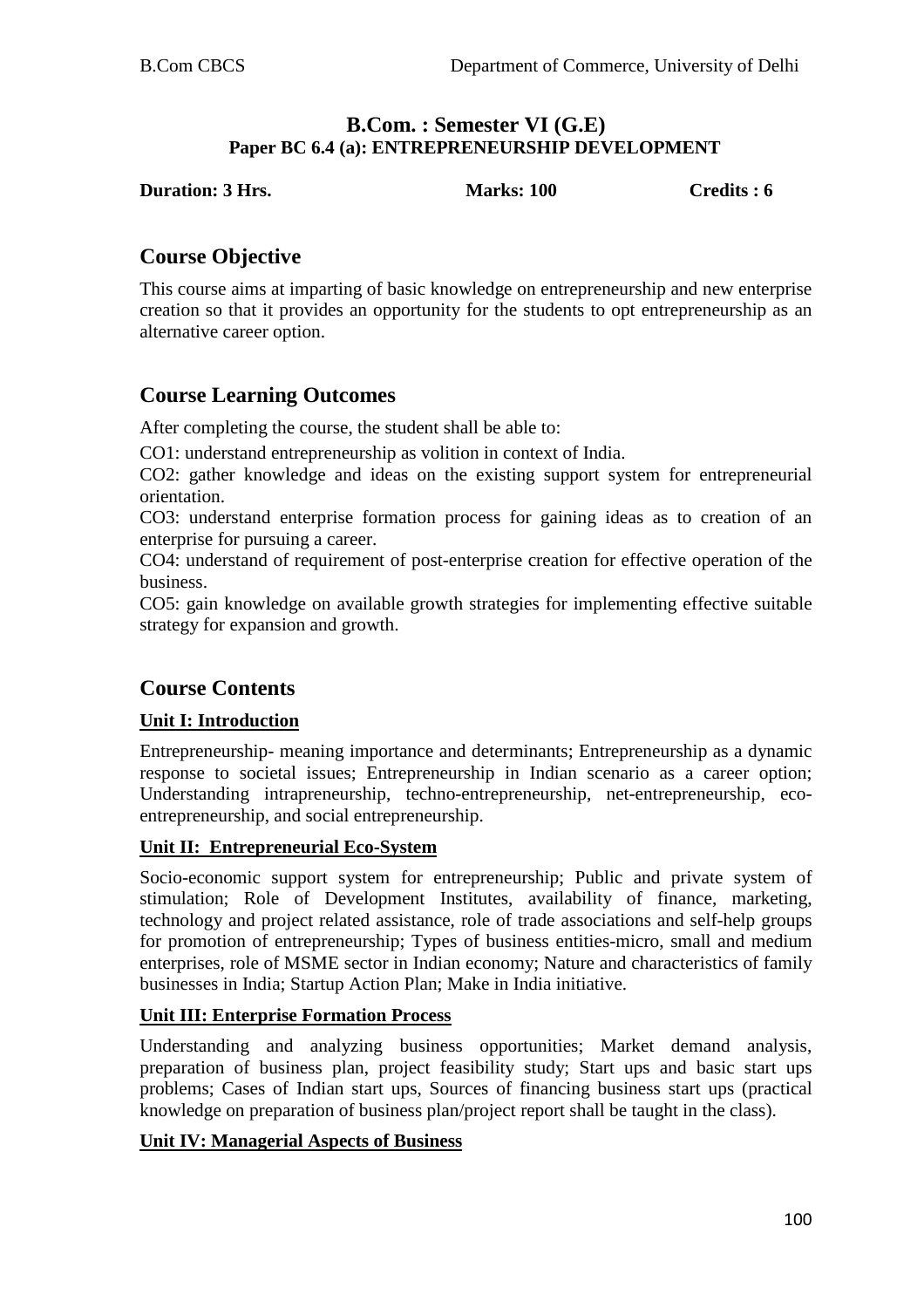## B.Com. : Semester VI (G.E)
### Paper BC 6.4 (a): ENTREPRENEURSHIP DEVELOPMENT

**Duration: 3 Hrs.** **Marks: 100** **Credits : 6**

## Course Objective

This course aims at imparting of basic knowledge on entrepreneurship and new enterprise creation so that it provides an opportunity for the students to opt entrepreneurship as an alternative career option.

## Course Learning Outcomes

After completing the course, the student shall be able to:

CO1: understand entrepreneurship as volition in context of India.

CO2: gather knowledge and ideas on the existing support system for entrepreneurial orientation.

CO3: understand enterprise formation process for gaining ideas as to creation of an enterprise for pursuing a career.

CO4: understand of requirement of post-enterprise creation for effective operation of the business.

CO5: gain knowledge on available growth strategies for implementing effective suitable strategy for expansion and growth.

## Course Contents

### Unit I: Introduction

Entrepreneurship- meaning importance and determinants; Entrepreneurship as a dynamic response to societal issues; Entrepreneurship in Indian scenario as a career option; Understanding intrapreneurship, techno-entrepreneurship, net-entrepreneurship, eco-entrepreneurship, and social entrepreneurship.

### Unit II: Entrepreneurial Eco-System

Socio-economic support system for entrepreneurship; Public and private system of stimulation; Role of Development Institutes, availability of finance, marketing, technology and project related assistance, role of trade associations and self-help groups for promotion of entrepreneurship; Types of business entities-micro, small and medium enterprises, role of MSME sector in Indian economy; Nature and characteristics of family businesses in India; Startup Action Plan; Make in India initiative.

### Unit III: Enterprise Formation Process

Understanding and analyzing business opportunities; Market demand analysis, preparation of business plan, project feasibility study; Start ups and basic start ups problems; Cases of Indian start ups, Sources of financing business start ups (practical knowledge on preparation of business plan/project report shall be taught in the class).

### Unit IV: Managerial Aspects of Business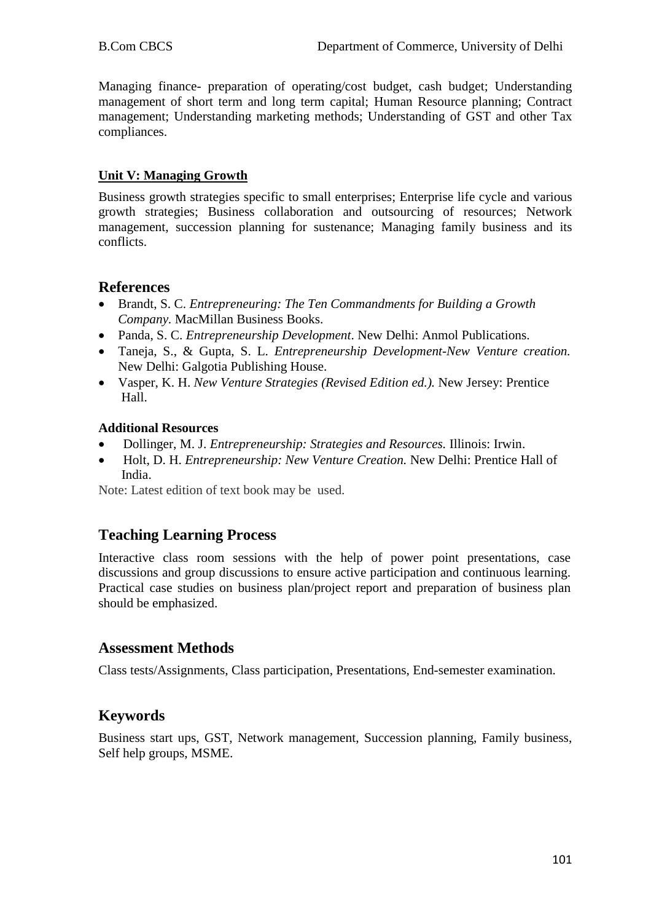Managing finance- preparation of operating/cost budget, cash budget; Understanding management of short term and long term capital; Human Resource planning; Contract management; Understanding marketing methods; Understanding of GST and other Tax compliances.

**Unit V: Managing Growth**

Business growth strategies specific to small enterprises; Enterprise life cycle and various growth strategies; Business collaboration and outsourcing of resources; Network management, succession planning for sustenance; Managing family business and its conflicts.

## References

- Brandt, S. C. *Entrepreneuring: The Ten Commandments for Building a Growth Company.* MacMillan Business Books.
- Panda, S. C. *Entrepreneurship Development*. New Delhi: Anmol Publications.
- Taneja, S., & Gupta, S. L. *Entrepreneurship Development-New Venture creation.* New Delhi: Galgotia Publishing House.
- Vasper, K. H. *New Venture Strategies (Revised Edition ed.).* New Jersey: Prentice Hall.

**Additional Resources**

- Dollinger, M. J. *Entrepreneurship: Strategies and Resources.* Illinois: Irwin.
- Holt, D. H. *Entrepreneurship: New Venture Creation.* New Delhi: Prentice Hall of India.

Note: Latest edition of text book may be used.

## Teaching Learning Process

Interactive class room sessions with the help of power point presentations, case discussions and group discussions to ensure active participation and continuous learning. Practical case studies on business plan/project report and preparation of business plan should be emphasized.

## Assessment Methods

Class tests/Assignments, Class participation, Presentations, End-semester examination.

## Keywords

Business start ups, GST, Network management, Succession planning, Family business, Self help groups, MSME.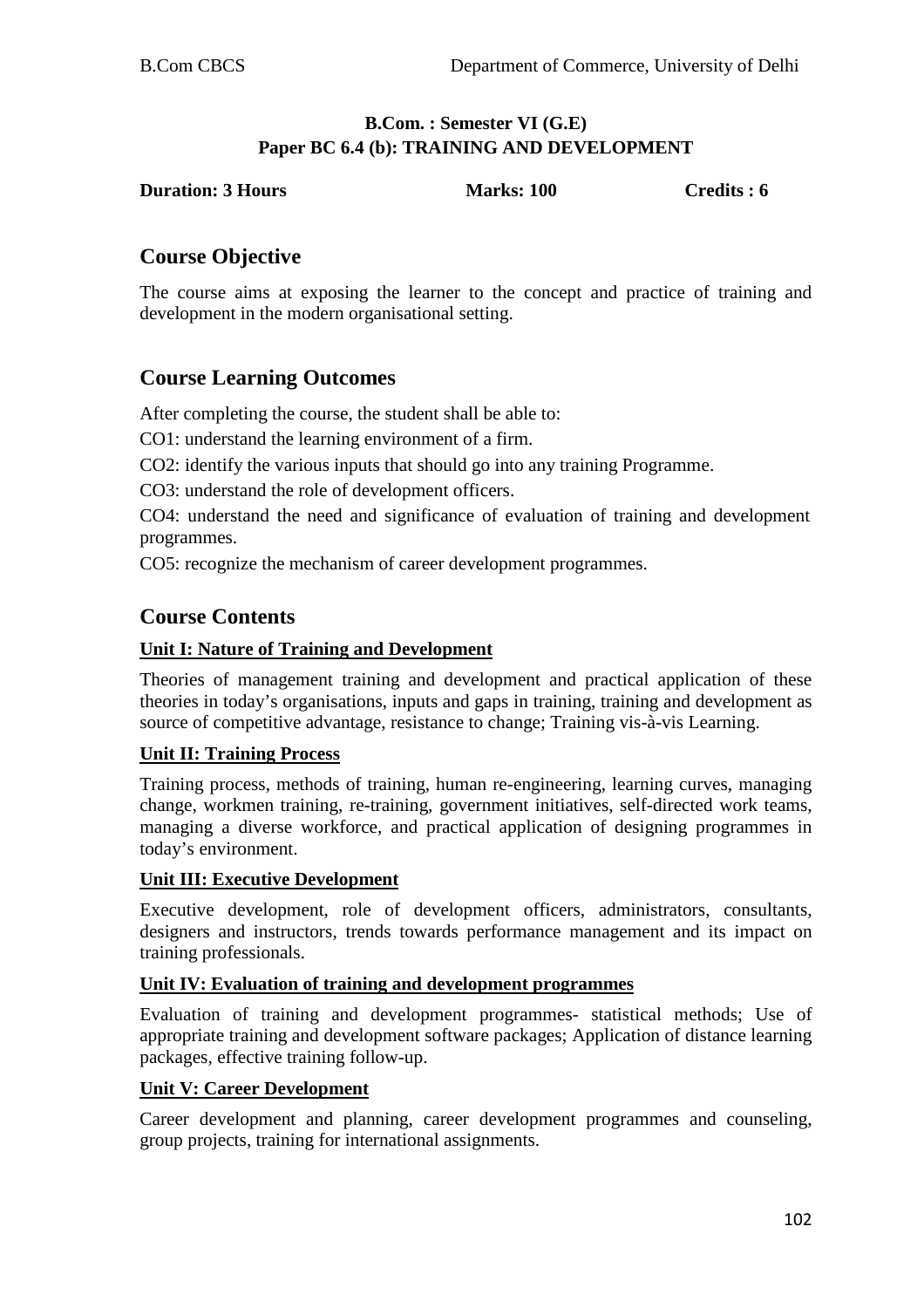**B.Com. : Semester VI (G.E)**
**Paper BC 6.4 (b): TRAINING AND DEVELOPMENT**

**Duration: 3 Hours** **Marks: 100** **Credits : 6**

## Course Objective

The course aims at exposing the learner to the concept and practice of training and development in the modern organisational setting.

## Course Learning Outcomes

After completing the course, the student shall be able to:

CO1: understand the learning environment of a firm.

CO2: identify the various inputs that should go into any training Programme.

CO3: understand the role of development officers.

CO4: understand the need and significance of evaluation of training and development programmes.

CO5: recognize the mechanism of career development programmes.

## Course Contents

### Unit I: Nature of Training and Development

Theories of management training and development and practical application of these theories in today's organisations, inputs and gaps in training, training and development as source of competitive advantage, resistance to change; Training vis-à-vis Learning.

### Unit II: Training Process

Training process, methods of training, human re-engineering, learning curves, managing change, workmen training, re-training, government initiatives, self-directed work teams, managing a diverse workforce, and practical application of designing programmes in today's environment.

### Unit III: Executive Development

Executive development, role of development officers, administrators, consultants, designers and instructors, trends towards performance management and its impact on training professionals.

### Unit IV: Evaluation of training and development programmes

Evaluation of training and development programmes- statistical methods; Use of appropriate training and development software packages; Application of distance learning packages, effective training follow-up.

### Unit V: Career Development

Career development and planning, career development programmes and counseling, group projects, training for international assignments.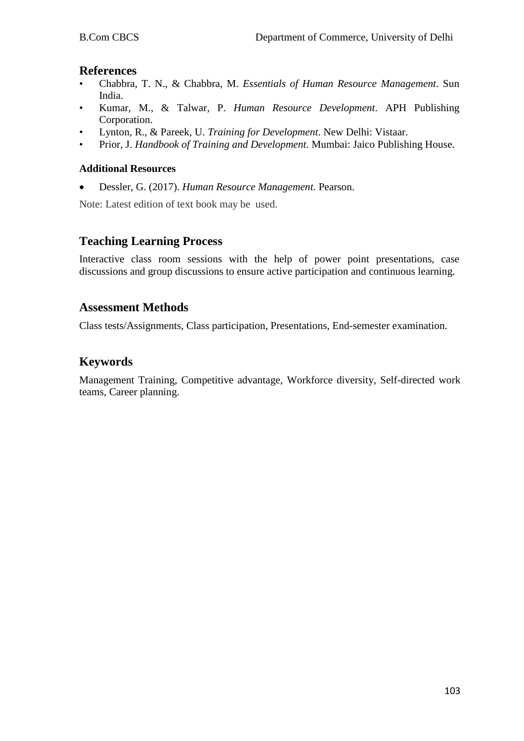## References

- Chabbra, T. N., & Chabbra, M. *Essentials of Human Resource Management*. Sun India.
- Kumar, M., & Talwar, P. *Human Resource Development*. APH Publishing Corporation.
- Lynton, R., & Pareek, U. *Training for Development*. New Delhi: Vistaar.
- Prior, J. *Handbook of Training and Development*. Mumbai: Jaico Publishing House.

**Additional Resources**

- Dessler, G. (2017). *Human Resource Management.* Pearson.

Note: Latest edition of text book may be used.

## Teaching Learning Process

Interactive class room sessions with the help of power point presentations, case discussions and group discussions to ensure active participation and continuous learning.

## Assessment Methods

Class tests/Assignments, Class participation, Presentations, End-semester examination.

## Keywords

Management Training, Competitive advantage, Workforce diversity, Self-directed work teams, Career planning.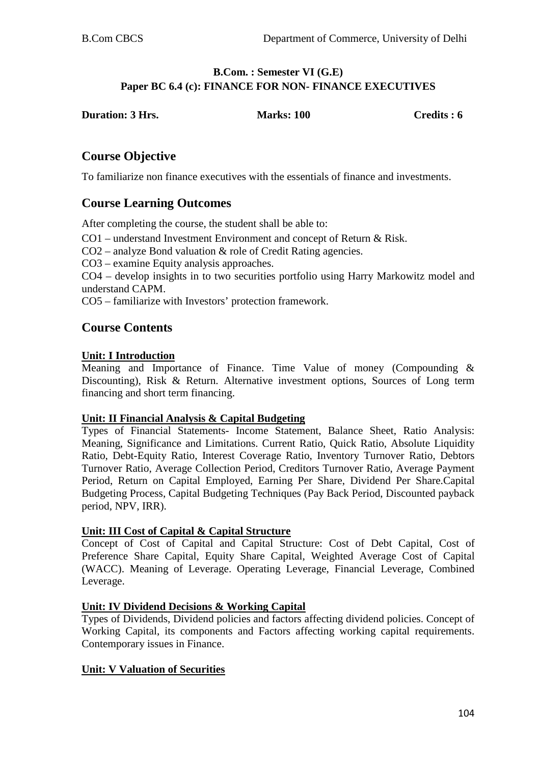**B.Com. : Semester VI (G.E)**
**Paper BC 6.4 (c): FINANCE FOR NON- FINANCE EXECUTIVES**

**Duration: 3 Hrs.** **Marks: 100** **Credits : 6**

## Course Objective

To familiarize non finance executives with the essentials of finance and investments.

## Course Learning Outcomes

After completing the course, the student shall be able to:

CO1 – understand Investment Environment and concept of Return & Risk.

CO2 – analyze Bond valuation & role of Credit Rating agencies.

CO3 – examine Equity analysis approaches.

CO4 – develop insights in to two securities portfolio using Harry Markowitz model and understand CAPM.

CO5 – familiarize with Investors' protection framework.

## Course Contents

**Unit: I Introduction**

Meaning and Importance of Finance. Time Value of money (Compounding & Discounting), Risk & Return. Alternative investment options, Sources of Long term financing and short term financing.

**Unit: II Financial Analysis & Capital Budgeting**

Types of Financial Statements- Income Statement, Balance Sheet, Ratio Analysis: Meaning, Significance and Limitations. Current Ratio, Quick Ratio, Absolute Liquidity Ratio, Debt-Equity Ratio, Interest Coverage Ratio, Inventory Turnover Ratio, Debtors Turnover Ratio, Average Collection Period, Creditors Turnover Ratio, Average Payment Period, Return on Capital Employed, Earning Per Share, Dividend Per Share.Capital Budgeting Process, Capital Budgeting Techniques (Pay Back Period, Discounted payback period, NPV, IRR).

**Unit: III Cost of Capital & Capital Structure**

Concept of Cost of Capital and Capital Structure: Cost of Debt Capital, Cost of Preference Share Capital, Equity Share Capital, Weighted Average Cost of Capital (WACC). Meaning of Leverage. Operating Leverage, Financial Leverage, Combined Leverage.

**Unit: IV Dividend Decisions & Working Capital**

Types of Dividends, Dividend policies and factors affecting dividend policies. Concept of Working Capital, its components and Factors affecting working capital requirements. Contemporary issues in Finance.

**Unit: V Valuation of Securities**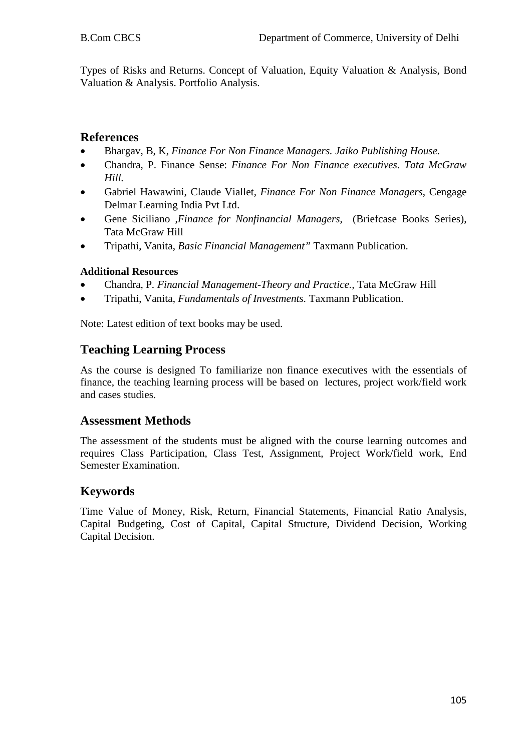Types of Risks and Returns. Concept of Valuation, Equity Valuation & Analysis, Bond Valuation & Analysis. Portfolio Analysis.

## References

- Bhargav, B, K, *Finance For Non Finance Managers. Jaiko Publishing House.*
- Chandra, P. Finance Sense: *Finance For Non Finance executives. Tata McGraw Hill.*
- Gabriel Hawawini, Claude Viallet, *Finance For Non Finance Managers*, Cengage Delmar Learning India Pvt Ltd.
- Gene Siciliano ,*Finance for Nonfinancial Managers*, (Briefcase Books Series), Tata McGraw Hill
- Tripathi, Vanita, *Basic Financial Management"* Taxmann Publication.

**Additional Resources**

- Chandra, P. *Financial Management-Theory and Practice.,* Tata McGraw Hill
- Tripathi, Vanita, *Fundamentals of Investments.* Taxmann Publication.

Note: Latest edition of text books may be used.

## Teaching Learning Process

As the course is designed To familiarize non finance executives with the essentials of finance, the teaching learning process will be based on lectures, project work/field work and cases studies.

## Assessment Methods

The assessment of the students must be aligned with the course learning outcomes and requires Class Participation, Class Test, Assignment, Project Work/field work, End Semester Examination.

## Keywords

Time Value of Money, Risk, Return, Financial Statements, Financial Ratio Analysis, Capital Budgeting, Cost of Capital, Capital Structure, Dividend Decision, Working Capital Decision.